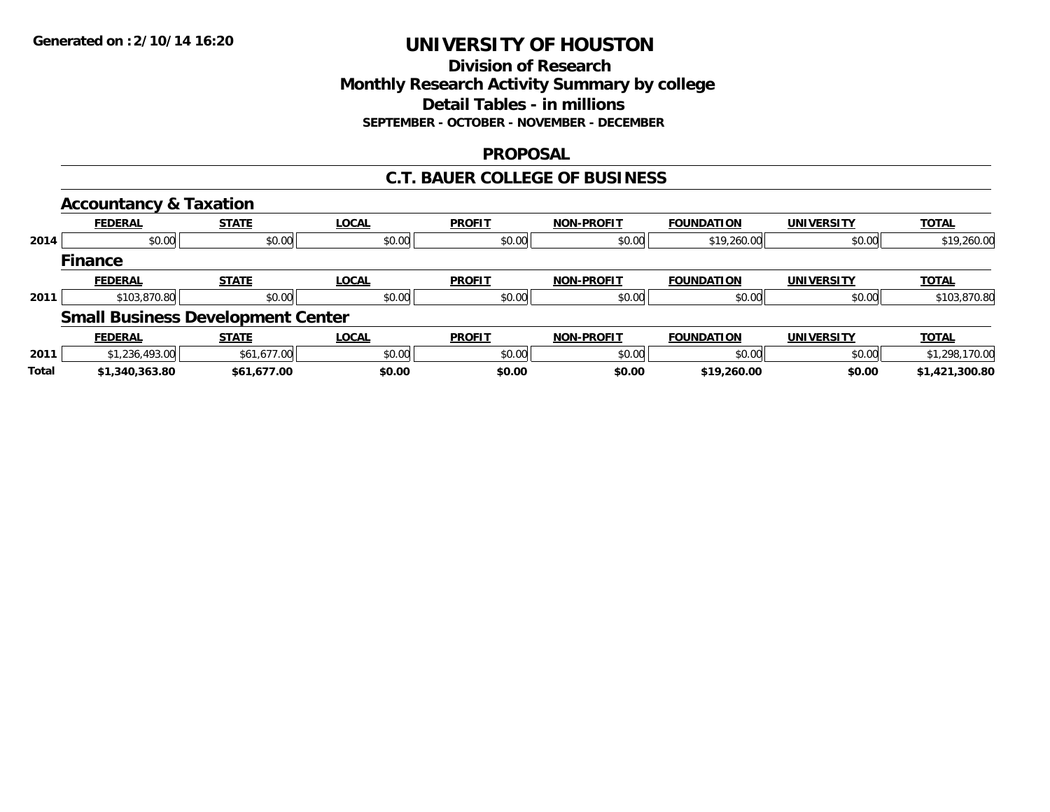**Generated on :2/10/14 16:20**

# UNIVERSITY OF HOUSTON

## Division of Research
## Monthly Research Activity Summary by college
## Detail Tables - in millions
### SEPTEMBER - OCTOBER - NOVEMBER - DECEMBER

## PROPOSAL

## C.T. BAUER COLLEGE OF BUSINESS

### Accountancy & Taxation

| | FEDERAL | STATE | LOCAL | PROFIT | NON-PROFIT | FOUNDATION | UNIVERSITY | TOTAL |
|---|---|---|---|---|---|---|---|---|
| 2014 | $0.00 | $0.00 | $0.00 | $0.00 | $0.00 | $19,260.00 | $0.00 | $19,260.00 |

### Finance

| | FEDERAL | STATE | LOCAL | PROFIT | NON-PROFIT | FOUNDATION | UNIVERSITY | TOTAL |
|---|---|---|---|---|---|---|---|---|
| 2011 | $103,870.80 | $0.00 | $0.00 | $0.00 | $0.00 | $0.00 | $0.00 | $103,870.80 |

### Small Business Development Center

| | FEDERAL | STATE | LOCAL | PROFIT | NON-PROFIT | FOUNDATION | UNIVERSITY | TOTAL |
|---|---|---|---|---|---|---|---|---|
| 2011 | $1,236,493.00 | $61,677.00 | $0.00 | $0.00 | $0.00 | $0.00 | $0.00 | $1,298,170.00 |
| **Total** | **$1,340,363.80** | **$61,677.00** | **$0.00** | **$0.00** | **$0.00** | **$19,260.00** | **$0.00** | **$1,421,300.80** |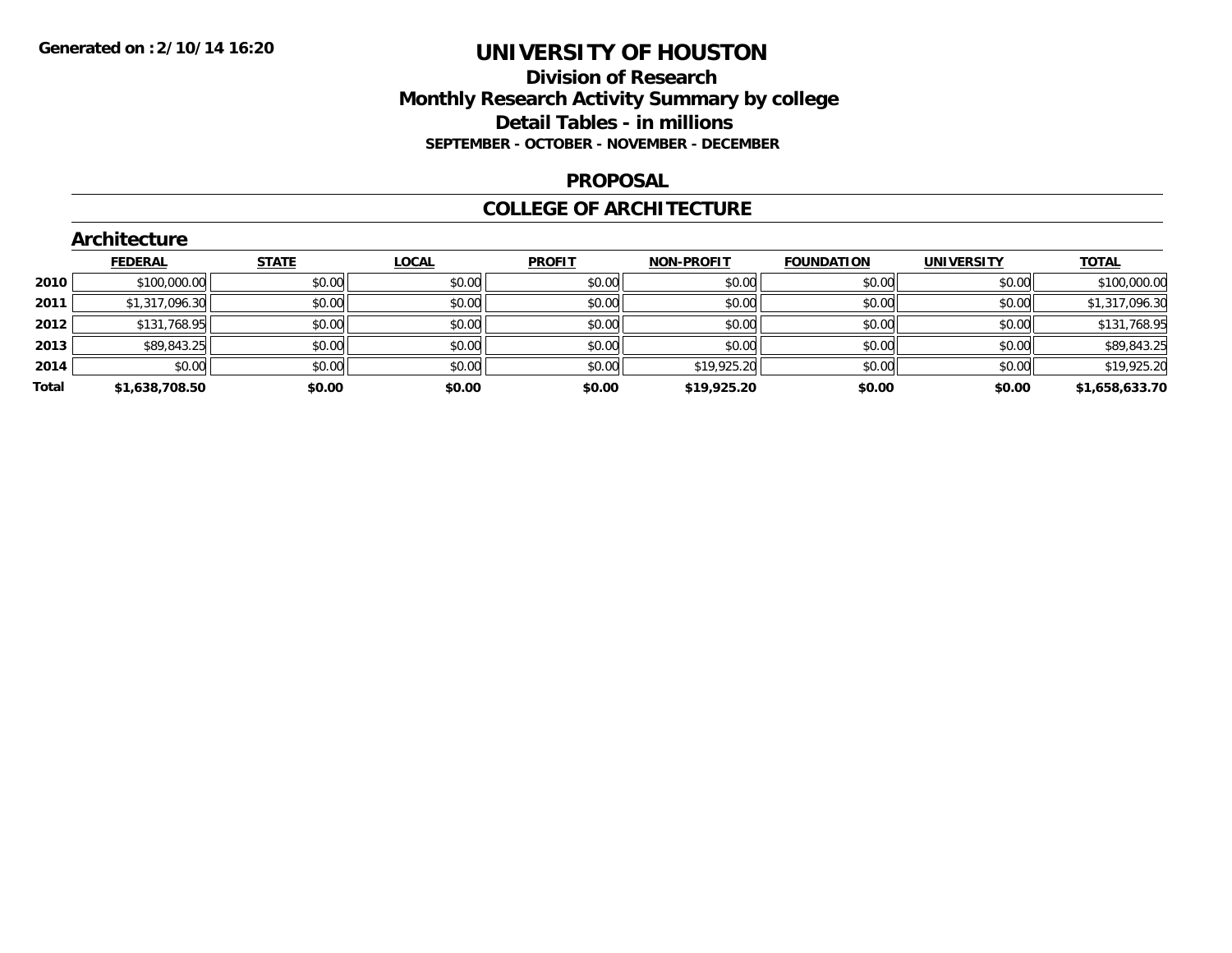# UNIVERSITY OF HOUSTON

## Division of Research
## Monthly Research Activity Summary by college
## Detail Tables - in millions
### SEPTEMBER - OCTOBER - NOVEMBER - DECEMBER

## PROPOSAL

## COLLEGE OF ARCHITECTURE

### Architecture

| | FEDERAL | STATE | LOCAL | PROFIT | NON-PROFIT | FOUNDATION | UNIVERSITY | TOTAL |
|---|---|---|---|---|---|---|---|---|
| 2010 | $100,000.00 | $0.00 | $0.00 | $0.00 | $0.00 | $0.00 | $0.00 | $100,000.00 |
| 2011 | $1,317,096.30 | $0.00 | $0.00 | $0.00 | $0.00 | $0.00 | $0.00 | $1,317,096.30 |
| 2012 | $131,768.95 | $0.00 | $0.00 | $0.00 | $0.00 | $0.00 | $0.00 | $131,768.95 |
| 2013 | $89,843.25 | $0.00 | $0.00 | $0.00 | $0.00 | $0.00 | $0.00 | $89,843.25 |
| 2014 | $0.00 | $0.00 | $0.00 | $0.00 | $19,925.20 | $0.00 | $0.00 | $19,925.20 |
| **Total** | **$1,638,708.50** | **$0.00** | **$0.00** | **$0.00** | **$19,925.20** | **$0.00** | **$0.00** | **$1,658,633.70** |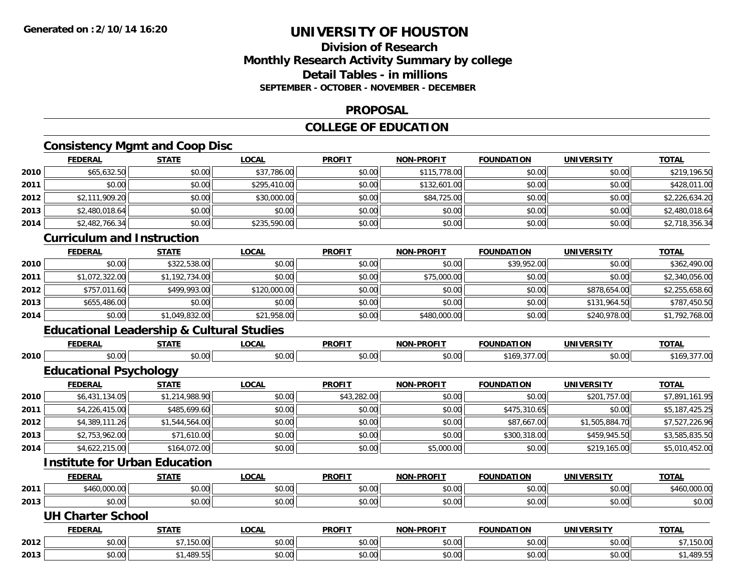# UNIVERSITY OF HOUSTON

## Division of Research
## Monthly Research Activity Summary by college
## Detail Tables - in millions
### SEPTEMBER - OCTOBER - NOVEMBER - DECEMBER

## PROPOSAL

## COLLEGE OF EDUCATION

### Consistency Mgmt and Coop Disc

| | FEDERAL | STATE | LOCAL | PROFIT | NON-PROFIT | FOUNDATION | UNIVERSITY | TOTAL |
|---|---|---|---|---|---|---|---|---|
| 2010 | $65,632.50 | $0.00 | $37,786.00 | $0.00 | $115,778.00 | $0.00 | $0.00 | $219,196.50 |
| 2011 | $0.00 | $0.00 | $295,410.00 | $0.00 | $132,601.00 | $0.00 | $0.00 | $428,011.00 |
| 2012 | $2,111,909.20 | $0.00 | $30,000.00 | $0.00 | $84,725.00 | $0.00 | $0.00 | $2,226,634.20 |
| 2013 | $2,480,018.64 | $0.00 | $0.00 | $0.00 | $0.00 | $0.00 | $0.00 | $2,480,018.64 |
| 2014 | $2,482,766.34 | $0.00 | $235,590.00 | $0.00 | $0.00 | $0.00 | $0.00 | $2,718,356.34 |

### Curriculum and Instruction

| | FEDERAL | STATE | LOCAL | PROFIT | NON-PROFIT | FOUNDATION | UNIVERSITY | TOTAL |
|---|---|---|---|---|---|---|---|---|
| 2010 | $0.00 | $322,538.00 | $0.00 | $0.00 | $0.00 | $39,952.00 | $0.00 | $362,490.00 |
| 2011 | $1,072,322.00 | $1,192,734.00 | $0.00 | $0.00 | $75,000.00 | $0.00 | $0.00 | $2,340,056.00 |
| 2012 | $757,011.60 | $499,993.00 | $120,000.00 | $0.00 | $0.00 | $0.00 | $878,654.00 | $2,255,658.60 |
| 2013 | $655,486.00 | $0.00 | $0.00 | $0.00 | $0.00 | $0.00 | $131,964.50 | $787,450.50 |
| 2014 | $0.00 | $1,049,832.00 | $21,958.00 | $0.00 | $480,000.00 | $0.00 | $240,978.00 | $1,792,768.00 |

### Educational Leadership & Cultural Studies

| | FEDERAL | STATE | LOCAL | PROFIT | NON-PROFIT | FOUNDATION | UNIVERSITY | TOTAL |
|---|---|---|---|---|---|---|---|---|
| 2010 | $0.00 | $0.00 | $0.00 | $0.00 | $0.00 | $169,377.00 | $0.00 | $169,377.00 |

### Educational Psychology

| | FEDERAL | STATE | LOCAL | PROFIT | NON-PROFIT | FOUNDATION | UNIVERSITY | TOTAL |
|---|---|---|---|---|---|---|---|---|
| 2010 | $6,431,134.05 | $1,214,988.90 | $0.00 | $43,282.00 | $0.00 | $0.00 | $201,757.00 | $7,891,161.95 |
| 2011 | $4,226,415.00 | $485,699.60 | $0.00 | $0.00 | $0.00 | $475,310.65 | $0.00 | $5,187,425.25 |
| 2012 | $4,389,111.26 | $1,544,564.00 | $0.00 | $0.00 | $0.00 | $87,667.00 | $1,505,884.70 | $7,527,226.96 |
| 2013 | $2,753,962.00 | $71,610.00 | $0.00 | $0.00 | $0.00 | $300,318.00 | $459,945.50 | $3,585,835.50 |
| 2014 | $4,622,215.00 | $164,072.00 | $0.00 | $0.00 | $5,000.00 | $0.00 | $219,165.00 | $5,010,452.00 |

### Institute for Urban Education

| | FEDERAL | STATE | LOCAL | PROFIT | NON-PROFIT | FOUNDATION | UNIVERSITY | TOTAL |
|---|---|---|---|---|---|---|---|---|
| 2011 | $460,000.00 | $0.00 | $0.00 | $0.00 | $0.00 | $0.00 | $0.00 | $460,000.00 |
| 2013 | $0.00 | $0.00 | $0.00 | $0.00 | $0.00 | $0.00 | $0.00 | $0.00 |

### UH Charter School

| | FEDERAL | STATE | LOCAL | PROFIT | NON-PROFIT | FOUNDATION | UNIVERSITY | TOTAL |
|---|---|---|---|---|---|---|---|---|
| 2012 | $0.00 | $7,150.00 | $0.00 | $0.00 | $0.00 | $0.00 | $0.00 | $7,150.00 |
| 2013 | $0.00 | $1,489.55 | $0.00 | $0.00 | $0.00 | $0.00 | $0.00 | $1,489.55 |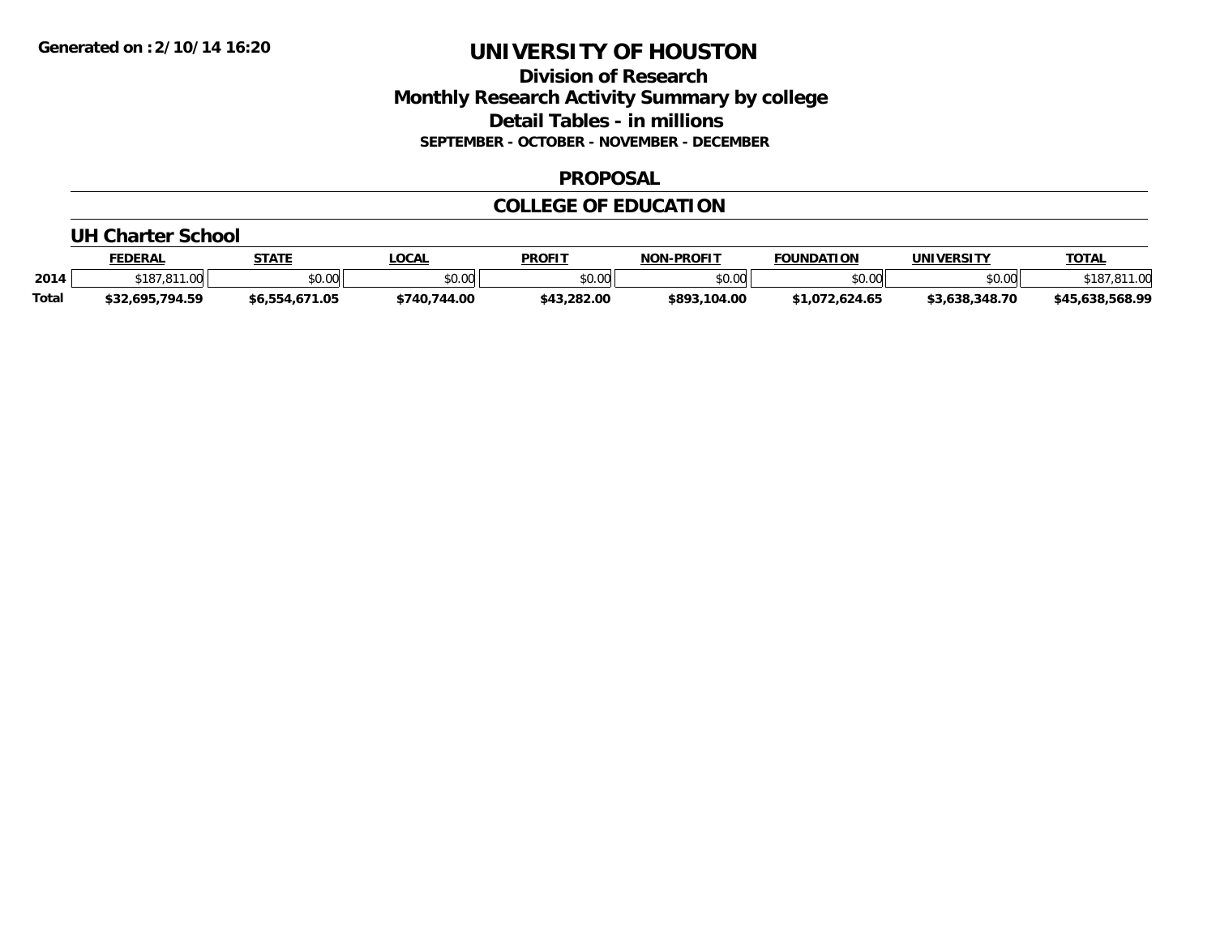Generated on :2/10/14 16:20

# UNIVERSITY OF HOUSTON

## Division of Research
## Monthly Research Activity Summary by college
## Detail Tables - in millions
### SEPTEMBER - OCTOBER - NOVEMBER - DECEMBER

## PROPOSAL

## COLLEGE OF EDUCATION

### UH Charter School

| | FEDERAL | STATE | LOCAL | PROFIT | NON-PROFIT | FOUNDATION | UNIVERSITY | TOTAL |
|---|---|---|---|---|---|---|---|---|
| 2014 | $187,811.00 | $0.00 | $0.00 | $0.00 | $0.00 | $0.00 | $0.00 | $187,811.00 |
| **Total** | **$32,695,794.59** | **$6,554,671.05** | **$740,744.00** | **$43,282.00** | **$893,104.00** | **$1,072,624.65** | **$3,638,348.70** | **$45,638,568.99** |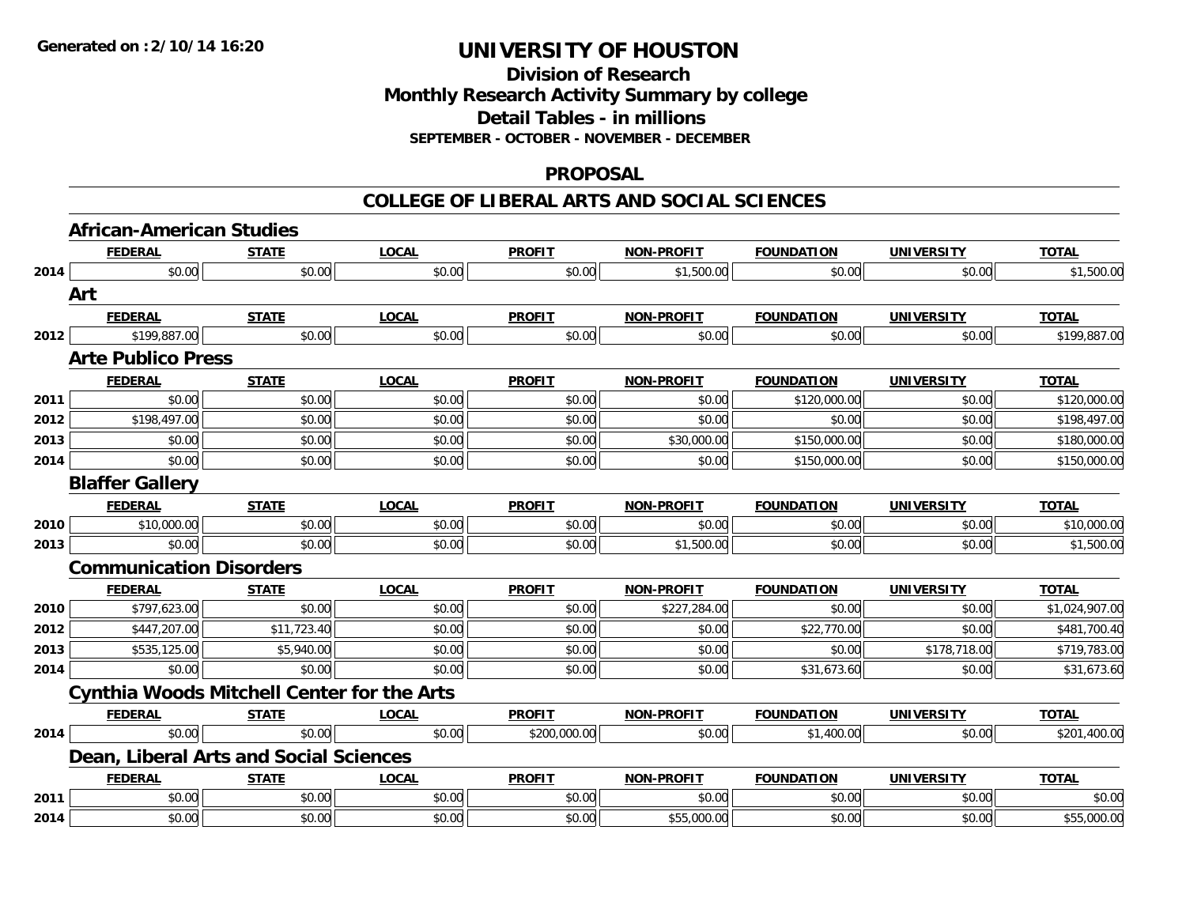**Generated on :2/10/14 16:20**

# UNIVERSITY OF HOUSTON

## Division of Research
## Monthly Research Activity Summary by college
## Detail Tables - in millions
### SEPTEMBER - OCTOBER - NOVEMBER - DECEMBER

## PROPOSAL

## COLLEGE OF LIBERAL ARTS AND SOCIAL SCIENCES

### African-American Studies

| | FEDERAL | STATE | LOCAL | PROFIT | NON-PROFIT | FOUNDATION | UNIVERSITY | TOTAL |
|---|---|---|---|---|---|---|---|---|
| 2014 | $0.00 | $0.00 | $0.00 | $0.00 | $1,500.00 | $0.00 | $0.00 | $1,500.00 |

### Art

| | FEDERAL | STATE | LOCAL | PROFIT | NON-PROFIT | FOUNDATION | UNIVERSITY | TOTAL |
|---|---|---|---|---|---|---|---|---|
| 2012 | $199,887.00 | $0.00 | $0.00 | $0.00 | $0.00 | $0.00 | $0.00 | $199,887.00 |

### Arte Publico Press

| | FEDERAL | STATE | LOCAL | PROFIT | NON-PROFIT | FOUNDATION | UNIVERSITY | TOTAL |
|---|---|---|---|---|---|---|---|---|
| 2011 | $0.00 | $0.00 | $0.00 | $0.00 | $0.00 | $120,000.00 | $0.00 | $120,000.00 |
| 2012 | $198,497.00 | $0.00 | $0.00 | $0.00 | $0.00 | $0.00 | $0.00 | $198,497.00 |
| 2013 | $0.00 | $0.00 | $0.00 | $0.00 | $30,000.00 | $150,000.00 | $0.00 | $180,000.00 |
| 2014 | $0.00 | $0.00 | $0.00 | $0.00 | $0.00 | $150,000.00 | $0.00 | $150,000.00 |

### Blaffer Gallery

| | FEDERAL | STATE | LOCAL | PROFIT | NON-PROFIT | FOUNDATION | UNIVERSITY | TOTAL |
|---|---|---|---|---|---|---|---|---|
| 2010 | $10,000.00 | $0.00 | $0.00 | $0.00 | $0.00 | $0.00 | $0.00 | $10,000.00 |
| 2013 | $0.00 | $0.00 | $0.00 | $0.00 | $1,500.00 | $0.00 | $0.00 | $1,500.00 |

### Communication Disorders

| | FEDERAL | STATE | LOCAL | PROFIT | NON-PROFIT | FOUNDATION | UNIVERSITY | TOTAL |
|---|---|---|---|---|---|---|---|---|
| 2010 | $797,623.00 | $0.00 | $0.00 | $0.00 | $227,284.00 | $0.00 | $0.00 | $1,024,907.00 |
| 2012 | $447,207.00 | $11,723.40 | $0.00 | $0.00 | $0.00 | $22,770.00 | $0.00 | $481,700.40 |
| 2013 | $535,125.00 | $5,940.00 | $0.00 | $0.00 | $0.00 | $0.00 | $178,718.00 | $719,783.00 |
| 2014 | $0.00 | $0.00 | $0.00 | $0.00 | $0.00 | $31,673.60 | $0.00 | $31,673.60 |

### Cynthia Woods Mitchell Center for the Arts

| | FEDERAL | STATE | LOCAL | PROFIT | NON-PROFIT | FOUNDATION | UNIVERSITY | TOTAL |
|---|---|---|---|---|---|---|---|---|
| 2014 | $0.00 | $0.00 | $0.00 | $200,000.00 | $0.00 | $1,400.00 | $0.00 | $201,400.00 |

### Dean, Liberal Arts and Social Sciences

| | FEDERAL | STATE | LOCAL | PROFIT | NON-PROFIT | FOUNDATION | UNIVERSITY | TOTAL |
|---|---|---|---|---|---|---|---|---|
| 2011 | $0.00 | $0.00 | $0.00 | $0.00 | $0.00 | $0.00 | $0.00 | $0.00 |
| 2014 | $0.00 | $0.00 | $0.00 | $0.00 | $55,000.00 | $0.00 | $0.00 | $55,000.00 |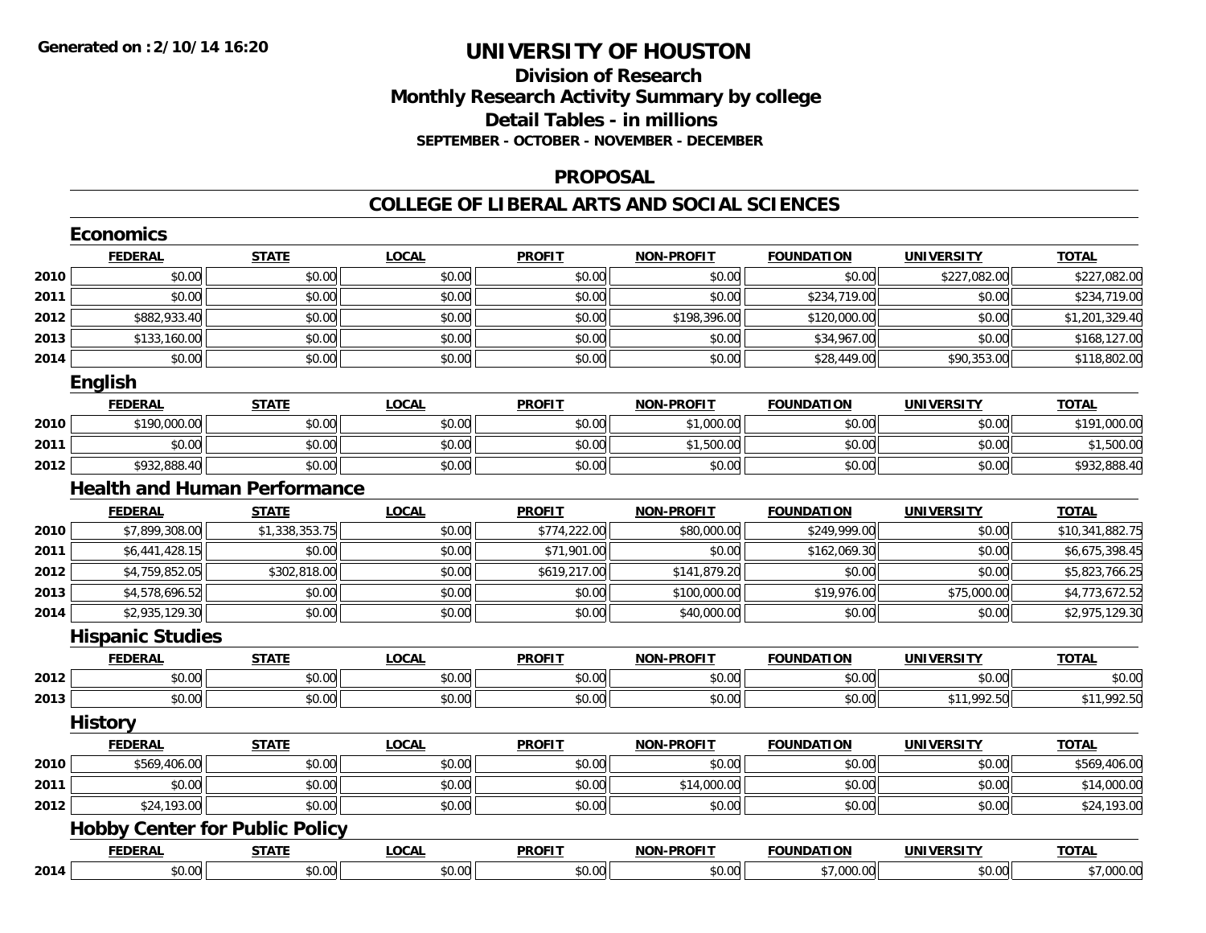**Generated on :2/10/14 16:20**

# UNIVERSITY OF HOUSTON

## Division of Research
## Monthly Research Activity Summary by college
## Detail Tables - in millions
### SEPTEMBER - OCTOBER - NOVEMBER - DECEMBER

## PROPOSAL

## COLLEGE OF LIBERAL ARTS AND SOCIAL SCIENCES

### Economics

| | FEDERAL | STATE | LOCAL | PROFIT | NON-PROFIT | FOUNDATION | UNIVERSITY | TOTAL |
|---|---|---|---|---|---|---|---|---|
| 2010 | $0.00 | $0.00 | $0.00 | $0.00 | $0.00 | $0.00 | $227,082.00 | $227,082.00 |
| 2011 | $0.00 | $0.00 | $0.00 | $0.00 | $0.00 | $234,719.00 | $0.00 | $234,719.00 |
| 2012 | $882,933.40 | $0.00 | $0.00 | $0.00 | $198,396.00 | $120,000.00 | $0.00 | $1,201,329.40 |
| 2013 | $133,160.00 | $0.00 | $0.00 | $0.00 | $0.00 | $34,967.00 | $0.00 | $168,127.00 |
| 2014 | $0.00 | $0.00 | $0.00 | $0.00 | $0.00 | $28,449.00 | $90,353.00 | $118,802.00 |

### English

| | FEDERAL | STATE | LOCAL | PROFIT | NON-PROFIT | FOUNDATION | UNIVERSITY | TOTAL |
|---|---|---|---|---|---|---|---|---|
| 2010 | $190,000.00 | $0.00 | $0.00 | $0.00 | $1,000.00 | $0.00 | $0.00 | $191,000.00 |
| 2011 | $0.00 | $0.00 | $0.00 | $0.00 | $1,500.00 | $0.00 | $0.00 | $1,500.00 |
| 2012 | $932,888.40 | $0.00 | $0.00 | $0.00 | $0.00 | $0.00 | $0.00 | $932,888.40 |

### Health and Human Performance

| | FEDERAL | STATE | LOCAL | PROFIT | NON-PROFIT | FOUNDATION | UNIVERSITY | TOTAL |
|---|---|---|---|---|---|---|---|---|
| 2010 | $7,899,308.00 | $1,338,353.75 | $0.00 | $774,222.00 | $80,000.00 | $249,999.00 | $0.00 | $10,341,882.75 |
| 2011 | $6,441,428.15 | $0.00 | $0.00 | $71,901.00 | $0.00 | $162,069.30 | $0.00 | $6,675,398.45 |
| 2012 | $4,759,852.05 | $302,818.00 | $0.00 | $619,217.00 | $141,879.20 | $0.00 | $0.00 | $5,823,766.25 |
| 2013 | $4,578,696.52 | $0.00 | $0.00 | $0.00 | $100,000.00 | $19,976.00 | $75,000.00 | $4,773,672.52 |
| 2014 | $2,935,129.30 | $0.00 | $0.00 | $0.00 | $40,000.00 | $0.00 | $0.00 | $2,975,129.30 |

### Hispanic Studies

| | FEDERAL | STATE | LOCAL | PROFIT | NON-PROFIT | FOUNDATION | UNIVERSITY | TOTAL |
|---|---|---|---|---|---|---|---|---|
| 2012 | $0.00 | $0.00 | $0.00 | $0.00 | $0.00 | $0.00 | $0.00 | $0.00 |
| 2013 | $0.00 | $0.00 | $0.00 | $0.00 | $0.00 | $0.00 | $11,992.50 | $11,992.50 |

### History

| | FEDERAL | STATE | LOCAL | PROFIT | NON-PROFIT | FOUNDATION | UNIVERSITY | TOTAL |
|---|---|---|---|---|---|---|---|---|
| 2010 | $569,406.00 | $0.00 | $0.00 | $0.00 | $0.00 | $0.00 | $0.00 | $569,406.00 |
| 2011 | $0.00 | $0.00 | $0.00 | $0.00 | $14,000.00 | $0.00 | $0.00 | $14,000.00 |
| 2012 | $24,193.00 | $0.00 | $0.00 | $0.00 | $0.00 | $0.00 | $0.00 | $24,193.00 |

### Hobby Center for Public Policy

| | FEDERAL | STATE | LOCAL | PROFIT | NON-PROFIT | FOUNDATION | UNIVERSITY | TOTAL |
|---|---|---|---|---|---|---|---|---|
| 2014 | $0.00 | $0.00 | $0.00 | $0.00 | $0.00 | $7,000.00 | $0.00 | $7,000.00 |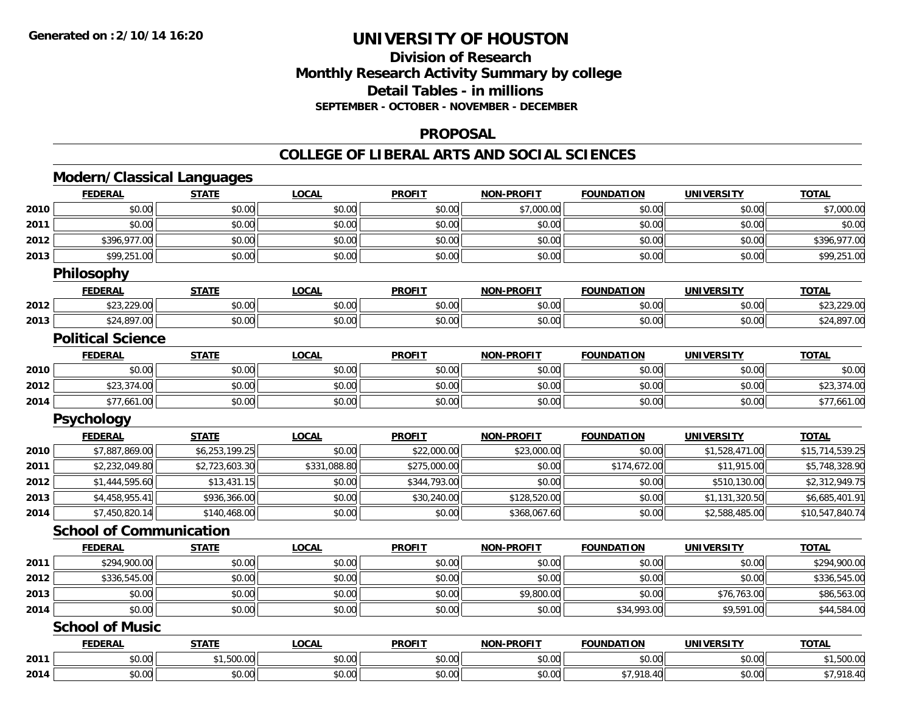**Generated on :2/10/14 16:20**

# UNIVERSITY OF HOUSTON

## Division of Research
## Monthly Research Activity Summary by college
## Detail Tables - in millions
### SEPTEMBER - OCTOBER - NOVEMBER - DECEMBER

## PROPOSAL

## COLLEGE OF LIBERAL ARTS AND SOCIAL SCIENCES

### Modern/Classical Languages

| | FEDERAL | STATE | LOCAL | PROFIT | NON-PROFIT | FOUNDATION | UNIVERSITY | TOTAL |
|---|---|---|---|---|---|---|---|---|
| 2010 | $0.00 | $0.00 | $0.00 | $0.00 | $7,000.00 | $0.00 | $0.00 | $7,000.00 |
| 2011 | $0.00 | $0.00 | $0.00 | $0.00 | $0.00 | $0.00 | $0.00 | $0.00 |
| 2012 | $396,977.00 | $0.00 | $0.00 | $0.00 | $0.00 | $0.00 | $0.00 | $396,977.00 |
| 2013 | $99,251.00 | $0.00 | $0.00 | $0.00 | $0.00 | $0.00 | $0.00 | $99,251.00 |

### Philosophy

| | FEDERAL | STATE | LOCAL | PROFIT | NON-PROFIT | FOUNDATION | UNIVERSITY | TOTAL |
|---|---|---|---|---|---|---|---|---|
| 2012 | $23,229.00 | $0.00 | $0.00 | $0.00 | $0.00 | $0.00 | $0.00 | $23,229.00 |
| 2013 | $24,897.00 | $0.00 | $0.00 | $0.00 | $0.00 | $0.00 | $0.00 | $24,897.00 |

### Political Science

| | FEDERAL | STATE | LOCAL | PROFIT | NON-PROFIT | FOUNDATION | UNIVERSITY | TOTAL |
|---|---|---|---|---|---|---|---|---|
| 2010 | $0.00 | $0.00 | $0.00 | $0.00 | $0.00 | $0.00 | $0.00 | $0.00 |
| 2012 | $23,374.00 | $0.00 | $0.00 | $0.00 | $0.00 | $0.00 | $0.00 | $23,374.00 |
| 2014 | $77,661.00 | $0.00 | $0.00 | $0.00 | $0.00 | $0.00 | $0.00 | $77,661.00 |

### Psychology

| | FEDERAL | STATE | LOCAL | PROFIT | NON-PROFIT | FOUNDATION | UNIVERSITY | TOTAL |
|---|---|---|---|---|---|---|---|---|
| 2010 | $7,887,869.00 | $6,253,199.25 | $0.00 | $22,000.00 | $23,000.00 | $0.00 | $1,528,471.00 | $15,714,539.25 |
| 2011 | $2,232,049.80 | $2,723,603.30 | $331,088.80 | $275,000.00 | $0.00 | $174,672.00 | $11,915.00 | $5,748,328.90 |
| 2012 | $1,444,595.60 | $13,431.15 | $0.00 | $344,793.00 | $0.00 | $0.00 | $510,130.00 | $2,312,949.75 |
| 2013 | $4,458,955.41 | $936,366.00 | $0.00 | $30,240.00 | $128,520.00 | $0.00 | $1,131,320.50 | $6,685,401.91 |
| 2014 | $7,450,820.14 | $140,468.00 | $0.00 | $0.00 | $368,067.60 | $0.00 | $2,588,485.00 | $10,547,840.74 |

### School of Communication

| | FEDERAL | STATE | LOCAL | PROFIT | NON-PROFIT | FOUNDATION | UNIVERSITY | TOTAL |
|---|---|---|---|---|---|---|---|---|
| 2011 | $294,900.00 | $0.00 | $0.00 | $0.00 | $0.00 | $0.00 | $0.00 | $294,900.00 |
| 2012 | $336,545.00 | $0.00 | $0.00 | $0.00 | $0.00 | $0.00 | $0.00 | $336,545.00 |
| 2013 | $0.00 | $0.00 | $0.00 | $0.00 | $9,800.00 | $0.00 | $76,763.00 | $86,563.00 |
| 2014 | $0.00 | $0.00 | $0.00 | $0.00 | $0.00 | $34,993.00 | $9,591.00 | $44,584.00 |

### School of Music

| | FEDERAL | STATE | LOCAL | PROFIT | NON-PROFIT | FOUNDATION | UNIVERSITY | TOTAL |
|---|---|---|---|---|---|---|---|---|
| 2011 | $0.00 | $1,500.00 | $0.00 | $0.00 | $0.00 | $0.00 | $0.00 | $1,500.00 |
| 2014 | $0.00 | $0.00 | $0.00 | $0.00 | $0.00 | $7,918.40 | $0.00 | $7,918.40 |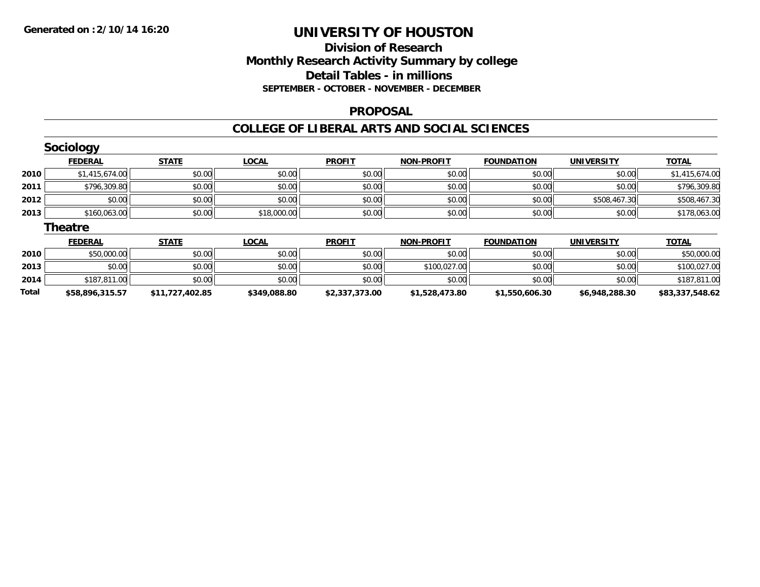**Generated on :2/10/14 16:20**

# UNIVERSITY OF HOUSTON

## Division of Research
## Monthly Research Activity Summary by college
## Detail Tables - in millions
### SEPTEMBER - OCTOBER - NOVEMBER - DECEMBER

### PROPOSAL

### COLLEGE OF LIBERAL ARTS AND SOCIAL SCIENCES

#### Sociology

| | FEDERAL | STATE | LOCAL | PROFIT | NON-PROFIT | FOUNDATION | UNIVERSITY | TOTAL |
|---|---|---|---|---|---|---|---|---|
| 2010 | $1,415,674.00 | $0.00 | $0.00 | $0.00 | $0.00 | $0.00 | $0.00 | $1,415,674.00 |
| 2011 | $796,309.80 | $0.00 | $0.00 | $0.00 | $0.00 | $0.00 | $0.00 | $796,309.80 |
| 2012 | $0.00 | $0.00 | $0.00 | $0.00 | $0.00 | $0.00 | $508,467.30 | $508,467.30 |
| 2013 | $160,063.00 | $0.00 | $18,000.00 | $0.00 | $0.00 | $0.00 | $0.00 | $178,063.00 |

#### Theatre

| | FEDERAL | STATE | LOCAL | PROFIT | NON-PROFIT | FOUNDATION | UNIVERSITY | TOTAL |
|---|---|---|---|---|---|---|---|---|
| 2010 | $50,000.00 | $0.00 | $0.00 | $0.00 | $0.00 | $0.00 | $0.00 | $50,000.00 |
| 2013 | $0.00 | $0.00 | $0.00 | $0.00 | $100,027.00 | $0.00 | $0.00 | $100,027.00 |
| 2014 | $187,811.00 | $0.00 | $0.00 | $0.00 | $0.00 | $0.00 | $0.00 | $187,811.00 |
| **Total** | **$58,896,315.57** | **$11,727,402.85** | **$349,088.80** | **$2,337,373.00** | **$1,528,473.80** | **$1,550,606.30** | **$6,948,288.30** | **$83,337,548.62** |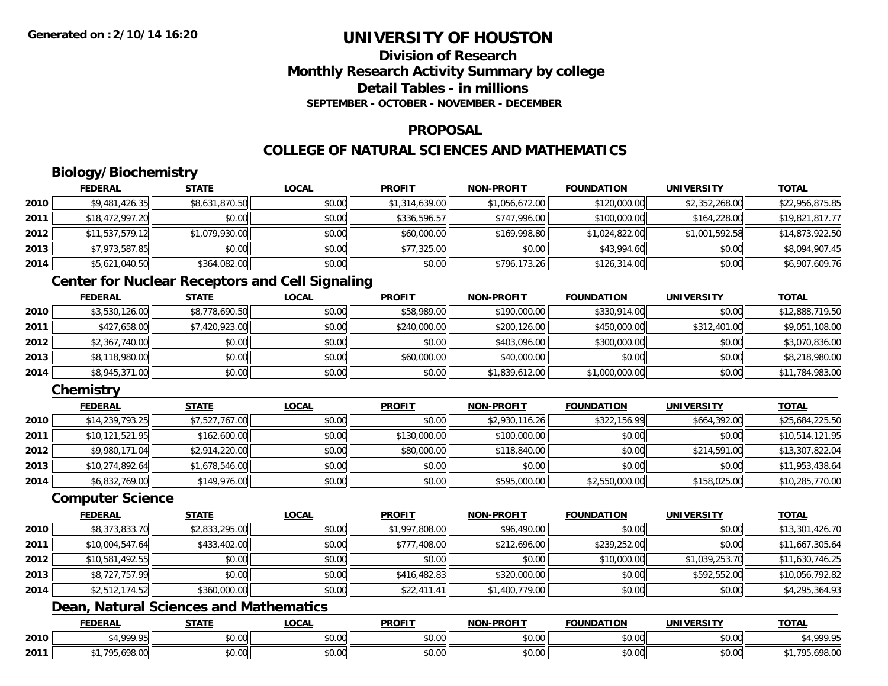# UNIVERSITY OF HOUSTON

## Division of Research
## Monthly Research Activity Summary by college
## Detail Tables - in millions
### SEPTEMBER - OCTOBER - NOVEMBER - DECEMBER

## PROPOSAL

## COLLEGE OF NATURAL SCIENCES AND MATHEMATICS

### Biology/Biochemistry

| | FEDERAL | STATE | LOCAL | PROFIT | NON-PROFIT | FOUNDATION | UNIVERSITY | TOTAL |
|---|---|---|---|---|---|---|---|---|
| 2010 | $9,481,426.35 | $8,631,870.50 | $0.00 | $1,314,639.00 | $1,056,672.00 | $120,000.00 | $2,352,268.00 | $22,956,875.85 |
| 2011 | $18,472,997.20 | $0.00 | $0.00 | $336,596.57 | $747,996.00 | $100,000.00 | $164,228.00 | $19,821,817.77 |
| 2012 | $11,537,579.12 | $1,079,930.00 | $0.00 | $60,000.00 | $169,998.80 | $1,024,822.00 | $1,001,592.58 | $14,873,922.50 |
| 2013 | $7,973,587.85 | $0.00 | $0.00 | $77,325.00 | $0.00 | $43,994.60 | $0.00 | $8,094,907.45 |
| 2014 | $5,621,040.50 | $364,082.00 | $0.00 | $0.00 | $796,173.26 | $126,314.00 | $0.00 | $6,907,609.76 |

### Center for Nuclear Receptors and Cell Signaling

| | FEDERAL | STATE | LOCAL | PROFIT | NON-PROFIT | FOUNDATION | UNIVERSITY | TOTAL |
|---|---|---|---|---|---|---|---|---|
| 2010 | $3,530,126.00 | $8,778,690.50 | $0.00 | $58,989.00 | $190,000.00 | $330,914.00 | $0.00 | $12,888,719.50 |
| 2011 | $427,658.00 | $7,420,923.00 | $0.00 | $240,000.00 | $200,126.00 | $450,000.00 | $312,401.00 | $9,051,108.00 |
| 2012 | $2,367,740.00 | $0.00 | $0.00 | $0.00 | $403,096.00 | $300,000.00 | $0.00 | $3,070,836.00 |
| 2013 | $8,118,980.00 | $0.00 | $0.00 | $60,000.00 | $40,000.00 | $0.00 | $0.00 | $8,218,980.00 |
| 2014 | $8,945,371.00 | $0.00 | $0.00 | $0.00 | $1,839,612.00 | $1,000,000.00 | $0.00 | $11,784,983.00 |

### Chemistry

| | FEDERAL | STATE | LOCAL | PROFIT | NON-PROFIT | FOUNDATION | UNIVERSITY | TOTAL |
|---|---|---|---|---|---|---|---|---|
| 2010 | $14,239,793.25 | $7,527,767.00 | $0.00 | $0.00 | $2,930,116.26 | $322,156.99 | $664,392.00 | $25,684,225.50 |
| 2011 | $10,121,521.95 | $162,600.00 | $0.00 | $130,000.00 | $100,000.00 | $0.00 | $0.00 | $10,514,121.95 |
| 2012 | $9,980,171.04 | $2,914,220.00 | $0.00 | $80,000.00 | $118,840.00 | $0.00 | $214,591.00 | $13,307,822.04 |
| 2013 | $10,274,892.64 | $1,678,546.00 | $0.00 | $0.00 | $0.00 | $0.00 | $0.00 | $11,953,438.64 |
| 2014 | $6,832,769.00 | $149,976.00 | $0.00 | $0.00 | $595,000.00 | $2,550,000.00 | $158,025.00 | $10,285,770.00 |

### Computer Science

| | FEDERAL | STATE | LOCAL | PROFIT | NON-PROFIT | FOUNDATION | UNIVERSITY | TOTAL |
|---|---|---|---|---|---|---|---|---|
| 2010 | $8,373,833.70 | $2,833,295.00 | $0.00 | $1,997,808.00 | $96,490.00 | $0.00 | $0.00 | $13,301,426.70 |
| 2011 | $10,004,547.64 | $433,402.00 | $0.00 | $777,408.00 | $212,696.00 | $239,252.00 | $0.00 | $11,667,305.64 |
| 2012 | $10,581,492.55 | $0.00 | $0.00 | $0.00 | $0.00 | $10,000.00 | $1,039,253.70 | $11,630,746.25 |
| 2013 | $8,727,757.99 | $0.00 | $0.00 | $416,482.83 | $320,000.00 | $0.00 | $592,552.00 | $10,056,792.82 |
| 2014 | $2,512,174.52 | $360,000.00 | $0.00 | $22,411.41 | $1,400,779.00 | $0.00 | $0.00 | $4,295,364.93 |

### Dean, Natural Sciences and Mathematics

| | FEDERAL | STATE | LOCAL | PROFIT | NON-PROFIT | FOUNDATION | UNIVERSITY | TOTAL |
|---|---|---|---|---|---|---|---|---|
| 2010 | $4,999.95 | $0.00 | $0.00 | $0.00 | $0.00 | $0.00 | $0.00 | $4,999.95 |
| 2011 | $1,795,698.00 | $0.00 | $0.00 | $0.00 | $0.00 | $0.00 | $0.00 | $1,795,698.00 |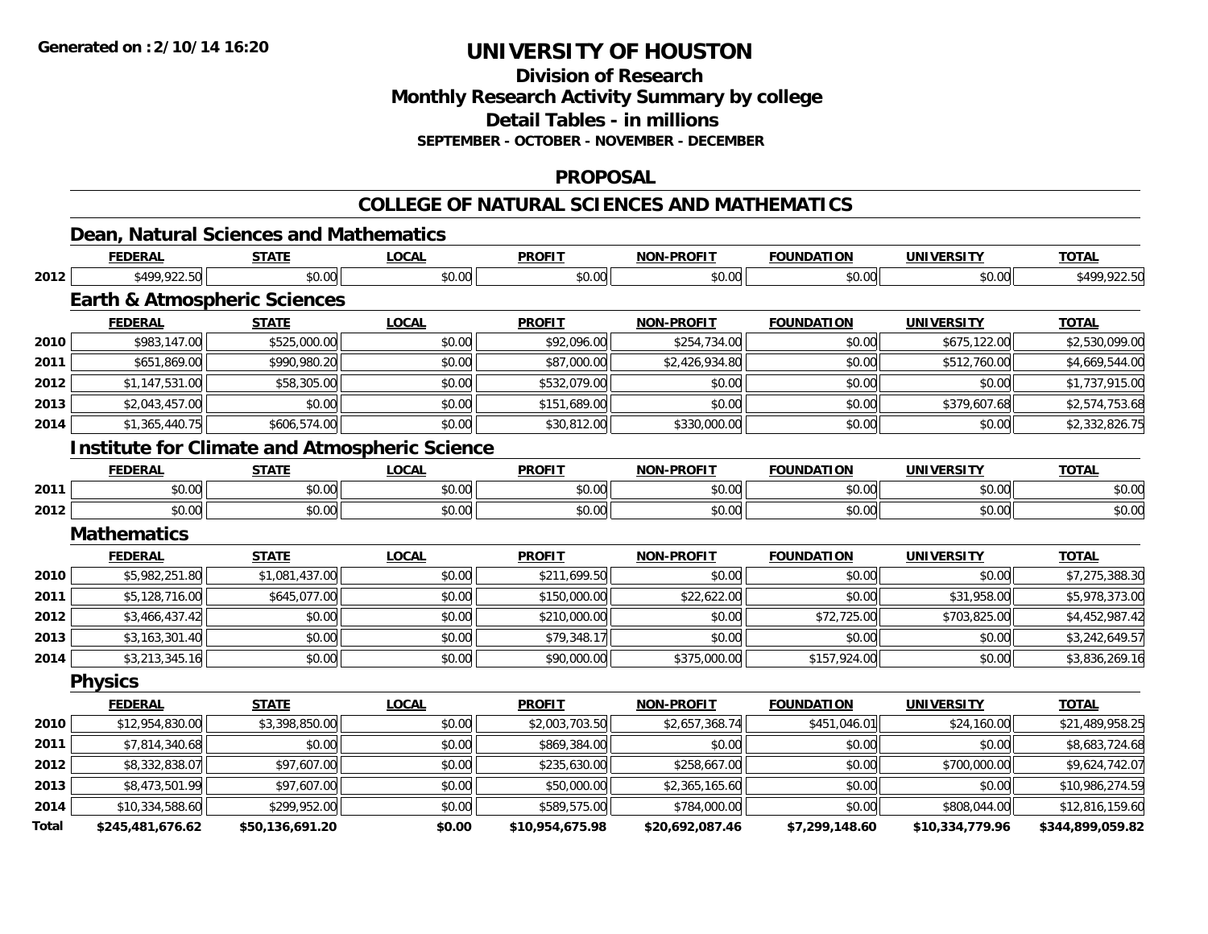**Generated on :2/10/14 16:20**

# UNIVERSITY OF HOUSTON

## Division of Research
## Monthly Research Activity Summary by college
## Detail Tables - in millions
**SEPTEMBER - OCTOBER - NOVEMBER - DECEMBER**

## PROPOSAL

## COLLEGE OF NATURAL SCIENCES AND MATHEMATICS

### Dean, Natural Sciences and Mathematics

| | FEDERAL | STATE | LOCAL | PROFIT | NON-PROFIT | FOUNDATION | UNIVERSITY | TOTAL |
|---|---|---|---|---|---|---|---|---|
| 2012 | $499,922.50 | $0.00 | $0.00 | $0.00 | $0.00 | $0.00 | $0.00 | $499,922.50 |

### Earth & Atmospheric Sciences

| | FEDERAL | STATE | LOCAL | PROFIT | NON-PROFIT | FOUNDATION | UNIVERSITY | TOTAL |
|---|---|---|---|---|---|---|---|---|
| 2010 | $983,147.00 | $525,000.00 | $0.00 | $92,096.00 | $254,734.00 | $0.00 | $675,122.00 | $2,530,099.00 |
| 2011 | $651,869.00 | $990,980.20 | $0.00 | $87,000.00 | $2,426,934.80 | $0.00 | $512,760.00 | $4,669,544.00 |
| 2012 | $1,147,531.00 | $58,305.00 | $0.00 | $532,079.00 | $0.00 | $0.00 | $0.00 | $1,737,915.00 |
| 2013 | $2,043,457.00 | $0.00 | $0.00 | $151,689.00 | $0.00 | $0.00 | $379,607.68 | $2,574,753.68 |
| 2014 | $1,365,440.75 | $606,574.00 | $0.00 | $30,812.00 | $330,000.00 | $0.00 | $0.00 | $2,332,826.75 |

### Institute for Climate and Atmospheric Science

| | FEDERAL | STATE | LOCAL | PROFIT | NON-PROFIT | FOUNDATION | UNIVERSITY | TOTAL |
|---|---|---|---|---|---|---|---|---|
| 2011 | $0.00 | $0.00 | $0.00 | $0.00 | $0.00 | $0.00 | $0.00 | $0.00 |
| 2012 | $0.00 | $0.00 | $0.00 | $0.00 | $0.00 | $0.00 | $0.00 | $0.00 |

### Mathematics

| | FEDERAL | STATE | LOCAL | PROFIT | NON-PROFIT | FOUNDATION | UNIVERSITY | TOTAL |
|---|---|---|---|---|---|---|---|---|
| 2010 | $5,982,251.80 | $1,081,437.00 | $0.00 | $211,699.50 | $0.00 | $0.00 | $0.00 | $7,275,388.30 |
| 2011 | $5,128,716.00 | $645,077.00 | $0.00 | $150,000.00 | $22,622.00 | $0.00 | $31,958.00 | $5,978,373.00 |
| 2012 | $3,466,437.42 | $0.00 | $0.00 | $210,000.00 | $0.00 | $72,725.00 | $703,825.00 | $4,452,987.42 |
| 2013 | $3,163,301.40 | $0.00 | $0.00 | $79,348.17 | $0.00 | $0.00 | $0.00 | $3,242,649.57 |
| 2014 | $3,213,345.16 | $0.00 | $0.00 | $90,000.00 | $375,000.00 | $157,924.00 | $0.00 | $3,836,269.16 |

### Physics

| | FEDERAL | STATE | LOCAL | PROFIT | NON-PROFIT | FOUNDATION | UNIVERSITY | TOTAL |
|---|---|---|---|---|---|---|---|---|
| 2010 | $12,954,830.00 | $3,398,850.00 | $0.00 | $2,003,703.50 | $2,657,368.74 | $451,046.01 | $24,160.00 | $21,489,958.25 |
| 2011 | $7,814,340.68 | $0.00 | $0.00 | $869,384.00 | $0.00 | $0.00 | $0.00 | $8,683,724.68 |
| 2012 | $8,332,838.07 | $97,607.00 | $0.00 | $235,630.00 | $258,667.00 | $0.00 | $700,000.00 | $9,624,742.07 |
| 2013 | $8,473,501.99 | $97,607.00 | $0.00 | $50,000.00 | $2,365,165.60 | $0.00 | $0.00 | $10,986,274.59 |
| 2014 | $10,334,588.60 | $299,952.00 | $0.00 | $589,575.00 | $784,000.00 | $0.00 | $808,044.00 | $12,816,159.60 |
| **Total** | **$245,481,676.62** | **$50,136,691.20** | **$0.00** | **$10,954,675.98** | **$20,692,087.46** | **$7,299,148.60** | **$10,334,779.96** | **$344,899,059.82** |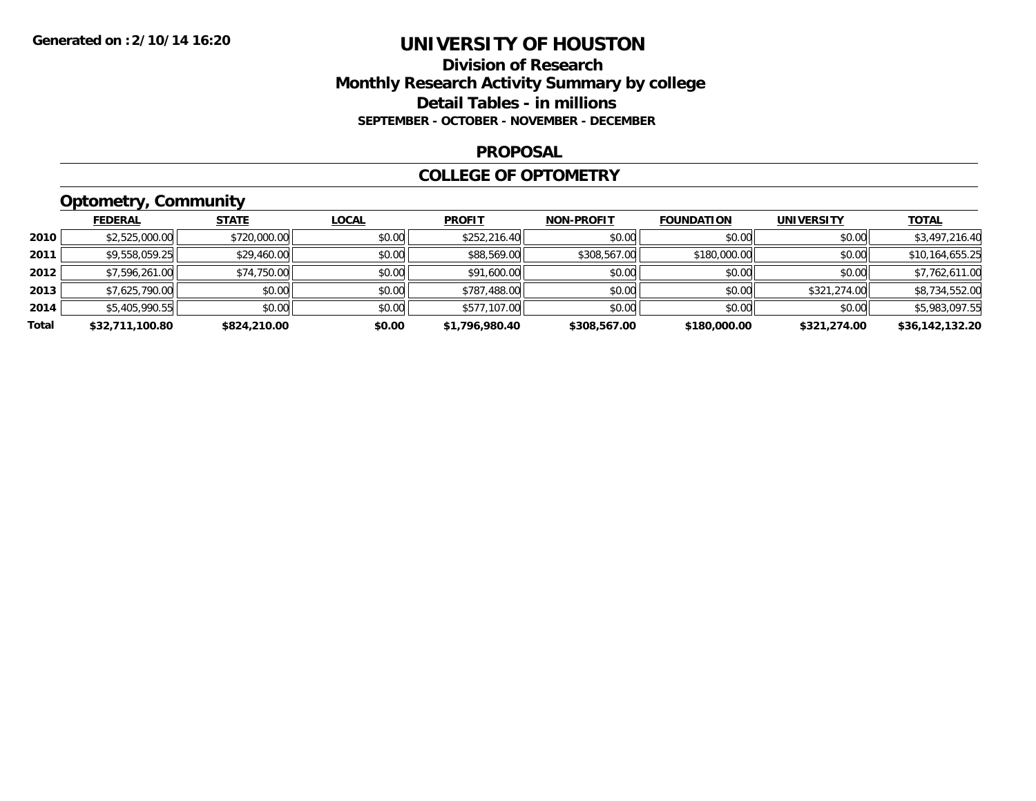**Generated on :2/10/14 16:20**

# UNIVERSITY OF HOUSTON

## Division of Research
## Monthly Research Activity Summary by college
## Detail Tables - in millions
### SEPTEMBER - OCTOBER - NOVEMBER - DECEMBER

## PROPOSAL

## COLLEGE OF OPTOMETRY

### Optometry, Community

| | FEDERAL | STATE | LOCAL | PROFIT | NON-PROFIT | FOUNDATION | UNIVERSITY | TOTAL |
|---|---|---|---|---|---|---|---|---|
| 2010 | $2,525,000.00 | $720,000.00 | $0.00 | $252,216.40 | $0.00 | $0.00 | $0.00 | $3,497,216.40 |
| 2011 | $9,558,059.25 | $29,460.00 | $0.00 | $88,569.00 | $308,567.00 | $180,000.00 | $0.00 | $10,164,655.25 |
| 2012 | $7,596,261.00 | $74,750.00 | $0.00 | $91,600.00 | $0.00 | $0.00 | $0.00 | $7,762,611.00 |
| 2013 | $7,625,790.00 | $0.00 | $0.00 | $787,488.00 | $0.00 | $0.00 | $321,274.00 | $8,734,552.00 |
| 2014 | $5,405,990.55 | $0.00 | $0.00 | $577,107.00 | $0.00 | $0.00 | $0.00 | $5,983,097.55 |
| **Total** | **$32,711,100.80** | **$824,210.00** | **$0.00** | **$1,796,980.40** | **$308,567.00** | **$180,000.00** | **$321,274.00** | **$36,142,132.20** |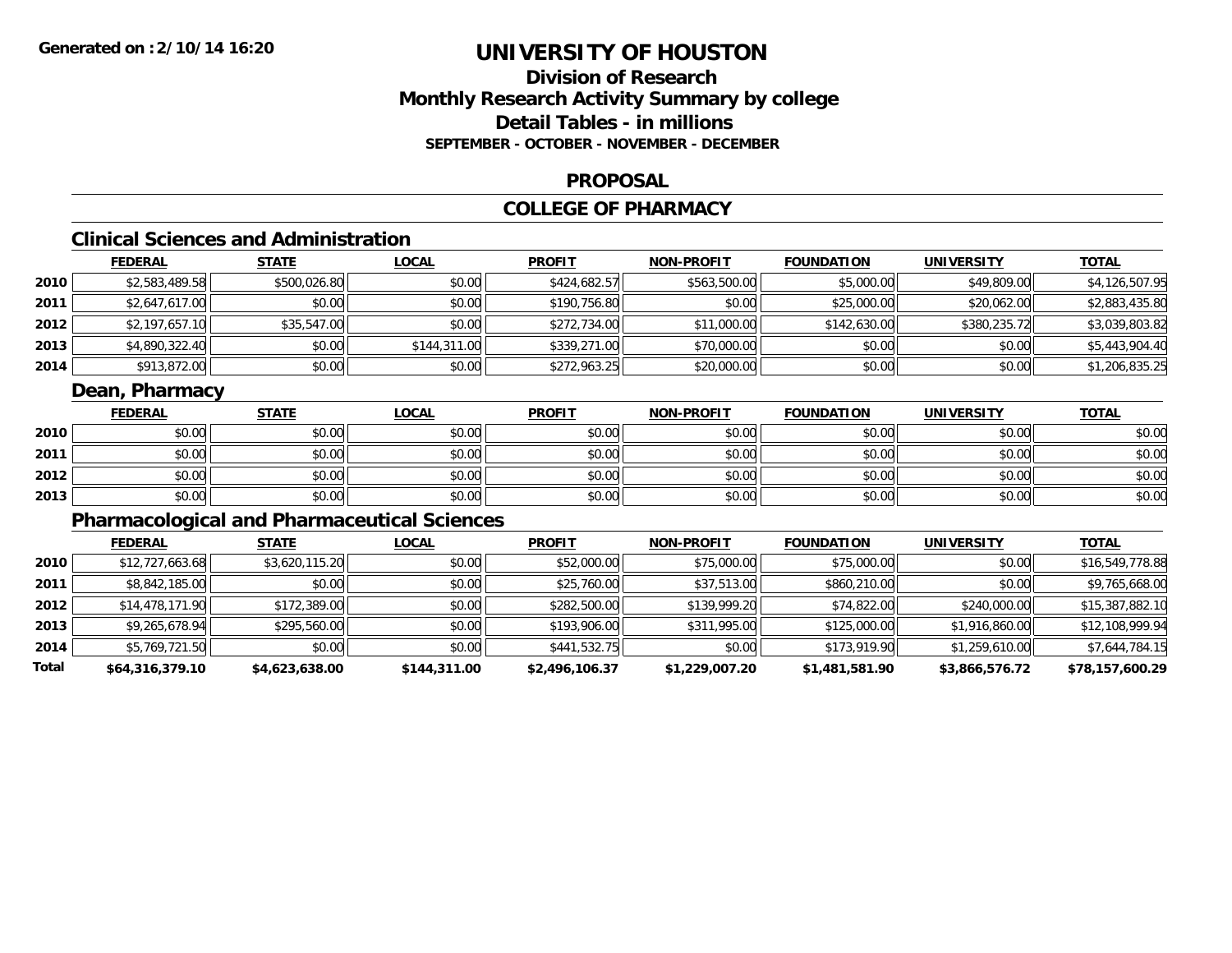# UNIVERSITY OF HOUSTON

## Division of Research
## Monthly Research Activity Summary by college
## Detail Tables - in millions
### SEPTEMBER - OCTOBER - NOVEMBER - DECEMBER

## PROPOSAL

## COLLEGE OF PHARMACY

### Clinical Sciences and Administration

| | FEDERAL | STATE | LOCAL | PROFIT | NON-PROFIT | FOUNDATION | UNIVERSITY | TOTAL |
|---|---|---|---|---|---|---|---|---|
| 2010 | $2,583,489.58 | $500,026.80 | $0.00 | $424,682.57 | $563,500.00 | $5,000.00 | $49,809.00 | $4,126,507.95 |
| 2011 | $2,647,617.00 | $0.00 | $0.00 | $190,756.80 | $0.00 | $25,000.00 | $20,062.00 | $2,883,435.80 |
| 2012 | $2,197,657.10 | $35,547.00 | $0.00 | $272,734.00 | $11,000.00 | $142,630.00 | $380,235.72 | $3,039,803.82 |
| 2013 | $4,890,322.40 | $0.00 | $144,311.00 | $339,271.00 | $70,000.00 | $0.00 | $0.00 | $5,443,904.40 |
| 2014 | $913,872.00 | $0.00 | $0.00 | $272,963.25 | $20,000.00 | $0.00 | $0.00 | $1,206,835.25 |

### Dean, Pharmacy

| | FEDERAL | STATE | LOCAL | PROFIT | NON-PROFIT | FOUNDATION | UNIVERSITY | TOTAL |
|---|---|---|---|---|---|---|---|---|
| 2010 | $0.00 | $0.00 | $0.00 | $0.00 | $0.00 | $0.00 | $0.00 | $0.00 |
| 2011 | $0.00 | $0.00 | $0.00 | $0.00 | $0.00 | $0.00 | $0.00 | $0.00 |
| 2012 | $0.00 | $0.00 | $0.00 | $0.00 | $0.00 | $0.00 | $0.00 | $0.00 |
| 2013 | $0.00 | $0.00 | $0.00 | $0.00 | $0.00 | $0.00 | $0.00 | $0.00 |

### Pharmacological and Pharmaceutical Sciences

| | FEDERAL | STATE | LOCAL | PROFIT | NON-PROFIT | FOUNDATION | UNIVERSITY | TOTAL |
|---|---|---|---|---|---|---|---|---|
| 2010 | $12,727,663.68 | $3,620,115.20 | $0.00 | $52,000.00 | $75,000.00 | $75,000.00 | $0.00 | $16,549,778.88 |
| 2011 | $8,842,185.00 | $0.00 | $0.00 | $25,760.00 | $37,513.00 | $860,210.00 | $0.00 | $9,765,668.00 |
| 2012 | $14,478,171.90 | $172,389.00 | $0.00 | $282,500.00 | $139,999.20 | $74,822.00 | $240,000.00 | $15,387,882.10 |
| 2013 | $9,265,678.94 | $295,560.00 | $0.00 | $193,906.00 | $311,995.00 | $125,000.00 | $1,916,860.00 | $12,108,999.94 |
| 2014 | $5,769,721.50 | $0.00 | $0.00 | $441,532.75 | $0.00 | $173,919.90 | $1,259,610.00 | $7,644,784.15 |
| **Total** | **$64,316,379.10** | **$4,623,638.00** | **$144,311.00** | **$2,496,106.37** | **$1,229,007.20** | **$1,481,581.90** | **$3,866,576.72** | **$78,157,600.29** |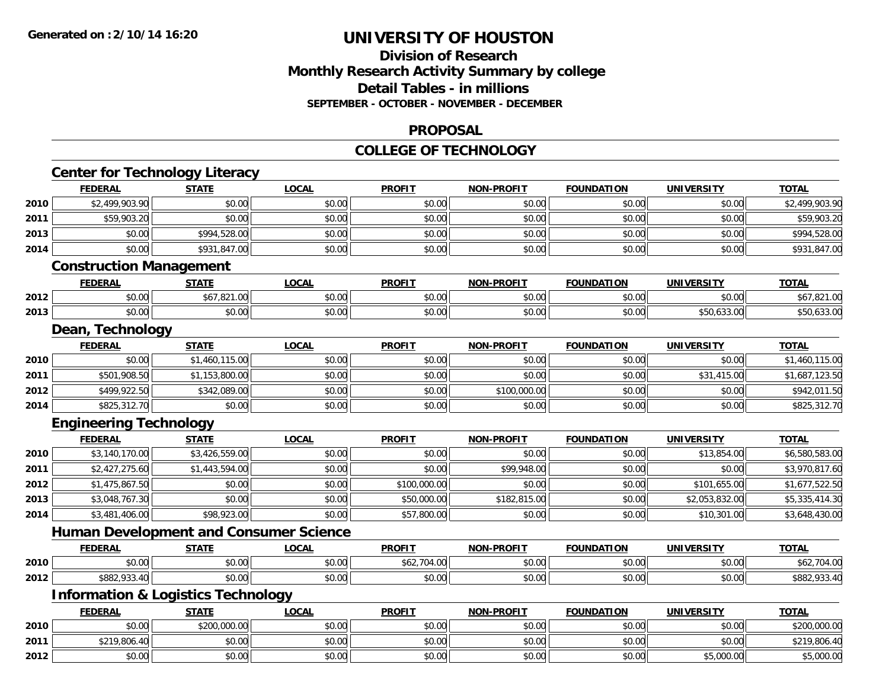**Generated on :2/10/14 16:20**

# UNIVERSITY OF HOUSTON

## Division of Research
## Monthly Research Activity Summary by college
## Detail Tables - in millions
### SEPTEMBER - OCTOBER - NOVEMBER - DECEMBER

## PROPOSAL

## COLLEGE OF TECHNOLOGY

### Center for Technology Literacy

| | FEDERAL | STATE | LOCAL | PROFIT | NON-PROFIT | FOUNDATION | UNIVERSITY | TOTAL |
|---|---|---|---|---|---|---|---|---|
| 2010 | $2,499,903.90 | $0.00 | $0.00 | $0.00 | $0.00 | $0.00 | $0.00 | $2,499,903.90 |
| 2011 | $59,903.20 | $0.00 | $0.00 | $0.00 | $0.00 | $0.00 | $0.00 | $59,903.20 |
| 2013 | $0.00 | $994,528.00 | $0.00 | $0.00 | $0.00 | $0.00 | $0.00 | $994,528.00 |
| 2014 | $0.00 | $931,847.00 | $0.00 | $0.00 | $0.00 | $0.00 | $0.00 | $931,847.00 |

### Construction Management

| | FEDERAL | STATE | LOCAL | PROFIT | NON-PROFIT | FOUNDATION | UNIVERSITY | TOTAL |
|---|---|---|---|---|---|---|---|---|
| 2012 | $0.00 | $67,821.00 | $0.00 | $0.00 | $0.00 | $0.00 | $0.00 | $67,821.00 |
| 2013 | $0.00 | $0.00 | $0.00 | $0.00 | $0.00 | $0.00 | $50,633.00 | $50,633.00 |

### Dean, Technology

| | FEDERAL | STATE | LOCAL | PROFIT | NON-PROFIT | FOUNDATION | UNIVERSITY | TOTAL |
|---|---|---|---|---|---|---|---|---|
| 2010 | $0.00 | $1,460,115.00 | $0.00 | $0.00 | $0.00 | $0.00 | $0.00 | $1,460,115.00 |
| 2011 | $501,908.50 | $1,153,800.00 | $0.00 | $0.00 | $0.00 | $0.00 | $31,415.00 | $1,687,123.50 |
| 2012 | $499,922.50 | $342,089.00 | $0.00 | $0.00 | $100,000.00 | $0.00 | $0.00 | $942,011.50 |
| 2014 | $825,312.70 | $0.00 | $0.00 | $0.00 | $0.00 | $0.00 | $0.00 | $825,312.70 |

### Engineering Technology

| | FEDERAL | STATE | LOCAL | PROFIT | NON-PROFIT | FOUNDATION | UNIVERSITY | TOTAL |
|---|---|---|---|---|---|---|---|---|
| 2010 | $3,140,170.00 | $3,426,559.00 | $0.00 | $0.00 | $0.00 | $0.00 | $13,854.00 | $6,580,583.00 |
| 2011 | $2,427,275.60 | $1,443,594.00 | $0.00 | $0.00 | $99,948.00 | $0.00 | $0.00 | $3,970,817.60 |
| 2012 | $1,475,867.50 | $0.00 | $0.00 | $100,000.00 | $0.00 | $0.00 | $101,655.00 | $1,677,522.50 |
| 2013 | $3,048,767.30 | $0.00 | $0.00 | $50,000.00 | $182,815.00 | $0.00 | $2,053,832.00 | $5,335,414.30 |
| 2014 | $3,481,406.00 | $98,923.00 | $0.00 | $57,800.00 | $0.00 | $0.00 | $10,301.00 | $3,648,430.00 |

### Human Development and Consumer Science

| | FEDERAL | STATE | LOCAL | PROFIT | NON-PROFIT | FOUNDATION | UNIVERSITY | TOTAL |
|---|---|---|---|---|---|---|---|---|
| 2010 | $0.00 | $0.00 | $0.00 | $62,704.00 | $0.00 | $0.00 | $0.00 | $62,704.00 |
| 2012 | $882,933.40 | $0.00 | $0.00 | $0.00 | $0.00 | $0.00 | $0.00 | $882,933.40 |

### Information & Logistics Technology

| | FEDERAL | STATE | LOCAL | PROFIT | NON-PROFIT | FOUNDATION | UNIVERSITY | TOTAL |
|---|---|---|---|---|---|---|---|---|
| 2010 | $0.00 | $200,000.00 | $0.00 | $0.00 | $0.00 | $0.00 | $0.00 | $200,000.00 |
| 2011 | $219,806.40 | $0.00 | $0.00 | $0.00 | $0.00 | $0.00 | $0.00 | $219,806.40 |
| 2012 | $0.00 | $0.00 | $0.00 | $0.00 | $0.00 | $0.00 | $5,000.00 | $5,000.00 |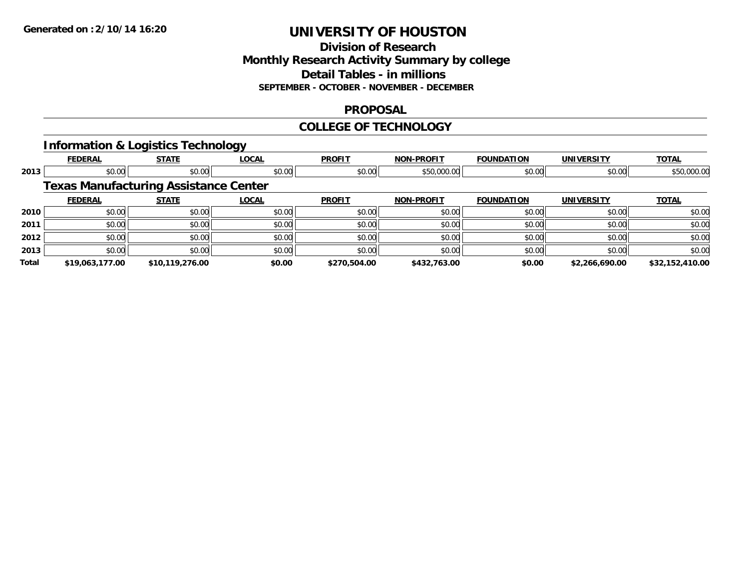**Generated on :2/10/14 16:20**

# UNIVERSITY OF HOUSTON

## Division of Research
## Monthly Research Activity Summary by college
## Detail Tables - in millions
### SEPTEMBER - OCTOBER - NOVEMBER - DECEMBER

## PROPOSAL

## COLLEGE OF TECHNOLOGY

### Information & Logistics Technology

| | FEDERAL | STATE | LOCAL | PROFIT | NON-PROFIT | FOUNDATION | UNIVERSITY | TOTAL |
|---|---|---|---|---|---|---|---|---|
| 2013 | $0.00 | $0.00 | $0.00 | $0.00 | $50,000.00 | $0.00 | $0.00 | $50,000.00 |

### Texas Manufacturing Assistance Center

| | FEDERAL | STATE | LOCAL | PROFIT | NON-PROFIT | FOUNDATION | UNIVERSITY | TOTAL |
|---|---|---|---|---|---|---|---|---|
| 2010 | $0.00 | $0.00 | $0.00 | $0.00 | $0.00 | $0.00 | $0.00 | $0.00 |
| 2011 | $0.00 | $0.00 | $0.00 | $0.00 | $0.00 | $0.00 | $0.00 | $0.00 |
| 2012 | $0.00 | $0.00 | $0.00 | $0.00 | $0.00 | $0.00 | $0.00 | $0.00 |
| 2013 | $0.00 | $0.00 | $0.00 | $0.00 | $0.00 | $0.00 | $0.00 | $0.00 |
| **Total** | **$19,063,177.00** | **$10,119,276.00** | **$0.00** | **$270,504.00** | **$432,763.00** | **$0.00** | **$2,266,690.00** | **$32,152,410.00** |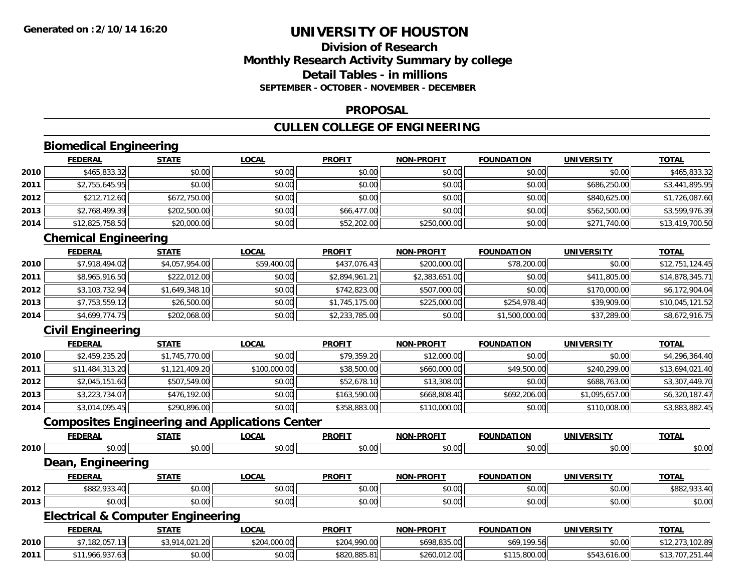**Generated on :2/10/14 16:20**

# UNIVERSITY OF HOUSTON

## Division of Research
## Monthly Research Activity Summary by college
## Detail Tables - in millions
### SEPTEMBER - OCTOBER - NOVEMBER - DECEMBER

## PROPOSAL

## CULLEN COLLEGE OF ENGINEERING

### Biomedical Engineering

| | FEDERAL | STATE | LOCAL | PROFIT | NON-PROFIT | FOUNDATION | UNIVERSITY | TOTAL |
|---|---|---|---|---|---|---|---|---|
| 2010 | $465,833.32 | $0.00 | $0.00 | $0.00 | $0.00 | $0.00 | $0.00 | $465,833.32 |
| 2011 | $2,755,645.95 | $0.00 | $0.00 | $0.00 | $0.00 | $0.00 | $686,250.00 | $3,441,895.95 |
| 2012 | $212,712.60 | $672,750.00 | $0.00 | $0.00 | $0.00 | $0.00 | $840,625.00 | $1,726,087.60 |
| 2013 | $2,768,499.39 | $202,500.00 | $0.00 | $66,477.00 | $0.00 | $0.00 | $562,500.00 | $3,599,976.39 |
| 2014 | $12,825,758.50 | $20,000.00 | $0.00 | $52,202.00 | $250,000.00 | $0.00 | $271,740.00 | $13,419,700.50 |

### Chemical Engineering

| | FEDERAL | STATE | LOCAL | PROFIT | NON-PROFIT | FOUNDATION | UNIVERSITY | TOTAL |
|---|---|---|---|---|---|---|---|---|
| 2010 | $7,918,494.02 | $4,057,954.00 | $59,400.00 | $437,076.43 | $200,000.00 | $78,200.00 | $0.00 | $12,751,124.45 |
| 2011 | $8,965,916.50 | $222,012.00 | $0.00 | $2,894,961.21 | $2,383,651.00 | $0.00 | $411,805.00 | $14,878,345.71 |
| 2012 | $3,103,732.94 | $1,649,348.10 | $0.00 | $742,823.00 | $507,000.00 | $0.00 | $170,000.00 | $6,172,904.04 |
| 2013 | $7,753,559.12 | $26,500.00 | $0.00 | $1,745,175.00 | $225,000.00 | $254,978.40 | $39,909.00 | $10,045,121.52 |
| 2014 | $4,699,774.75 | $202,068.00 | $0.00 | $2,233,785.00 | $0.00 | $1,500,000.00 | $37,289.00 | $8,672,916.75 |

### Civil Engineering

| | FEDERAL | STATE | LOCAL | PROFIT | NON-PROFIT | FOUNDATION | UNIVERSITY | TOTAL |
|---|---|---|---|---|---|---|---|---|
| 2010 | $2,459,235.20 | $1,745,770.00 | $0.00 | $79,359.20 | $12,000.00 | $0.00 | $0.00 | $4,296,364.40 |
| 2011 | $11,484,313.20 | $1,121,409.20 | $100,000.00 | $38,500.00 | $660,000.00 | $49,500.00 | $240,299.00 | $13,694,021.40 |
| 2012 | $2,045,151.60 | $507,549.00 | $0.00 | $52,678.10 | $13,308.00 | $0.00 | $688,763.00 | $3,307,449.70 |
| 2013 | $3,223,734.07 | $476,192.00 | $0.00 | $163,590.00 | $668,808.40 | $692,206.00 | $1,095,657.00 | $6,320,187.47 |
| 2014 | $3,014,095.45 | $290,896.00 | $0.00 | $358,883.00 | $110,000.00 | $0.00 | $110,008.00 | $3,883,882.45 |

### Composites Engineering and Applications Center

| | FEDERAL | STATE | LOCAL | PROFIT | NON-PROFIT | FOUNDATION | UNIVERSITY | TOTAL |
|---|---|---|---|---|---|---|---|---|
| 2010 | $0.00 | $0.00 | $0.00 | $0.00 | $0.00 | $0.00 | $0.00 | $0.00 |

### Dean, Engineering

| | FEDERAL | STATE | LOCAL | PROFIT | NON-PROFIT | FOUNDATION | UNIVERSITY | TOTAL |
|---|---|---|---|---|---|---|---|---|
| 2012 | $882,933.40 | $0.00 | $0.00 | $0.00 | $0.00 | $0.00 | $0.00 | $882,933.40 |
| 2013 | $0.00 | $0.00 | $0.00 | $0.00 | $0.00 | $0.00 | $0.00 | $0.00 |

### Electrical & Computer Engineering

| | FEDERAL | STATE | LOCAL | PROFIT | NON-PROFIT | FOUNDATION | UNIVERSITY | TOTAL |
|---|---|---|---|---|---|---|---|---|
| 2010 | $7,182,057.13 | $3,914,021.20 | $204,000.00 | $204,990.00 | $698,835.00 | $69,199.56 | $0.00 | $12,273,102.89 |
| 2011 | $11,966,937.63 | $0.00 | $0.00 | $820,885.81 | $260,012.00 | $115,800.00 | $543,616.00 | $13,707,251.44 |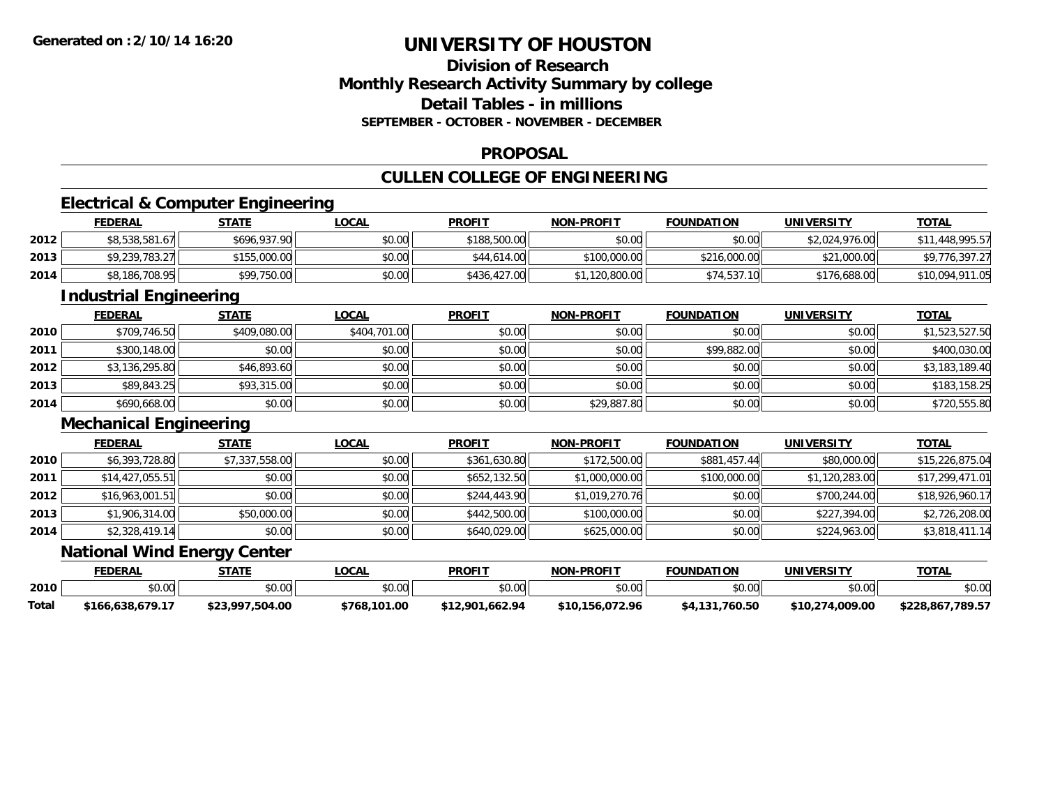**Generated on :2/10/14 16:20**

# UNIVERSITY OF HOUSTON

## Division of Research
## Monthly Research Activity Summary by college
## Detail Tables - in millions
### SEPTEMBER - OCTOBER - NOVEMBER - DECEMBER

## PROPOSAL

## CULLEN COLLEGE OF ENGINEERING

### Electrical & Computer Engineering

| | FEDERAL | STATE | LOCAL | PROFIT | NON-PROFIT | FOUNDATION | UNIVERSITY | TOTAL |
|---|---|---|---|---|---|---|---|---|
| 2012 | $8,538,581.67 | $696,937.90 | $0.00 | $188,500.00 | $0.00 | $0.00 | $2,024,976.00 | $11,448,995.57 |
| 2013 | $9,239,783.27 | $155,000.00 | $0.00 | $44,614.00 | $100,000.00 | $216,000.00 | $21,000.00 | $9,776,397.27 |
| 2014 | $8,186,708.95 | $99,750.00 | $0.00 | $436,427.00 | $1,120,800.00 | $74,537.10 | $176,688.00 | $10,094,911.05 |

### Industrial Engineering

| | FEDERAL | STATE | LOCAL | PROFIT | NON-PROFIT | FOUNDATION | UNIVERSITY | TOTAL |
|---|---|---|---|---|---|---|---|---|
| 2010 | $709,746.50 | $409,080.00 | $404,701.00 | $0.00 | $0.00 | $0.00 | $0.00 | $1,523,527.50 |
| 2011 | $300,148.00 | $0.00 | $0.00 | $0.00 | $0.00 | $99,882.00 | $0.00 | $400,030.00 |
| 2012 | $3,136,295.80 | $46,893.60 | $0.00 | $0.00 | $0.00 | $0.00 | $0.00 | $3,183,189.40 |
| 2013 | $89,843.25 | $93,315.00 | $0.00 | $0.00 | $0.00 | $0.00 | $0.00 | $183,158.25 |
| 2014 | $690,668.00 | $0.00 | $0.00 | $0.00 | $29,887.80 | $0.00 | $0.00 | $720,555.80 |

### Mechanical Engineering

| | FEDERAL | STATE | LOCAL | PROFIT | NON-PROFIT | FOUNDATION | UNIVERSITY | TOTAL |
|---|---|---|---|---|---|---|---|---|
| 2010 | $6,393,728.80 | $7,337,558.00 | $0.00 | $361,630.80 | $172,500.00 | $881,457.44 | $80,000.00 | $15,226,875.04 |
| 2011 | $14,427,055.51 | $0.00 | $0.00 | $652,132.50 | $1,000,000.00 | $100,000.00 | $1,120,283.00 | $17,299,471.01 |
| 2012 | $16,963,001.51 | $0.00 | $0.00 | $244,443.90 | $1,019,270.76 | $0.00 | $700,244.00 | $18,926,960.17 |
| 2013 | $1,906,314.00 | $50,000.00 | $0.00 | $442,500.00 | $100,000.00 | $0.00 | $227,394.00 | $2,726,208.00 |
| 2014 | $2,328,419.14 | $0.00 | $0.00 | $640,029.00 | $625,000.00 | $0.00 | $224,963.00 | $3,818,411.14 |

### National Wind Energy Center

| | FEDERAL | STATE | LOCAL | PROFIT | NON-PROFIT | FOUNDATION | UNIVERSITY | TOTAL |
|---|---|---|---|---|---|---|---|---|
| 2010 | $0.00 | $0.00 | $0.00 | $0.00 | $0.00 | $0.00 | $0.00 | $0.00 |
| **Total** | **$166,638,679.17** | **$23,997,504.00** | **$768,101.00** | **$12,901,662.94** | **$10,156,072.96** | **$4,131,760.50** | **$10,274,009.00** | **$228,867,789.57** |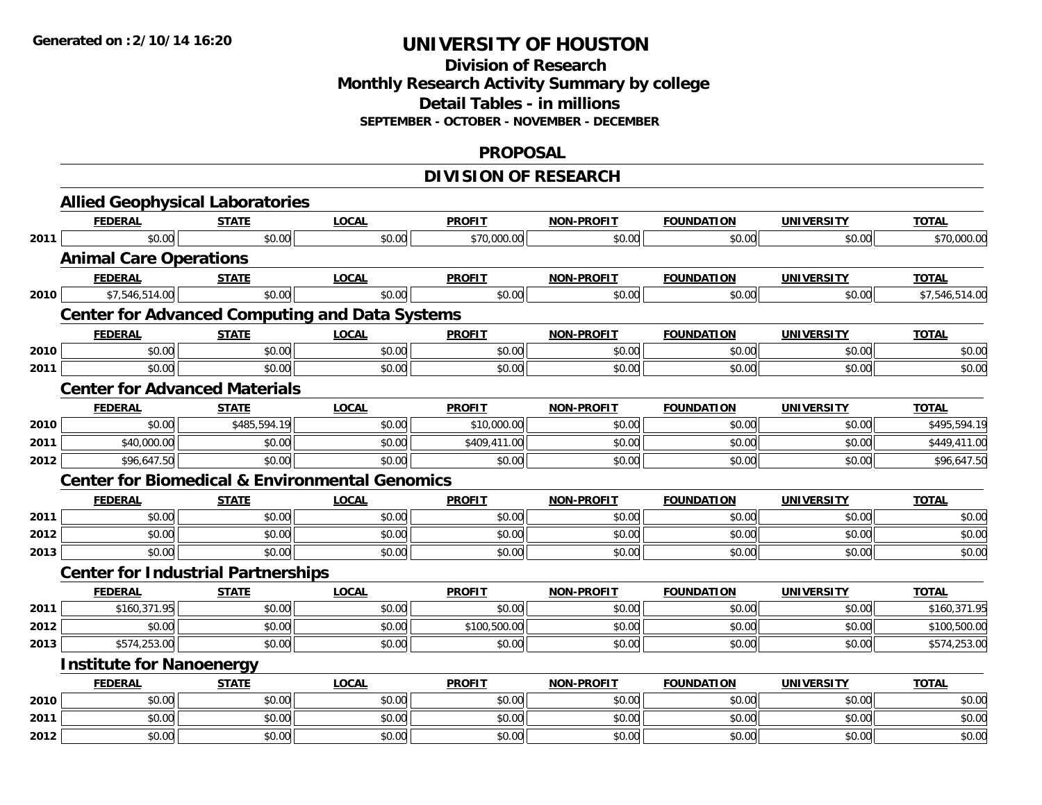# UNIVERSITY OF HOUSTON

## Division of Research
## Monthly Research Activity Summary by college
## Detail Tables - in millions
### SEPTEMBER - OCTOBER - NOVEMBER - DECEMBER

## PROPOSAL

## DIVISION OF RESEARCH

### Allied Geophysical Laboratories

| | FEDERAL | STATE | LOCAL | PROFIT | NON-PROFIT | FOUNDATION | UNIVERSITY | TOTAL |
|---|---|---|---|---|---|---|---|---|
| 2011 | $0.00 | $0.00 | $0.00 | $70,000.00 | $0.00 | $0.00 | $0.00 | $70,000.00 |

### Animal Care Operations

| | FEDERAL | STATE | LOCAL | PROFIT | NON-PROFIT | FOUNDATION | UNIVERSITY | TOTAL |
|---|---|---|---|---|---|---|---|---|
| 2010 | $7,546,514.00 | $0.00 | $0.00 | $0.00 | $0.00 | $0.00 | $0.00 | $7,546,514.00 |

### Center for Advanced Computing and Data Systems

| | FEDERAL | STATE | LOCAL | PROFIT | NON-PROFIT | FOUNDATION | UNIVERSITY | TOTAL |
|---|---|---|---|---|---|---|---|---|
| 2010 | $0.00 | $0.00 | $0.00 | $0.00 | $0.00 | $0.00 | $0.00 | $0.00 |
| 2011 | $0.00 | $0.00 | $0.00 | $0.00 | $0.00 | $0.00 | $0.00 | $0.00 |

### Center for Advanced Materials

| | FEDERAL | STATE | LOCAL | PROFIT | NON-PROFIT | FOUNDATION | UNIVERSITY | TOTAL |
|---|---|---|---|---|---|---|---|---|
| 2010 | $0.00 | $485,594.19 | $0.00 | $10,000.00 | $0.00 | $0.00 | $0.00 | $495,594.19 |
| 2011 | $40,000.00 | $0.00 | $0.00 | $409,411.00 | $0.00 | $0.00 | $0.00 | $449,411.00 |
| 2012 | $96,647.50 | $0.00 | $0.00 | $0.00 | $0.00 | $0.00 | $0.00 | $96,647.50 |

### Center for Biomedical & Environmental Genomics

| | FEDERAL | STATE | LOCAL | PROFIT | NON-PROFIT | FOUNDATION | UNIVERSITY | TOTAL |
|---|---|---|---|---|---|---|---|---|
| 2011 | $0.00 | $0.00 | $0.00 | $0.00 | $0.00 | $0.00 | $0.00 | $0.00 |
| 2012 | $0.00 | $0.00 | $0.00 | $0.00 | $0.00 | $0.00 | $0.00 | $0.00 |
| 2013 | $0.00 | $0.00 | $0.00 | $0.00 | $0.00 | $0.00 | $0.00 | $0.00 |

### Center for Industrial Partnerships

| | FEDERAL | STATE | LOCAL | PROFIT | NON-PROFIT | FOUNDATION | UNIVERSITY | TOTAL |
|---|---|---|---|---|---|---|---|---|
| 2011 | $160,371.95 | $0.00 | $0.00 | $0.00 | $0.00 | $0.00 | $0.00 | $160,371.95 |
| 2012 | $0.00 | $0.00 | $0.00 | $100,500.00 | $0.00 | $0.00 | $0.00 | $100,500.00 |
| 2013 | $574,253.00 | $0.00 | $0.00 | $0.00 | $0.00 | $0.00 | $0.00 | $574,253.00 |

### Institute for Nanoenergy

| | FEDERAL | STATE | LOCAL | PROFIT | NON-PROFIT | FOUNDATION | UNIVERSITY | TOTAL |
|---|---|---|---|---|---|---|---|---|
| 2010 | $0.00 | $0.00 | $0.00 | $0.00 | $0.00 | $0.00 | $0.00 | $0.00 |
| 2011 | $0.00 | $0.00 | $0.00 | $0.00 | $0.00 | $0.00 | $0.00 | $0.00 |
| 2012 | $0.00 | $0.00 | $0.00 | $0.00 | $0.00 | $0.00 | $0.00 | $0.00 |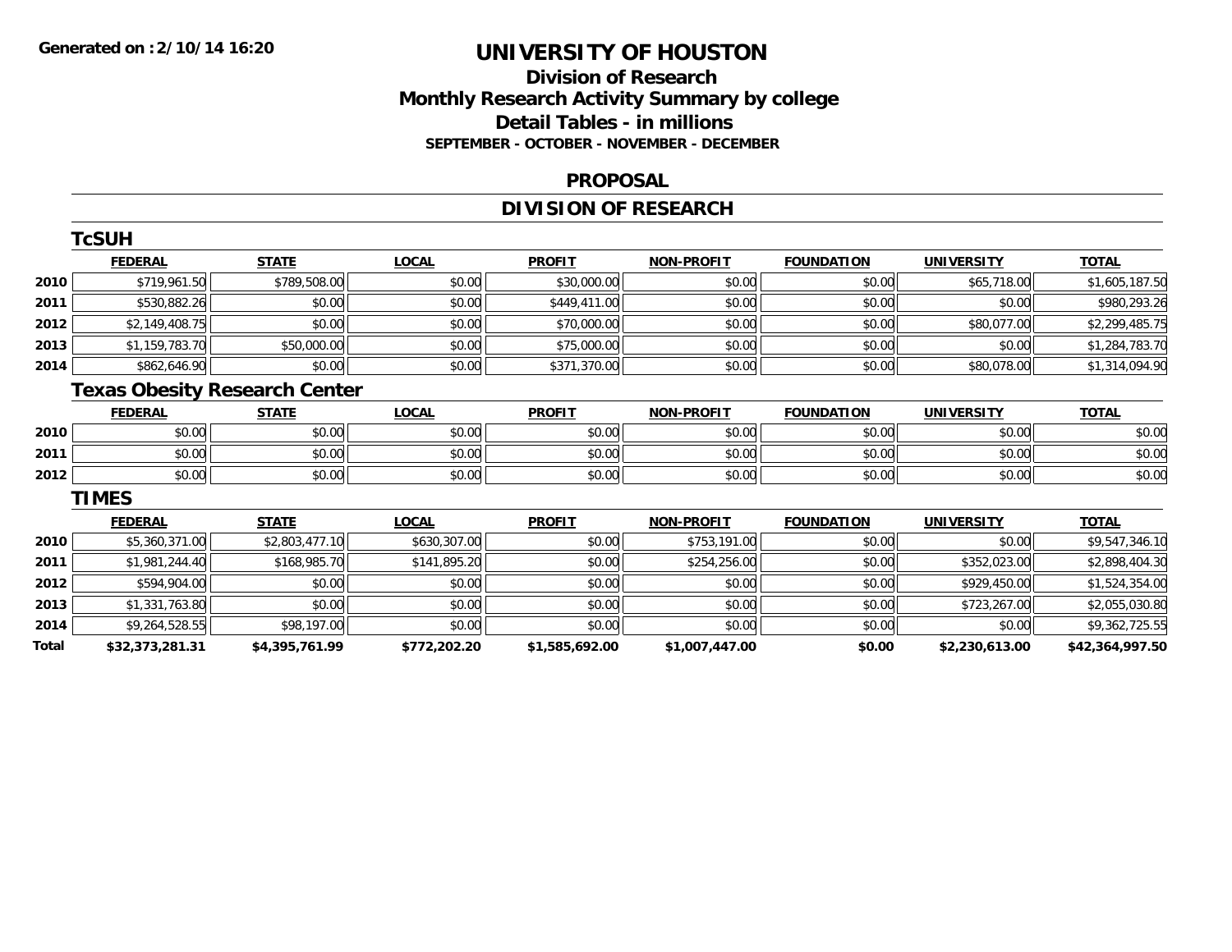**Generated on :2/10/14 16:20**

# UNIVERSITY OF HOUSTON

## Division of Research
## Monthly Research Activity Summary by college
## Detail Tables - in millions
### SEPTEMBER - OCTOBER - NOVEMBER - DECEMBER

## PROPOSAL

## DIVISION OF RESEARCH

### TcSUH

| | FEDERAL | STATE | LOCAL | PROFIT | NON-PROFIT | FOUNDATION | UNIVERSITY | TOTAL |
|---|---|---|---|---|---|---|---|---|
| 2010 | $719,961.50 | $789,508.00 | $0.00 | $30,000.00 | $0.00 | $0.00 | $65,718.00 | $1,605,187.50 |
| 2011 | $530,882.26 | $0.00 | $0.00 | $449,411.00 | $0.00 | $0.00 | $0.00 | $980,293.26 |
| 2012 | $2,149,408.75 | $0.00 | $0.00 | $70,000.00 | $0.00 | $0.00 | $80,077.00 | $2,299,485.75 |
| 2013 | $1,159,783.70 | $50,000.00 | $0.00 | $75,000.00 | $0.00 | $0.00 | $0.00 | $1,284,783.70 |
| 2014 | $862,646.90 | $0.00 | $0.00 | $371,370.00 | $0.00 | $0.00 | $80,078.00 | $1,314,094.90 |

### Texas Obesity Research Center

| | FEDERAL | STATE | LOCAL | PROFIT | NON-PROFIT | FOUNDATION | UNIVERSITY | TOTAL |
|---|---|---|---|---|---|---|---|---|
| 2010 | $0.00 | $0.00 | $0.00 | $0.00 | $0.00 | $0.00 | $0.00 | $0.00 |
| 2011 | $0.00 | $0.00 | $0.00 | $0.00 | $0.00 | $0.00 | $0.00 | $0.00 |
| 2012 | $0.00 | $0.00 | $0.00 | $0.00 | $0.00 | $0.00 | $0.00 | $0.00 |

### TIMES

| | FEDERAL | STATE | LOCAL | PROFIT | NON-PROFIT | FOUNDATION | UNIVERSITY | TOTAL |
|---|---|---|---|---|---|---|---|---|
| 2010 | $5,360,371.00 | $2,803,477.10 | $630,307.00 | $0.00 | $753,191.00 | $0.00 | $0.00 | $9,547,346.10 |
| 2011 | $1,981,244.40 | $168,985.70 | $141,895.20 | $0.00 | $254,256.00 | $0.00 | $352,023.00 | $2,898,404.30 |
| 2012 | $594,904.00 | $0.00 | $0.00 | $0.00 | $0.00 | $0.00 | $929,450.00 | $1,524,354.00 |
| 2013 | $1,331,763.80 | $0.00 | $0.00 | $0.00 | $0.00 | $0.00 | $723,267.00 | $2,055,030.80 |
| 2014 | $9,264,528.55 | $98,197.00 | $0.00 | $0.00 | $0.00 | $0.00 | $0.00 | $9,362,725.55 |
| **Total** | **$32,373,281.31** | **$4,395,761.99** | **$772,202.20** | **$1,585,692.00** | **$1,007,447.00** | **$0.00** | **$2,230,613.00** | **$42,364,997.50** |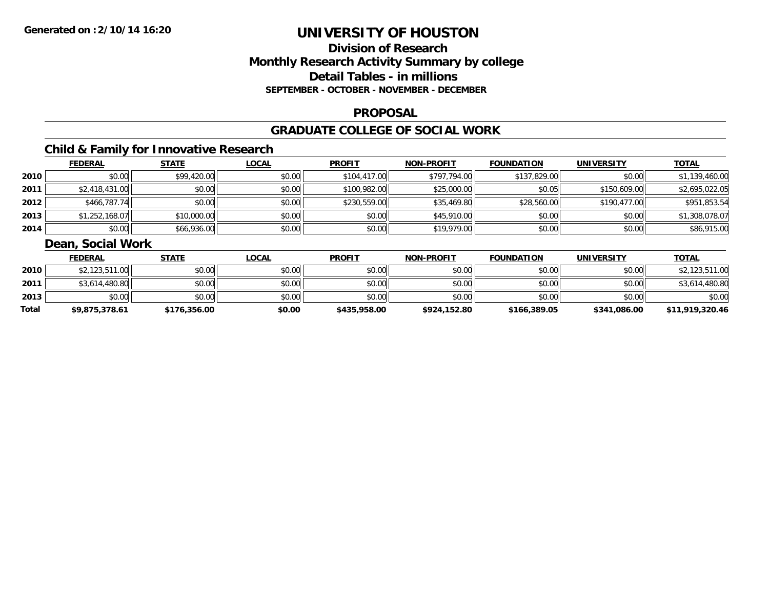# UNIVERSITY OF HOUSTON

## Division of Research
## Monthly Research Activity Summary by college
## Detail Tables - in millions
### SEPTEMBER - OCTOBER - NOVEMBER - DECEMBER

## PROPOSAL

## GRADUATE COLLEGE OF SOCIAL WORK

### Child & Family for Innovative Research

| | FEDERAL | STATE | LOCAL | PROFIT | NON-PROFIT | FOUNDATION | UNIVERSITY | TOTAL |
|---|---|---|---|---|---|---|---|---|
| 2010 | $0.00 | $99,420.00 | $0.00 | $104,417.00 | $797,794.00 | $137,829.00 | $0.00 | $1,139,460.00 |
| 2011 | $2,418,431.00 | $0.00 | $0.00 | $100,982.00 | $25,000.00 | $0.05 | $150,609.00 | $2,695,022.05 |
| 2012 | $466,787.74 | $0.00 | $0.00 | $230,559.00 | $35,469.80 | $28,560.00 | $190,477.00 | $951,853.54 |
| 2013 | $1,252,168.07 | $10,000.00 | $0.00 | $0.00 | $45,910.00 | $0.00 | $0.00 | $1,308,078.07 |
| 2014 | $0.00 | $66,936.00 | $0.00 | $0.00 | $19,979.00 | $0.00 | $0.00 | $86,915.00 |

### Dean, Social Work

| | FEDERAL | STATE | LOCAL | PROFIT | NON-PROFIT | FOUNDATION | UNIVERSITY | TOTAL |
|---|---|---|---|---|---|---|---|---|
| 2010 | $2,123,511.00 | $0.00 | $0.00 | $0.00 | $0.00 | $0.00 | $0.00 | $2,123,511.00 |
| 2011 | $3,614,480.80 | $0.00 | $0.00 | $0.00 | $0.00 | $0.00 | $0.00 | $3,614,480.80 |
| 2013 | $0.00 | $0.00 | $0.00 | $0.00 | $0.00 | $0.00 | $0.00 | $0.00 |
| **Total** | **$9,875,378.61** | **$176,356.00** | **$0.00** | **$435,958.00** | **$924,152.80** | **$166,389.05** | **$341,086.00** | **$11,919,320.46** |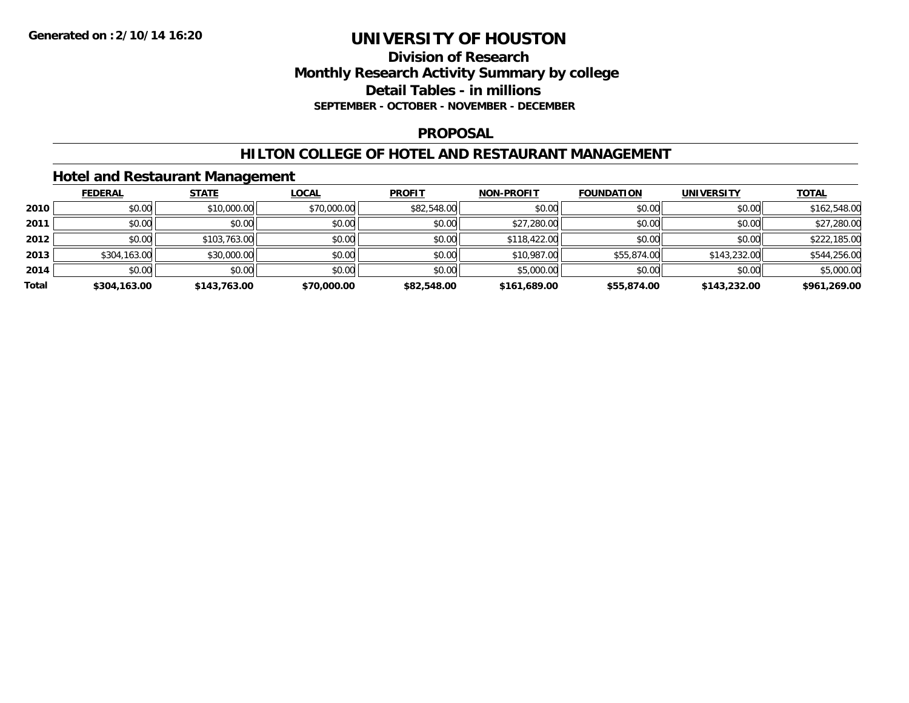Generated on :2/10/14 16:20

# UNIVERSITY OF HOUSTON

## Division of Research
## Monthly Research Activity Summary by college
## Detail Tables - in millions
### SEPTEMBER - OCTOBER - NOVEMBER - DECEMBER

## PROPOSAL

## HILTON COLLEGE OF HOTEL AND RESTAURANT MANAGEMENT

### Hotel and Restaurant Management

| | FEDERAL | STATE | LOCAL | PROFIT | NON-PROFIT | FOUNDATION | UNIVERSITY | TOTAL |
|---|---|---|---|---|---|---|---|---|
| **2010** | $0.00 | $10,000.00 | $70,000.00 | $82,548.00 | $0.00 | $0.00 | $0.00 | $162,548.00 |
| **2011** | $0.00 | $0.00 | $0.00 | $0.00 | $27,280.00 | $0.00 | $0.00 | $27,280.00 |
| **2012** | $0.00 | $103,763.00 | $0.00 | $0.00 | $118,422.00 | $0.00 | $0.00 | $222,185.00 |
| **2013** | $304,163.00 | $30,000.00 | $0.00 | $0.00 | $10,987.00 | $55,874.00 | $143,232.00 | $544,256.00 |
| **2014** | $0.00 | $0.00 | $0.00 | $0.00 | $5,000.00 | $0.00 | $0.00 | $5,000.00 |
| **Total** | **$304,163.00** | **$143,763.00** | **$70,000.00** | **$82,548.00** | **$161,689.00** | **$55,874.00** | **$143,232.00** | **$961,269.00** |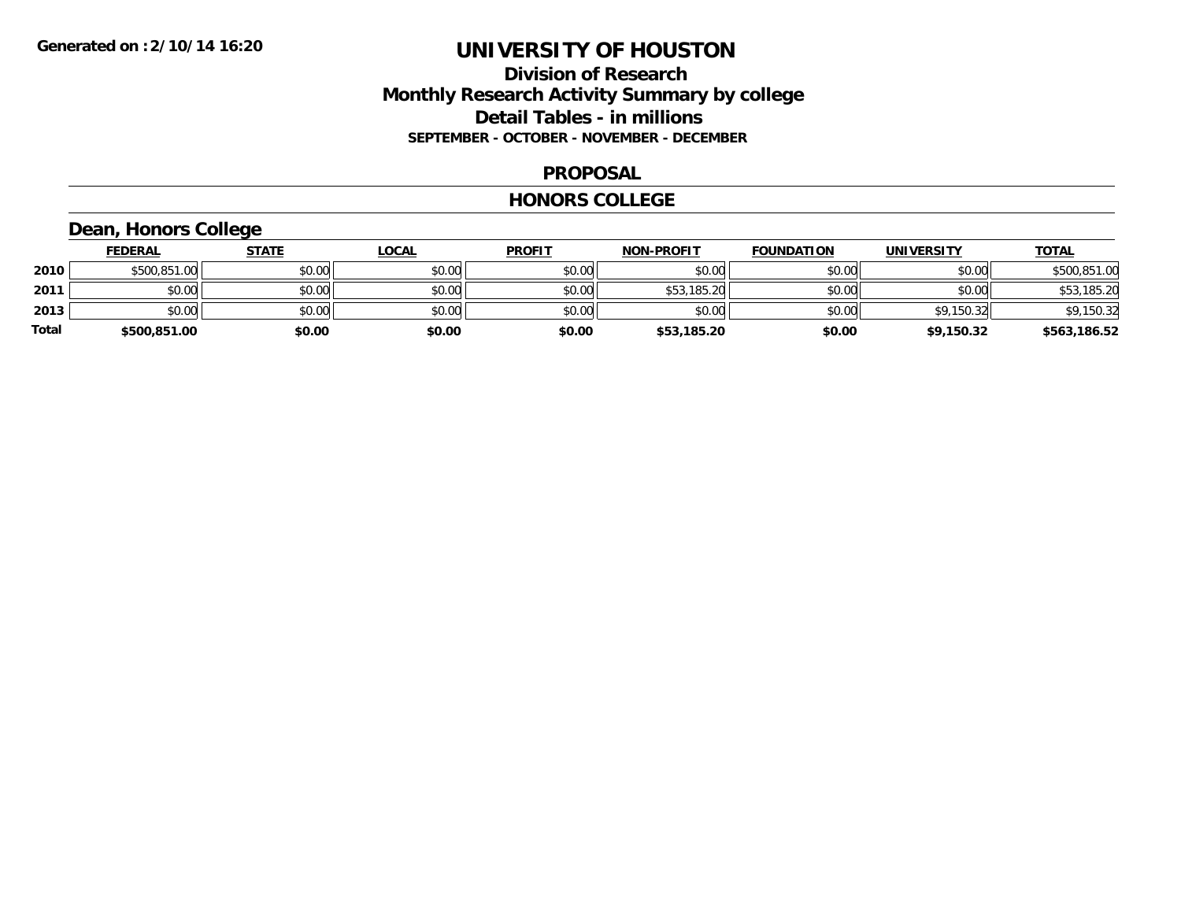Generated on :2/10/14 16:20

# UNIVERSITY OF HOUSTON

## Division of Research
## Monthly Research Activity Summary by college
## Detail Tables - in millions
### SEPTEMBER - OCTOBER - NOVEMBER - DECEMBER

### PROPOSAL

### HONORS COLLEGE

### Dean, Honors College

| | FEDERAL | STATE | LOCAL | PROFIT | NON-PROFIT | FOUNDATION | UNIVERSITY | TOTAL |
|---|---|---|---|---|---|---|---|---|
| 2010 | $500,851.00 | $0.00 | $0.00 | $0.00 | $0.00 | $0.00 | $0.00 | $500,851.00 |
| 2011 | $0.00 | $0.00 | $0.00 | $0.00 | $53,185.20 | $0.00 | $0.00 | $53,185.20 |
| 2013 | $0.00 | $0.00 | $0.00 | $0.00 | $0.00 | $0.00 | $9,150.32 | $9,150.32 |
| **Total** | **$500,851.00** | **$0.00** | **$0.00** | **$0.00** | **$53,185.20** | **$0.00** | **$9,150.32** | **$563,186.52** |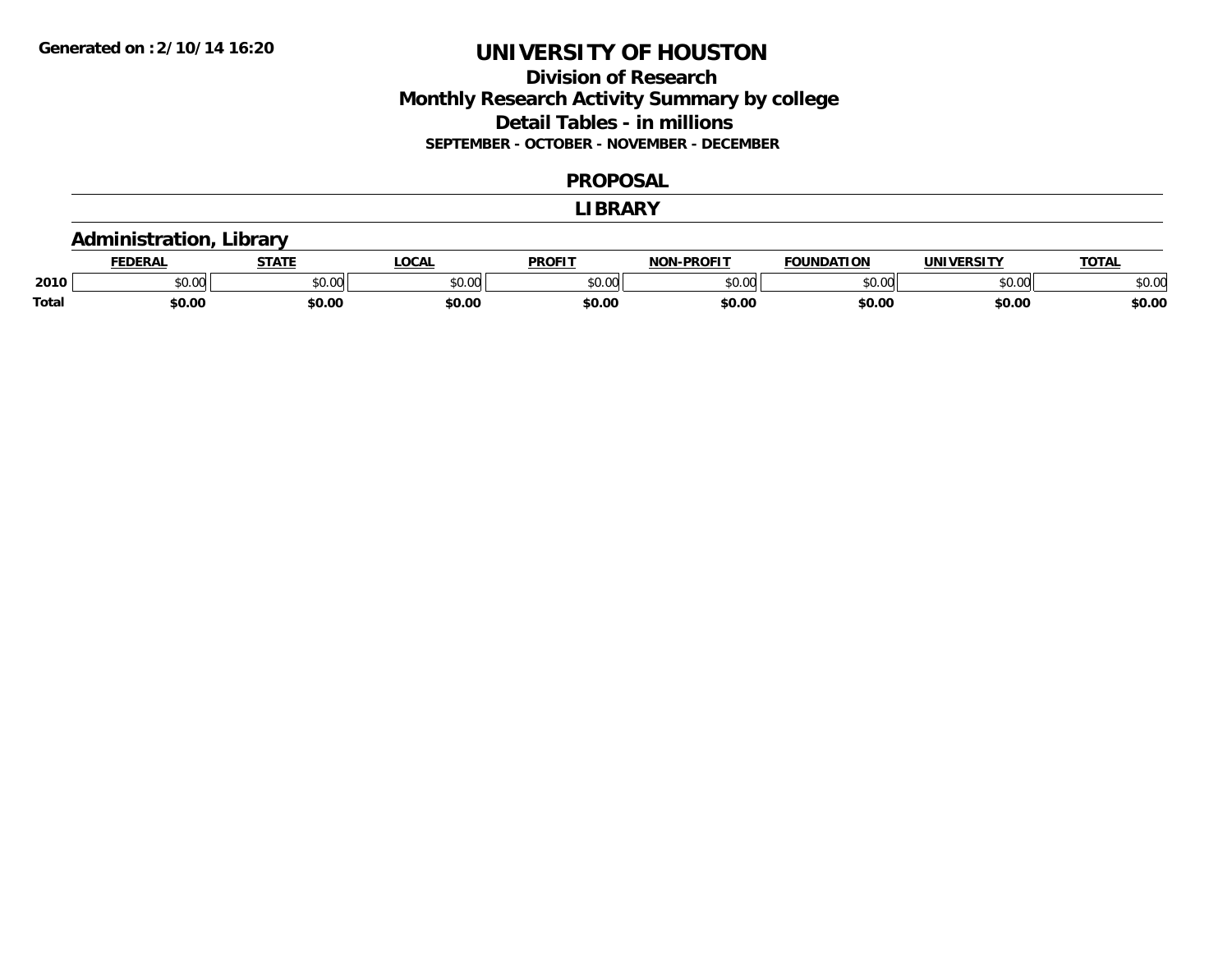Generated on :2/10/14 16:20

# UNIVERSITY OF HOUSTON

## Division of Research

## Monthly Research Activity Summary by college

## Detail Tables - in millions

**SEPTEMBER - OCTOBER - NOVEMBER - DECEMBER**

## PROPOSAL

## LIBRARY

### Administration, Library

| | FEDERAL | STATE | LOCAL | PROFIT | NON-PROFIT | FOUNDATION | UNIVERSITY | TOTAL |
|---|---|---|---|---|---|---|---|---|
| 2010 | $0.00 | $0.00 | $0.00 | $0.00 | $0.00 | $0.00 | $0.00 | $0.00 |
| **Total** | **$0.00** | **$0.00** | **$0.00** | **$0.00** | **$0.00** | **$0.00** | **$0.00** | **$0.00** |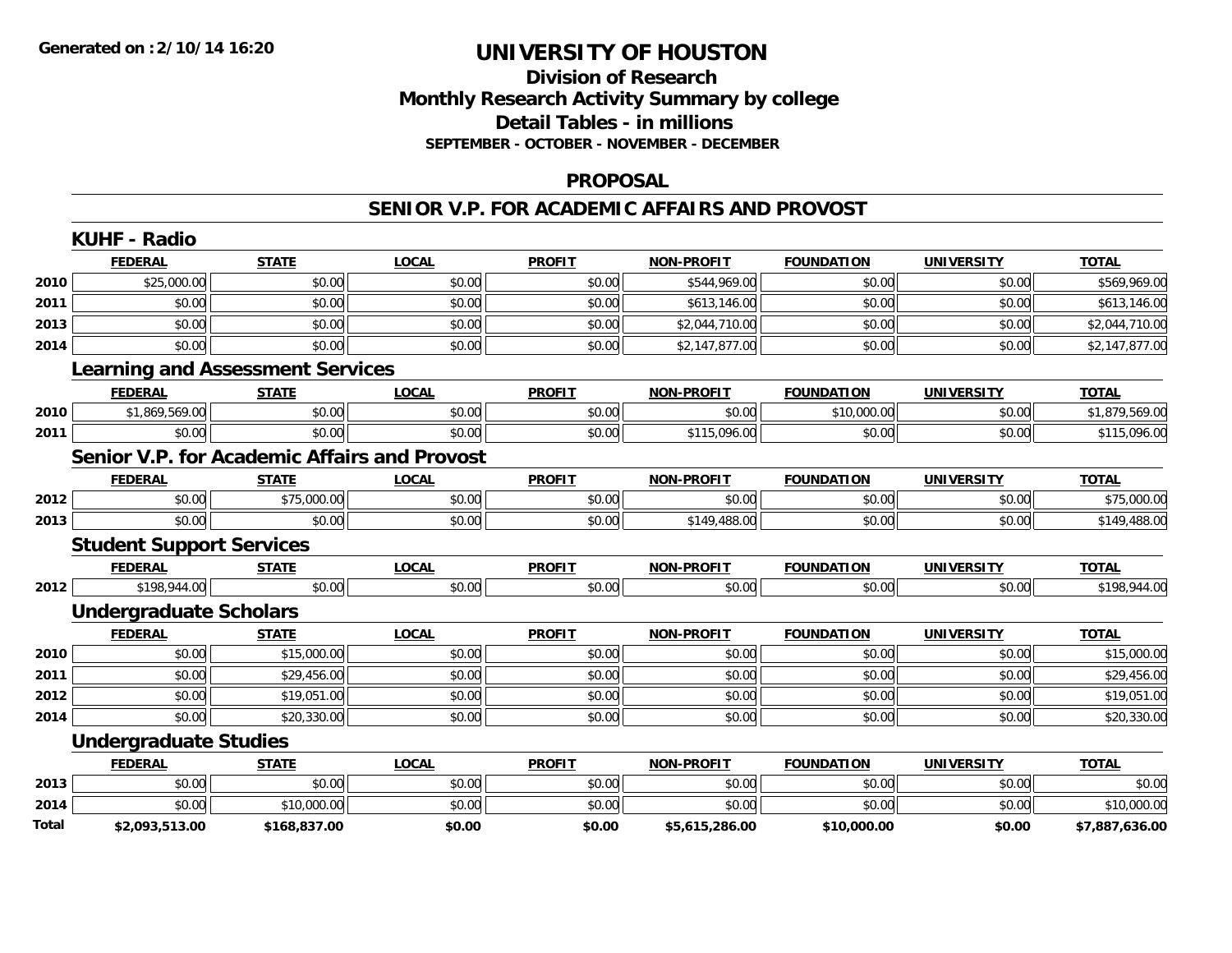Generated on :2/10/14 16:20

# UNIVERSITY OF HOUSTON

## Division of Research
## Monthly Research Activity Summary by college
## Detail Tables - in millions
### SEPTEMBER - OCTOBER - NOVEMBER - DECEMBER

## PROPOSAL

## SENIOR V.P. FOR ACADEMIC AFFAIRS AND PROVOST

### KUHF - Radio

| | FEDERAL | STATE | LOCAL | PROFIT | NON-PROFIT | FOUNDATION | UNIVERSITY | TOTAL |
|---|---|---|---|---|---|---|---|---|
| 2010 | $25,000.00 | $0.00 | $0.00 | $0.00 | $544,969.00 | $0.00 | $0.00 | $569,969.00 |
| 2011 | $0.00 | $0.00 | $0.00 | $0.00 | $613,146.00 | $0.00 | $0.00 | $613,146.00 |
| 2013 | $0.00 | $0.00 | $0.00 | $0.00 | $2,044,710.00 | $0.00 | $0.00 | $2,044,710.00 |
| 2014 | $0.00 | $0.00 | $0.00 | $0.00 | $2,147,877.00 | $0.00 | $0.00 | $2,147,877.00 |

### Learning and Assessment Services

| | FEDERAL | STATE | LOCAL | PROFIT | NON-PROFIT | FOUNDATION | UNIVERSITY | TOTAL |
|---|---|---|---|---|---|---|---|---|
| 2010 | $1,869,569.00 | $0.00 | $0.00 | $0.00 | $0.00 | $10,000.00 | $0.00 | $1,879,569.00 |
| 2011 | $0.00 | $0.00 | $0.00 | $0.00 | $115,096.00 | $0.00 | $0.00 | $115,096.00 |

### Senior V.P. for Academic Affairs and Provost

| | FEDERAL | STATE | LOCAL | PROFIT | NON-PROFIT | FOUNDATION | UNIVERSITY | TOTAL |
|---|---|---|---|---|---|---|---|---|
| 2012 | $0.00 | $75,000.00 | $0.00 | $0.00 | $0.00 | $0.00 | $0.00 | $75,000.00 |
| 2013 | $0.00 | $0.00 | $0.00 | $0.00 | $149,488.00 | $0.00 | $0.00 | $149,488.00 |

### Student Support Services

| | FEDERAL | STATE | LOCAL | PROFIT | NON-PROFIT | FOUNDATION | UNIVERSITY | TOTAL |
|---|---|---|---|---|---|---|---|---|
| 2012 | $198,944.00 | $0.00 | $0.00 | $0.00 | $0.00 | $0.00 | $0.00 | $198,944.00 |

### Undergraduate Scholars

| | FEDERAL | STATE | LOCAL | PROFIT | NON-PROFIT | FOUNDATION | UNIVERSITY | TOTAL |
|---|---|---|---|---|---|---|---|---|
| 2010 | $0.00 | $15,000.00 | $0.00 | $0.00 | $0.00 | $0.00 | $0.00 | $15,000.00 |
| 2011 | $0.00 | $29,456.00 | $0.00 | $0.00 | $0.00 | $0.00 | $0.00 | $29,456.00 |
| 2012 | $0.00 | $19,051.00 | $0.00 | $0.00 | $0.00 | $0.00 | $0.00 | $19,051.00 |
| 2014 | $0.00 | $20,330.00 | $0.00 | $0.00 | $0.00 | $0.00 | $0.00 | $20,330.00 |

### Undergraduate Studies

| | FEDERAL | STATE | LOCAL | PROFIT | NON-PROFIT | FOUNDATION | UNIVERSITY | TOTAL |
|---|---|---|---|---|---|---|---|---|
| 2013 | $0.00 | $0.00 | $0.00 | $0.00 | $0.00 | $0.00 | $0.00 | $0.00 |
| 2014 | $0.00 | $10,000.00 | $0.00 | $0.00 | $0.00 | $0.00 | $0.00 | $10,000.00 |
| **Total** | **$2,093,513.00** | **$168,837.00** | **$0.00** | **$0.00** | **$5,615,286.00** | **$10,000.00** | **$0.00** | **$7,887,636.00** |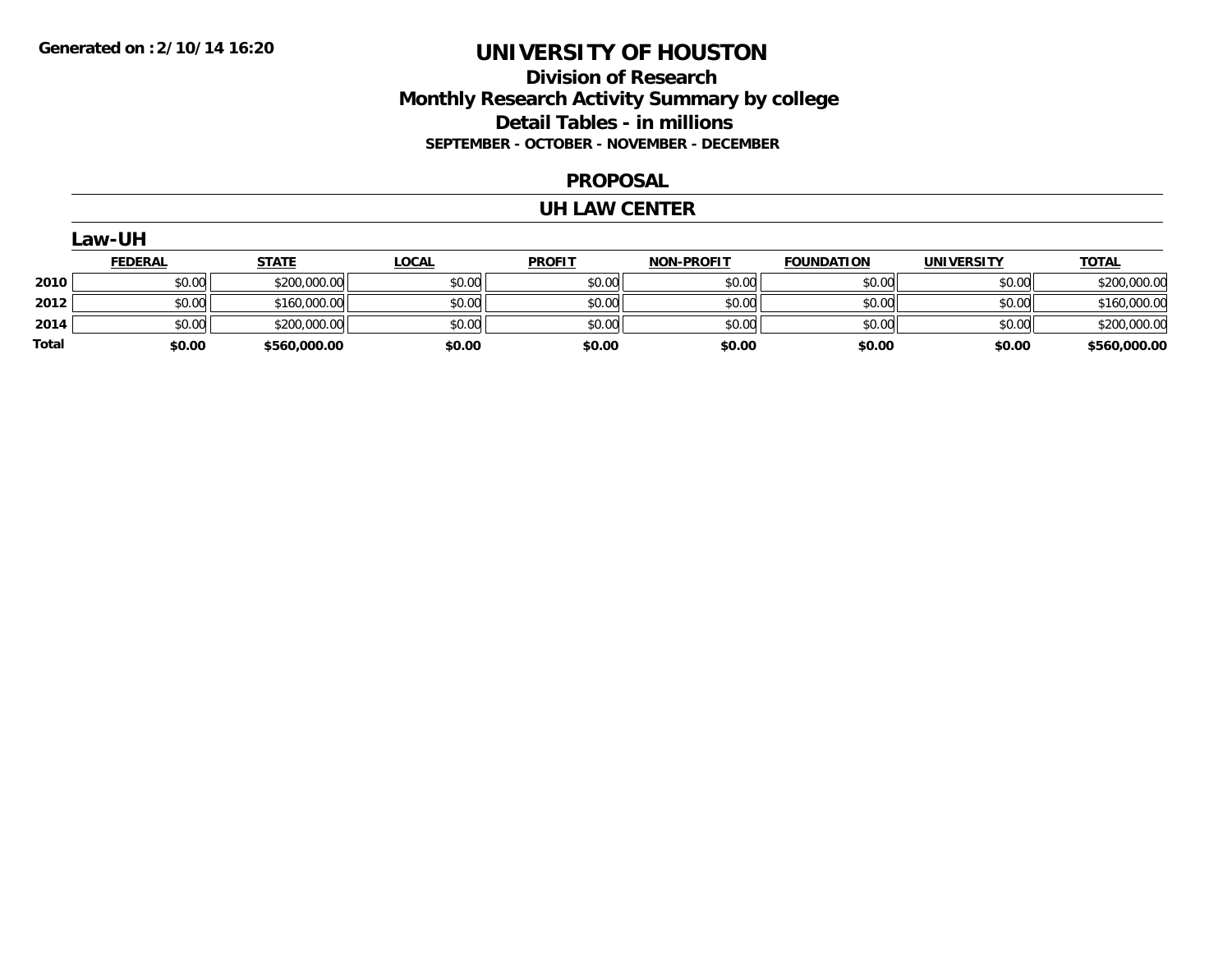Generated on :2/10/14 16:20

# UNIVERSITY OF HOUSTON

## Division of Research
## Monthly Research Activity Summary by college
## Detail Tables - in millions

**SEPTEMBER - OCTOBER - NOVEMBER - DECEMBER**

## PROPOSAL

## UH LAW CENTER

### Law-UH

| | FEDERAL | STATE | LOCAL | PROFIT | NON-PROFIT | FOUNDATION | UNIVERSITY | TOTAL |
|---|---|---|---|---|---|---|---|---|
| **2010** | $0.00 | $200,000.00 | $0.00 | $0.00 | $0.00 | $0.00 | $0.00 | $200,000.00 |
| **2012** | $0.00 | $160,000.00 | $0.00 | $0.00 | $0.00 | $0.00 | $0.00 | $160,000.00 |
| **2014** | $0.00 | $200,000.00 | $0.00 | $0.00 | $0.00 | $0.00 | $0.00 | $200,000.00 |
| **Total** | **$0.00** | **$560,000.00** | **$0.00** | **$0.00** | **$0.00** | **$0.00** | **$0.00** | **$560,000.00** |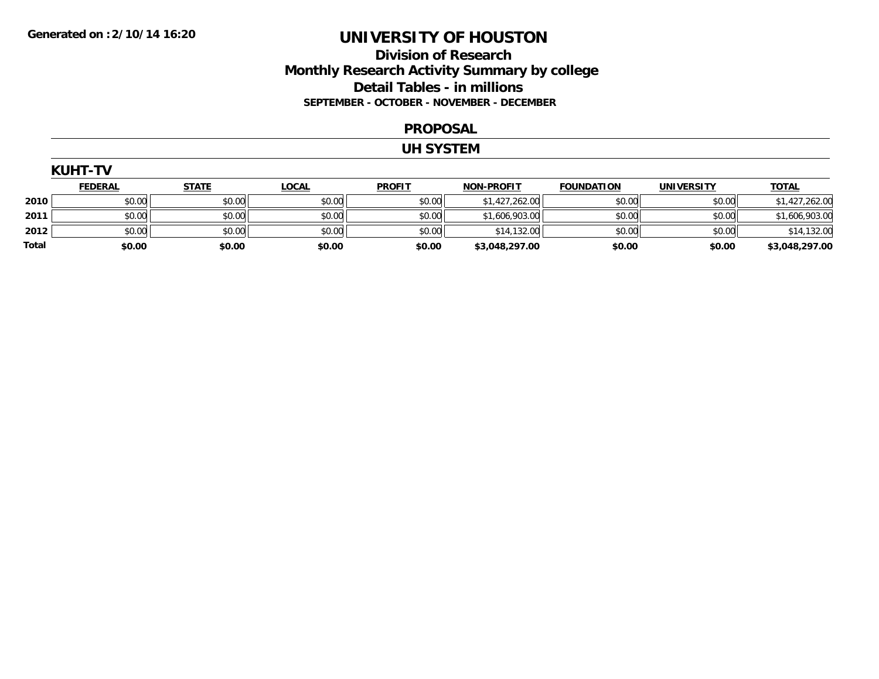Generated on :2/10/14 16:20

# UNIVERSITY OF HOUSTON

## Division of Research
## Monthly Research Activity Summary by college
## Detail Tables - in millions
### SEPTEMBER - OCTOBER - NOVEMBER - DECEMBER

## PROPOSAL

## UH SYSTEM

### KUHT-TV

| | FEDERAL | STATE | LOCAL | PROFIT | NON-PROFIT | FOUNDATION | UNIVERSITY | TOTAL |
|---|---|---|---|---|---|---|---|---|
| 2010 | $0.00 | $0.00 | $0.00 | $0.00 | $1,427,262.00 | $0.00 | $0.00 | $1,427,262.00 |
| 2011 | $0.00 | $0.00 | $0.00 | $0.00 | $1,606,903.00 | $0.00 | $0.00 | $1,606,903.00 |
| 2012 | $0.00 | $0.00 | $0.00 | $0.00 | $14,132.00 | $0.00 | $0.00 | $14,132.00 |
| **Total** | **$0.00** | **$0.00** | **$0.00** | **$0.00** | **$3,048,297.00** | **$0.00** | **$0.00** | **$3,048,297.00** |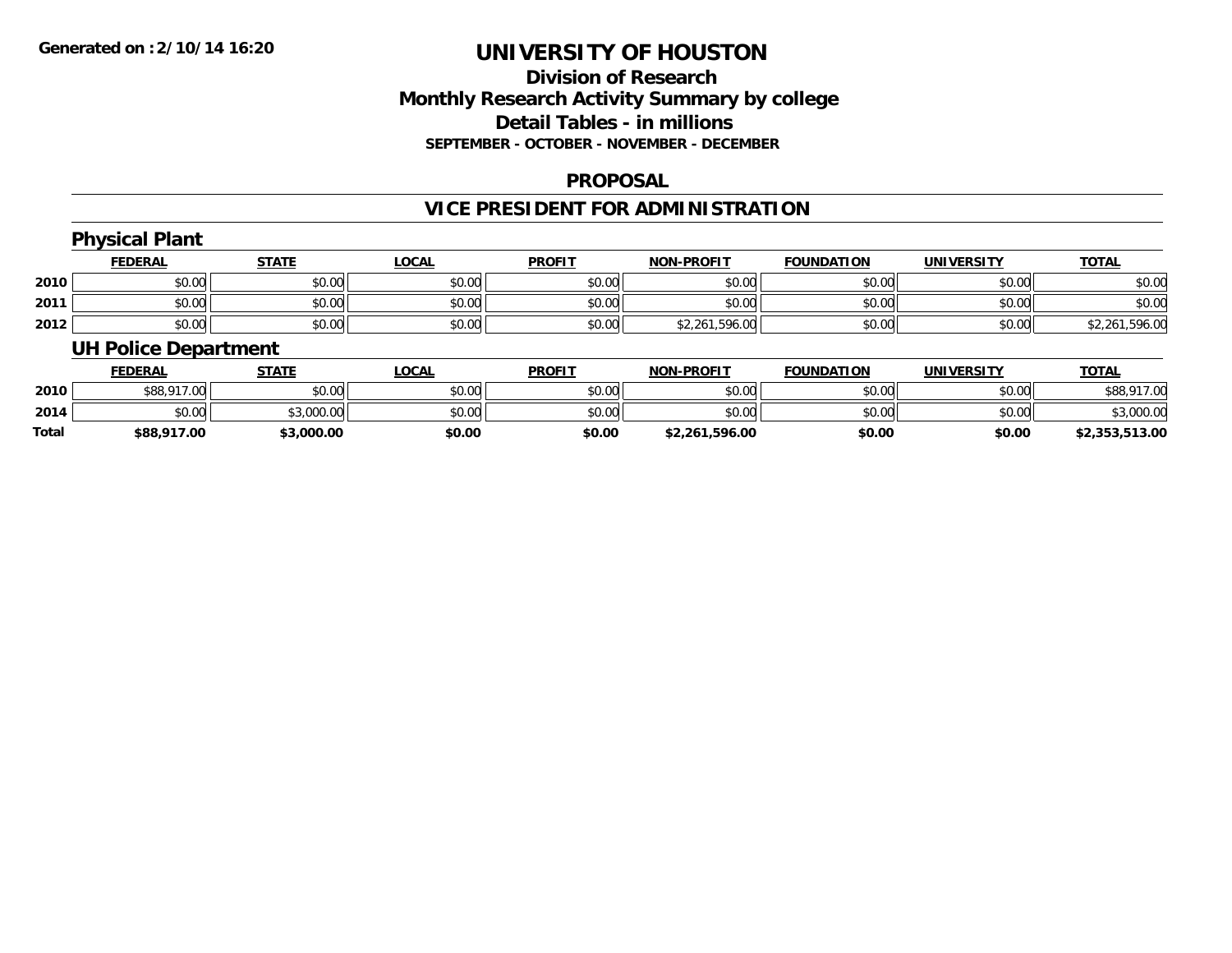Generated on :2/10/14 16:20

# UNIVERSITY OF HOUSTON

## Division of Research
## Monthly Research Activity Summary by college
## Detail Tables - in millions
### SEPTEMBER - OCTOBER - NOVEMBER - DECEMBER

## PROPOSAL

## VICE PRESIDENT FOR ADMINISTRATION

### Physical Plant

| | FEDERAL | STATE | LOCAL | PROFIT | NON-PROFIT | FOUNDATION | UNIVERSITY | TOTAL |
|---|---|---|---|---|---|---|---|---|
| 2010 | $0.00 | $0.00 | $0.00 | $0.00 | $0.00 | $0.00 | $0.00 | $0.00 |
| 2011 | $0.00 | $0.00 | $0.00 | $0.00 | $0.00 | $0.00 | $0.00 | $0.00 |
| 2012 | $0.00 | $0.00 | $0.00 | $0.00 | $2,261,596.00 | $0.00 | $0.00 | $2,261,596.00 |

### UH Police Department

| | FEDERAL | STATE | LOCAL | PROFIT | NON-PROFIT | FOUNDATION | UNIVERSITY | TOTAL |
|---|---|---|---|---|---|---|---|---|
| 2010 | $88,917.00 | $0.00 | $0.00 | $0.00 | $0.00 | $0.00 | $0.00 | $88,917.00 |
| 2014 | $0.00 | $3,000.00 | $0.00 | $0.00 | $0.00 | $0.00 | $0.00 | $3,000.00 |
| **Total** | **$88,917.00** | **$3,000.00** | **$0.00** | **$0.00** | **$2,261,596.00** | **$0.00** | **$0.00** | **$2,353,513.00** |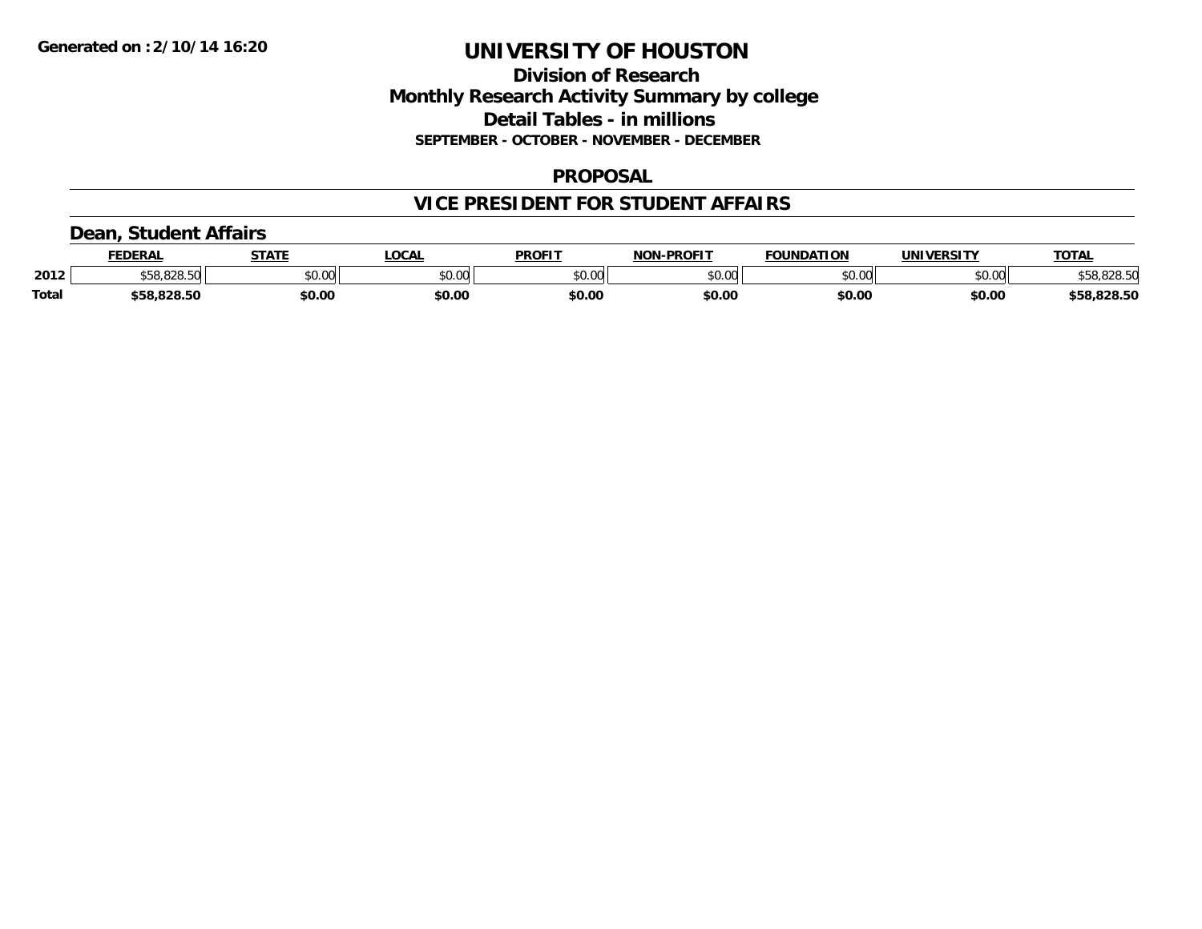**Generated on :2/10/14 16:20**

# UNIVERSITY OF HOUSTON

## Division of Research
## Monthly Research Activity Summary by college
## Detail Tables - in millions
### SEPTEMBER - OCTOBER - NOVEMBER - DECEMBER

## PROPOSAL

## VICE PRESIDENT FOR STUDENT AFFAIRS

### Dean, Student Affairs

| | FEDERAL | STATE | LOCAL | PROFIT | NON-PROFIT | FOUNDATION | UNIVERSITY | TOTAL |
|---|---|---|---|---|---|---|---|---|
| 2012 | $58,828.50 | $0.00 | $0.00 | $0.00 | $0.00 | $0.00 | $0.00 | $58,828.50 |
| **Total** | **$58,828.50** | **$0.00** | **$0.00** | **$0.00** | **$0.00** | **$0.00** | **$0.00** | **$58,828.50** |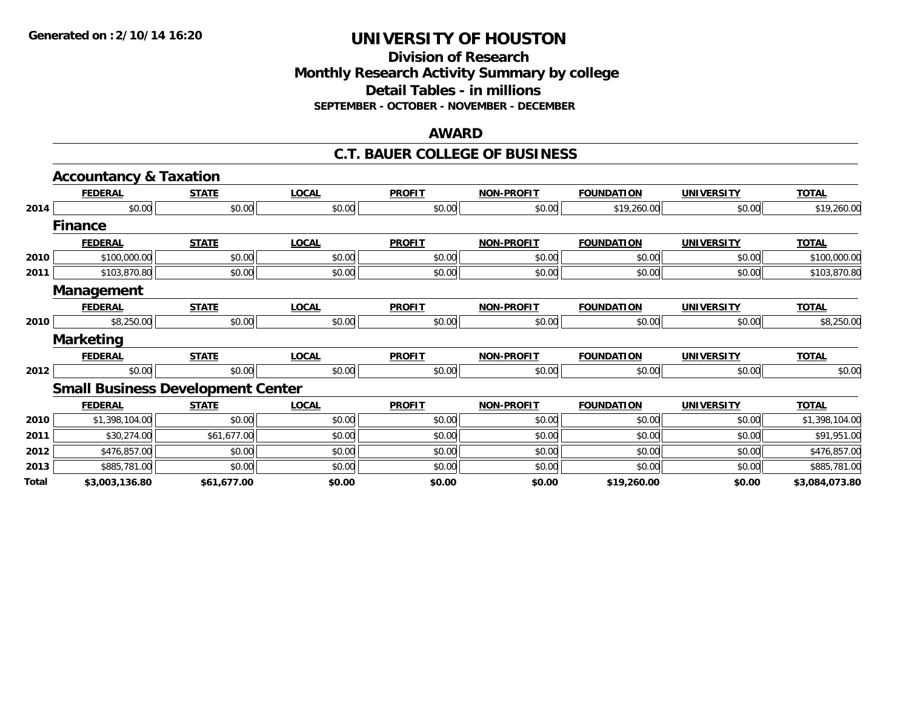# UNIVERSITY OF HOUSTON

## Division of Research
## Monthly Research Activity Summary by college
## Detail Tables - in millions
### SEPTEMBER - OCTOBER - NOVEMBER - DECEMBER

## AWARD

## C.T. BAUER COLLEGE OF BUSINESS

### Accountancy & Taxation

| | FEDERAL | STATE | LOCAL | PROFIT | NON-PROFIT | FOUNDATION | UNIVERSITY | TOTAL |
|---|---|---|---|---|---|---|---|---|
| 2014 | $0.00 | $0.00 | $0.00 | $0.00 | $0.00 | $19,260.00 | $0.00 | $19,260.00 |

### Finance

| | FEDERAL | STATE | LOCAL | PROFIT | NON-PROFIT | FOUNDATION | UNIVERSITY | TOTAL |
|---|---|---|---|---|---|---|---|---|
| 2010 | $100,000.00 | $0.00 | $0.00 | $0.00 | $0.00 | $0.00 | $0.00 | $100,000.00 |
| 2011 | $103,870.80 | $0.00 | $0.00 | $0.00 | $0.00 | $0.00 | $0.00 | $103,870.80 |

### Management

| | FEDERAL | STATE | LOCAL | PROFIT | NON-PROFIT | FOUNDATION | UNIVERSITY | TOTAL |
|---|---|---|---|---|---|---|---|---|
| 2010 | $8,250.00 | $0.00 | $0.00 | $0.00 | $0.00 | $0.00 | $0.00 | $8,250.00 |

### Marketing

| | FEDERAL | STATE | LOCAL | PROFIT | NON-PROFIT | FOUNDATION | UNIVERSITY | TOTAL |
|---|---|---|---|---|---|---|---|---|
| 2012 | $0.00 | $0.00 | $0.00 | $0.00 | $0.00 | $0.00 | $0.00 | $0.00 |

### Small Business Development Center

| | FEDERAL | STATE | LOCAL | PROFIT | NON-PROFIT | FOUNDATION | UNIVERSITY | TOTAL |
|---|---|---|---|---|---|---|---|---|
| 2010 | $1,398,104.00 | $0.00 | $0.00 | $0.00 | $0.00 | $0.00 | $0.00 | $1,398,104.00 |
| 2011 | $30,274.00 | $61,677.00 | $0.00 | $0.00 | $0.00 | $0.00 | $0.00 | $91,951.00 |
| 2012 | $476,857.00 | $0.00 | $0.00 | $0.00 | $0.00 | $0.00 | $0.00 | $476,857.00 |
| 2013 | $885,781.00 | $0.00 | $0.00 | $0.00 | $0.00 | $0.00 | $0.00 | $885,781.00 |
| **Total** | **$3,003,136.80** | **$61,677.00** | **$0.00** | **$0.00** | **$0.00** | **$19,260.00** | **$0.00** | **$3,084,073.80** |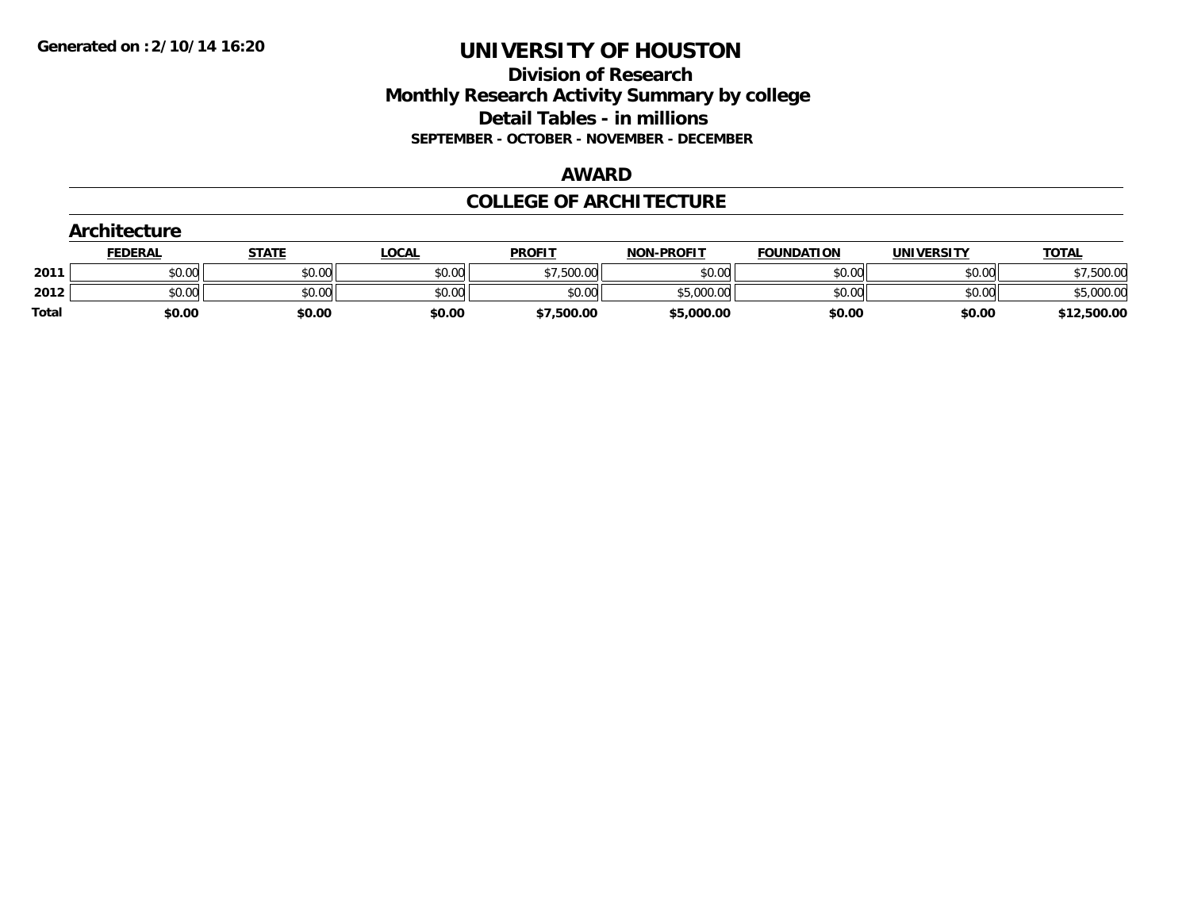**Generated on :2/10/14 16:20**

# UNIVERSITY OF HOUSTON

## Division of Research
## Monthly Research Activity Summary by college
## Detail Tables - in millions

**SEPTEMBER - OCTOBER - NOVEMBER - DECEMBER**

## AWARD

## COLLEGE OF ARCHITECTURE

### Architecture

| | FEDERAL | STATE | LOCAL | PROFIT | NON-PROFIT | FOUNDATION | UNIVERSITY | TOTAL |
|---|---|---|---|---|---|---|---|---|
| **2011** | $0.00 | $0.00 | $0.00 | $7,500.00 | $0.00 | $0.00 | $0.00 | $7,500.00 |
| **2012** | $0.00 | $0.00 | $0.00 | $0.00 | $5,000.00 | $0.00 | $0.00 | $5,000.00 |
| **Total** | **$0.00** | **$0.00** | **$0.00** | **$7,500.00** | **$5,000.00** | **$0.00** | **$0.00** | **$12,500.00** |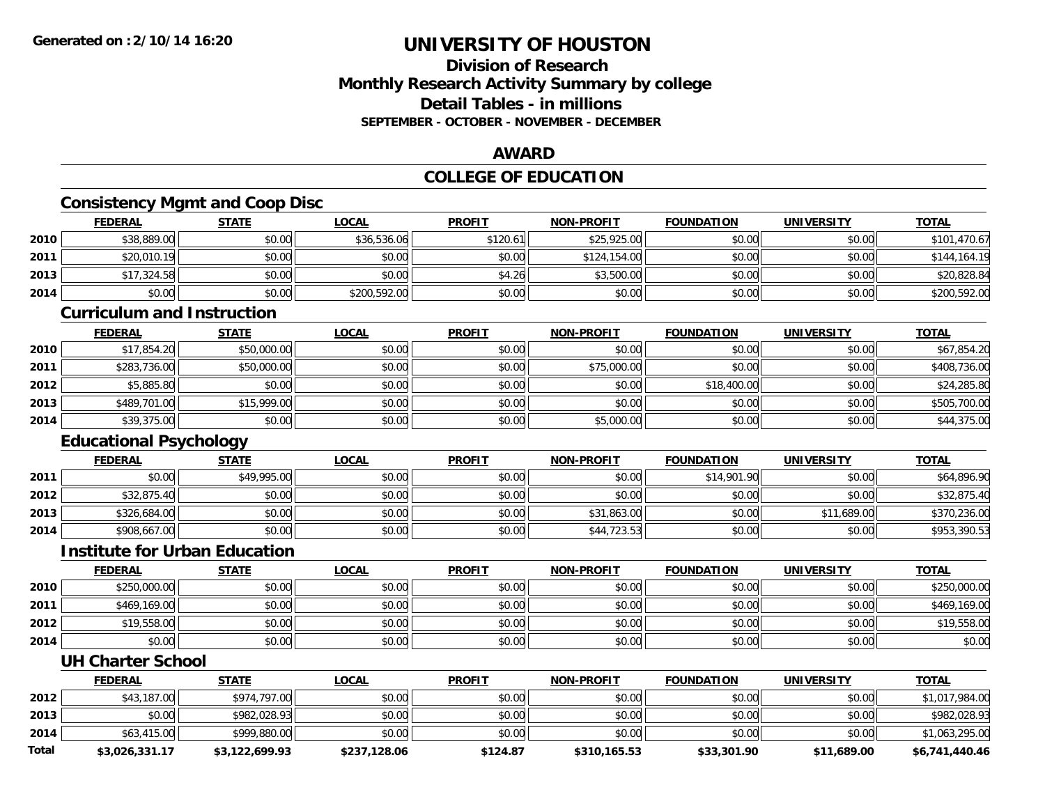# UNIVERSITY OF HOUSTON

## Division of Research
## Monthly Research Activity Summary by college
## Detail Tables - in millions
### SEPTEMBER - OCTOBER - NOVEMBER - DECEMBER

## AWARD

## COLLEGE OF EDUCATION

### Consistency Mgmt and Coop Disc

| | FEDERAL | STATE | LOCAL | PROFIT | NON-PROFIT | FOUNDATION | UNIVERSITY | TOTAL |
|---|---|---|---|---|---|---|---|---|
| 2010 | $38,889.00 | $0.00 | $36,536.06 | $120.61 | $25,925.00 | $0.00 | $0.00 | $101,470.67 |
| 2011 | $20,010.19 | $0.00 | $0.00 | $0.00 | $124,154.00 | $0.00 | $0.00 | $144,164.19 |
| 2013 | $17,324.58 | $0.00 | $0.00 | $4.26 | $3,500.00 | $0.00 | $0.00 | $20,828.84 |
| 2014 | $0.00 | $0.00 | $200,592.00 | $0.00 | $0.00 | $0.00 | $0.00 | $200,592.00 |

### Curriculum and Instruction

| | FEDERAL | STATE | LOCAL | PROFIT | NON-PROFIT | FOUNDATION | UNIVERSITY | TOTAL |
|---|---|---|---|---|---|---|---|---|
| 2010 | $17,854.20 | $50,000.00 | $0.00 | $0.00 | $0.00 | $0.00 | $0.00 | $67,854.20 |
| 2011 | $283,736.00 | $50,000.00 | $0.00 | $0.00 | $75,000.00 | $0.00 | $0.00 | $408,736.00 |
| 2012 | $5,885.80 | $0.00 | $0.00 | $0.00 | $0.00 | $18,400.00 | $0.00 | $24,285.80 |
| 2013 | $489,701.00 | $15,999.00 | $0.00 | $0.00 | $0.00 | $0.00 | $0.00 | $505,700.00 |
| 2014 | $39,375.00 | $0.00 | $0.00 | $0.00 | $5,000.00 | $0.00 | $0.00 | $44,375.00 |

### Educational Psychology

| | FEDERAL | STATE | LOCAL | PROFIT | NON-PROFIT | FOUNDATION | UNIVERSITY | TOTAL |
|---|---|---|---|---|---|---|---|---|
| 2011 | $0.00 | $49,995.00 | $0.00 | $0.00 | $0.00 | $14,901.90 | $0.00 | $64,896.90 |
| 2012 | $32,875.40 | $0.00 | $0.00 | $0.00 | $0.00 | $0.00 | $0.00 | $32,875.40 |
| 2013 | $326,684.00 | $0.00 | $0.00 | $0.00 | $31,863.00 | $0.00 | $11,689.00 | $370,236.00 |
| 2014 | $908,667.00 | $0.00 | $0.00 | $0.00 | $44,723.53 | $0.00 | $0.00 | $953,390.53 |

### Institute for Urban Education

| | FEDERAL | STATE | LOCAL | PROFIT | NON-PROFIT | FOUNDATION | UNIVERSITY | TOTAL |
|---|---|---|---|---|---|---|---|---|
| 2010 | $250,000.00 | $0.00 | $0.00 | $0.00 | $0.00 | $0.00 | $0.00 | $250,000.00 |
| 2011 | $469,169.00 | $0.00 | $0.00 | $0.00 | $0.00 | $0.00 | $0.00 | $469,169.00 |
| 2012 | $19,558.00 | $0.00 | $0.00 | $0.00 | $0.00 | $0.00 | $0.00 | $19,558.00 |
| 2014 | $0.00 | $0.00 | $0.00 | $0.00 | $0.00 | $0.00 | $0.00 | $0.00 |

### UH Charter School

| | FEDERAL | STATE | LOCAL | PROFIT | NON-PROFIT | FOUNDATION | UNIVERSITY | TOTAL |
|---|---|---|---|---|---|---|---|---|
| 2012 | $43,187.00 | $974,797.00 | $0.00 | $0.00 | $0.00 | $0.00 | $0.00 | $1,017,984.00 |
| 2013 | $0.00 | $982,028.93 | $0.00 | $0.00 | $0.00 | $0.00 | $0.00 | $982,028.93 |
| 2014 | $63,415.00 | $999,880.00 | $0.00 | $0.00 | $0.00 | $0.00 | $0.00 | $1,063,295.00 |
| **Total** | **$3,026,331.17** | **$3,122,699.93** | **$237,128.06** | **$124.87** | **$310,165.53** | **$33,301.90** | **$11,689.00** | **$6,741,440.46** |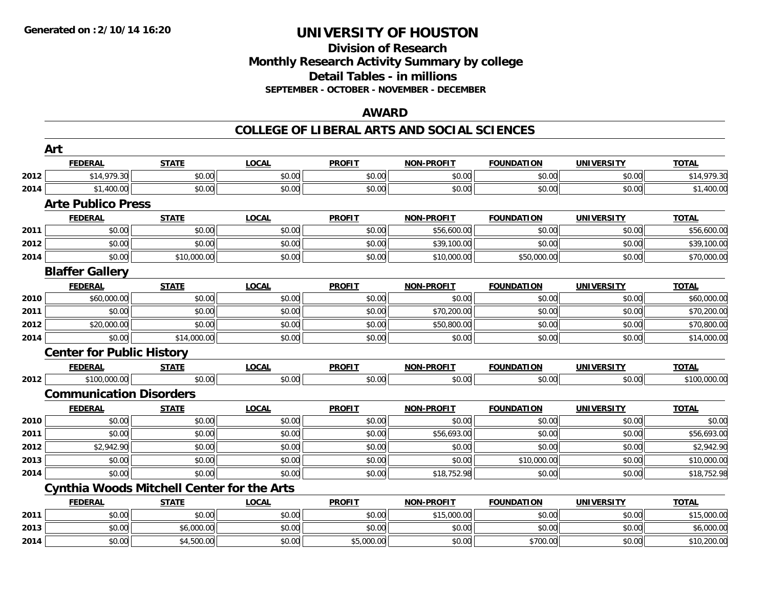**Generated on :2/10/14 16:20**

# UNIVERSITY OF HOUSTON

## Division of Research
## Monthly Research Activity Summary by college
## Detail Tables - in millions
### SEPTEMBER - OCTOBER - NOVEMBER - DECEMBER

## AWARD

## COLLEGE OF LIBERAL ARTS AND SOCIAL SCIENCES

### Art

| | FEDERAL | STATE | LOCAL | PROFIT | NON-PROFIT | FOUNDATION | UNIVERSITY | TOTAL |
|---|---|---|---|---|---|---|---|---|
| 2012 | $14,979.30 | $0.00 | $0.00 | $0.00 | $0.00 | $0.00 | $0.00 | $14,979.30 |
| 2014 | $1,400.00 | $0.00 | $0.00 | $0.00 | $0.00 | $0.00 | $0.00 | $1,400.00 |

### Arte Publico Press

| | FEDERAL | STATE | LOCAL | PROFIT | NON-PROFIT | FOUNDATION | UNIVERSITY | TOTAL |
|---|---|---|---|---|---|---|---|---|
| 2011 | $0.00 | $0.00 | $0.00 | $0.00 | $56,600.00 | $0.00 | $0.00 | $56,600.00 |
| 2012 | $0.00 | $0.00 | $0.00 | $0.00 | $39,100.00 | $0.00 | $0.00 | $39,100.00 |
| 2014 | $0.00 | $10,000.00 | $0.00 | $0.00 | $10,000.00 | $50,000.00 | $0.00 | $70,000.00 |

### Blaffer Gallery

| | FEDERAL | STATE | LOCAL | PROFIT | NON-PROFIT | FOUNDATION | UNIVERSITY | TOTAL |
|---|---|---|---|---|---|---|---|---|
| 2010 | $60,000.00 | $0.00 | $0.00 | $0.00 | $0.00 | $0.00 | $0.00 | $60,000.00 |
| 2011 | $0.00 | $0.00 | $0.00 | $0.00 | $70,200.00 | $0.00 | $0.00 | $70,200.00 |
| 2012 | $20,000.00 | $0.00 | $0.00 | $0.00 | $50,800.00 | $0.00 | $0.00 | $70,800.00 |
| 2014 | $0.00 | $14,000.00 | $0.00 | $0.00 | $0.00 | $0.00 | $0.00 | $14,000.00 |

### Center for Public History

| | FEDERAL | STATE | LOCAL | PROFIT | NON-PROFIT | FOUNDATION | UNIVERSITY | TOTAL |
|---|---|---|---|---|---|---|---|---|
| 2012 | $100,000.00 | $0.00 | $0.00 | $0.00 | $0.00 | $0.00 | $0.00 | $100,000.00 |

### Communication Disorders

| | FEDERAL | STATE | LOCAL | PROFIT | NON-PROFIT | FOUNDATION | UNIVERSITY | TOTAL |
|---|---|---|---|---|---|---|---|---|
| 2010 | $0.00 | $0.00 | $0.00 | $0.00 | $0.00 | $0.00 | $0.00 | $0.00 |
| 2011 | $0.00 | $0.00 | $0.00 | $0.00 | $56,693.00 | $0.00 | $0.00 | $56,693.00 |
| 2012 | $2,942.90 | $0.00 | $0.00 | $0.00 | $0.00 | $0.00 | $0.00 | $2,942.90 |
| 2013 | $0.00 | $0.00 | $0.00 | $0.00 | $0.00 | $10,000.00 | $0.00 | $10,000.00 |
| 2014 | $0.00 | $0.00 | $0.00 | $0.00 | $18,752.98 | $0.00 | $0.00 | $18,752.98 |

### Cynthia Woods Mitchell Center for the Arts

| | FEDERAL | STATE | LOCAL | PROFIT | NON-PROFIT | FOUNDATION | UNIVERSITY | TOTAL |
|---|---|---|---|---|---|---|---|---|
| 2011 | $0.00 | $0.00 | $0.00 | $0.00 | $15,000.00 | $0.00 | $0.00 | $15,000.00 |
| 2013 | $0.00 | $6,000.00 | $0.00 | $0.00 | $0.00 | $0.00 | $0.00 | $6,000.00 |
| 2014 | $0.00 | $4,500.00 | $0.00 | $5,000.00 | $0.00 | $700.00 | $0.00 | $10,200.00 |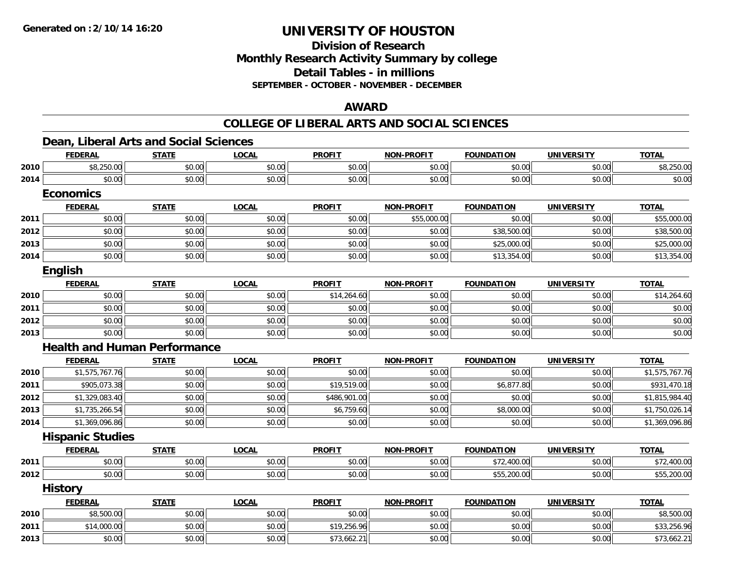**Generated on :2/10/14 16:20**

# UNIVERSITY OF HOUSTON

## Division of Research
## Monthly Research Activity Summary by college
## Detail Tables - in millions
### SEPTEMBER - OCTOBER - NOVEMBER - DECEMBER

## AWARD

## COLLEGE OF LIBERAL ARTS AND SOCIAL SCIENCES

### Dean, Liberal Arts and Social Sciences

| | FEDERAL | STATE | LOCAL | PROFIT | NON-PROFIT | FOUNDATION | UNIVERSITY | TOTAL |
|---|---|---|---|---|---|---|---|---|
| 2010 | $8,250.00 | $0.00 | $0.00 | $0.00 | $0.00 | $0.00 | $0.00 | $8,250.00 |
| 2014 | $0.00 | $0.00 | $0.00 | $0.00 | $0.00 | $0.00 | $0.00 | $0.00 |

### Economics

| | FEDERAL | STATE | LOCAL | PROFIT | NON-PROFIT | FOUNDATION | UNIVERSITY | TOTAL |
|---|---|---|---|---|---|---|---|---|
| 2011 | $0.00 | $0.00 | $0.00 | $0.00 | $55,000.00 | $0.00 | $0.00 | $55,000.00 |
| 2012 | $0.00 | $0.00 | $0.00 | $0.00 | $0.00 | $38,500.00 | $0.00 | $38,500.00 |
| 2013 | $0.00 | $0.00 | $0.00 | $0.00 | $0.00 | $25,000.00 | $0.00 | $25,000.00 |
| 2014 | $0.00 | $0.00 | $0.00 | $0.00 | $0.00 | $13,354.00 | $0.00 | $13,354.00 |

### English

| | FEDERAL | STATE | LOCAL | PROFIT | NON-PROFIT | FOUNDATION | UNIVERSITY | TOTAL |
|---|---|---|---|---|---|---|---|---|
| 2010 | $0.00 | $0.00 | $0.00 | $14,264.60 | $0.00 | $0.00 | $0.00 | $14,264.60 |
| 2011 | $0.00 | $0.00 | $0.00 | $0.00 | $0.00 | $0.00 | $0.00 | $0.00 |
| 2012 | $0.00 | $0.00 | $0.00 | $0.00 | $0.00 | $0.00 | $0.00 | $0.00 |
| 2013 | $0.00 | $0.00 | $0.00 | $0.00 | $0.00 | $0.00 | $0.00 | $0.00 |

### Health and Human Performance

| | FEDERAL | STATE | LOCAL | PROFIT | NON-PROFIT | FOUNDATION | UNIVERSITY | TOTAL |
|---|---|---|---|---|---|---|---|---|
| 2010 | $1,575,767.76 | $0.00 | $0.00 | $0.00 | $0.00 | $0.00 | $0.00 | $1,575,767.76 |
| 2011 | $905,073.38 | $0.00 | $0.00 | $19,519.00 | $0.00 | $6,877.80 | $0.00 | $931,470.18 |
| 2012 | $1,329,083.40 | $0.00 | $0.00 | $486,901.00 | $0.00 | $0.00 | $0.00 | $1,815,984.40 |
| 2013 | $1,735,266.54 | $0.00 | $0.00 | $6,759.60 | $0.00 | $8,000.00 | $0.00 | $1,750,026.14 |
| 2014 | $1,369,096.86 | $0.00 | $0.00 | $0.00 | $0.00 | $0.00 | $0.00 | $1,369,096.86 |

### Hispanic Studies

| | FEDERAL | STATE | LOCAL | PROFIT | NON-PROFIT | FOUNDATION | UNIVERSITY | TOTAL |
|---|---|---|---|---|---|---|---|---|
| 2011 | $0.00 | $0.00 | $0.00 | $0.00 | $0.00 | $72,400.00 | $0.00 | $72,400.00 |
| 2012 | $0.00 | $0.00 | $0.00 | $0.00 | $0.00 | $55,200.00 | $0.00 | $55,200.00 |

### History

| | FEDERAL | STATE | LOCAL | PROFIT | NON-PROFIT | FOUNDATION | UNIVERSITY | TOTAL |
|---|---|---|---|---|---|---|---|---|
| 2010 | $8,500.00 | $0.00 | $0.00 | $0.00 | $0.00 | $0.00 | $0.00 | $8,500.00 |
| 2011 | $14,000.00 | $0.00 | $0.00 | $19,256.96 | $0.00 | $0.00 | $0.00 | $33,256.96 |
| 2013 | $0.00 | $0.00 | $0.00 | $73,662.21 | $0.00 | $0.00 | $0.00 | $73,662.21 |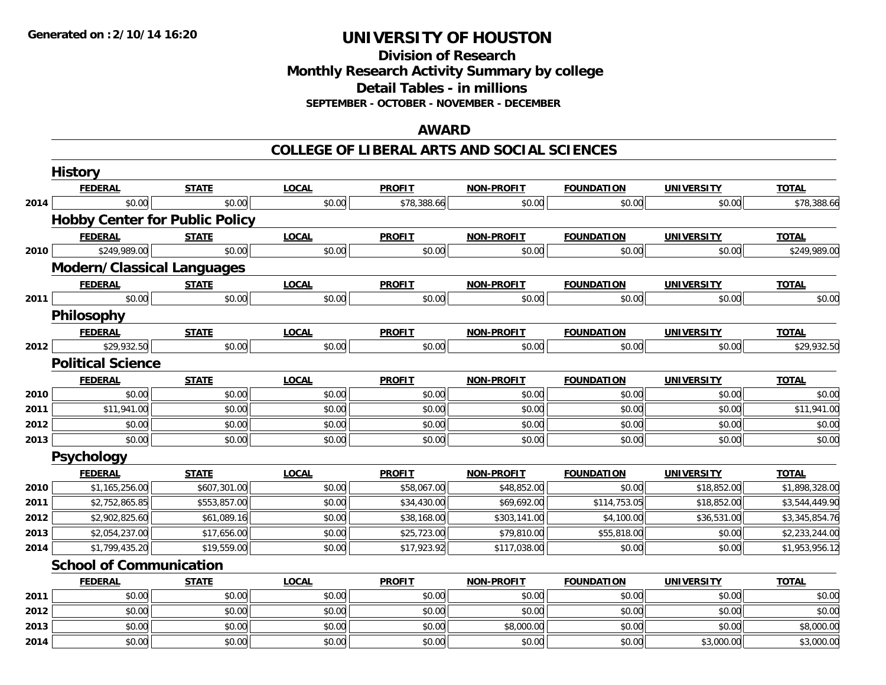**Generated on :2/10/14 16:20**

# UNIVERSITY OF HOUSTON

## Division of Research
## Monthly Research Activity Summary by college
## Detail Tables - in millions
### SEPTEMBER - OCTOBER - NOVEMBER - DECEMBER

## AWARD

## COLLEGE OF LIBERAL ARTS AND SOCIAL SCIENCES

### History

| | FEDERAL | STATE | LOCAL | PROFIT | NON-PROFIT | FOUNDATION | UNIVERSITY | TOTAL |
|---|---|---|---|---|---|---|---|---|
| 2014 | $0.00 | $0.00 | $0.00 | $78,388.66 | $0.00 | $0.00 | $0.00 | $78,388.66 |

### Hobby Center for Public Policy

| | FEDERAL | STATE | LOCAL | PROFIT | NON-PROFIT | FOUNDATION | UNIVERSITY | TOTAL |
|---|---|---|---|---|---|---|---|---|
| 2010 | $249,989.00 | $0.00 | $0.00 | $0.00 | $0.00 | $0.00 | $0.00 | $249,989.00 |

### Modern/Classical Languages

| | FEDERAL | STATE | LOCAL | PROFIT | NON-PROFIT | FOUNDATION | UNIVERSITY | TOTAL |
|---|---|---|---|---|---|---|---|---|
| 2011 | $0.00 | $0.00 | $0.00 | $0.00 | $0.00 | $0.00 | $0.00 | $0.00 |

### Philosophy

| | FEDERAL | STATE | LOCAL | PROFIT | NON-PROFIT | FOUNDATION | UNIVERSITY | TOTAL |
|---|---|---|---|---|---|---|---|---|
| 2012 | $29,932.50 | $0.00 | $0.00 | $0.00 | $0.00 | $0.00 | $0.00 | $29,932.50 |

### Political Science

| | FEDERAL | STATE | LOCAL | PROFIT | NON-PROFIT | FOUNDATION | UNIVERSITY | TOTAL |
|---|---|---|---|---|---|---|---|---|
| 2010 | $0.00 | $0.00 | $0.00 | $0.00 | $0.00 | $0.00 | $0.00 | $0.00 |
| 2011 | $11,941.00 | $0.00 | $0.00 | $0.00 | $0.00 | $0.00 | $0.00 | $11,941.00 |
| 2012 | $0.00 | $0.00 | $0.00 | $0.00 | $0.00 | $0.00 | $0.00 | $0.00 |
| 2013 | $0.00 | $0.00 | $0.00 | $0.00 | $0.00 | $0.00 | $0.00 | $0.00 |

### Psychology

| | FEDERAL | STATE | LOCAL | PROFIT | NON-PROFIT | FOUNDATION | UNIVERSITY | TOTAL |
|---|---|---|---|---|---|---|---|---|
| 2010 | $1,165,256.00 | $607,301.00 | $0.00 | $58,067.00 | $48,852.00 | $0.00 | $18,852.00 | $1,898,328.00 |
| 2011 | $2,752,865.85 | $553,857.00 | $0.00 | $34,430.00 | $69,692.00 | $114,753.05 | $18,852.00 | $3,544,449.90 |
| 2012 | $2,902,825.60 | $61,089.16 | $0.00 | $38,168.00 | $303,141.00 | $4,100.00 | $36,531.00 | $3,345,854.76 |
| 2013 | $2,054,237.00 | $17,656.00 | $0.00 | $25,723.00 | $79,810.00 | $55,818.00 | $0.00 | $2,233,244.00 |
| 2014 | $1,799,435.20 | $19,559.00 | $0.00 | $17,923.92 | $117,038.00 | $0.00 | $0.00 | $1,953,956.12 |

### School of Communication

| | FEDERAL | STATE | LOCAL | PROFIT | NON-PROFIT | FOUNDATION | UNIVERSITY | TOTAL |
|---|---|---|---|---|---|---|---|---|
| 2011 | $0.00 | $0.00 | $0.00 | $0.00 | $0.00 | $0.00 | $0.00 | $0.00 |
| 2012 | $0.00 | $0.00 | $0.00 | $0.00 | $0.00 | $0.00 | $0.00 | $0.00 |
| 2013 | $0.00 | $0.00 | $0.00 | $0.00 | $8,000.00 | $0.00 | $0.00 | $8,000.00 |
| 2014 | $0.00 | $0.00 | $0.00 | $0.00 | $0.00 | $0.00 | $3,000.00 | $3,000.00 |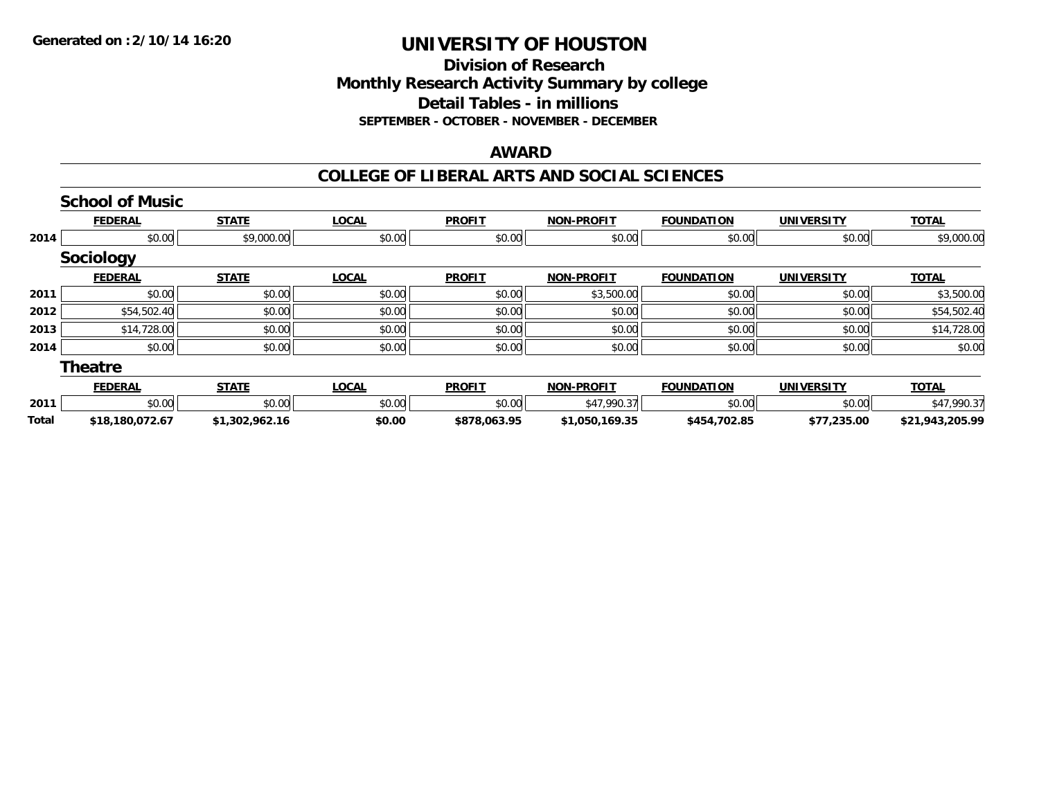Generated on :2/10/14 16:20

# UNIVERSITY OF HOUSTON

## Division of Research
## Monthly Research Activity Summary by college
## Detail Tables - in millions
### SEPTEMBER - OCTOBER - NOVEMBER - DECEMBER

## AWARD

## COLLEGE OF LIBERAL ARTS AND SOCIAL SCIENCES

### School of Music

| | FEDERAL | STATE | LOCAL | PROFIT | NON-PROFIT | FOUNDATION | UNIVERSITY | TOTAL |
|---|---|---|---|---|---|---|---|---|
| 2014 | $0.00 | $9,000.00 | $0.00 | $0.00 | $0.00 | $0.00 | $0.00 | $9,000.00 |

### Sociology

| | FEDERAL | STATE | LOCAL | PROFIT | NON-PROFIT | FOUNDATION | UNIVERSITY | TOTAL |
|---|---|---|---|---|---|---|---|---|
| 2011 | $0.00 | $0.00 | $0.00 | $0.00 | $3,500.00 | $0.00 | $0.00 | $3,500.00 |
| 2012 | $54,502.40 | $0.00 | $0.00 | $0.00 | $0.00 | $0.00 | $0.00 | $54,502.40 |
| 2013 | $14,728.00 | $0.00 | $0.00 | $0.00 | $0.00 | $0.00 | $0.00 | $14,728.00 |
| 2014 | $0.00 | $0.00 | $0.00 | $0.00 | $0.00 | $0.00 | $0.00 | $0.00 |

### Theatre

| | FEDERAL | STATE | LOCAL | PROFIT | NON-PROFIT | FOUNDATION | UNIVERSITY | TOTAL |
|---|---|---|---|---|---|---|---|---|
| 2011 | $0.00 | $0.00 | $0.00 | $0.00 | $47,990.37 | $0.00 | $0.00 | $47,990.37 |
| **Total** | **$18,180,072.67** | **$1,302,962.16** | **$0.00** | **$878,063.95** | **$1,050,169.35** | **$454,702.85** | **$77,235.00** | **$21,943,205.99** |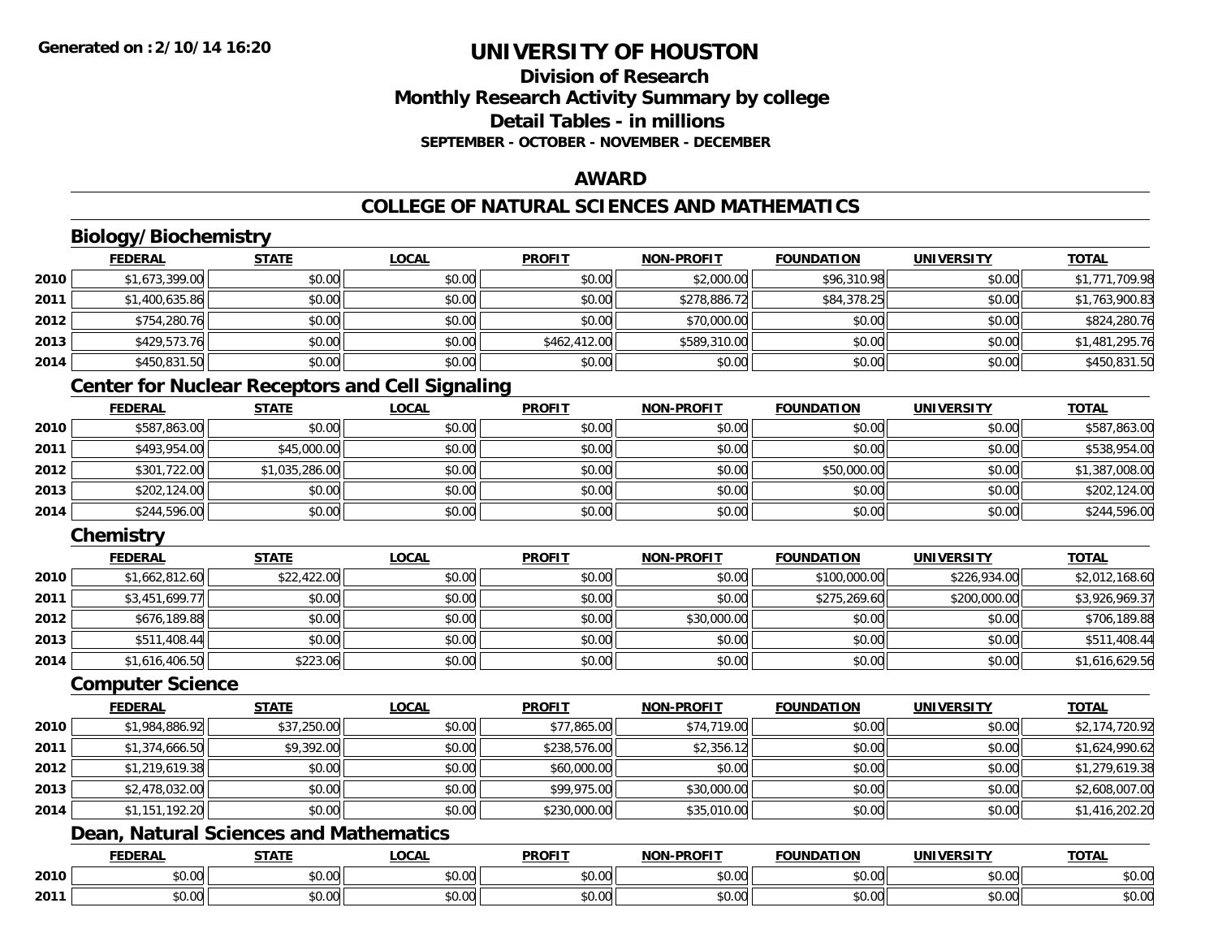**Generated on :2/10/14 16:20**

# UNIVERSITY OF HOUSTON

## Division of Research
## Monthly Research Activity Summary by college
## Detail Tables - in millions
### SEPTEMBER - OCTOBER - NOVEMBER - DECEMBER

## AWARD

## COLLEGE OF NATURAL SCIENCES AND MATHEMATICS

### Biology/Biochemistry

| | FEDERAL | STATE | LOCAL | PROFIT | NON-PROFIT | FOUNDATION | UNIVERSITY | TOTAL |
|---|---|---|---|---|---|---|---|---|
| 2010 | $1,673,399.00 | $0.00 | $0.00 | $0.00 | $2,000.00 | $96,310.98 | $0.00 | $1,771,709.98 |
| 2011 | $1,400,635.86 | $0.00 | $0.00 | $0.00 | $278,886.72 | $84,378.25 | $0.00 | $1,763,900.83 |
| 2012 | $754,280.76 | $0.00 | $0.00 | $0.00 | $70,000.00 | $0.00 | $0.00 | $824,280.76 |
| 2013 | $429,573.76 | $0.00 | $0.00 | $462,412.00 | $589,310.00 | $0.00 | $0.00 | $1,481,295.76 |
| 2014 | $450,831.50 | $0.00 | $0.00 | $0.00 | $0.00 | $0.00 | $0.00 | $450,831.50 |

### Center for Nuclear Receptors and Cell Signaling

| | FEDERAL | STATE | LOCAL | PROFIT | NON-PROFIT | FOUNDATION | UNIVERSITY | TOTAL |
|---|---|---|---|---|---|---|---|---|
| 2010 | $587,863.00 | $0.00 | $0.00 | $0.00 | $0.00 | $0.00 | $0.00 | $587,863.00 |
| 2011 | $493,954.00 | $45,000.00 | $0.00 | $0.00 | $0.00 | $0.00 | $0.00 | $538,954.00 |
| 2012 | $301,722.00 | $1,035,286.00 | $0.00 | $0.00 | $0.00 | $50,000.00 | $0.00 | $1,387,008.00 |
| 2013 | $202,124.00 | $0.00 | $0.00 | $0.00 | $0.00 | $0.00 | $0.00 | $202,124.00 |
| 2014 | $244,596.00 | $0.00 | $0.00 | $0.00 | $0.00 | $0.00 | $0.00 | $244,596.00 |

### Chemistry

| | FEDERAL | STATE | LOCAL | PROFIT | NON-PROFIT | FOUNDATION | UNIVERSITY | TOTAL |
|---|---|---|---|---|---|---|---|---|
| 2010 | $1,662,812.60 | $22,422.00 | $0.00 | $0.00 | $0.00 | $100,000.00 | $226,934.00 | $2,012,168.60 |
| 2011 | $3,451,699.77 | $0.00 | $0.00 | $0.00 | $0.00 | $275,269.60 | $200,000.00 | $3,926,969.37 |
| 2012 | $676,189.88 | $0.00 | $0.00 | $0.00 | $30,000.00 | $0.00 | $0.00 | $706,189.88 |
| 2013 | $511,408.44 | $0.00 | $0.00 | $0.00 | $0.00 | $0.00 | $0.00 | $511,408.44 |
| 2014 | $1,616,406.50 | $223.06 | $0.00 | $0.00 | $0.00 | $0.00 | $0.00 | $1,616,629.56 |

### Computer Science

| | FEDERAL | STATE | LOCAL | PROFIT | NON-PROFIT | FOUNDATION | UNIVERSITY | TOTAL |
|---|---|---|---|---|---|---|---|---|
| 2010 | $1,984,886.92 | $37,250.00 | $0.00 | $77,865.00 | $74,719.00 | $0.00 | $0.00 | $2,174,720.92 |
| 2011 | $1,374,666.50 | $9,392.00 | $0.00 | $238,576.00 | $2,356.12 | $0.00 | $0.00 | $1,624,990.62 |
| 2012 | $1,219,619.38 | $0.00 | $0.00 | $60,000.00 | $0.00 | $0.00 | $0.00 | $1,279,619.38 |
| 2013 | $2,478,032.00 | $0.00 | $0.00 | $99,975.00 | $30,000.00 | $0.00 | $0.00 | $2,608,007.00 |
| 2014 | $1,151,192.20 | $0.00 | $0.00 | $230,000.00 | $35,010.00 | $0.00 | $0.00 | $1,416,202.20 |

### Dean, Natural Sciences and Mathematics

| | FEDERAL | STATE | LOCAL | PROFIT | NON-PROFIT | FOUNDATION | UNIVERSITY | TOTAL |
|---|---|---|---|---|---|---|---|---|
| 2010 | $0.00 | $0.00 | $0.00 | $0.00 | $0.00 | $0.00 | $0.00 | $0.00 |
| 2011 | $0.00 | $0.00 | $0.00 | $0.00 | $0.00 | $0.00 | $0.00 | $0.00 |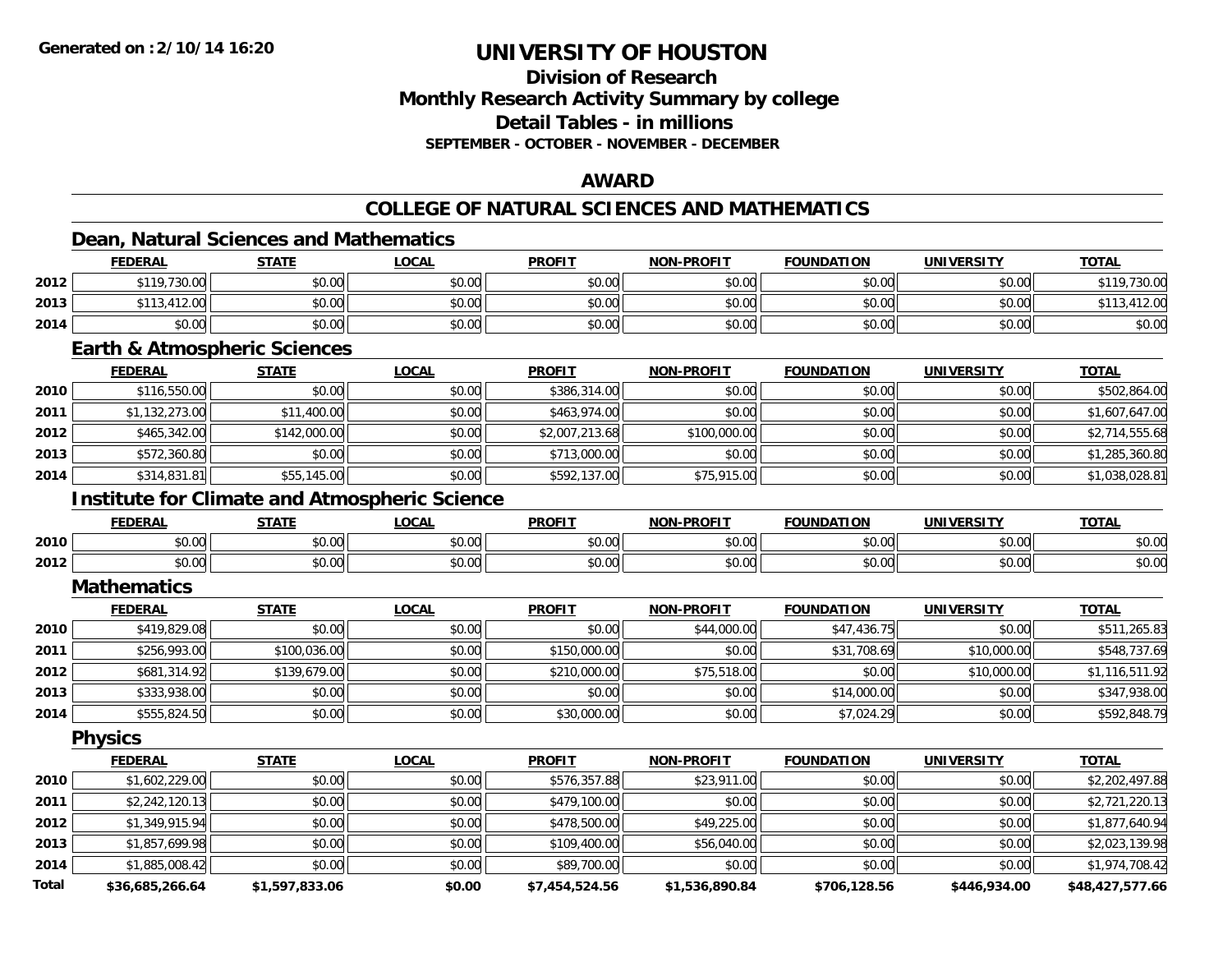# UNIVERSITY OF HOUSTON

## Division of Research
## Monthly Research Activity Summary by college
## Detail Tables - in millions
### SEPTEMBER - OCTOBER - NOVEMBER - DECEMBER

## AWARD

## COLLEGE OF NATURAL SCIENCES AND MATHEMATICS

### Dean, Natural Sciences and Mathematics

| | FEDERAL | STATE | LOCAL | PROFIT | NON-PROFIT | FOUNDATION | UNIVERSITY | TOTAL |
|---|---|---|---|---|---|---|---|---|
| 2012 | $119,730.00 | $0.00 | $0.00 | $0.00 | $0.00 | $0.00 | $0.00 | $119,730.00 |
| 2013 | $113,412.00 | $0.00 | $0.00 | $0.00 | $0.00 | $0.00 | $0.00 | $113,412.00 |
| 2014 | $0.00 | $0.00 | $0.00 | $0.00 | $0.00 | $0.00 | $0.00 | $0.00 |

### Earth & Atmospheric Sciences

| | FEDERAL | STATE | LOCAL | PROFIT | NON-PROFIT | FOUNDATION | UNIVERSITY | TOTAL |
|---|---|---|---|---|---|---|---|---|
| 2010 | $116,550.00 | $0.00 | $0.00 | $386,314.00 | $0.00 | $0.00 | $0.00 | $502,864.00 |
| 2011 | $1,132,273.00 | $11,400.00 | $0.00 | $463,974.00 | $0.00 | $0.00 | $0.00 | $1,607,647.00 |
| 2012 | $465,342.00 | $142,000.00 | $0.00 | $2,007,213.68 | $100,000.00 | $0.00 | $0.00 | $2,714,555.68 |
| 2013 | $572,360.80 | $0.00 | $0.00 | $713,000.00 | $0.00 | $0.00 | $0.00 | $1,285,360.80 |
| 2014 | $314,831.81 | $55,145.00 | $0.00 | $592,137.00 | $75,915.00 | $0.00 | $0.00 | $1,038,028.81 |

### Institute for Climate and Atmospheric Science

| | FEDERAL | STATE | LOCAL | PROFIT | NON-PROFIT | FOUNDATION | UNIVERSITY | TOTAL |
|---|---|---|---|---|---|---|---|---|
| 2010 | $0.00 | $0.00 | $0.00 | $0.00 | $0.00 | $0.00 | $0.00 | $0.00 |
| 2012 | $0.00 | $0.00 | $0.00 | $0.00 | $0.00 | $0.00 | $0.00 | $0.00 |

### Mathematics

| | FEDERAL | STATE | LOCAL | PROFIT | NON-PROFIT | FOUNDATION | UNIVERSITY | TOTAL |
|---|---|---|---|---|---|---|---|---|
| 2010 | $419,829.08 | $0.00 | $0.00 | $0.00 | $44,000.00 | $47,436.75 | $0.00 | $511,265.83 |
| 2011 | $256,993.00 | $100,036.00 | $0.00 | $150,000.00 | $0.00 | $31,708.69 | $10,000.00 | $548,737.69 |
| 2012 | $681,314.92 | $139,679.00 | $0.00 | $210,000.00 | $75,518.00 | $0.00 | $10,000.00 | $1,116,511.92 |
| 2013 | $333,938.00 | $0.00 | $0.00 | $0.00 | $0.00 | $14,000.00 | $0.00 | $347,938.00 |
| 2014 | $555,824.50 | $0.00 | $0.00 | $30,000.00 | $0.00 | $7,024.29 | $0.00 | $592,848.79 |

### Physics

| | FEDERAL | STATE | LOCAL | PROFIT | NON-PROFIT | FOUNDATION | UNIVERSITY | TOTAL |
|---|---|---|---|---|---|---|---|---|
| 2010 | $1,602,229.00 | $0.00 | $0.00 | $576,357.88 | $23,911.00 | $0.00 | $0.00 | $2,202,497.88 |
| 2011 | $2,242,120.13 | $0.00 | $0.00 | $479,100.00 | $0.00 | $0.00 | $0.00 | $2,721,220.13 |
| 2012 | $1,349,915.94 | $0.00 | $0.00 | $478,500.00 | $49,225.00 | $0.00 | $0.00 | $1,877,640.94 |
| 2013 | $1,857,699.98 | $0.00 | $0.00 | $109,400.00 | $56,040.00 | $0.00 | $0.00 | $2,023,139.98 |
| 2014 | $1,885,008.42 | $0.00 | $0.00 | $89,700.00 | $0.00 | $0.00 | $0.00 | $1,974,708.42 |
| **Total** | **$36,685,266.64** | **$1,597,833.06** | **$0.00** | **$7,454,524.56** | **$1,536,890.84** | **$706,128.56** | **$446,934.00** | **$48,427,577.66** |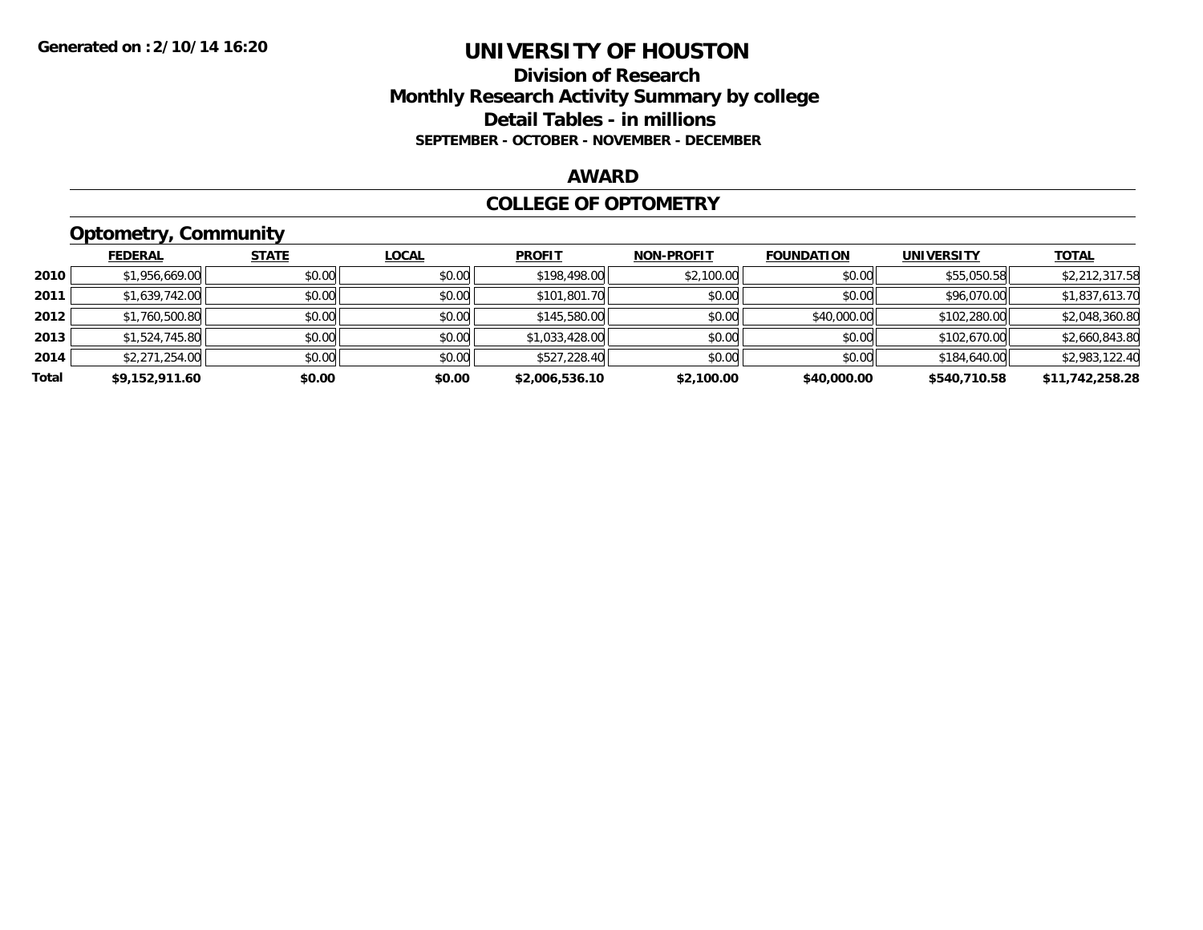# UNIVERSITY OF HOUSTON

## Division of Research
## Monthly Research Activity Summary by college
## Detail Tables - in millions
### SEPTEMBER - OCTOBER - NOVEMBER - DECEMBER

Generated on :2/10/14 16:20

## AWARD

## COLLEGE OF OPTOMETRY

### Optometry, Community

| | FEDERAL | STATE | LOCAL | PROFIT | NON-PROFIT | FOUNDATION | UNIVERSITY | TOTAL |
|---|---|---|---|---|---|---|---|---|
| 2010 | $1,956,669.00 | $0.00 | $0.00 | $198,498.00 | $2,100.00 | $0.00 | $55,050.58 | $2,212,317.58 |
| 2011 | $1,639,742.00 | $0.00 | $0.00 | $101,801.70 | $0.00 | $0.00 | $96,070.00 | $1,837,613.70 |
| 2012 | $1,760,500.80 | $0.00 | $0.00 | $145,580.00 | $0.00 | $40,000.00 | $102,280.00 | $2,048,360.80 |
| 2013 | $1,524,745.80 | $0.00 | $0.00 | $1,033,428.00 | $0.00 | $0.00 | $102,670.00 | $2,660,843.80 |
| 2014 | $2,271,254.00 | $0.00 | $0.00 | $527,228.40 | $0.00 | $0.00 | $184,640.00 | $2,983,122.40 |
| **Total** | **$9,152,911.60** | **$0.00** | **$0.00** | **$2,006,536.10** | **$2,100.00** | **$40,000.00** | **$540,710.58** | **$11,742,258.28** |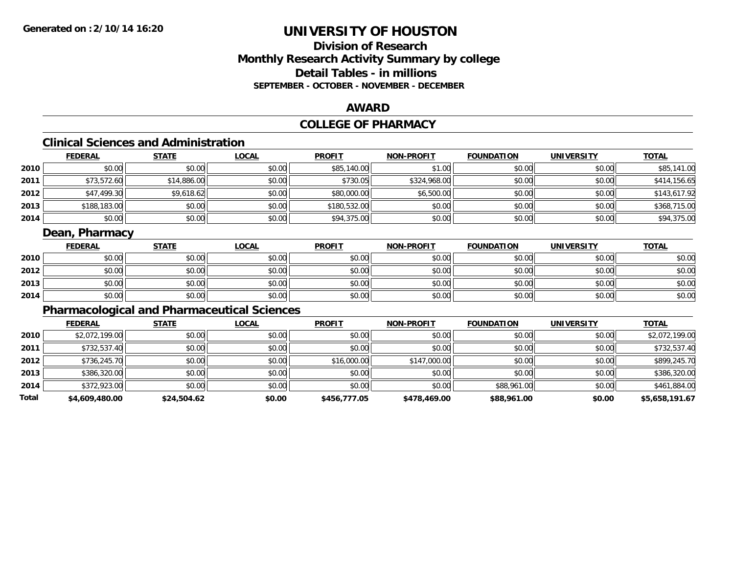# UNIVERSITY OF HOUSTON

## Division of Research
## Monthly Research Activity Summary by college
## Detail Tables - in millions
### SEPTEMBER - OCTOBER - NOVEMBER - DECEMBER

## AWARD

## COLLEGE OF PHARMACY

### Clinical Sciences and Administration

| | FEDERAL | STATE | LOCAL | PROFIT | NON-PROFIT | FOUNDATION | UNIVERSITY | TOTAL |
|---|---|---|---|---|---|---|---|---|
| 2010 | $0.00 | $0.00 | $0.00 | $85,140.00 | $1.00 | $0.00 | $0.00 | $85,141.00 |
| 2011 | $73,572.60 | $14,886.00 | $0.00 | $730.05 | $324,968.00 | $0.00 | $0.00 | $414,156.65 |
| 2012 | $47,499.30 | $9,618.62 | $0.00 | $80,000.00 | $6,500.00 | $0.00 | $0.00 | $143,617.92 |
| 2013 | $188,183.00 | $0.00 | $0.00 | $180,532.00 | $0.00 | $0.00 | $0.00 | $368,715.00 |
| 2014 | $0.00 | $0.00 | $0.00 | $94,375.00 | $0.00 | $0.00 | $0.00 | $94,375.00 |

### Dean, Pharmacy

| | FEDERAL | STATE | LOCAL | PROFIT | NON-PROFIT | FOUNDATION | UNIVERSITY | TOTAL |
|---|---|---|---|---|---|---|---|---|
| 2010 | $0.00 | $0.00 | $0.00 | $0.00 | $0.00 | $0.00 | $0.00 | $0.00 |
| 2012 | $0.00 | $0.00 | $0.00 | $0.00 | $0.00 | $0.00 | $0.00 | $0.00 |
| 2013 | $0.00 | $0.00 | $0.00 | $0.00 | $0.00 | $0.00 | $0.00 | $0.00 |
| 2014 | $0.00 | $0.00 | $0.00 | $0.00 | $0.00 | $0.00 | $0.00 | $0.00 |

### Pharmacological and Pharmaceutical Sciences

| | FEDERAL | STATE | LOCAL | PROFIT | NON-PROFIT | FOUNDATION | UNIVERSITY | TOTAL |
|---|---|---|---|---|---|---|---|---|
| 2010 | $2,072,199.00 | $0.00 | $0.00 | $0.00 | $0.00 | $0.00 | $0.00 | $2,072,199.00 |
| 2011 | $732,537.40 | $0.00 | $0.00 | $0.00 | $0.00 | $0.00 | $0.00 | $732,537.40 |
| 2012 | $736,245.70 | $0.00 | $0.00 | $16,000.00 | $147,000.00 | $0.00 | $0.00 | $899,245.70 |
| 2013 | $386,320.00 | $0.00 | $0.00 | $0.00 | $0.00 | $0.00 | $0.00 | $386,320.00 |
| 2014 | $372,923.00 | $0.00 | $0.00 | $0.00 | $0.00 | $88,961.00 | $0.00 | $461,884.00 |
| **Total** | **$4,609,480.00** | **$24,504.62** | **$0.00** | **$456,777.05** | **$478,469.00** | **$88,961.00** | **$0.00** | **$5,658,191.67** |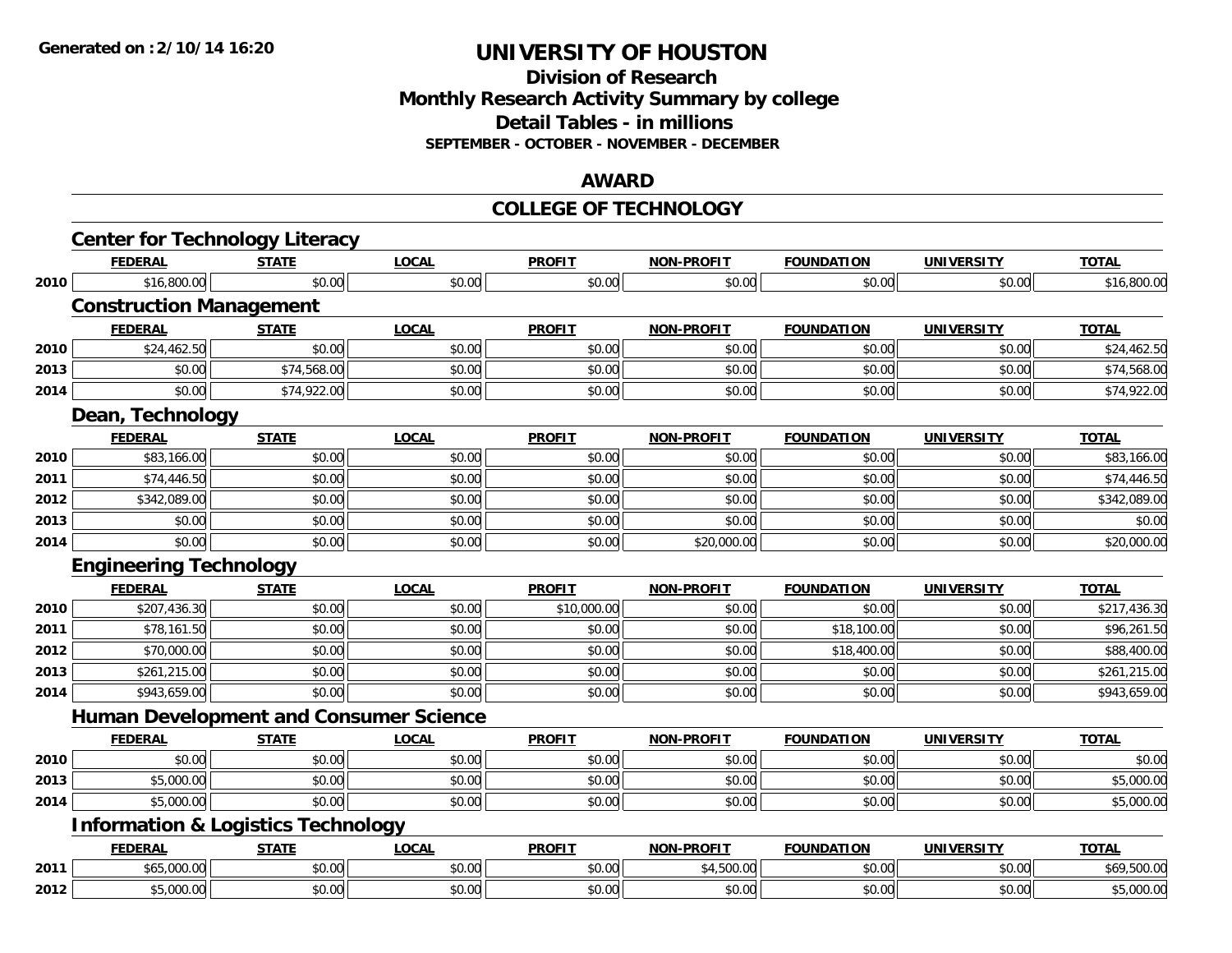# UNIVERSITY OF HOUSTON

## Division of Research
## Monthly Research Activity Summary by college
## Detail Tables - in millions
### SEPTEMBER - OCTOBER - NOVEMBER - DECEMBER

## AWARD

## COLLEGE OF TECHNOLOGY

### Center for Technology Literacy

| | FEDERAL | STATE | LOCAL | PROFIT | NON-PROFIT | FOUNDATION | UNIVERSITY | TOTAL |
|---|---|---|---|---|---|---|---|---|
| 2010 | $16,800.00 | $0.00 | $0.00 | $0.00 | $0.00 | $0.00 | $0.00 | $16,800.00 |

### Construction Management

| | FEDERAL | STATE | LOCAL | PROFIT | NON-PROFIT | FOUNDATION | UNIVERSITY | TOTAL |
|---|---|---|---|---|---|---|---|---|
| 2010 | $24,462.50 | $0.00 | $0.00 | $0.00 | $0.00 | $0.00 | $0.00 | $24,462.50 |
| 2013 | $0.00 | $74,568.00 | $0.00 | $0.00 | $0.00 | $0.00 | $0.00 | $74,568.00 |
| 2014 | $0.00 | $74,922.00 | $0.00 | $0.00 | $0.00 | $0.00 | $0.00 | $74,922.00 |

### Dean, Technology

| | FEDERAL | STATE | LOCAL | PROFIT | NON-PROFIT | FOUNDATION | UNIVERSITY | TOTAL |
|---|---|---|---|---|---|---|---|---|
| 2010 | $83,166.00 | $0.00 | $0.00 | $0.00 | $0.00 | $0.00 | $0.00 | $83,166.00 |
| 2011 | $74,446.50 | $0.00 | $0.00 | $0.00 | $0.00 | $0.00 | $0.00 | $74,446.50 |
| 2012 | $342,089.00 | $0.00 | $0.00 | $0.00 | $0.00 | $0.00 | $0.00 | $342,089.00 |
| 2013 | $0.00 | $0.00 | $0.00 | $0.00 | $0.00 | $0.00 | $0.00 | $0.00 |
| 2014 | $0.00 | $0.00 | $0.00 | $0.00 | $20,000.00 | $0.00 | $0.00 | $20,000.00 |

### Engineering Technology

| | FEDERAL | STATE | LOCAL | PROFIT | NON-PROFIT | FOUNDATION | UNIVERSITY | TOTAL |
|---|---|---|---|---|---|---|---|---|
| 2010 | $207,436.30 | $0.00 | $0.00 | $10,000.00 | $0.00 | $0.00 | $0.00 | $217,436.30 |
| 2011 | $78,161.50 | $0.00 | $0.00 | $0.00 | $0.00 | $18,100.00 | $0.00 | $96,261.50 |
| 2012 | $70,000.00 | $0.00 | $0.00 | $0.00 | $0.00 | $18,400.00 | $0.00 | $88,400.00 |
| 2013 | $261,215.00 | $0.00 | $0.00 | $0.00 | $0.00 | $0.00 | $0.00 | $261,215.00 |
| 2014 | $943,659.00 | $0.00 | $0.00 | $0.00 | $0.00 | $0.00 | $0.00 | $943,659.00 |

### Human Development and Consumer Science

| | FEDERAL | STATE | LOCAL | PROFIT | NON-PROFIT | FOUNDATION | UNIVERSITY | TOTAL |
|---|---|---|---|---|---|---|---|---|
| 2010 | $0.00 | $0.00 | $0.00 | $0.00 | $0.00 | $0.00 | $0.00 | $0.00 |
| 2013 | $5,000.00 | $0.00 | $0.00 | $0.00 | $0.00 | $0.00 | $0.00 | $5,000.00 |
| 2014 | $5,000.00 | $0.00 | $0.00 | $0.00 | $0.00 | $0.00 | $0.00 | $5,000.00 |

### Information & Logistics Technology

| | FEDERAL | STATE | LOCAL | PROFIT | NON-PROFIT | FOUNDATION | UNIVERSITY | TOTAL |
|---|---|---|---|---|---|---|---|---|
| 2011 | $65,000.00 | $0.00 | $0.00 | $0.00 | $4,500.00 | $0.00 | $0.00 | $69,500.00 |
| 2012 | $5,000.00 | $0.00 | $0.00 | $0.00 | $0.00 | $0.00 | $0.00 | $5,000.00 |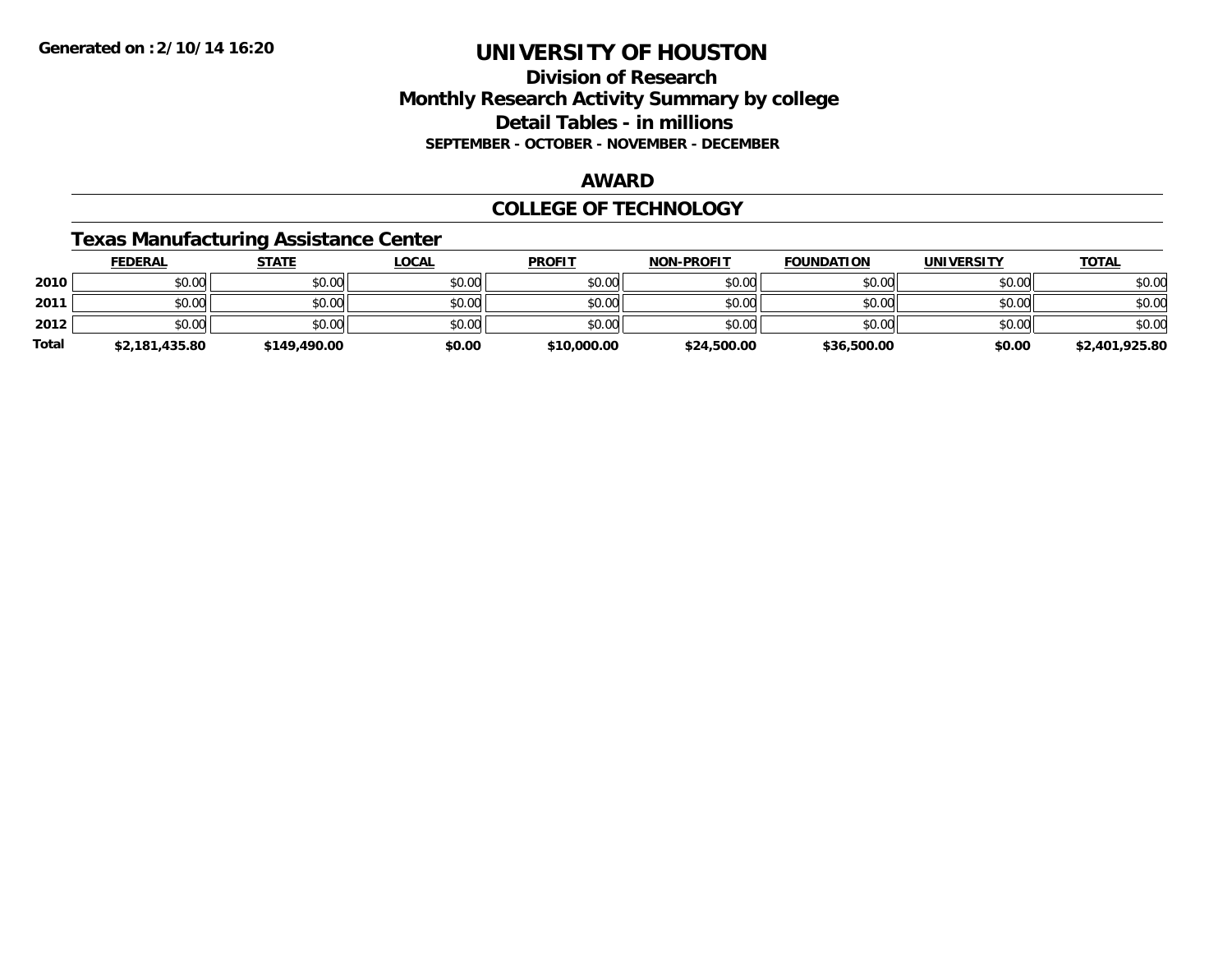**Generated on :2/10/14 16:20**

# UNIVERSITY OF HOUSTON

## Division of Research
## Monthly Research Activity Summary by college
## Detail Tables - in millions
### SEPTEMBER - OCTOBER - NOVEMBER - DECEMBER

## AWARD

## COLLEGE OF TECHNOLOGY

### Texas Manufacturing Assistance Center

| | FEDERAL | STATE | LOCAL | PROFIT | NON-PROFIT | FOUNDATION | UNIVERSITY | TOTAL |
|---|---|---|---|---|---|---|---|---|
| **2010** | $0.00 | $0.00 | $0.00 | $0.00 | $0.00 | $0.00 | $0.00 | $0.00 |
| **2011** | $0.00 | $0.00 | $0.00 | $0.00 | $0.00 | $0.00 | $0.00 | $0.00 |
| **2012** | $0.00 | $0.00 | $0.00 | $0.00 | $0.00 | $0.00 | $0.00 | $0.00 |
| **Total** | **$2,181,435.80** | **$149,490.00** | **$0.00** | **$10,000.00** | **$24,500.00** | **$36,500.00** | **$0.00** | **$2,401,925.80** |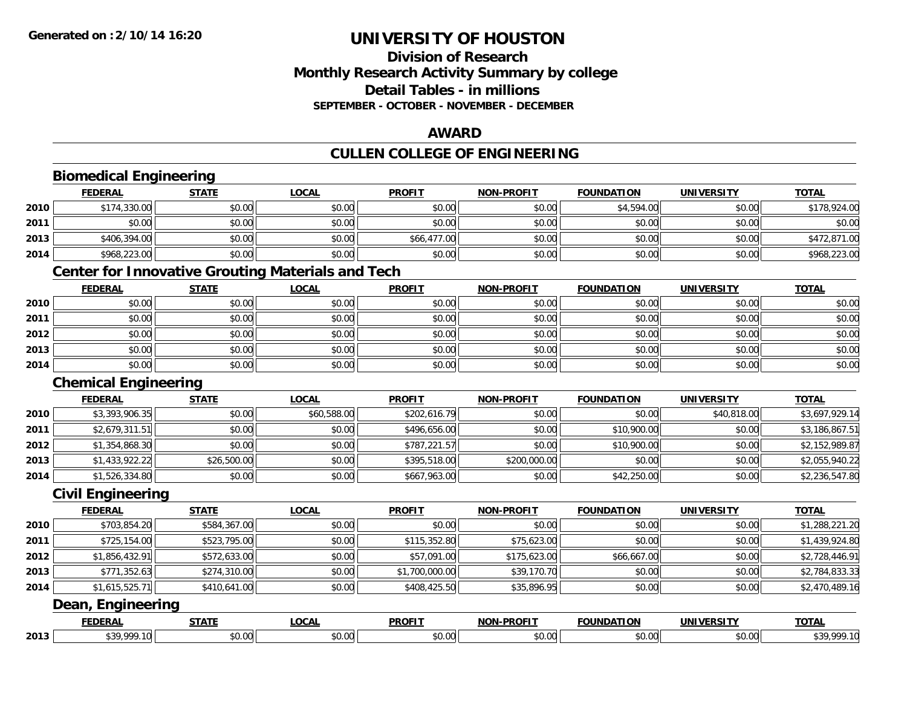**Generated on :2/10/14 16:20**

# UNIVERSITY OF HOUSTON

## Division of Research
## Monthly Research Activity Summary by college
## Detail Tables - in millions
### SEPTEMBER - OCTOBER - NOVEMBER - DECEMBER

## AWARD

## CULLEN COLLEGE OF ENGINEERING

### Biomedical Engineering

| | FEDERAL | STATE | LOCAL | PROFIT | NON-PROFIT | FOUNDATION | UNIVERSITY | TOTAL |
|---|---|---|---|---|---|---|---|---|
| 2010 | $174,330.00 | $0.00 | $0.00 | $0.00 | $0.00 | $4,594.00 | $0.00 | $178,924.00 |
| 2011 | $0.00 | $0.00 | $0.00 | $0.00 | $0.00 | $0.00 | $0.00 | $0.00 |
| 2013 | $406,394.00 | $0.00 | $0.00 | $66,477.00 | $0.00 | $0.00 | $0.00 | $472,871.00 |
| 2014 | $968,223.00 | $0.00 | $0.00 | $0.00 | $0.00 | $0.00 | $0.00 | $968,223.00 |

### Center for Innovative Grouting Materials and Tech

| | FEDERAL | STATE | LOCAL | PROFIT | NON-PROFIT | FOUNDATION | UNIVERSITY | TOTAL |
|---|---|---|---|---|---|---|---|---|
| 2010 | $0.00 | $0.00 | $0.00 | $0.00 | $0.00 | $0.00 | $0.00 | $0.00 |
| 2011 | $0.00 | $0.00 | $0.00 | $0.00 | $0.00 | $0.00 | $0.00 | $0.00 |
| 2012 | $0.00 | $0.00 | $0.00 | $0.00 | $0.00 | $0.00 | $0.00 | $0.00 |
| 2013 | $0.00 | $0.00 | $0.00 | $0.00 | $0.00 | $0.00 | $0.00 | $0.00 |
| 2014 | $0.00 | $0.00 | $0.00 | $0.00 | $0.00 | $0.00 | $0.00 | $0.00 |

### Chemical Engineering

| | FEDERAL | STATE | LOCAL | PROFIT | NON-PROFIT | FOUNDATION | UNIVERSITY | TOTAL |
|---|---|---|---|---|---|---|---|---|
| 2010 | $3,393,906.35 | $0.00 | $60,588.00 | $202,616.79 | $0.00 | $0.00 | $40,818.00 | $3,697,929.14 |
| 2011 | $2,679,311.51 | $0.00 | $0.00 | $496,656.00 | $0.00 | $10,900.00 | $0.00 | $3,186,867.51 |
| 2012 | $1,354,868.30 | $0.00 | $0.00 | $787,221.57 | $0.00 | $10,900.00 | $0.00 | $2,152,989.87 |
| 2013 | $1,433,922.22 | $26,500.00 | $0.00 | $395,518.00 | $200,000.00 | $0.00 | $0.00 | $2,055,940.22 |
| 2014 | $1,526,334.80 | $0.00 | $0.00 | $667,963.00 | $0.00 | $42,250.00 | $0.00 | $2,236,547.80 |

### Civil Engineering

| | FEDERAL | STATE | LOCAL | PROFIT | NON-PROFIT | FOUNDATION | UNIVERSITY | TOTAL |
|---|---|---|---|---|---|---|---|---|
| 2010 | $703,854.20 | $584,367.00 | $0.00 | $0.00 | $0.00 | $0.00 | $0.00 | $1,288,221.20 |
| 2011 | $725,154.00 | $523,795.00 | $0.00 | $115,352.80 | $75,623.00 | $0.00 | $0.00 | $1,439,924.80 |
| 2012 | $1,856,432.91 | $572,633.00 | $0.00 | $57,091.00 | $175,623.00 | $66,667.00 | $0.00 | $2,728,446.91 |
| 2013 | $771,352.63 | $274,310.00 | $0.00 | $1,700,000.00 | $39,170.70 | $0.00 | $0.00 | $2,784,833.33 |
| 2014 | $1,615,525.71 | $410,641.00 | $0.00 | $408,425.50 | $35,896.95 | $0.00 | $0.00 | $2,470,489.16 |

### Dean, Engineering

| | FEDERAL | STATE | LOCAL | PROFIT | NON-PROFIT | FOUNDATION | UNIVERSITY | TOTAL |
|---|---|---|---|---|---|---|---|---|
| 2013 | $39,999.10 | $0.00 | $0.00 | $0.00 | $0.00 | $0.00 | $0.00 | $39,999.10 |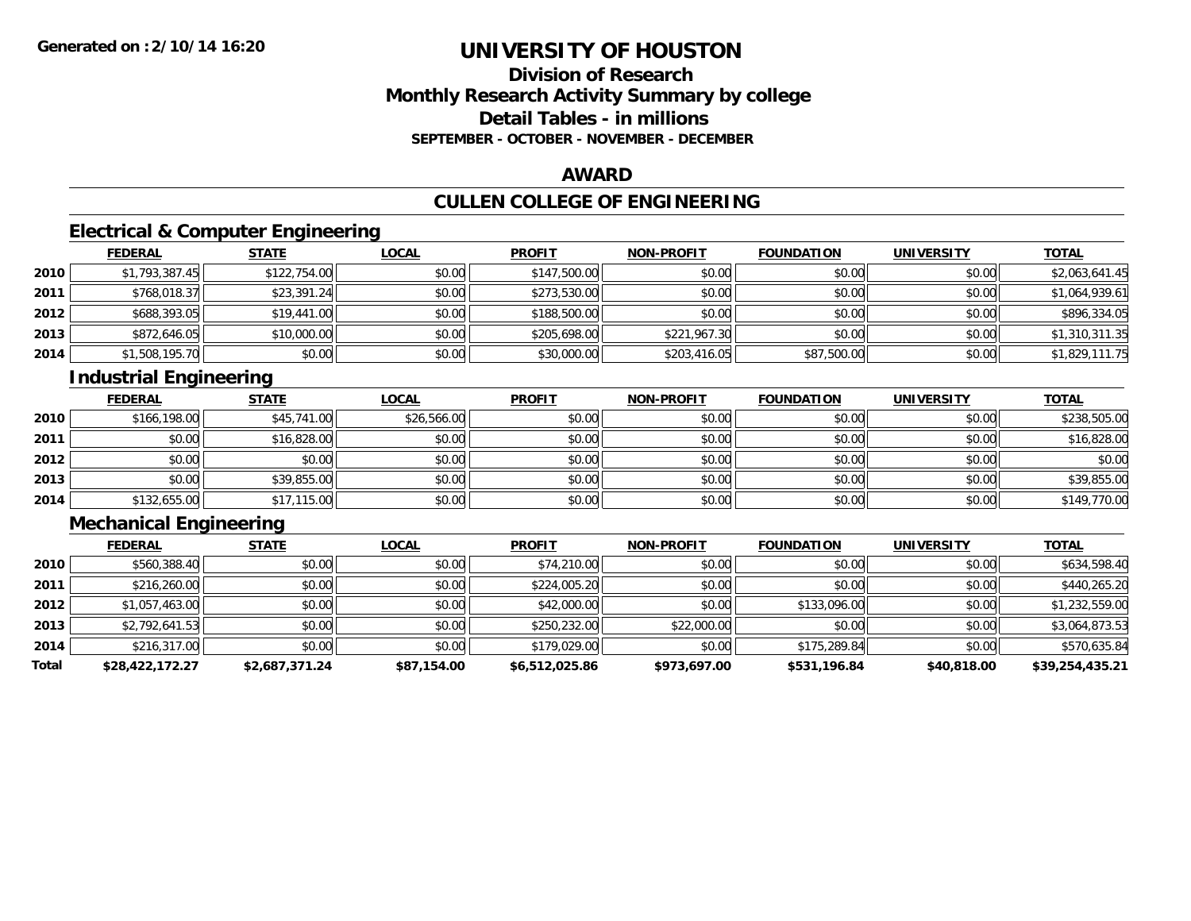Generated on :2/10/14 16:20

# UNIVERSITY OF HOUSTON

## Division of Research
## Monthly Research Activity Summary by college
## Detail Tables - in millions
### SEPTEMBER - OCTOBER - NOVEMBER - DECEMBER

## AWARD

## CULLEN COLLEGE OF ENGINEERING

### Electrical & Computer Engineering

| | FEDERAL | STATE | LOCAL | PROFIT | NON-PROFIT | FOUNDATION | UNIVERSITY | TOTAL |
|---|---|---|---|---|---|---|---|---|
| 2010 | $1,793,387.45 | $122,754.00 | $0.00 | $147,500.00 | $0.00 | $0.00 | $0.00 | $2,063,641.45 |
| 2011 | $768,018.37 | $23,391.24 | $0.00 | $273,530.00 | $0.00 | $0.00 | $0.00 | $1,064,939.61 |
| 2012 | $688,393.05 | $19,441.00 | $0.00 | $188,500.00 | $0.00 | $0.00 | $0.00 | $896,334.05 |
| 2013 | $872,646.05 | $10,000.00 | $0.00 | $205,698.00 | $221,967.30 | $0.00 | $0.00 | $1,310,311.35 |
| 2014 | $1,508,195.70 | $0.00 | $0.00 | $30,000.00 | $203,416.05 | $87,500.00 | $0.00 | $1,829,111.75 |

### Industrial Engineering

| | FEDERAL | STATE | LOCAL | PROFIT | NON-PROFIT | FOUNDATION | UNIVERSITY | TOTAL |
|---|---|---|---|---|---|---|---|---|
| 2010 | $166,198.00 | $45,741.00 | $26,566.00 | $0.00 | $0.00 | $0.00 | $0.00 | $238,505.00 |
| 2011 | $0.00 | $16,828.00 | $0.00 | $0.00 | $0.00 | $0.00 | $0.00 | $16,828.00 |
| 2012 | $0.00 | $0.00 | $0.00 | $0.00 | $0.00 | $0.00 | $0.00 | $0.00 |
| 2013 | $0.00 | $39,855.00 | $0.00 | $0.00 | $0.00 | $0.00 | $0.00 | $39,855.00 |
| 2014 | $132,655.00 | $17,115.00 | $0.00 | $0.00 | $0.00 | $0.00 | $0.00 | $149,770.00 |

### Mechanical Engineering

| | FEDERAL | STATE | LOCAL | PROFIT | NON-PROFIT | FOUNDATION | UNIVERSITY | TOTAL |
|---|---|---|---|---|---|---|---|---|
| 2010 | $560,388.40 | $0.00 | $0.00 | $74,210.00 | $0.00 | $0.00 | $0.00 | $634,598.40 |
| 2011 | $216,260.00 | $0.00 | $0.00 | $224,005.20 | $0.00 | $0.00 | $0.00 | $440,265.20 |
| 2012 | $1,057,463.00 | $0.00 | $0.00 | $42,000.00 | $0.00 | $133,096.00 | $0.00 | $1,232,559.00 |
| 2013 | $2,792,641.53 | $0.00 | $0.00 | $250,232.00 | $22,000.00 | $0.00 | $0.00 | $3,064,873.53 |
| 2014 | $216,317.00 | $0.00 | $0.00 | $179,029.00 | $0.00 | $175,289.84 | $0.00 | $570,635.84 |
| **Total** | **$28,422,172.27** | **$2,687,371.24** | **$87,154.00** | **$6,512,025.86** | **$973,697.00** | **$531,196.84** | **$40,818.00** | **$39,254,435.21** |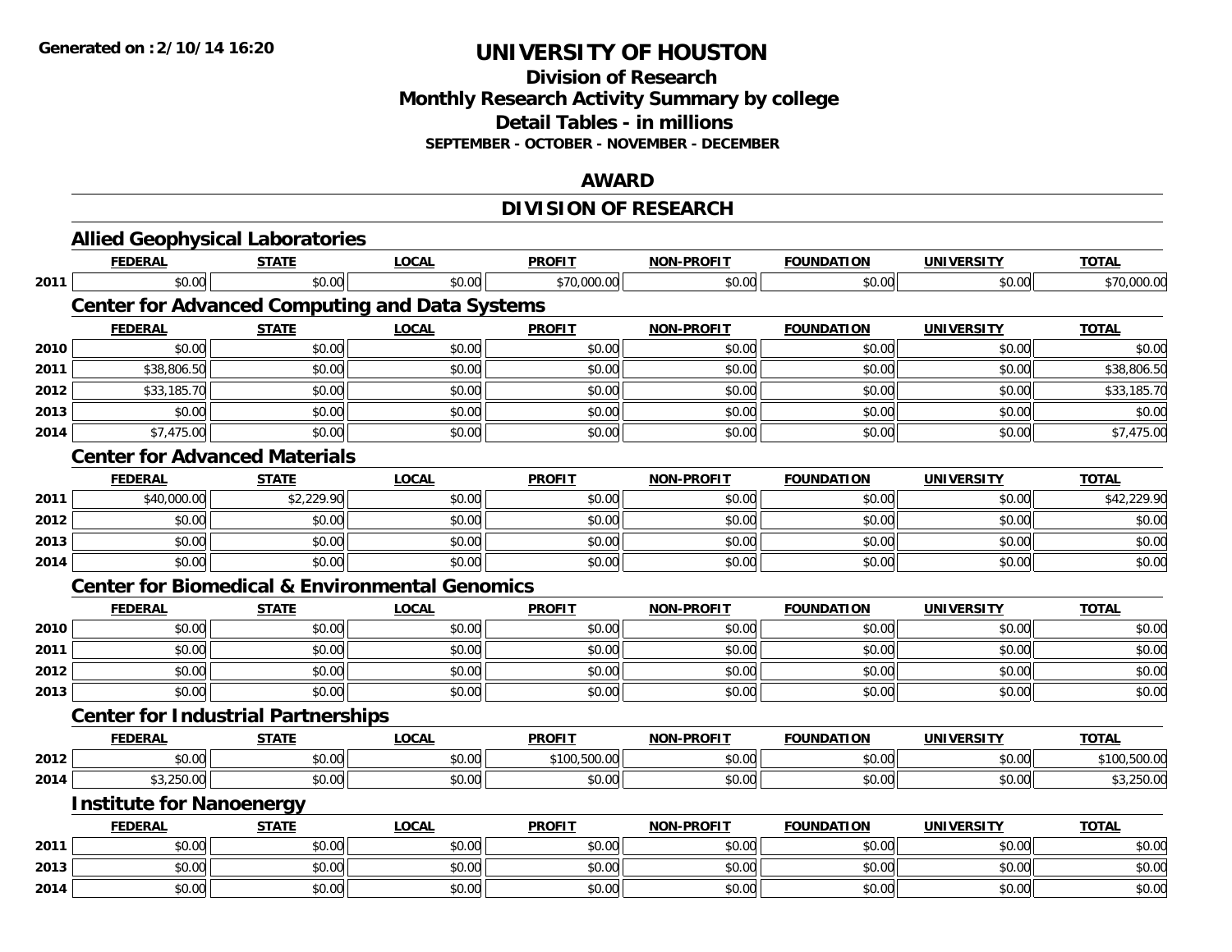**Generated on :2/10/14 16:20**

# UNIVERSITY OF HOUSTON

## Division of Research
## Monthly Research Activity Summary by college
## Detail Tables - in millions
### SEPTEMBER - OCTOBER - NOVEMBER - DECEMBER

## AWARD

## DIVISION OF RESEARCH

### Allied Geophysical Laboratories

| | FEDERAL | STATE | LOCAL | PROFIT | NON-PROFIT | FOUNDATION | UNIVERSITY | TOTAL |
|---|---|---|---|---|---|---|---|---|
| 2011 | $0.00 | $0.00 | $0.00 | $70,000.00 | $0.00 | $0.00 | $0.00 | $70,000.00 |

### Center for Advanced Computing and Data Systems

| | FEDERAL | STATE | LOCAL | PROFIT | NON-PROFIT | FOUNDATION | UNIVERSITY | TOTAL |
|---|---|---|---|---|---|---|---|---|
| 2010 | $0.00 | $0.00 | $0.00 | $0.00 | $0.00 | $0.00 | $0.00 | $0.00 |
| 2011 | $38,806.50 | $0.00 | $0.00 | $0.00 | $0.00 | $0.00 | $0.00 | $38,806.50 |
| 2012 | $33,185.70 | $0.00 | $0.00 | $0.00 | $0.00 | $0.00 | $0.00 | $33,185.70 |
| 2013 | $0.00 | $0.00 | $0.00 | $0.00 | $0.00 | $0.00 | $0.00 | $0.00 |
| 2014 | $7,475.00 | $0.00 | $0.00 | $0.00 | $0.00 | $0.00 | $0.00 | $7,475.00 |

### Center for Advanced Materials

| | FEDERAL | STATE | LOCAL | PROFIT | NON-PROFIT | FOUNDATION | UNIVERSITY | TOTAL |
|---|---|---|---|---|---|---|---|---|
| 2011 | $40,000.00 | $2,229.90 | $0.00 | $0.00 | $0.00 | $0.00 | $0.00 | $42,229.90 |
| 2012 | $0.00 | $0.00 | $0.00 | $0.00 | $0.00 | $0.00 | $0.00 | $0.00 |
| 2013 | $0.00 | $0.00 | $0.00 | $0.00 | $0.00 | $0.00 | $0.00 | $0.00 |
| 2014 | $0.00 | $0.00 | $0.00 | $0.00 | $0.00 | $0.00 | $0.00 | $0.00 |

### Center for Biomedical & Environmental Genomics

| | FEDERAL | STATE | LOCAL | PROFIT | NON-PROFIT | FOUNDATION | UNIVERSITY | TOTAL |
|---|---|---|---|---|---|---|---|---|
| 2010 | $0.00 | $0.00 | $0.00 | $0.00 | $0.00 | $0.00 | $0.00 | $0.00 |
| 2011 | $0.00 | $0.00 | $0.00 | $0.00 | $0.00 | $0.00 | $0.00 | $0.00 |
| 2012 | $0.00 | $0.00 | $0.00 | $0.00 | $0.00 | $0.00 | $0.00 | $0.00 |
| 2013 | $0.00 | $0.00 | $0.00 | $0.00 | $0.00 | $0.00 | $0.00 | $0.00 |

### Center for Industrial Partnerships

| | FEDERAL | STATE | LOCAL | PROFIT | NON-PROFIT | FOUNDATION | UNIVERSITY | TOTAL |
|---|---|---|---|---|---|---|---|---|
| 2012 | $0.00 | $0.00 | $0.00 | $100,500.00 | $0.00 | $0.00 | $0.00 | $100,500.00 |
| 2014 | $3,250.00 | $0.00 | $0.00 | $0.00 | $0.00 | $0.00 | $0.00 | $3,250.00 |

### Institute for Nanoenergy

| | FEDERAL | STATE | LOCAL | PROFIT | NON-PROFIT | FOUNDATION | UNIVERSITY | TOTAL |
|---|---|---|---|---|---|---|---|---|
| 2011 | $0.00 | $0.00 | $0.00 | $0.00 | $0.00 | $0.00 | $0.00 | $0.00 |
| 2013 | $0.00 | $0.00 | $0.00 | $0.00 | $0.00 | $0.00 | $0.00 | $0.00 |
| 2014 | $0.00 | $0.00 | $0.00 | $0.00 | $0.00 | $0.00 | $0.00 | $0.00 |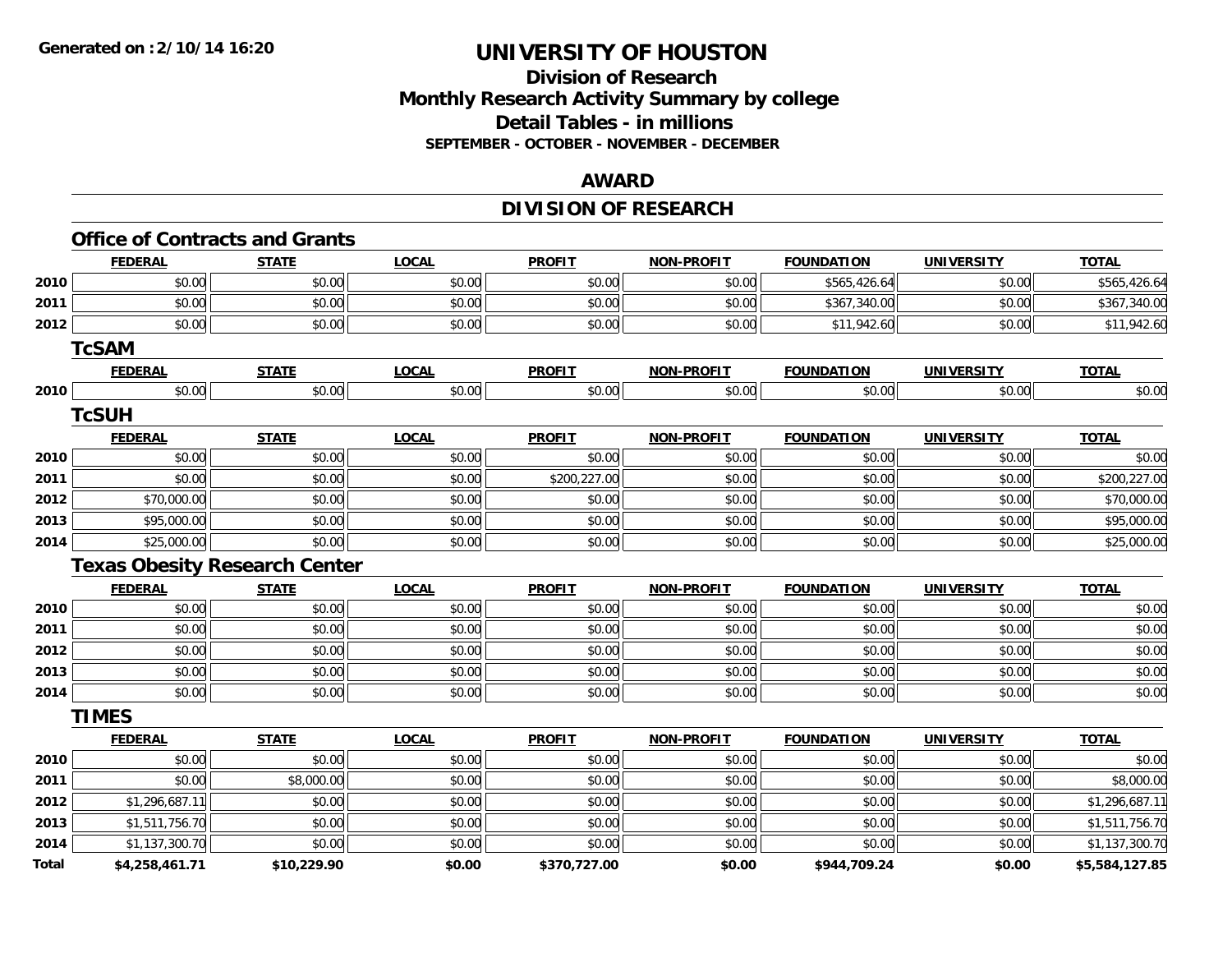**Generated on :2/10/14 16:20**

# UNIVERSITY OF HOUSTON

## Division of Research
## Monthly Research Activity Summary by college
## Detail Tables - in millions
### SEPTEMBER - OCTOBER - NOVEMBER - DECEMBER

## AWARD

## DIVISION OF RESEARCH

### Office of Contracts and Grants

| | FEDERAL | STATE | LOCAL | PROFIT | NON-PROFIT | FOUNDATION | UNIVERSITY | TOTAL |
|---|---|---|---|---|---|---|---|---|
| 2010 | $0.00 | $0.00 | $0.00 | $0.00 | $0.00 | $565,426.64 | $0.00 | $565,426.64 |
| 2011 | $0.00 | $0.00 | $0.00 | $0.00 | $0.00 | $367,340.00 | $0.00 | $367,340.00 |
| 2012 | $0.00 | $0.00 | $0.00 | $0.00 | $0.00 | $11,942.60 | $0.00 | $11,942.60 |

### TcSAM

| | FEDERAL | STATE | LOCAL | PROFIT | NON-PROFIT | FOUNDATION | UNIVERSITY | TOTAL |
|---|---|---|---|---|---|---|---|---|
| 2010 | $0.00 | $0.00 | $0.00 | $0.00 | $0.00 | $0.00 | $0.00 | $0.00 |

### TcSUH

| | FEDERAL | STATE | LOCAL | PROFIT | NON-PROFIT | FOUNDATION | UNIVERSITY | TOTAL |
|---|---|---|---|---|---|---|---|---|
| 2010 | $0.00 | $0.00 | $0.00 | $0.00 | $0.00 | $0.00 | $0.00 | $0.00 |
| 2011 | $0.00 | $0.00 | $0.00 | $200,227.00 | $0.00 | $0.00 | $0.00 | $200,227.00 |
| 2012 | $70,000.00 | $0.00 | $0.00 | $0.00 | $0.00 | $0.00 | $0.00 | $70,000.00 |
| 2013 | $95,000.00 | $0.00 | $0.00 | $0.00 | $0.00 | $0.00 | $0.00 | $95,000.00 |
| 2014 | $25,000.00 | $0.00 | $0.00 | $0.00 | $0.00 | $0.00 | $0.00 | $25,000.00 |

### Texas Obesity Research Center

| | FEDERAL | STATE | LOCAL | PROFIT | NON-PROFIT | FOUNDATION | UNIVERSITY | TOTAL |
|---|---|---|---|---|---|---|---|---|
| 2010 | $0.00 | $0.00 | $0.00 | $0.00 | $0.00 | $0.00 | $0.00 | $0.00 |
| 2011 | $0.00 | $0.00 | $0.00 | $0.00 | $0.00 | $0.00 | $0.00 | $0.00 |
| 2012 | $0.00 | $0.00 | $0.00 | $0.00 | $0.00 | $0.00 | $0.00 | $0.00 |
| 2013 | $0.00 | $0.00 | $0.00 | $0.00 | $0.00 | $0.00 | $0.00 | $0.00 |
| 2014 | $0.00 | $0.00 | $0.00 | $0.00 | $0.00 | $0.00 | $0.00 | $0.00 |

### TIMES

| | FEDERAL | STATE | LOCAL | PROFIT | NON-PROFIT | FOUNDATION | UNIVERSITY | TOTAL |
|---|---|---|---|---|---|---|---|---|
| 2010 | $0.00 | $0.00 | $0.00 | $0.00 | $0.00 | $0.00 | $0.00 | $0.00 |
| 2011 | $0.00 | $8,000.00 | $0.00 | $0.00 | $0.00 | $0.00 | $0.00 | $8,000.00 |
| 2012 | $1,296,687.11 | $0.00 | $0.00 | $0.00 | $0.00 | $0.00 | $0.00 | $1,296,687.11 |
| 2013 | $1,511,756.70 | $0.00 | $0.00 | $0.00 | $0.00 | $0.00 | $0.00 | $1,511,756.70 |
| 2014 | $1,137,300.70 | $0.00 | $0.00 | $0.00 | $0.00 | $0.00 | $0.00 | $1,137,300.70 |
| **Total** | **$4,258,461.71** | **$10,229.90** | **$0.00** | **$370,727.00** | **$0.00** | **$944,709.24** | **$0.00** | **$5,584,127.85** |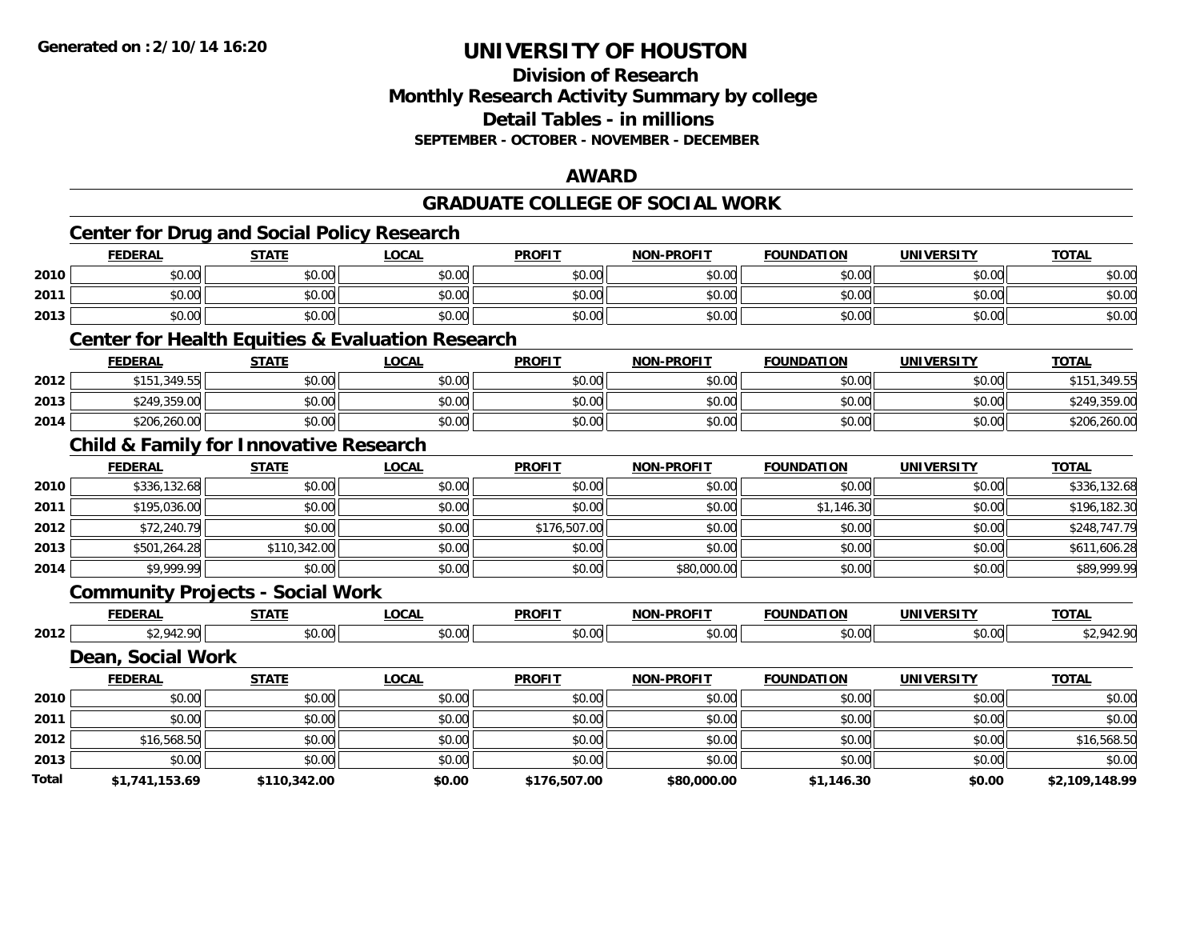**Generated on :2/10/14 16:20**

# UNIVERSITY OF HOUSTON

## Division of Research
## Monthly Research Activity Summary by college
## Detail Tables - in millions
### SEPTEMBER - OCTOBER - NOVEMBER - DECEMBER

## AWARD

## GRADUATE COLLEGE OF SOCIAL WORK

### Center for Drug and Social Policy Research

| | FEDERAL | STATE | LOCAL | PROFIT | NON-PROFIT | FOUNDATION | UNIVERSITY | TOTAL |
|---|---|---|---|---|---|---|---|---|
| 2010 | $0.00 | $0.00 | $0.00 | $0.00 | $0.00 | $0.00 | $0.00 | $0.00 |
| 2011 | $0.00 | $0.00 | $0.00 | $0.00 | $0.00 | $0.00 | $0.00 | $0.00 |
| 2013 | $0.00 | $0.00 | $0.00 | $0.00 | $0.00 | $0.00 | $0.00 | $0.00 |

### Center for Health Equities & Evaluation Research

| | FEDERAL | STATE | LOCAL | PROFIT | NON-PROFIT | FOUNDATION | UNIVERSITY | TOTAL |
|---|---|---|---|---|---|---|---|---|
| 2012 | $151,349.55 | $0.00 | $0.00 | $0.00 | $0.00 | $0.00 | $0.00 | $151,349.55 |
| 2013 | $249,359.00 | $0.00 | $0.00 | $0.00 | $0.00 | $0.00 | $0.00 | $249,359.00 |
| 2014 | $206,260.00 | $0.00 | $0.00 | $0.00 | $0.00 | $0.00 | $0.00 | $206,260.00 |

### Child & Family for Innovative Research

| | FEDERAL | STATE | LOCAL | PROFIT | NON-PROFIT | FOUNDATION | UNIVERSITY | TOTAL |
|---|---|---|---|---|---|---|---|---|
| 2010 | $336,132.68 | $0.00 | $0.00 | $0.00 | $0.00 | $0.00 | $0.00 | $336,132.68 |
| 2011 | $195,036.00 | $0.00 | $0.00 | $0.00 | $0.00 | $1,146.30 | $0.00 | $196,182.30 |
| 2012 | $72,240.79 | $0.00 | $0.00 | $176,507.00 | $0.00 | $0.00 | $0.00 | $248,747.79 |
| 2013 | $501,264.28 | $110,342.00 | $0.00 | $0.00 | $0.00 | $0.00 | $0.00 | $611,606.28 |
| 2014 | $9,999.99 | $0.00 | $0.00 | $0.00 | $80,000.00 | $0.00 | $0.00 | $89,999.99 |

### Community Projects - Social Work

| | FEDERAL | STATE | LOCAL | PROFIT | NON-PROFIT | FOUNDATION | UNIVERSITY | TOTAL |
|---|---|---|---|---|---|---|---|---|
| 2012 | $2,942.90 | $0.00 | $0.00 | $0.00 | $0.00 | $0.00 | $0.00 | $2,942.90 |

### Dean, Social Work

| | FEDERAL | STATE | LOCAL | PROFIT | NON-PROFIT | FOUNDATION | UNIVERSITY | TOTAL |
|---|---|---|---|---|---|---|---|---|
| 2010 | $0.00 | $0.00 | $0.00 | $0.00 | $0.00 | $0.00 | $0.00 | $0.00 |
| 2011 | $0.00 | $0.00 | $0.00 | $0.00 | $0.00 | $0.00 | $0.00 | $0.00 |
| 2012 | $16,568.50 | $0.00 | $0.00 | $0.00 | $0.00 | $0.00 | $0.00 | $16,568.50 |
| 2013 | $0.00 | $0.00 | $0.00 | $0.00 | $0.00 | $0.00 | $0.00 | $0.00 |
| **Total** | **$1,741,153.69** | **$110,342.00** | **$0.00** | **$176,507.00** | **$80,000.00** | **$1,146.30** | **$0.00** | **$2,109,148.99** |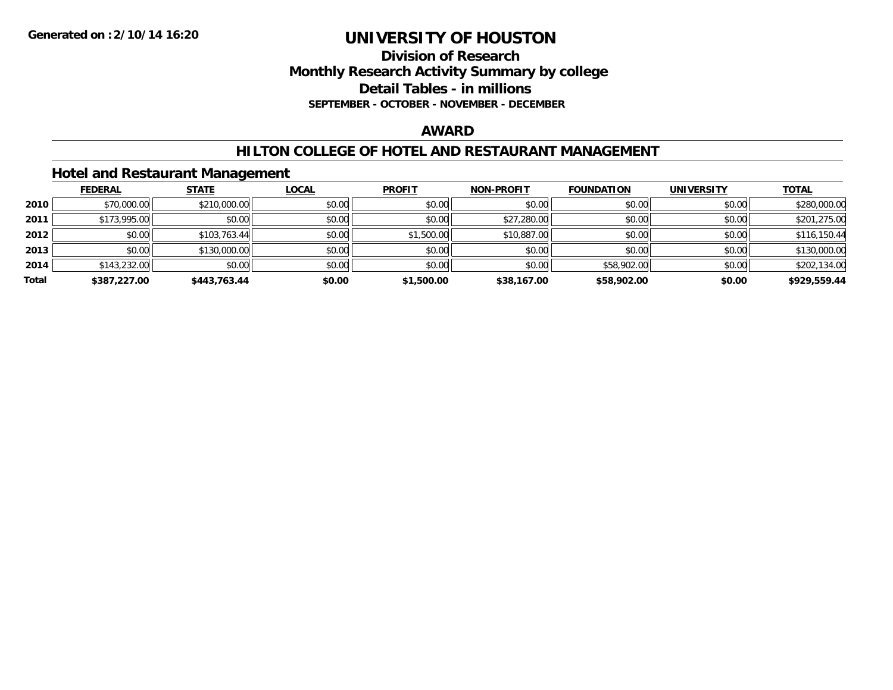**Generated on :2/10/14 16:20**

# UNIVERSITY OF HOUSTON

## Division of Research
## Monthly Research Activity Summary by college
## Detail Tables - in millions
### SEPTEMBER - OCTOBER - NOVEMBER - DECEMBER

## AWARD

## HILTON COLLEGE OF HOTEL AND RESTAURANT MANAGEMENT

### Hotel and Restaurant Management

| | FEDERAL | STATE | LOCAL | PROFIT | NON-PROFIT | FOUNDATION | UNIVERSITY | TOTAL |
|---|---|---|---|---|---|---|---|---|
| 2010 | $70,000.00 | $210,000.00 | $0.00 | $0.00 | $0.00 | $0.00 | $0.00 | $280,000.00 |
| 2011 | $173,995.00 | $0.00 | $0.00 | $0.00 | $27,280.00 | $0.00 | $0.00 | $201,275.00 |
| 2012 | $0.00 | $103,763.44 | $0.00 | $1,500.00 | $10,887.00 | $0.00 | $0.00 | $116,150.44 |
| 2013 | $0.00 | $130,000.00 | $0.00 | $0.00 | $0.00 | $0.00 | $0.00 | $130,000.00 |
| 2014 | $143,232.00 | $0.00 | $0.00 | $0.00 | $0.00 | $58,902.00 | $0.00 | $202,134.00 |
| **Total** | **$387,227.00** | **$443,763.44** | **$0.00** | **$1,500.00** | **$38,167.00** | **$58,902.00** | **$0.00** | **$929,559.44** |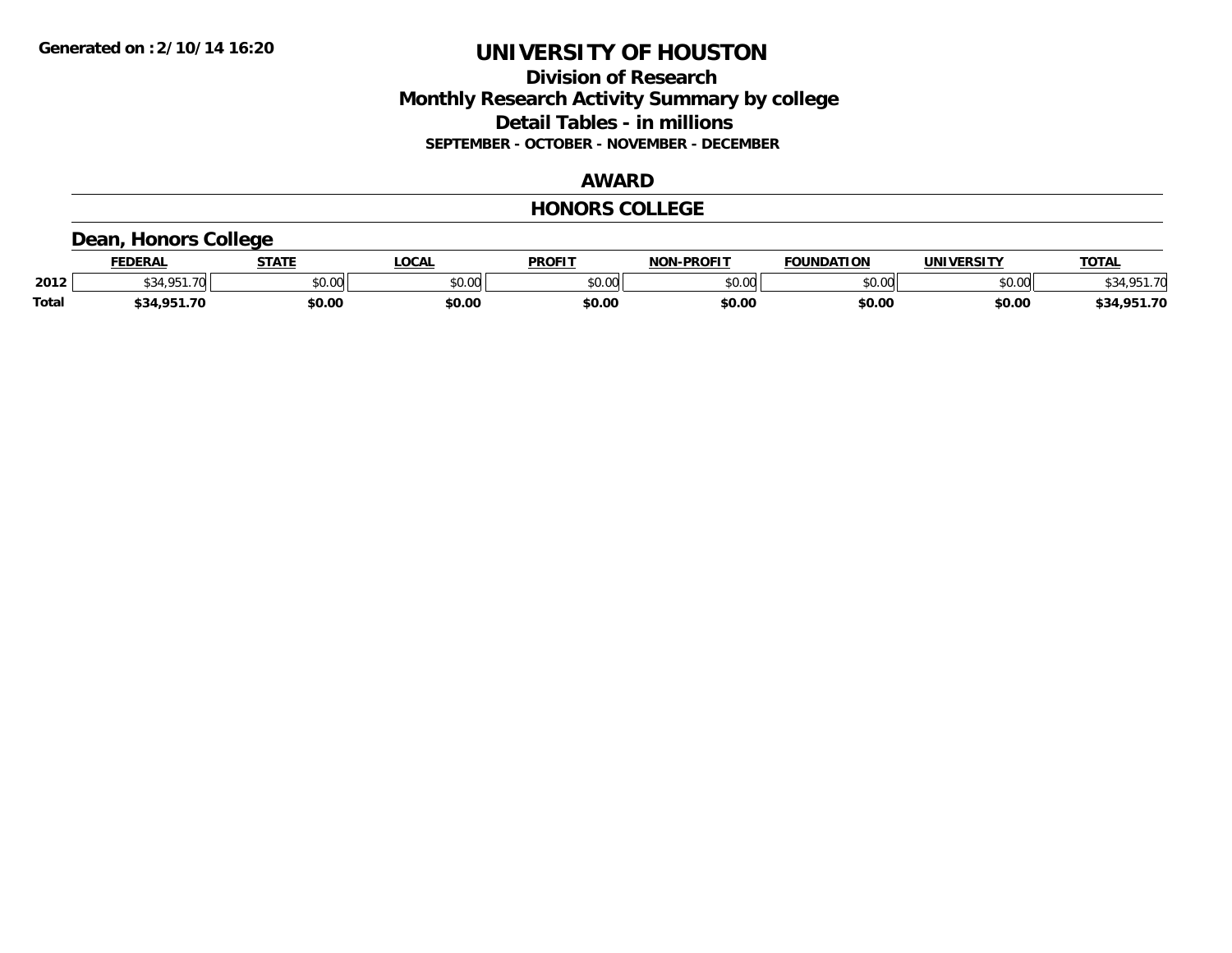Generated on :2/10/14 16:20

# UNIVERSITY OF HOUSTON

## Division of Research
## Monthly Research Activity Summary by college
## Detail Tables - in millions
### SEPTEMBER - OCTOBER - NOVEMBER - DECEMBER

## AWARD

## HONORS COLLEGE

### Dean, Honors College

| | FEDERAL | STATE | LOCAL | PROFIT | NON-PROFIT | FOUNDATION | UNIVERSITY | TOTAL |
|---|---|---|---|---|---|---|---|---|
| 2012 | $34,951.70 | $0.00 | $0.00 | $0.00 | $0.00 | $0.00 | $0.00 | $34,951.70 |
| **Total** | **$34,951.70** | **$0.00** | **$0.00** | **$0.00** | **$0.00** | **$0.00** | **$0.00** | **$34,951.70** |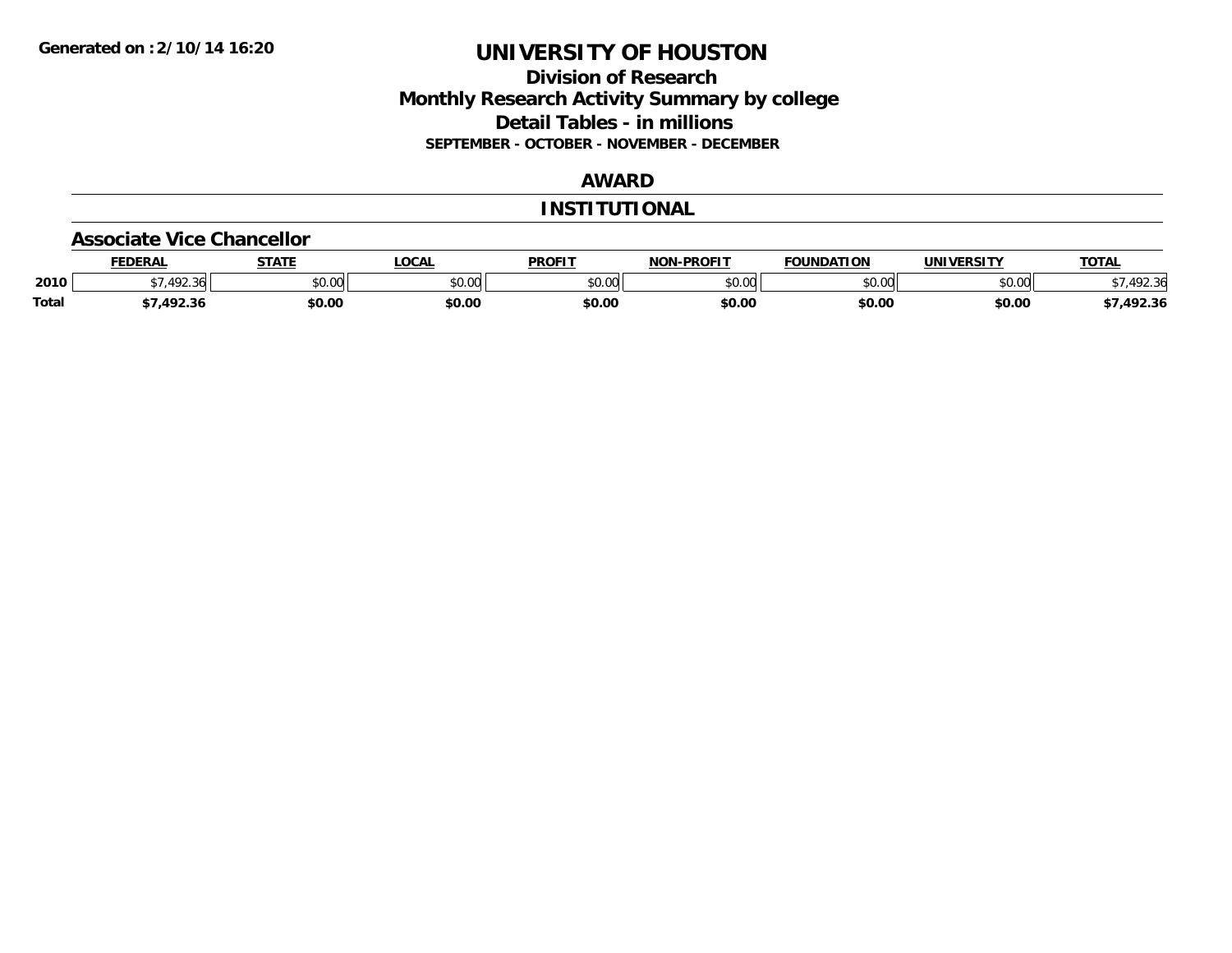Generated on :2/10/14 16:20

# UNIVERSITY OF HOUSTON

## Division of Research
## Monthly Research Activity Summary by college
## Detail Tables - in millions
### SEPTEMBER - OCTOBER - NOVEMBER - DECEMBER

## AWARD

## INSTITUTIONAL

### Associate Vice Chancellor

| | FEDERAL | STATE | LOCAL | PROFIT | NON-PROFIT | FOUNDATION | UNIVERSITY | TOTAL |
|---|---|---|---|---|---|---|---|---|
| 2010 | $7,492.36 | $0.00 | $0.00 | $0.00 | $0.00 | $0.00 | $0.00 | $7,492.36 |
| **Total** | **$7,492.36** | **$0.00** | **$0.00** | **$0.00** | **$0.00** | **$0.00** | **$0.00** | **$7,492.36** |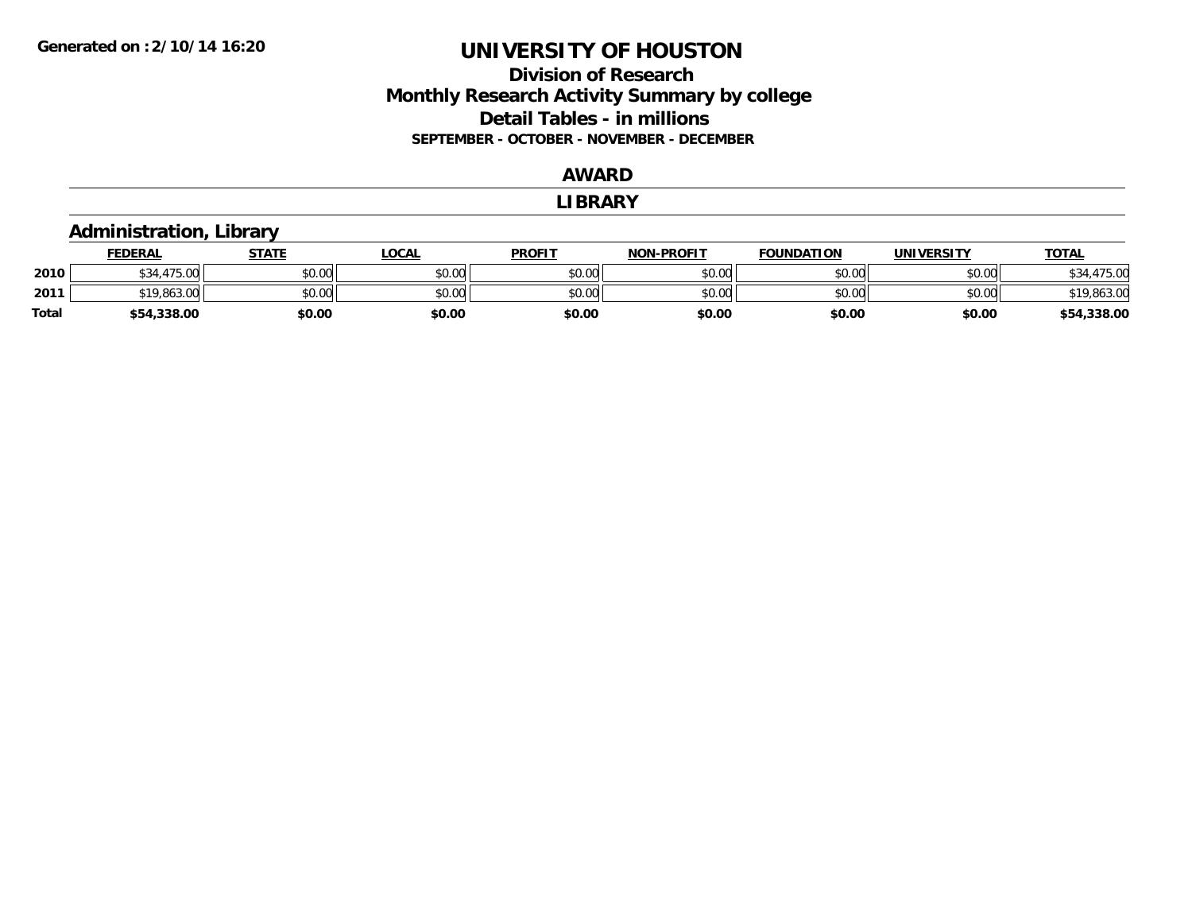**Generated on :2/10/14 16:20**

# UNIVERSITY OF HOUSTON

## Division of Research
## Monthly Research Activity Summary by college
## Detail Tables - in millions
### SEPTEMBER - OCTOBER - NOVEMBER - DECEMBER

## AWARD

## LIBRARY

### Administration, Library

| | FEDERAL | STATE | LOCAL | PROFIT | NON-PROFIT | FOUNDATION | UNIVERSITY | TOTAL |
|---|---|---|---|---|---|---|---|---|
| **2010** | $34,475.00 | $0.00 | $0.00 | $0.00 | $0.00 | $0.00 | $0.00 | $34,475.00 |
| **2011** | $19,863.00 | $0.00 | $0.00 | $0.00 | $0.00 | $0.00 | $0.00 | $19,863.00 |
| **Total** | **$54,338.00** | **$0.00** | **$0.00** | **$0.00** | **$0.00** | **$0.00** | **$0.00** | **$54,338.00** |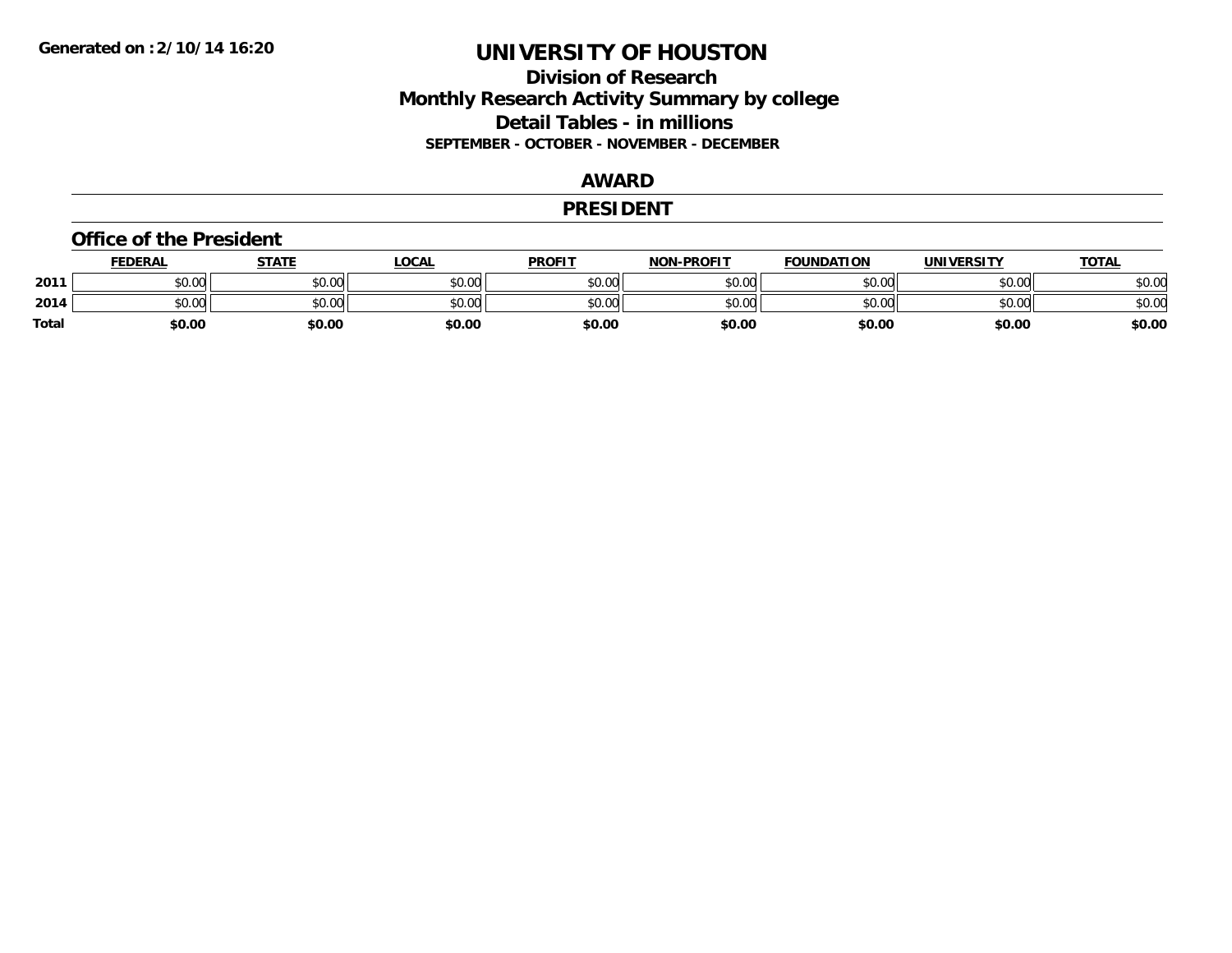Generated on :2/10/14 16:20

# UNIVERSITY OF HOUSTON

## Division of Research
## Monthly Research Activity Summary by college
## Detail Tables - in millions
### SEPTEMBER - OCTOBER - NOVEMBER - DECEMBER

## AWARD

## PRESIDENT

### Office of the President

| | FEDERAL | STATE | LOCAL | PROFIT | NON-PROFIT | FOUNDATION | UNIVERSITY | TOTAL |
|---|---|---|---|---|---|---|---|---|
| 2011 | $0.00 | $0.00 | $0.00 | $0.00 | $0.00 | $0.00 | $0.00 | $0.00 |
| 2014 | $0.00 | $0.00 | $0.00 | $0.00 | $0.00 | $0.00 | $0.00 | $0.00 |
| **Total** | **$0.00** | **$0.00** | **$0.00** | **$0.00** | **$0.00** | **$0.00** | **$0.00** | **$0.00** |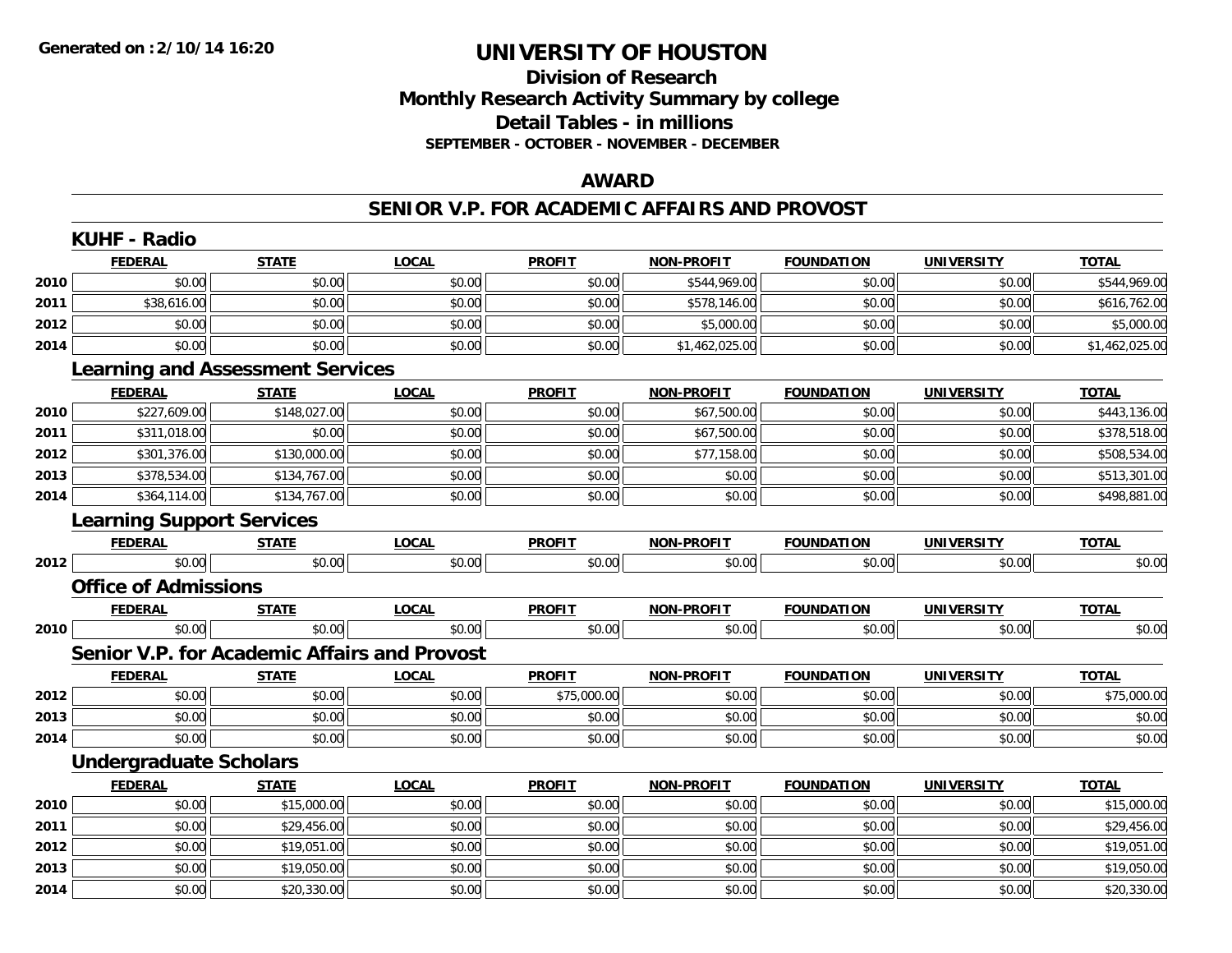**Generated on :2/10/14 16:20**

# UNIVERSITY OF HOUSTON

## Division of Research
## Monthly Research Activity Summary by college
## Detail Tables - in millions
### SEPTEMBER - OCTOBER - NOVEMBER - DECEMBER

## AWARD

## SENIOR V.P. FOR ACADEMIC AFFAIRS AND PROVOST

### KUHF - Radio

| | FEDERAL | STATE | LOCAL | PROFIT | NON-PROFIT | FOUNDATION | UNIVERSITY | TOTAL |
|---|---|---|---|---|---|---|---|---|
| 2010 | $0.00 | $0.00 | $0.00 | $0.00 | $544,969.00 | $0.00 | $0.00 | $544,969.00 |
| 2011 | $38,616.00 | $0.00 | $0.00 | $0.00 | $578,146.00 | $0.00 | $0.00 | $616,762.00 |
| 2012 | $0.00 | $0.00 | $0.00 | $0.00 | $5,000.00 | $0.00 | $0.00 | $5,000.00 |
| 2014 | $0.00 | $0.00 | $0.00 | $0.00 | $1,462,025.00 | $0.00 | $0.00 | $1,462,025.00 |

### Learning and Assessment Services

| | FEDERAL | STATE | LOCAL | PROFIT | NON-PROFIT | FOUNDATION | UNIVERSITY | TOTAL |
|---|---|---|---|---|---|---|---|---|
| 2010 | $227,609.00 | $148,027.00 | $0.00 | $0.00 | $67,500.00 | $0.00 | $0.00 | $443,136.00 |
| 2011 | $311,018.00 | $0.00 | $0.00 | $0.00 | $67,500.00 | $0.00 | $0.00 | $378,518.00 |
| 2012 | $301,376.00 | $130,000.00 | $0.00 | $0.00 | $77,158.00 | $0.00 | $0.00 | $508,534.00 |
| 2013 | $378,534.00 | $134,767.00 | $0.00 | $0.00 | $0.00 | $0.00 | $0.00 | $513,301.00 |
| 2014 | $364,114.00 | $134,767.00 | $0.00 | $0.00 | $0.00 | $0.00 | $0.00 | $498,881.00 |

### Learning Support Services

| | FEDERAL | STATE | LOCAL | PROFIT | NON-PROFIT | FOUNDATION | UNIVERSITY | TOTAL |
|---|---|---|---|---|---|---|---|---|
| 2012 | $0.00 | $0.00 | $0.00 | $0.00 | $0.00 | $0.00 | $0.00 | $0.00 |

### Office of Admissions

| | FEDERAL | STATE | LOCAL | PROFIT | NON-PROFIT | FOUNDATION | UNIVERSITY | TOTAL |
|---|---|---|---|---|---|---|---|---|
| 2010 | $0.00 | $0.00 | $0.00 | $0.00 | $0.00 | $0.00 | $0.00 | $0.00 |

### Senior V.P. for Academic Affairs and Provost

| | FEDERAL | STATE | LOCAL | PROFIT | NON-PROFIT | FOUNDATION | UNIVERSITY | TOTAL |
|---|---|---|---|---|---|---|---|---|
| 2012 | $0.00 | $0.00 | $0.00 | $75,000.00 | $0.00 | $0.00 | $0.00 | $75,000.00 |
| 2013 | $0.00 | $0.00 | $0.00 | $0.00 | $0.00 | $0.00 | $0.00 | $0.00 |
| 2014 | $0.00 | $0.00 | $0.00 | $0.00 | $0.00 | $0.00 | $0.00 | $0.00 |

### Undergraduate Scholars

| | FEDERAL | STATE | LOCAL | PROFIT | NON-PROFIT | FOUNDATION | UNIVERSITY | TOTAL |
|---|---|---|---|---|---|---|---|---|
| 2010 | $0.00 | $15,000.00 | $0.00 | $0.00 | $0.00 | $0.00 | $0.00 | $15,000.00 |
| 2011 | $0.00 | $29,456.00 | $0.00 | $0.00 | $0.00 | $0.00 | $0.00 | $29,456.00 |
| 2012 | $0.00 | $19,051.00 | $0.00 | $0.00 | $0.00 | $0.00 | $0.00 | $19,051.00 |
| 2013 | $0.00 | $19,050.00 | $0.00 | $0.00 | $0.00 | $0.00 | $0.00 | $19,050.00 |
| 2014 | $0.00 | $20,330.00 | $0.00 | $0.00 | $0.00 | $0.00 | $0.00 | $20,330.00 |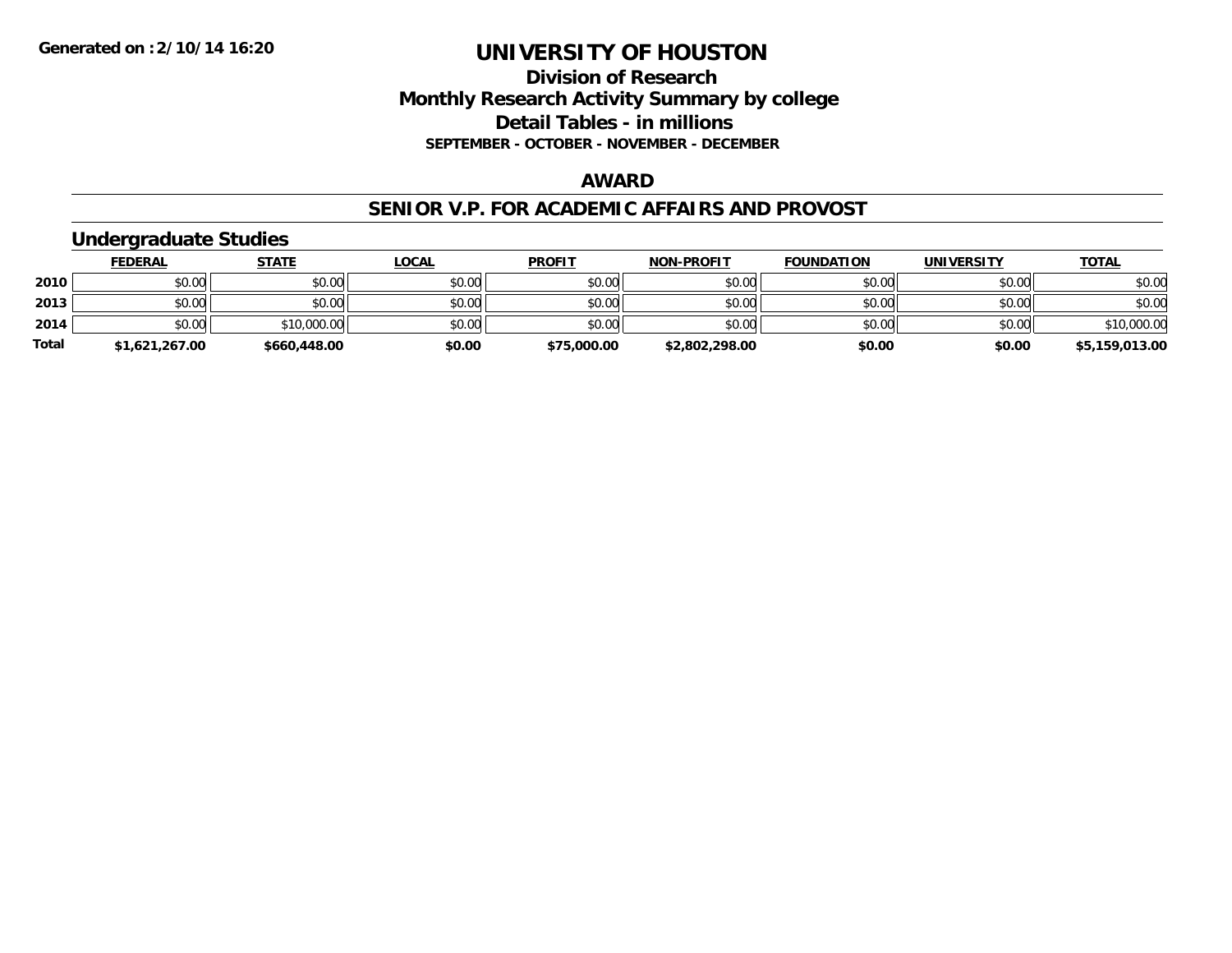**Generated on :2/10/14 16:20**

# UNIVERSITY OF HOUSTON

## Division of Research
## Monthly Research Activity Summary by college
## Detail Tables - in millions
### SEPTEMBER - OCTOBER - NOVEMBER - DECEMBER

### AWARD

### SENIOR V.P. FOR ACADEMIC AFFAIRS AND PROVOST

### Undergraduate Studies

| | FEDERAL | STATE | LOCAL | PROFIT | NON-PROFIT | FOUNDATION | UNIVERSITY | TOTAL |
|---|---|---|---|---|---|---|---|---|
| 2010 | $0.00 | $0.00 | $0.00 | $0.00 | $0.00 | $0.00 | $0.00 | $0.00 |
| 2013 | $0.00 | $0.00 | $0.00 | $0.00 | $0.00 | $0.00 | $0.00 | $0.00 |
| 2014 | $0.00 | $10,000.00 | $0.00 | $0.00 | $0.00 | $0.00 | $0.00 | $10,000.00 |
| **Total** | **$1,621,267.00** | **$660,448.00** | **$0.00** | **$75,000.00** | **$2,802,298.00** | **$0.00** | **$0.00** | **$5,159,013.00** |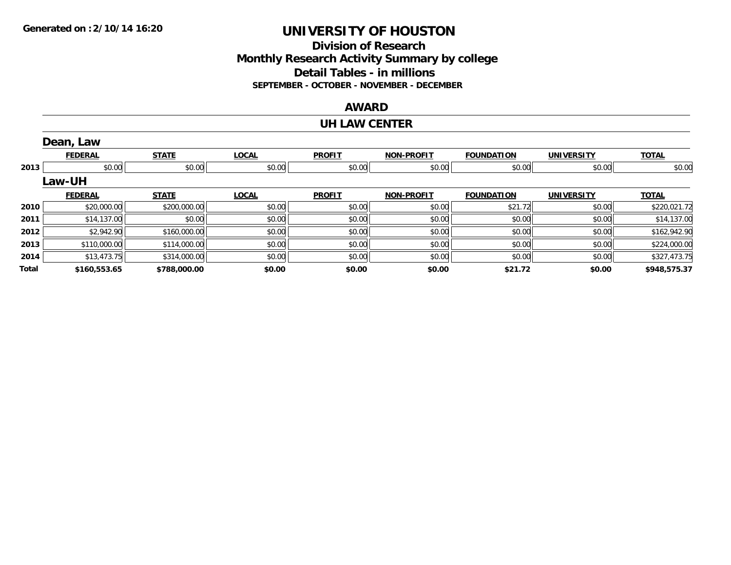**Generated on :2/10/14 16:20**

# UNIVERSITY OF HOUSTON

## Division of Research
## Monthly Research Activity Summary by college
## Detail Tables - in millions
### SEPTEMBER - OCTOBER - NOVEMBER - DECEMBER

## AWARD

## UH LAW CENTER

### Dean, Law

| | FEDERAL | STATE | LOCAL | PROFIT | NON-PROFIT | FOUNDATION | UNIVERSITY | TOTAL |
|---|---|---|---|---|---|---|---|---|
| 2013 | $0.00 | $0.00 | $0.00 | $0.00 | $0.00 | $0.00 | $0.00 | $0.00 |

### Law-UH

| | FEDERAL | STATE | LOCAL | PROFIT | NON-PROFIT | FOUNDATION | UNIVERSITY | TOTAL |
|---|---|---|---|---|---|---|---|---|
| 2010 | $20,000.00 | $200,000.00 | $0.00 | $0.00 | $0.00 | $21.72 | $0.00 | $220,021.72 |
| 2011 | $14,137.00 | $0.00 | $0.00 | $0.00 | $0.00 | $0.00 | $0.00 | $14,137.00 |
| 2012 | $2,942.90 | $160,000.00 | $0.00 | $0.00 | $0.00 | $0.00 | $0.00 | $162,942.90 |
| 2013 | $110,000.00 | $114,000.00 | $0.00 | $0.00 | $0.00 | $0.00 | $0.00 | $224,000.00 |
| 2014 | $13,473.75 | $314,000.00 | $0.00 | $0.00 | $0.00 | $0.00 | $0.00 | $327,473.75 |
| **Total** | **$160,553.65** | **$788,000.00** | **$0.00** | **$0.00** | **$0.00** | **$21.72** | **$0.00** | **$948,575.37** |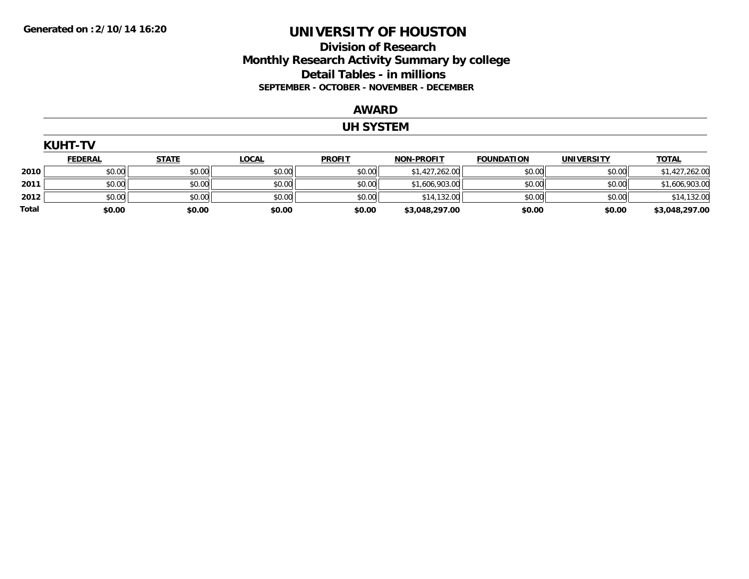# UNIVERSITY OF HOUSTON

## Division of Research
## Monthly Research Activity Summary by college
## Detail Tables - in millions
### SEPTEMBER - OCTOBER - NOVEMBER - DECEMBER

Generated on :2/10/14 16:20

## AWARD

## UH SYSTEM

### KUHT-TV

| | FEDERAL | STATE | LOCAL | PROFIT | NON-PROFIT | FOUNDATION | UNIVERSITY | TOTAL |
|---|---|---|---|---|---|---|---|---|
| 2010 | $0.00 | $0.00 | $0.00 | $0.00 | $1,427,262.00 | $0.00 | $0.00 | $1,427,262.00 |
| 2011 | $0.00 | $0.00 | $0.00 | $0.00 | $1,606,903.00 | $0.00 | $0.00 | $1,606,903.00 |
| 2012 | $0.00 | $0.00 | $0.00 | $0.00 | $14,132.00 | $0.00 | $0.00 | $14,132.00 |
| **Total** | **$0.00** | **$0.00** | **$0.00** | **$0.00** | **$3,048,297.00** | **$0.00** | **$0.00** | **$3,048,297.00** |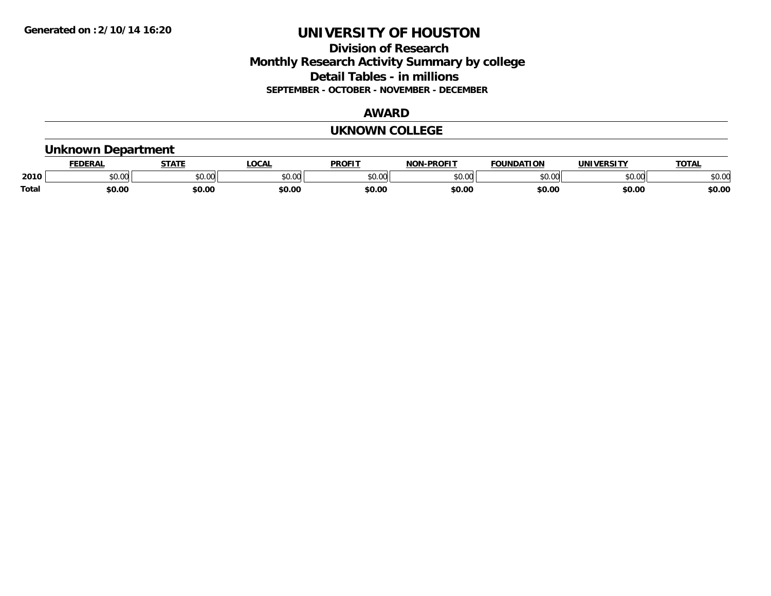**Generated on :2/10/14 16:20**

# UNIVERSITY OF HOUSTON

## Division of Research
## Monthly Research Activity Summary by college
## Detail Tables - in millions
### SEPTEMBER - OCTOBER - NOVEMBER - DECEMBER

## AWARD

## UKNOWN COLLEGE

### Unknown Department

| | FEDERAL | STATE | LOCAL | PROFIT | NON-PROFIT | FOUNDATION | UNIVERSITY | TOTAL |
|---|---|---|---|---|---|---|---|---|
| 2010 | $0.00 | $0.00 | $0.00 | $0.00 | $0.00 | $0.00 | $0.00 | $0.00 |
| **Total** | **$0.00** | **$0.00** | **$0.00** | **$0.00** | **$0.00** | **$0.00** | **$0.00** | **$0.00** |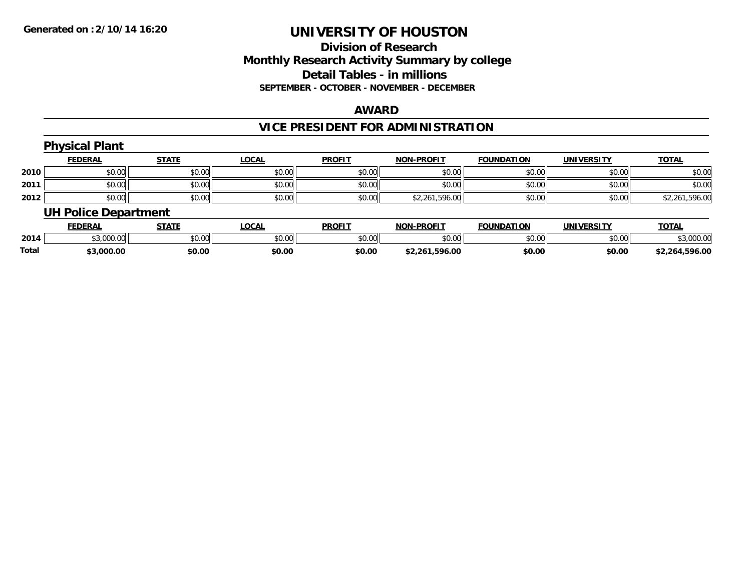# UNIVERSITY OF HOUSTON

## Division of Research
## Monthly Research Activity Summary by college
## Detail Tables - in millions
### SEPTEMBER - OCTOBER - NOVEMBER - DECEMBER

## AWARD

## VICE PRESIDENT FOR ADMINISTRATION

### Physical Plant

| | FEDERAL | STATE | LOCAL | PROFIT | NON-PROFIT | FOUNDATION | UNIVERSITY | TOTAL |
|---|---|---|---|---|---|---|---|---|
| 2010 | $0.00 | $0.00 | $0.00 | $0.00 | $0.00 | $0.00 | $0.00 | $0.00 |
| 2011 | $0.00 | $0.00 | $0.00 | $0.00 | $0.00 | $0.00 | $0.00 | $0.00 |
| 2012 | $0.00 | $0.00 | $0.00 | $0.00 | $2,261,596.00 | $0.00 | $0.00 | $2,261,596.00 |

### UH Police Department

| | FEDERAL | STATE | LOCAL | PROFIT | NON-PROFIT | FOUNDATION | UNIVERSITY | TOTAL |
|---|---|---|---|---|---|---|---|---|
| 2014 | $3,000.00 | $0.00 | $0.00 | $0.00 | $0.00 | $0.00 | $0.00 | $3,000.00 |
| **Total** | **$3,000.00** | **$0.00** | **$0.00** | **$0.00** | **$2,261,596.00** | **$0.00** | **$0.00** | **$2,264,596.00** |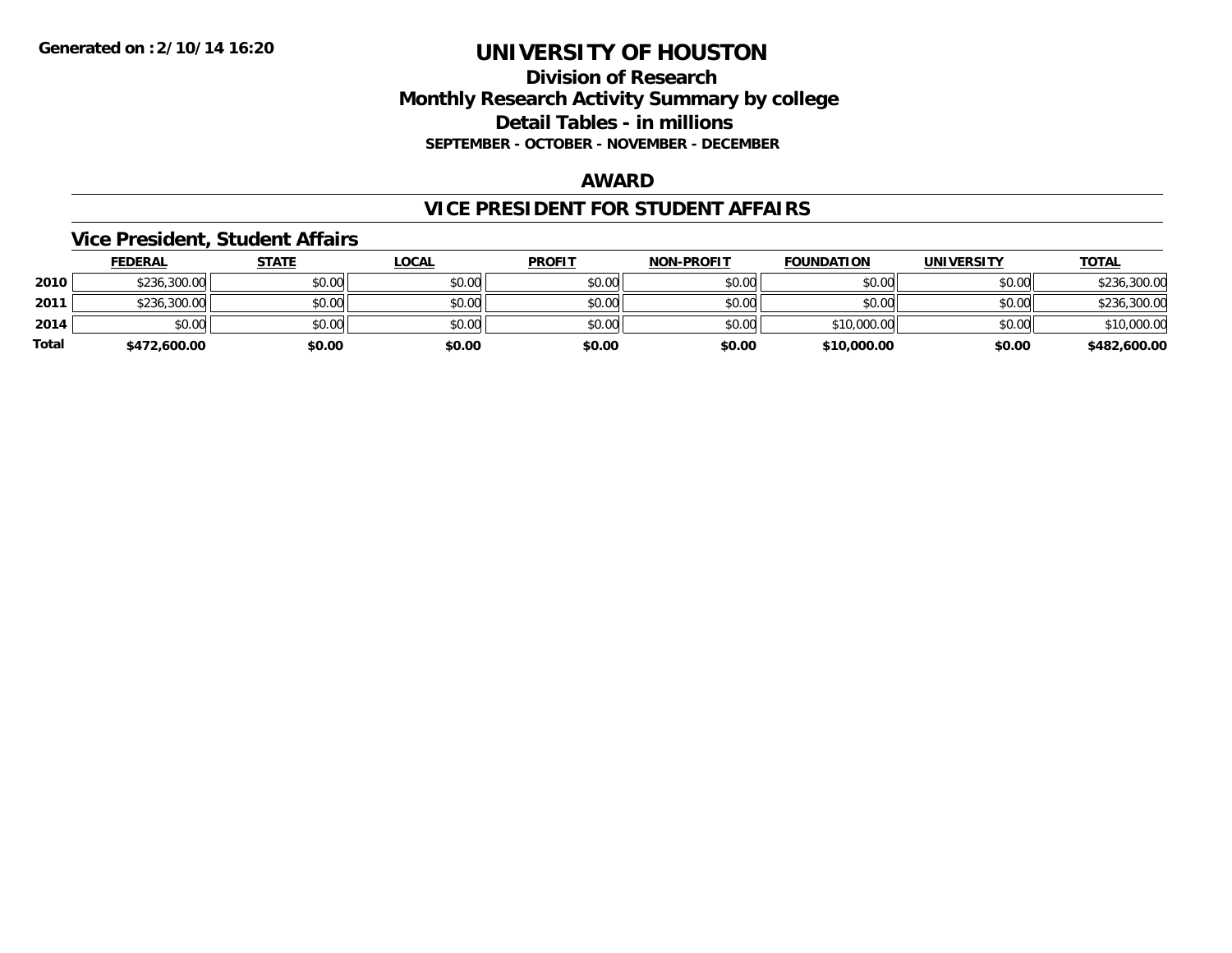# UNIVERSITY OF HOUSTON

**Generated on :2/10/14 16:20**

## Division of Research
## Monthly Research Activity Summary by college
## Detail Tables - in millions
### SEPTEMBER - OCTOBER - NOVEMBER - DECEMBER

## AWARD

## VICE PRESIDENT FOR STUDENT AFFAIRS

### Vice President, Student Affairs

| | FEDERAL | STATE | LOCAL | PROFIT | NON-PROFIT | FOUNDATION | UNIVERSITY | TOTAL |
|---|---|---|---|---|---|---|---|---|
| 2010 | $236,300.00 | $0.00 | $0.00 | $0.00 | $0.00 | $0.00 | $0.00 | $236,300.00 |
| 2011 | $236,300.00 | $0.00 | $0.00 | $0.00 | $0.00 | $0.00 | $0.00 | $236,300.00 |
| 2014 | $0.00 | $0.00 | $0.00 | $0.00 | $0.00 | $10,000.00 | $0.00 | $10,000.00 |
| **Total** | **$472,600.00** | **$0.00** | **$0.00** | **$0.00** | **$0.00** | **$10,000.00** | **$0.00** | **$482,600.00** |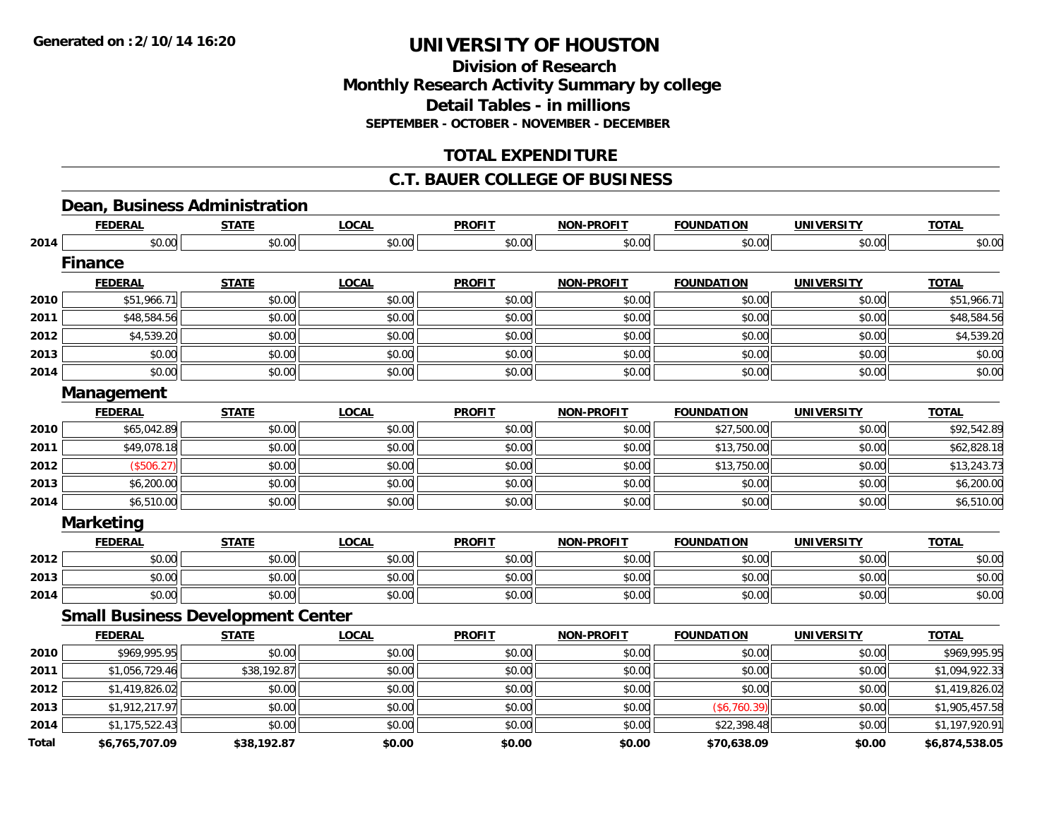**Generated on :2/10/14 16:20**

# UNIVERSITY OF HOUSTON

## Division of Research
## Monthly Research Activity Summary by college
## Detail Tables - in millions
### SEPTEMBER - OCTOBER - NOVEMBER - DECEMBER

## TOTAL EXPENDITURE

## C.T. BAUER COLLEGE OF BUSINESS

### Dean, Business Administration

| | FEDERAL | STATE | LOCAL | PROFIT | NON-PROFIT | FOUNDATION | UNIVERSITY | TOTAL |
|---|---|---|---|---|---|---|---|---|
| 2014 | $0.00 | $0.00 | $0.00 | $0.00 | $0.00 | $0.00 | $0.00 | $0.00 |

### Finance

| | FEDERAL | STATE | LOCAL | PROFIT | NON-PROFIT | FOUNDATION | UNIVERSITY | TOTAL |
|---|---|---|---|---|---|---|---|---|
| 2010 | $51,966.71 | $0.00 | $0.00 | $0.00 | $0.00 | $0.00 | $0.00 | $51,966.71 |
| 2011 | $48,584.56 | $0.00 | $0.00 | $0.00 | $0.00 | $0.00 | $0.00 | $48,584.56 |
| 2012 | $4,539.20 | $0.00 | $0.00 | $0.00 | $0.00 | $0.00 | $0.00 | $4,539.20 |
| 2013 | $0.00 | $0.00 | $0.00 | $0.00 | $0.00 | $0.00 | $0.00 | $0.00 |
| 2014 | $0.00 | $0.00 | $0.00 | $0.00 | $0.00 | $0.00 | $0.00 | $0.00 |

### Management

| | FEDERAL | STATE | LOCAL | PROFIT | NON-PROFIT | FOUNDATION | UNIVERSITY | TOTAL |
|---|---|---|---|---|---|---|---|---|
| 2010 | $65,042.89 | $0.00 | $0.00 | $0.00 | $0.00 | $27,500.00 | $0.00 | $92,542.89 |
| 2011 | $49,078.18 | $0.00 | $0.00 | $0.00 | $0.00 | $13,750.00 | $0.00 | $62,828.18 |
| 2012 | ($506.27) | $0.00 | $0.00 | $0.00 | $0.00 | $13,750.00 | $0.00 | $13,243.73 |
| 2013 | $6,200.00 | $0.00 | $0.00 | $0.00 | $0.00 | $0.00 | $0.00 | $6,200.00 |
| 2014 | $6,510.00 | $0.00 | $0.00 | $0.00 | $0.00 | $0.00 | $0.00 | $6,510.00 |

### Marketing

| | FEDERAL | STATE | LOCAL | PROFIT | NON-PROFIT | FOUNDATION | UNIVERSITY | TOTAL |
|---|---|---|---|---|---|---|---|---|
| 2012 | $0.00 | $0.00 | $0.00 | $0.00 | $0.00 | $0.00 | $0.00 | $0.00 |
| 2013 | $0.00 | $0.00 | $0.00 | $0.00 | $0.00 | $0.00 | $0.00 | $0.00 |
| 2014 | $0.00 | $0.00 | $0.00 | $0.00 | $0.00 | $0.00 | $0.00 | $0.00 |

### Small Business Development Center

| | FEDERAL | STATE | LOCAL | PROFIT | NON-PROFIT | FOUNDATION | UNIVERSITY | TOTAL |
|---|---|---|---|---|---|---|---|---|
| 2010 | $969,995.95 | $0.00 | $0.00 | $0.00 | $0.00 | $0.00 | $0.00 | $969,995.95 |
| 2011 | $1,056,729.46 | $38,192.87 | $0.00 | $0.00 | $0.00 | $0.00 | $0.00 | $1,094,922.33 |
| 2012 | $1,419,826.02 | $0.00 | $0.00 | $0.00 | $0.00 | $0.00 | $0.00 | $1,419,826.02 |
| 2013 | $1,912,217.97 | $0.00 | $0.00 | $0.00 | $0.00 | ($6,760.39) | $0.00 | $1,905,457.58 |
| 2014 | $1,175,522.43 | $0.00 | $0.00 | $0.00 | $0.00 | $22,398.48 | $0.00 | $1,197,920.91 |
| **Total** | **$6,765,707.09** | **$38,192.87** | **$0.00** | **$0.00** | **$0.00** | **$70,638.09** | **$0.00** | **$6,874,538.05** |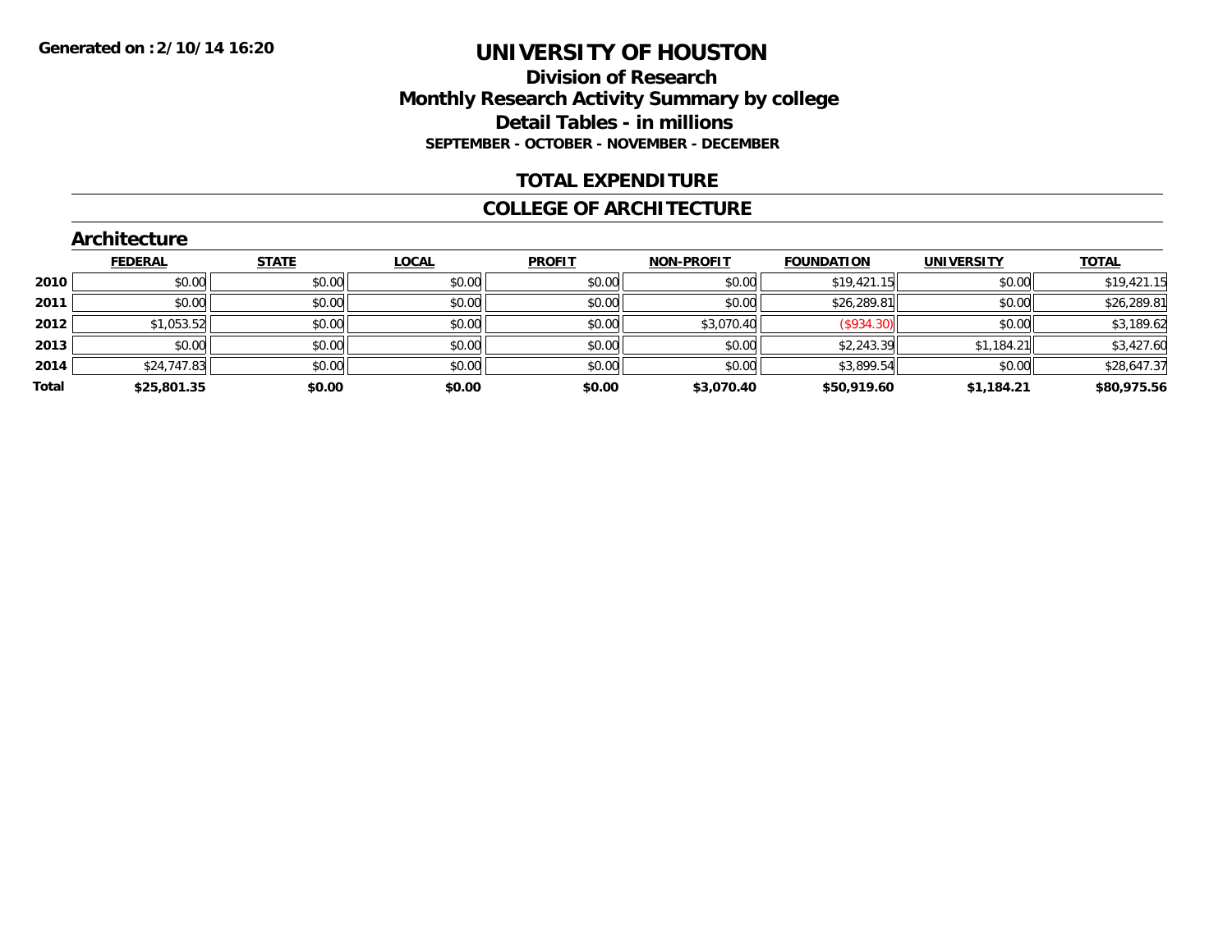Generated on :2/10/14 16:20

# UNIVERSITY OF HOUSTON

## Division of Research
## Monthly Research Activity Summary by college
## Detail Tables - in millions
### SEPTEMBER - OCTOBER - NOVEMBER - DECEMBER

## TOTAL EXPENDITURE

## COLLEGE OF ARCHITECTURE

### Architecture

| | FEDERAL | STATE | LOCAL | PROFIT | NON-PROFIT | FOUNDATION | UNIVERSITY | TOTAL |
|---|---|---|---|---|---|---|---|---|
| 2010 | $0.00 | $0.00 | $0.00 | $0.00 | $0.00 | $19,421.15 | $0.00 | $19,421.15 |
| 2011 | $0.00 | $0.00 | $0.00 | $0.00 | $0.00 | $26,289.81 | $0.00 | $26,289.81 |
| 2012 | $1,053.52 | $0.00 | $0.00 | $0.00 | $3,070.40 | ($934.30) | $0.00 | $3,189.62 |
| 2013 | $0.00 | $0.00 | $0.00 | $0.00 | $0.00 | $2,243.39 | $1,184.21 | $3,427.60 |
| 2014 | $24,747.83 | $0.00 | $0.00 | $0.00 | $0.00 | $3,899.54 | $0.00 | $28,647.37 |
| **Total** | **$25,801.35** | **$0.00** | **$0.00** | **$0.00** | **$3,070.40** | **$50,919.60** | **$1,184.21** | **$80,975.56** |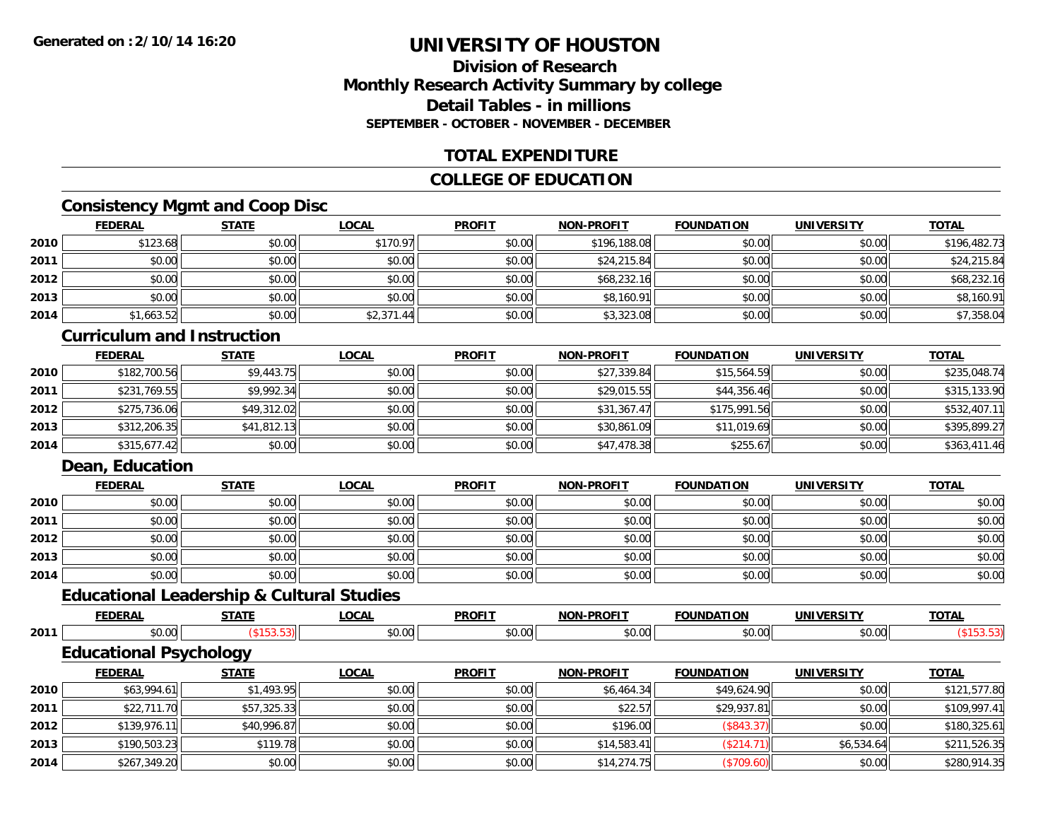**Generated on :2/10/14 16:20**

# UNIVERSITY OF HOUSTON

## Division of Research
## Monthly Research Activity Summary by college
## Detail Tables - in millions
### SEPTEMBER - OCTOBER - NOVEMBER - DECEMBER

## TOTAL EXPENDITURE

## COLLEGE OF EDUCATION

### Consistency Mgmt and Coop Disc

| | FEDERAL | STATE | LOCAL | PROFIT | NON-PROFIT | FOUNDATION | UNIVERSITY | TOTAL |
|---|---|---|---|---|---|---|---|---|
| 2010 | $123.68 | $0.00 | $170.97 | $0.00 | $196,188.08 | $0.00 | $0.00 | $196,482.73 |
| 2011 | $0.00 | $0.00 | $0.00 | $0.00 | $24,215.84 | $0.00 | $0.00 | $24,215.84 |
| 2012 | $0.00 | $0.00 | $0.00 | $0.00 | $68,232.16 | $0.00 | $0.00 | $68,232.16 |
| 2013 | $0.00 | $0.00 | $0.00 | $0.00 | $8,160.91 | $0.00 | $0.00 | $8,160.91 |
| 2014 | $1,663.52 | $0.00 | $2,371.44 | $0.00 | $3,323.08 | $0.00 | $0.00 | $7,358.04 |

### Curriculum and Instruction

| | FEDERAL | STATE | LOCAL | PROFIT | NON-PROFIT | FOUNDATION | UNIVERSITY | TOTAL |
|---|---|---|---|---|---|---|---|---|
| 2010 | $182,700.56 | $9,443.75 | $0.00 | $0.00 | $27,339.84 | $15,564.59 | $0.00 | $235,048.74 |
| 2011 | $231,769.55 | $9,992.34 | $0.00 | $0.00 | $29,015.55 | $44,356.46 | $0.00 | $315,133.90 |
| 2012 | $275,736.06 | $49,312.02 | $0.00 | $0.00 | $31,367.47 | $175,991.56 | $0.00 | $532,407.11 |
| 2013 | $312,206.35 | $41,812.13 | $0.00 | $0.00 | $30,861.09 | $11,019.69 | $0.00 | $395,899.27 |
| 2014 | $315,677.42 | $0.00 | $0.00 | $0.00 | $47,478.38 | $255.67 | $0.00 | $363,411.46 |

### Dean, Education

| | FEDERAL | STATE | LOCAL | PROFIT | NON-PROFIT | FOUNDATION | UNIVERSITY | TOTAL |
|---|---|---|---|---|---|---|---|---|
| 2010 | $0.00 | $0.00 | $0.00 | $0.00 | $0.00 | $0.00 | $0.00 | $0.00 |
| 2011 | $0.00 | $0.00 | $0.00 | $0.00 | $0.00 | $0.00 | $0.00 | $0.00 |
| 2012 | $0.00 | $0.00 | $0.00 | $0.00 | $0.00 | $0.00 | $0.00 | $0.00 |
| 2013 | $0.00 | $0.00 | $0.00 | $0.00 | $0.00 | $0.00 | $0.00 | $0.00 |
| 2014 | $0.00 | $0.00 | $0.00 | $0.00 | $0.00 | $0.00 | $0.00 | $0.00 |

### Educational Leadership & Cultural Studies

| | FEDERAL | STATE | LOCAL | PROFIT | NON-PROFIT | FOUNDATION | UNIVERSITY | TOTAL |
|---|---|---|---|---|---|---|---|---|
| 2011 | $0.00 | ($153.53) | $0.00 | $0.00 | $0.00 | $0.00 | $0.00 | ($153.53) |

### Educational Psychology

| | FEDERAL | STATE | LOCAL | PROFIT | NON-PROFIT | FOUNDATION | UNIVERSITY | TOTAL |
|---|---|---|---|---|---|---|---|---|
| 2010 | $63,994.61 | $1,493.95 | $0.00 | $0.00 | $6,464.34 | $49,624.90 | $0.00 | $121,577.80 |
| 2011 | $22,711.70 | $57,325.33 | $0.00 | $0.00 | $22.57 | $29,937.81 | $0.00 | $109,997.41 |
| 2012 | $139,976.11 | $40,996.87 | $0.00 | $0.00 | $196.00 | ($843.37) | $0.00 | $180,325.61 |
| 2013 | $190,503.23 | $119.78 | $0.00 | $0.00 | $14,583.41 | ($214.71) | $6,534.64 | $211,526.35 |
| 2014 | $267,349.20 | $0.00 | $0.00 | $0.00 | $14,274.75 | ($709.60) | $0.00 | $280,914.35 |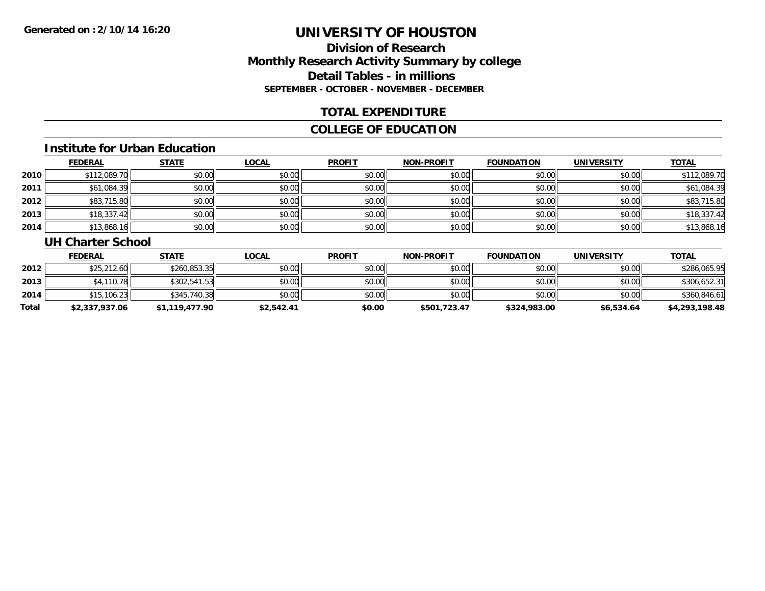# UNIVERSITY OF HOUSTON

## Division of Research
## Monthly Research Activity Summary by college
## Detail Tables - in millions
### SEPTEMBER - OCTOBER - NOVEMBER - DECEMBER

## TOTAL EXPENDITURE

## COLLEGE OF EDUCATION

### Institute for Urban Education

| | FEDERAL | STATE | LOCAL | PROFIT | NON-PROFIT | FOUNDATION | UNIVERSITY | TOTAL |
|---|---|---|---|---|---|---|---|---|
| 2010 | $112,089.70 | $0.00 | $0.00 | $0.00 | $0.00 | $0.00 | $0.00 | $112,089.70 |
| 2011 | $61,084.39 | $0.00 | $0.00 | $0.00 | $0.00 | $0.00 | $0.00 | $61,084.39 |
| 2012 | $83,715.80 | $0.00 | $0.00 | $0.00 | $0.00 | $0.00 | $0.00 | $83,715.80 |
| 2013 | $18,337.42 | $0.00 | $0.00 | $0.00 | $0.00 | $0.00 | $0.00 | $18,337.42 |
| 2014 | $13,868.16 | $0.00 | $0.00 | $0.00 | $0.00 | $0.00 | $0.00 | $13,868.16 |

### UH Charter School

| | FEDERAL | STATE | LOCAL | PROFIT | NON-PROFIT | FOUNDATION | UNIVERSITY | TOTAL |
|---|---|---|---|---|---|---|---|---|
| 2012 | $25,212.60 | $260,853.35 | $0.00 | $0.00 | $0.00 | $0.00 | $0.00 | $286,065.95 |
| 2013 | $4,110.78 | $302,541.53 | $0.00 | $0.00 | $0.00 | $0.00 | $0.00 | $306,652.31 |
| 2014 | $15,106.23 | $345,740.38 | $0.00 | $0.00 | $0.00 | $0.00 | $0.00 | $360,846.61 |
| **Total** | **$2,337,937.06** | **$1,119,477.90** | **$2,542.41** | **$0.00** | **$501,723.47** | **$324,983.00** | **$6,534.64** | **$4,293,198.48** |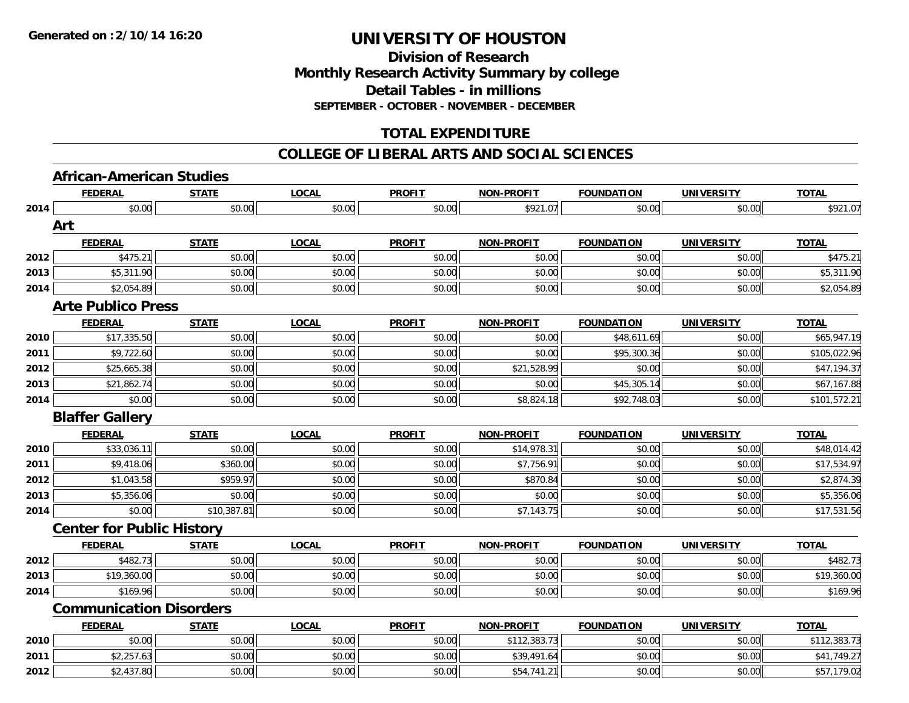# UNIVERSITY OF HOUSTON

## Division of Research
## Monthly Research Activity Summary by college
## Detail Tables - in millions
### SEPTEMBER - OCTOBER - NOVEMBER - DECEMBER

## TOTAL EXPENDITURE

## COLLEGE OF LIBERAL ARTS AND SOCIAL SCIENCES

### African-American Studies

| | FEDERAL | STATE | LOCAL | PROFIT | NON-PROFIT | FOUNDATION | UNIVERSITY | TOTAL |
|---|---|---|---|---|---|---|---|---|
| 2014 | $0.00 | $0.00 | $0.00 | $0.00 | $921.07 | $0.00 | $0.00 | $921.07 |

### Art

| | FEDERAL | STATE | LOCAL | PROFIT | NON-PROFIT | FOUNDATION | UNIVERSITY | TOTAL |
|---|---|---|---|---|---|---|---|---|
| 2012 | $475.21 | $0.00 | $0.00 | $0.00 | $0.00 | $0.00 | $0.00 | $475.21 |
| 2013 | $5,311.90 | $0.00 | $0.00 | $0.00 | $0.00 | $0.00 | $0.00 | $5,311.90 |
| 2014 | $2,054.89 | $0.00 | $0.00 | $0.00 | $0.00 | $0.00 | $0.00 | $2,054.89 |

### Arte Publico Press

| | FEDERAL | STATE | LOCAL | PROFIT | NON-PROFIT | FOUNDATION | UNIVERSITY | TOTAL |
|---|---|---|---|---|---|---|---|---|
| 2010 | $17,335.50 | $0.00 | $0.00 | $0.00 | $0.00 | $48,611.69 | $0.00 | $65,947.19 |
| 2011 | $9,722.60 | $0.00 | $0.00 | $0.00 | $0.00 | $95,300.36 | $0.00 | $105,022.96 |
| 2012 | $25,665.38 | $0.00 | $0.00 | $0.00 | $21,528.99 | $0.00 | $0.00 | $47,194.37 |
| 2013 | $21,862.74 | $0.00 | $0.00 | $0.00 | $0.00 | $45,305.14 | $0.00 | $67,167.88 |
| 2014 | $0.00 | $0.00 | $0.00 | $0.00 | $8,824.18 | $92,748.03 | $0.00 | $101,572.21 |

### Blaffer Gallery

| | FEDERAL | STATE | LOCAL | PROFIT | NON-PROFIT | FOUNDATION | UNIVERSITY | TOTAL |
|---|---|---|---|---|---|---|---|---|
| 2010 | $33,036.11 | $0.00 | $0.00 | $0.00 | $14,978.31 | $0.00 | $0.00 | $48,014.42 |
| 2011 | $9,418.06 | $360.00 | $0.00 | $0.00 | $7,756.91 | $0.00 | $0.00 | $17,534.97 |
| 2012 | $1,043.58 | $959.97 | $0.00 | $0.00 | $870.84 | $0.00 | $0.00 | $2,874.39 |
| 2013 | $5,356.06 | $0.00 | $0.00 | $0.00 | $0.00 | $0.00 | $0.00 | $5,356.06 |
| 2014 | $0.00 | $10,387.81 | $0.00 | $0.00 | $7,143.75 | $0.00 | $0.00 | $17,531.56 |

### Center for Public History

| | FEDERAL | STATE | LOCAL | PROFIT | NON-PROFIT | FOUNDATION | UNIVERSITY | TOTAL |
|---|---|---|---|---|---|---|---|---|
| 2012 | $482.73 | $0.00 | $0.00 | $0.00 | $0.00 | $0.00 | $0.00 | $482.73 |
| 2013 | $19,360.00 | $0.00 | $0.00 | $0.00 | $0.00 | $0.00 | $0.00 | $19,360.00 |
| 2014 | $169.96 | $0.00 | $0.00 | $0.00 | $0.00 | $0.00 | $0.00 | $169.96 |

### Communication Disorders

| | FEDERAL | STATE | LOCAL | PROFIT | NON-PROFIT | FOUNDATION | UNIVERSITY | TOTAL |
|---|---|---|---|---|---|---|---|---|
| 2010 | $0.00 | $0.00 | $0.00 | $0.00 | $112,383.73 | $0.00 | $0.00 | $112,383.73 |
| 2011 | $2,257.63 | $0.00 | $0.00 | $0.00 | $39,491.64 | $0.00 | $0.00 | $41,749.27 |
| 2012 | $2,437.80 | $0.00 | $0.00 | $0.00 | $54,741.21 | $0.00 | $0.00 | $57,179.02 |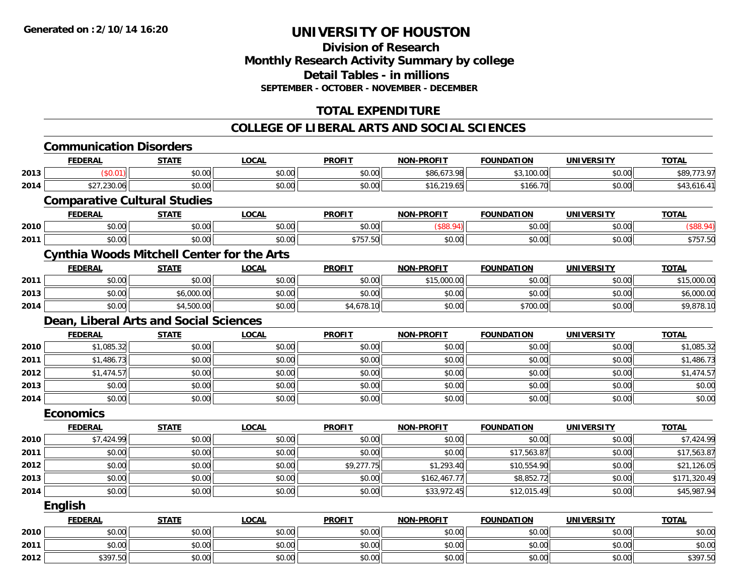# UNIVERSITY OF HOUSTON

## Division of Research
## Monthly Research Activity Summary by college
## Detail Tables - in millions
### SEPTEMBER - OCTOBER - NOVEMBER - DECEMBER

## TOTAL EXPENDITURE

## COLLEGE OF LIBERAL ARTS AND SOCIAL SCIENCES

### Communication Disorders

| | FEDERAL | STATE | LOCAL | PROFIT | NON-PROFIT | FOUNDATION | UNIVERSITY | TOTAL |
|---|---|---|---|---|---|---|---|---|
| 2013 | ($0.01) | $0.00 | $0.00 | $0.00 | $86,673.98 | $3,100.00 | $0.00 | $89,773.97 |
| 2014 | $27,230.06 | $0.00 | $0.00 | $0.00 | $16,219.65 | $166.70 | $0.00 | $43,616.41 |

### Comparative Cultural Studies

| | FEDERAL | STATE | LOCAL | PROFIT | NON-PROFIT | FOUNDATION | UNIVERSITY | TOTAL |
|---|---|---|---|---|---|---|---|---|
| 2010 | $0.00 | $0.00 | $0.00 | $0.00 | ($88.94) | $0.00 | $0.00 | ($88.94) |
| 2011 | $0.00 | $0.00 | $0.00 | $757.50 | $0.00 | $0.00 | $0.00 | $757.50 |

### Cynthia Woods Mitchell Center for the Arts

| | FEDERAL | STATE | LOCAL | PROFIT | NON-PROFIT | FOUNDATION | UNIVERSITY | TOTAL |
|---|---|---|---|---|---|---|---|---|
| 2011 | $0.00 | $0.00 | $0.00 | $0.00 | $15,000.00 | $0.00 | $0.00 | $15,000.00 |
| 2013 | $0.00 | $6,000.00 | $0.00 | $0.00 | $0.00 | $0.00 | $0.00 | $6,000.00 |
| 2014 | $0.00 | $4,500.00 | $0.00 | $4,678.10 | $0.00 | $700.00 | $0.00 | $9,878.10 |

### Dean, Liberal Arts and Social Sciences

| | FEDERAL | STATE | LOCAL | PROFIT | NON-PROFIT | FOUNDATION | UNIVERSITY | TOTAL |
|---|---|---|---|---|---|---|---|---|
| 2010 | $1,085.32 | $0.00 | $0.00 | $0.00 | $0.00 | $0.00 | $0.00 | $1,085.32 |
| 2011 | $1,486.73 | $0.00 | $0.00 | $0.00 | $0.00 | $0.00 | $0.00 | $1,486.73 |
| 2012 | $1,474.57 | $0.00 | $0.00 | $0.00 | $0.00 | $0.00 | $0.00 | $1,474.57 |
| 2013 | $0.00 | $0.00 | $0.00 | $0.00 | $0.00 | $0.00 | $0.00 | $0.00 |
| 2014 | $0.00 | $0.00 | $0.00 | $0.00 | $0.00 | $0.00 | $0.00 | $0.00 |

### Economics

| | FEDERAL | STATE | LOCAL | PROFIT | NON-PROFIT | FOUNDATION | UNIVERSITY | TOTAL |
|---|---|---|---|---|---|---|---|---|
| 2010 | $7,424.99 | $0.00 | $0.00 | $0.00 | $0.00 | $0.00 | $0.00 | $7,424.99 |
| 2011 | $0.00 | $0.00 | $0.00 | $0.00 | $0.00 | $17,563.87 | $0.00 | $17,563.87 |
| 2012 | $0.00 | $0.00 | $0.00 | $9,277.75 | $1,293.40 | $10,554.90 | $0.00 | $21,126.05 |
| 2013 | $0.00 | $0.00 | $0.00 | $0.00 | $162,467.77 | $8,852.72 | $0.00 | $171,320.49 |
| 2014 | $0.00 | $0.00 | $0.00 | $0.00 | $33,972.45 | $12,015.49 | $0.00 | $45,987.94 |

### English

| | FEDERAL | STATE | LOCAL | PROFIT | NON-PROFIT | FOUNDATION | UNIVERSITY | TOTAL |
|---|---|---|---|---|---|---|---|---|
| 2010 | $0.00 | $0.00 | $0.00 | $0.00 | $0.00 | $0.00 | $0.00 | $0.00 |
| 2011 | $0.00 | $0.00 | $0.00 | $0.00 | $0.00 | $0.00 | $0.00 | $0.00 |
| 2012 | $397.50 | $0.00 | $0.00 | $0.00 | $0.00 | $0.00 | $0.00 | $397.50 |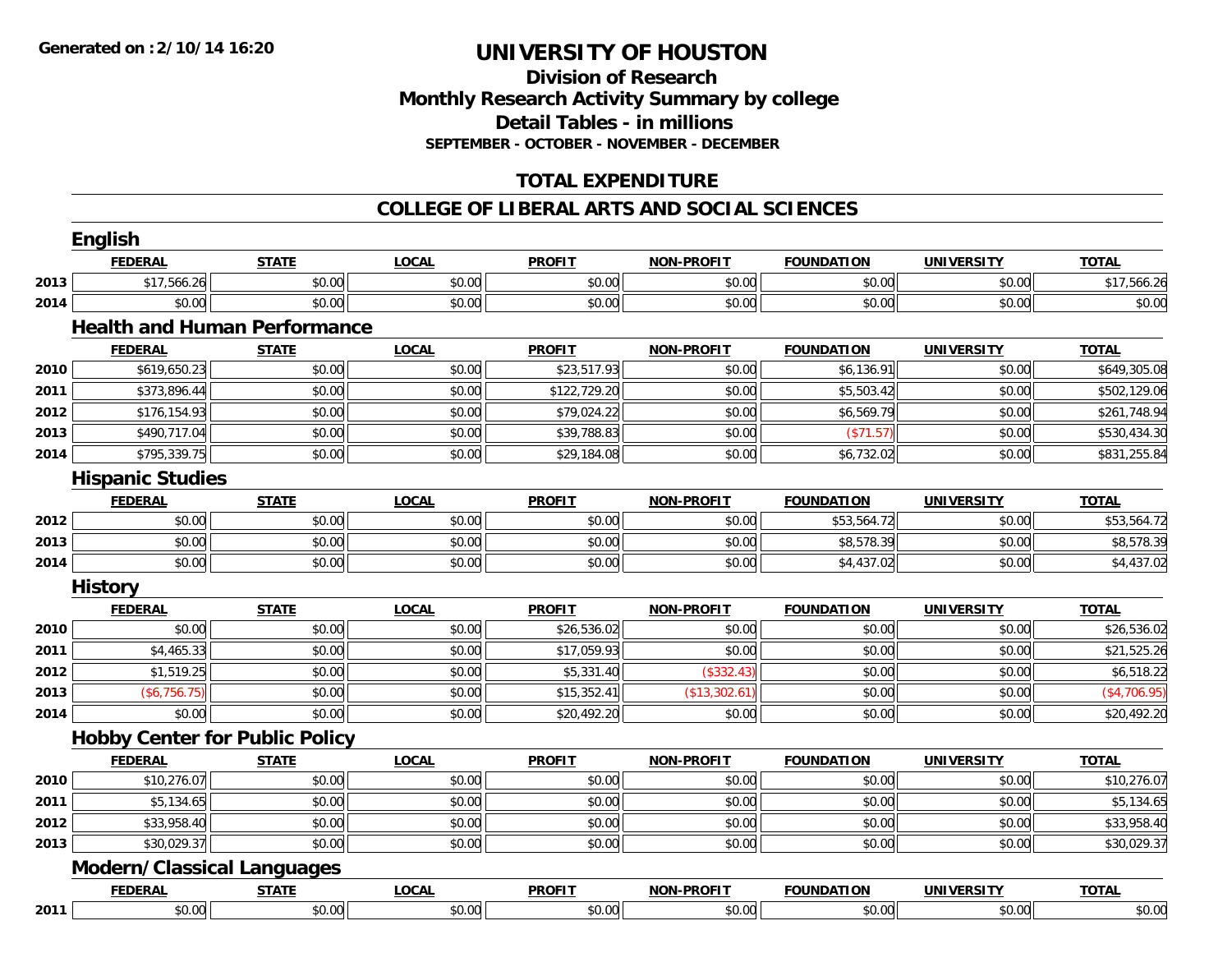# UNIVERSITY OF HOUSTON

## Division of Research
## Monthly Research Activity Summary by college
## Detail Tables - in millions
### SEPTEMBER - OCTOBER - NOVEMBER - DECEMBER

Generated on :2/10/14 16:20

## TOTAL EXPENDITURE

## COLLEGE OF LIBERAL ARTS AND SOCIAL SCIENCES

### English

| | FEDERAL | STATE | LOCAL | PROFIT | NON-PROFIT | FOUNDATION | UNIVERSITY | TOTAL |
|---|---|---|---|---|---|---|---|---|
| 2013 | $17,566.26 | $0.00 | $0.00 | $0.00 | $0.00 | $0.00 | $0.00 | $17,566.26 |
| 2014 | $0.00 | $0.00 | $0.00 | $0.00 | $0.00 | $0.00 | $0.00 | $0.00 |

### Health and Human Performance

| | FEDERAL | STATE | LOCAL | PROFIT | NON-PROFIT | FOUNDATION | UNIVERSITY | TOTAL |
|---|---|---|---|---|---|---|---|---|
| 2010 | $619,650.23 | $0.00 | $0.00 | $23,517.93 | $0.00 | $6,136.91 | $0.00 | $649,305.08 |
| 2011 | $373,896.44 | $0.00 | $0.00 | $122,729.20 | $0.00 | $5,503.42 | $0.00 | $502,129.06 |
| 2012 | $176,154.93 | $0.00 | $0.00 | $79,024.22 | $0.00 | $6,569.79 | $0.00 | $261,748.94 |
| 2013 | $490,717.04 | $0.00 | $0.00 | $39,788.83 | $0.00 | ($71.57) | $0.00 | $530,434.30 |
| 2014 | $795,339.75 | $0.00 | $0.00 | $29,184.08 | $0.00 | $6,732.02 | $0.00 | $831,255.84 |

### Hispanic Studies

| | FEDERAL | STATE | LOCAL | PROFIT | NON-PROFIT | FOUNDATION | UNIVERSITY | TOTAL |
|---|---|---|---|---|---|---|---|---|
| 2012 | $0.00 | $0.00 | $0.00 | $0.00 | $0.00 | $53,564.72 | $0.00 | $53,564.72 |
| 2013 | $0.00 | $0.00 | $0.00 | $0.00 | $0.00 | $8,578.39 | $0.00 | $8,578.39 |
| 2014 | $0.00 | $0.00 | $0.00 | $0.00 | $0.00 | $4,437.02 | $0.00 | $4,437.02 |

### History

| | FEDERAL | STATE | LOCAL | PROFIT | NON-PROFIT | FOUNDATION | UNIVERSITY | TOTAL |
|---|---|---|---|---|---|---|---|---|
| 2010 | $0.00 | $0.00 | $0.00 | $26,536.02 | $0.00 | $0.00 | $0.00 | $26,536.02 |
| 2011 | $4,465.33 | $0.00 | $0.00 | $17,059.93 | $0.00 | $0.00 | $0.00 | $21,525.26 |
| 2012 | $1,519.25 | $0.00 | $0.00 | $5,331.40 | ($332.43) | $0.00 | $0.00 | $6,518.22 |
| 2013 | ($6,756.75) | $0.00 | $0.00 | $15,352.41 | ($13,302.61) | $0.00 | $0.00 | ($4,706.95) |
| 2014 | $0.00 | $0.00 | $0.00 | $20,492.20 | $0.00 | $0.00 | $0.00 | $20,492.20 |

### Hobby Center for Public Policy

| | FEDERAL | STATE | LOCAL | PROFIT | NON-PROFIT | FOUNDATION | UNIVERSITY | TOTAL |
|---|---|---|---|---|---|---|---|---|
| 2010 | $10,276.07 | $0.00 | $0.00 | $0.00 | $0.00 | $0.00 | $0.00 | $10,276.07 |
| 2011 | $5,134.65 | $0.00 | $0.00 | $0.00 | $0.00 | $0.00 | $0.00 | $5,134.65 |
| 2012 | $33,958.40 | $0.00 | $0.00 | $0.00 | $0.00 | $0.00 | $0.00 | $33,958.40 |
| 2013 | $30,029.37 | $0.00 | $0.00 | $0.00 | $0.00 | $0.00 | $0.00 | $30,029.37 |

### Modern/Classical Languages

| | FEDERAL | STATE | LOCAL | PROFIT | NON-PROFIT | FOUNDATION | UNIVERSITY | TOTAL |
|---|---|---|---|---|---|---|---|---|
| 2011 | $0.00 | $0.00 | $0.00 | $0.00 | $0.00 | $0.00 | $0.00 | $0.00 |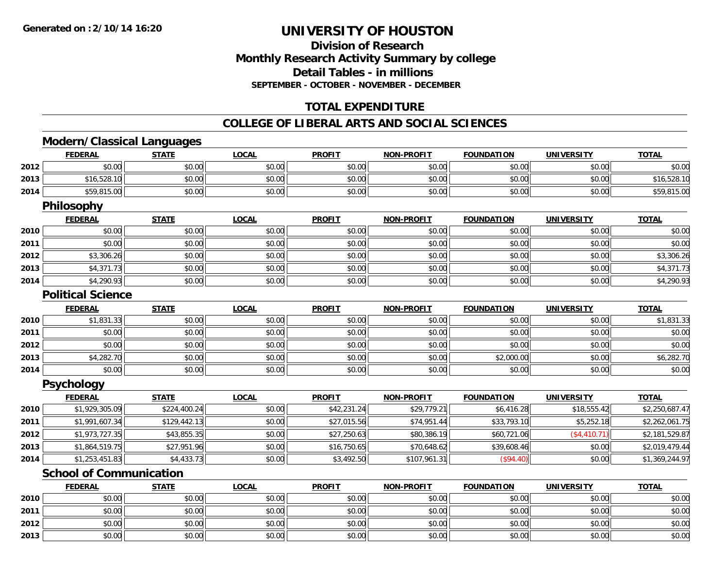# UNIVERSITY OF HOUSTON

## Division of Research
## Monthly Research Activity Summary by college
## Detail Tables - in millions
### SEPTEMBER - OCTOBER - NOVEMBER - DECEMBER

## TOTAL EXPENDITURE

## COLLEGE OF LIBERAL ARTS AND SOCIAL SCIENCES

### Modern/Classical Languages

| | FEDERAL | STATE | LOCAL | PROFIT | NON-PROFIT | FOUNDATION | UNIVERSITY | TOTAL |
|---|---|---|---|---|---|---|---|---|
| 2012 | $0.00 | $0.00 | $0.00 | $0.00 | $0.00 | $0.00 | $0.00 | $0.00 |
| 2013 | $16,528.10 | $0.00 | $0.00 | $0.00 | $0.00 | $0.00 | $0.00 | $16,528.10 |
| 2014 | $59,815.00 | $0.00 | $0.00 | $0.00 | $0.00 | $0.00 | $0.00 | $59,815.00 |

### Philosophy

| | FEDERAL | STATE | LOCAL | PROFIT | NON-PROFIT | FOUNDATION | UNIVERSITY | TOTAL |
|---|---|---|---|---|---|---|---|---|
| 2010 | $0.00 | $0.00 | $0.00 | $0.00 | $0.00 | $0.00 | $0.00 | $0.00 |
| 2011 | $0.00 | $0.00 | $0.00 | $0.00 | $0.00 | $0.00 | $0.00 | $0.00 |
| 2012 | $3,306.26 | $0.00 | $0.00 | $0.00 | $0.00 | $0.00 | $0.00 | $3,306.26 |
| 2013 | $4,371.73 | $0.00 | $0.00 | $0.00 | $0.00 | $0.00 | $0.00 | $4,371.73 |
| 2014 | $4,290.93 | $0.00 | $0.00 | $0.00 | $0.00 | $0.00 | $0.00 | $4,290.93 |

### Political Science

| | FEDERAL | STATE | LOCAL | PROFIT | NON-PROFIT | FOUNDATION | UNIVERSITY | TOTAL |
|---|---|---|---|---|---|---|---|---|
| 2010 | $1,831.33 | $0.00 | $0.00 | $0.00 | $0.00 | $0.00 | $0.00 | $1,831.33 |
| 2011 | $0.00 | $0.00 | $0.00 | $0.00 | $0.00 | $0.00 | $0.00 | $0.00 |
| 2012 | $0.00 | $0.00 | $0.00 | $0.00 | $0.00 | $0.00 | $0.00 | $0.00 |
| 2013 | $4,282.70 | $0.00 | $0.00 | $0.00 | $0.00 | $2,000.00 | $0.00 | $6,282.70 |
| 2014 | $0.00 | $0.00 | $0.00 | $0.00 | $0.00 | $0.00 | $0.00 | $0.00 |

### Psychology

| | FEDERAL | STATE | LOCAL | PROFIT | NON-PROFIT | FOUNDATION | UNIVERSITY | TOTAL |
|---|---|---|---|---|---|---|---|---|
| 2010 | $1,929,305.09 | $224,400.24 | $0.00 | $42,231.24 | $29,779.21 | $6,416.28 | $18,555.42 | $2,250,687.47 |
| 2011 | $1,991,607.34 | $129,442.13 | $0.00 | $27,015.56 | $74,951.44 | $33,793.10 | $5,252.18 | $2,262,061.75 |
| 2012 | $1,973,727.35 | $43,855.35 | $0.00 | $27,250.63 | $80,386.19 | $60,721.06 | ($4,410.71) | $2,181,529.87 |
| 2013 | $1,864,519.75 | $27,951.96 | $0.00 | $16,750.65 | $70,648.62 | $39,608.46 | $0.00 | $2,019,479.44 |
| 2014 | $1,253,451.83 | $4,433.73 | $0.00 | $3,492.50 | $107,961.31 | ($94.40) | $0.00 | $1,369,244.97 |

### School of Communication

| | FEDERAL | STATE | LOCAL | PROFIT | NON-PROFIT | FOUNDATION | UNIVERSITY | TOTAL |
|---|---|---|---|---|---|---|---|---|
| 2010 | $0.00 | $0.00 | $0.00 | $0.00 | $0.00 | $0.00 | $0.00 | $0.00 |
| 2011 | $0.00 | $0.00 | $0.00 | $0.00 | $0.00 | $0.00 | $0.00 | $0.00 |
| 2012 | $0.00 | $0.00 | $0.00 | $0.00 | $0.00 | $0.00 | $0.00 | $0.00 |
| 2013 | $0.00 | $0.00 | $0.00 | $0.00 | $0.00 | $0.00 | $0.00 | $0.00 |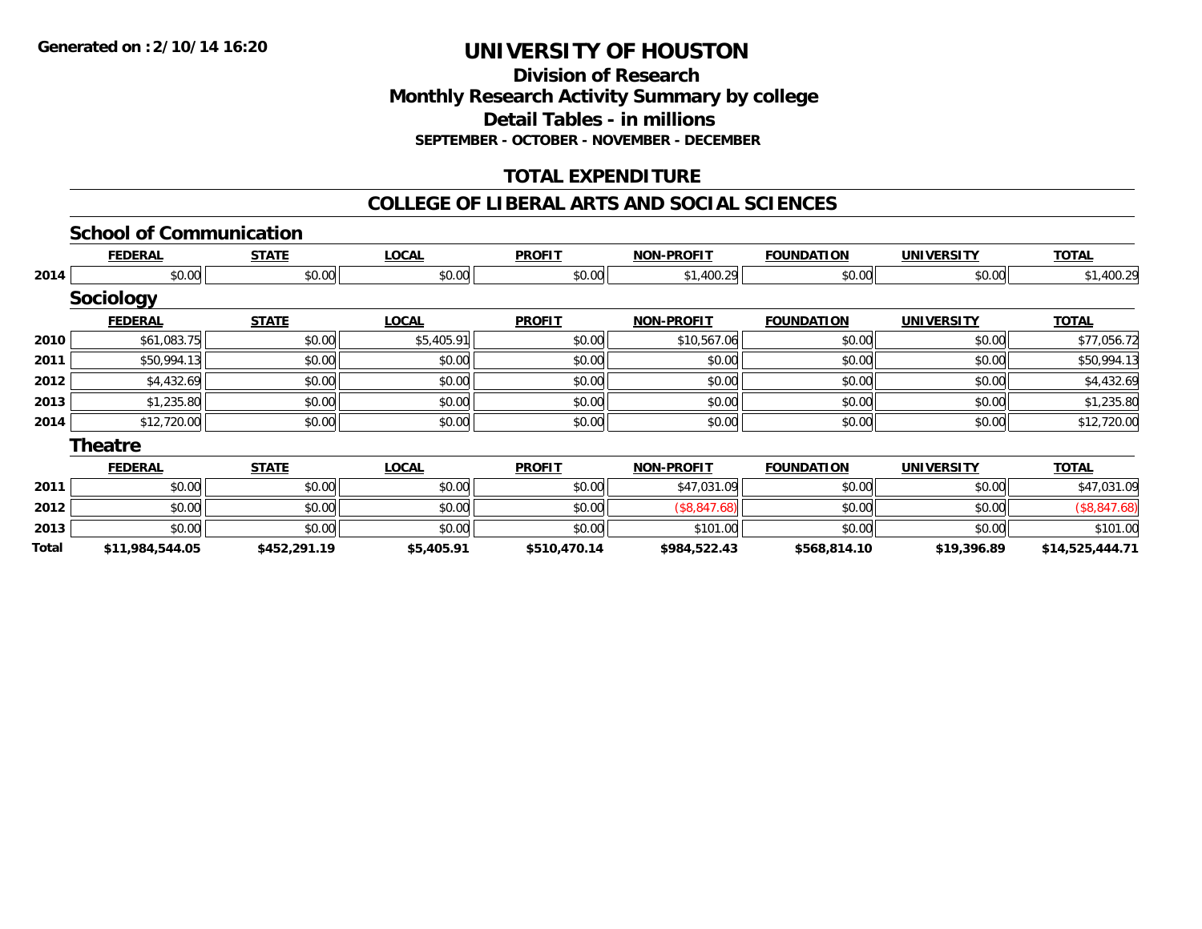Generated on :2/10/14 16:20

# UNIVERSITY OF HOUSTON

## Division of Research
## Monthly Research Activity Summary by college
## Detail Tables - in millions
### SEPTEMBER - OCTOBER - NOVEMBER - DECEMBER

## TOTAL EXPENDITURE

## COLLEGE OF LIBERAL ARTS AND SOCIAL SCIENCES

### School of Communication

| | FEDERAL | STATE | LOCAL | PROFIT | NON-PROFIT | FOUNDATION | UNIVERSITY | TOTAL |
|---|---|---|---|---|---|---|---|---|
| 2014 | $0.00 | $0.00 | $0.00 | $0.00 | $1,400.29 | $0.00 | $0.00 | $1,400.29 |

### Sociology

| | FEDERAL | STATE | LOCAL | PROFIT | NON-PROFIT | FOUNDATION | UNIVERSITY | TOTAL |
|---|---|---|---|---|---|---|---|---|
| 2010 | $61,083.75 | $0.00 | $5,405.91 | $0.00 | $10,567.06 | $0.00 | $0.00 | $77,056.72 |
| 2011 | $50,994.13 | $0.00 | $0.00 | $0.00 | $0.00 | $0.00 | $0.00 | $50,994.13 |
| 2012 | $4,432.69 | $0.00 | $0.00 | $0.00 | $0.00 | $0.00 | $0.00 | $4,432.69 |
| 2013 | $1,235.80 | $0.00 | $0.00 | $0.00 | $0.00 | $0.00 | $0.00 | $1,235.80 |
| 2014 | $12,720.00 | $0.00 | $0.00 | $0.00 | $0.00 | $0.00 | $0.00 | $12,720.00 |

### Theatre

| | FEDERAL | STATE | LOCAL | PROFIT | NON-PROFIT | FOUNDATION | UNIVERSITY | TOTAL |
|---|---|---|---|---|---|---|---|---|
| 2011 | $0.00 | $0.00 | $0.00 | $0.00 | $47,031.09 | $0.00 | $0.00 | $47,031.09 |
| 2012 | $0.00 | $0.00 | $0.00 | $0.00 | ($8,847.68) | $0.00 | $0.00 | ($8,847.68) |
| 2013 | $0.00 | $0.00 | $0.00 | $0.00 | $101.00 | $0.00 | $0.00 | $101.00 |
| **Total** | **$11,984,544.05** | **$452,291.19** | **$5,405.91** | **$510,470.14** | **$984,522.43** | **$568,814.10** | **$19,396.89** | **$14,525,444.71** |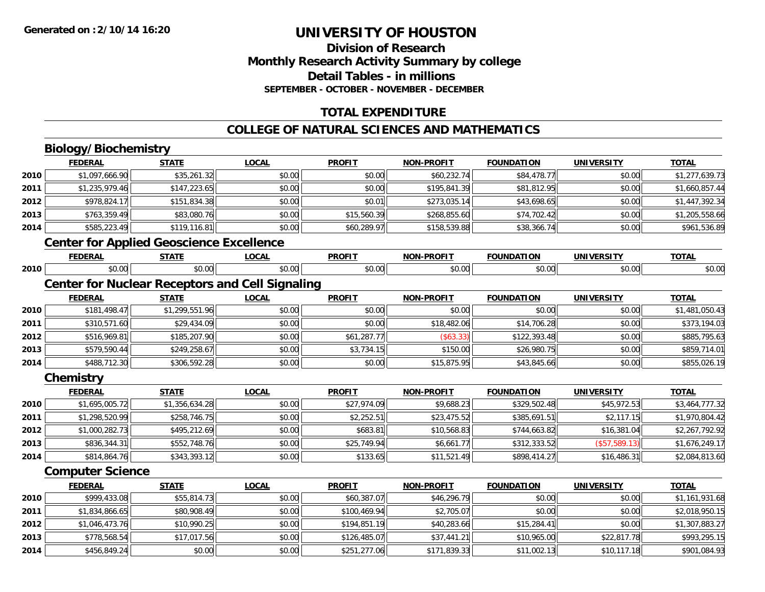Generated on :2/10/14 16:20

# UNIVERSITY OF HOUSTON

## Division of Research
## Monthly Research Activity Summary by college
## Detail Tables - in millions
### SEPTEMBER - OCTOBER - NOVEMBER - DECEMBER

## TOTAL EXPENDITURE

## COLLEGE OF NATURAL SCIENCES AND MATHEMATICS

### Biology/Biochemistry

| | FEDERAL | STATE | LOCAL | PROFIT | NON-PROFIT | FOUNDATION | UNIVERSITY | TOTAL |
|---|---|---|---|---|---|---|---|---|
| 2010 | $1,097,666.90 | $35,261.32 | $0.00 | $0.00 | $60,232.74 | $84,478.77 | $0.00 | $1,277,639.73 |
| 2011 | $1,235,979.46 | $147,223.65 | $0.00 | $0.00 | $195,841.39 | $81,812.95 | $0.00 | $1,660,857.44 |
| 2012 | $978,824.17 | $151,834.38 | $0.00 | $0.01 | $273,035.14 | $43,698.65 | $0.00 | $1,447,392.34 |
| 2013 | $763,359.49 | $83,080.76 | $0.00 | $15,560.39 | $268,855.60 | $74,702.42 | $0.00 | $1,205,558.66 |
| 2014 | $585,223.49 | $119,116.81 | $0.00 | $60,289.97 | $158,539.88 | $38,366.74 | $0.00 | $961,536.89 |

### Center for Applied Geoscience Excellence

| | FEDERAL | STATE | LOCAL | PROFIT | NON-PROFIT | FOUNDATION | UNIVERSITY | TOTAL |
|---|---|---|---|---|---|---|---|---|
| 2010 | $0.00 | $0.00 | $0.00 | $0.00 | $0.00 | $0.00 | $0.00 | $0.00 |

### Center for Nuclear Receptors and Cell Signaling

| | FEDERAL | STATE | LOCAL | PROFIT | NON-PROFIT | FOUNDATION | UNIVERSITY | TOTAL |
|---|---|---|---|---|---|---|---|---|
| 2010 | $181,498.47 | $1,299,551.96 | $0.00 | $0.00 | $0.00 | $0.00 | $0.00 | $1,481,050.43 |
| 2011 | $310,571.60 | $29,434.09 | $0.00 | $0.00 | $18,482.06 | $14,706.28 | $0.00 | $373,194.03 |
| 2012 | $516,969.81 | $185,207.90 | $0.00 | $61,287.77 | ($63.33) | $122,393.48 | $0.00 | $885,795.63 |
| 2013 | $579,590.44 | $249,258.67 | $0.00 | $3,734.15 | $150.00 | $26,980.75 | $0.00 | $859,714.01 |
| 2014 | $488,712.30 | $306,592.28 | $0.00 | $0.00 | $15,875.95 | $43,845.66 | $0.00 | $855,026.19 |

### Chemistry

| | FEDERAL | STATE | LOCAL | PROFIT | NON-PROFIT | FOUNDATION | UNIVERSITY | TOTAL |
|---|---|---|---|---|---|---|---|---|
| 2010 | $1,695,005.72 | $1,356,634.28 | $0.00 | $27,974.09 | $9,688.23 | $329,502.48 | $45,972.53 | $3,464,777.32 |
| 2011 | $1,298,520.99 | $258,746.75 | $0.00 | $2,252.51 | $23,475.52 | $385,691.51 | $2,117.15 | $1,970,804.42 |
| 2012 | $1,000,282.73 | $495,212.69 | $0.00 | $683.81 | $10,568.83 | $744,663.82 | $16,381.04 | $2,267,792.92 |
| 2013 | $836,344.31 | $552,748.76 | $0.00 | $25,749.94 | $6,661.77 | $312,333.52 | ($57,589.13) | $1,676,249.17 |
| 2014 | $814,864.76 | $343,393.12 | $0.00 | $133.65 | $11,521.49 | $898,414.27 | $16,486.31 | $2,084,813.60 |

### Computer Science

| | FEDERAL | STATE | LOCAL | PROFIT | NON-PROFIT | FOUNDATION | UNIVERSITY | TOTAL |
|---|---|---|---|---|---|---|---|---|
| 2010 | $999,433.08 | $55,814.73 | $0.00 | $60,387.07 | $46,296.79 | $0.00 | $0.00 | $1,161,931.68 |
| 2011 | $1,834,866.65 | $80,908.49 | $0.00 | $100,469.94 | $2,705.07 | $0.00 | $0.00 | $2,018,950.15 |
| 2012 | $1,046,473.76 | $10,990.25 | $0.00 | $194,851.19 | $40,283.66 | $15,284.41 | $0.00 | $1,307,883.27 |
| 2013 | $778,568.54 | $17,017.56 | $0.00 | $126,485.07 | $37,441.21 | $10,965.00 | $22,817.78 | $993,295.15 |
| 2014 | $456,849.24 | $0.00 | $0.00 | $251,277.06 | $171,839.33 | $11,002.13 | $10,117.18 | $901,084.93 |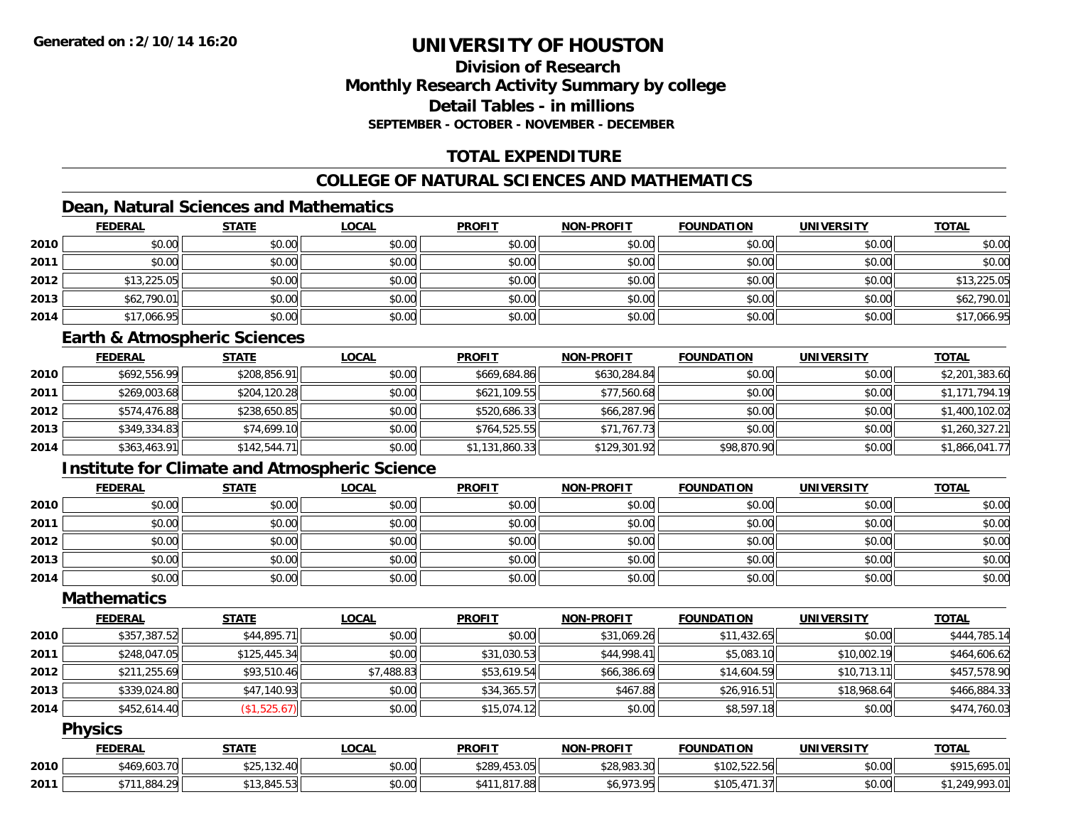**Generated on :2/10/14 16:20**

# UNIVERSITY OF HOUSTON

## Division of Research
## Monthly Research Activity Summary by college
## Detail Tables - in millions
### SEPTEMBER - OCTOBER - NOVEMBER - DECEMBER

## TOTAL EXPENDITURE

## COLLEGE OF NATURAL SCIENCES AND MATHEMATICS

### Dean, Natural Sciences and Mathematics

| | FEDERAL | STATE | LOCAL | PROFIT | NON-PROFIT | FOUNDATION | UNIVERSITY | TOTAL |
|---|---|---|---|---|---|---|---|---|
| 2010 | $0.00 | $0.00 | $0.00 | $0.00 | $0.00 | $0.00 | $0.00 | $0.00 |
| 2011 | $0.00 | $0.00 | $0.00 | $0.00 | $0.00 | $0.00 | $0.00 | $0.00 |
| 2012 | $13,225.05 | $0.00 | $0.00 | $0.00 | $0.00 | $0.00 | $0.00 | $13,225.05 |
| 2013 | $62,790.01 | $0.00 | $0.00 | $0.00 | $0.00 | $0.00 | $0.00 | $62,790.01 |
| 2014 | $17,066.95 | $0.00 | $0.00 | $0.00 | $0.00 | $0.00 | $0.00 | $17,066.95 |

### Earth & Atmospheric Sciences

| | FEDERAL | STATE | LOCAL | PROFIT | NON-PROFIT | FOUNDATION | UNIVERSITY | TOTAL |
|---|---|---|---|---|---|---|---|---|
| 2010 | $692,556.99 | $208,856.91 | $0.00 | $669,684.86 | $630,284.84 | $0.00 | $0.00 | $2,201,383.60 |
| 2011 | $269,003.68 | $204,120.28 | $0.00 | $621,109.55 | $77,560.68 | $0.00 | $0.00 | $1,171,794.19 |
| 2012 | $574,476.88 | $238,650.85 | $0.00 | $520,686.33 | $66,287.96 | $0.00 | $0.00 | $1,400,102.02 |
| 2013 | $349,334.83 | $74,699.10 | $0.00 | $764,525.55 | $71,767.73 | $0.00 | $0.00 | $1,260,327.21 |
| 2014 | $363,463.91 | $142,544.71 | $0.00 | $1,131,860.33 | $129,301.92 | $98,870.90 | $0.00 | $1,866,041.77 |

### Institute for Climate and Atmospheric Science

| | FEDERAL | STATE | LOCAL | PROFIT | NON-PROFIT | FOUNDATION | UNIVERSITY | TOTAL |
|---|---|---|---|---|---|---|---|---|
| 2010 | $0.00 | $0.00 | $0.00 | $0.00 | $0.00 | $0.00 | $0.00 | $0.00 |
| 2011 | $0.00 | $0.00 | $0.00 | $0.00 | $0.00 | $0.00 | $0.00 | $0.00 |
| 2012 | $0.00 | $0.00 | $0.00 | $0.00 | $0.00 | $0.00 | $0.00 | $0.00 |
| 2013 | $0.00 | $0.00 | $0.00 | $0.00 | $0.00 | $0.00 | $0.00 | $0.00 |
| 2014 | $0.00 | $0.00 | $0.00 | $0.00 | $0.00 | $0.00 | $0.00 | $0.00 |

### Mathematics

| | FEDERAL | STATE | LOCAL | PROFIT | NON-PROFIT | FOUNDATION | UNIVERSITY | TOTAL |
|---|---|---|---|---|---|---|---|---|
| 2010 | $357,387.52 | $44,895.71 | $0.00 | $0.00 | $31,069.26 | $11,432.65 | $0.00 | $444,785.14 |
| 2011 | $248,047.05 | $125,445.34 | $0.00 | $31,030.53 | $44,998.41 | $5,083.10 | $10,002.19 | $464,606.62 |
| 2012 | $211,255.69 | $93,510.46 | $7,488.83 | $53,619.54 | $66,386.69 | $14,604.59 | $10,713.11 | $457,578.90 |
| 2013 | $339,024.80 | $47,140.93 | $0.00 | $34,365.57 | $467.88 | $26,916.51 | $18,968.64 | $466,884.33 |
| 2014 | $452,614.40 | ($1,525.67) | $0.00 | $15,074.12 | $0.00 | $8,597.18 | $0.00 | $474,760.03 |

### Physics

| | FEDERAL | STATE | LOCAL | PROFIT | NON-PROFIT | FOUNDATION | UNIVERSITY | TOTAL |
|---|---|---|---|---|---|---|---|---|
| 2010 | $469,603.70 | $25,132.40 | $0.00 | $289,453.05 | $28,983.30 | $102,522.56 | $0.00 | $915,695.01 |
| 2011 | $711,884.29 | $13,845.53 | $0.00 | $411,817.88 | $6,973.95 | $105,471.37 | $0.00 | $1,249,993.01 |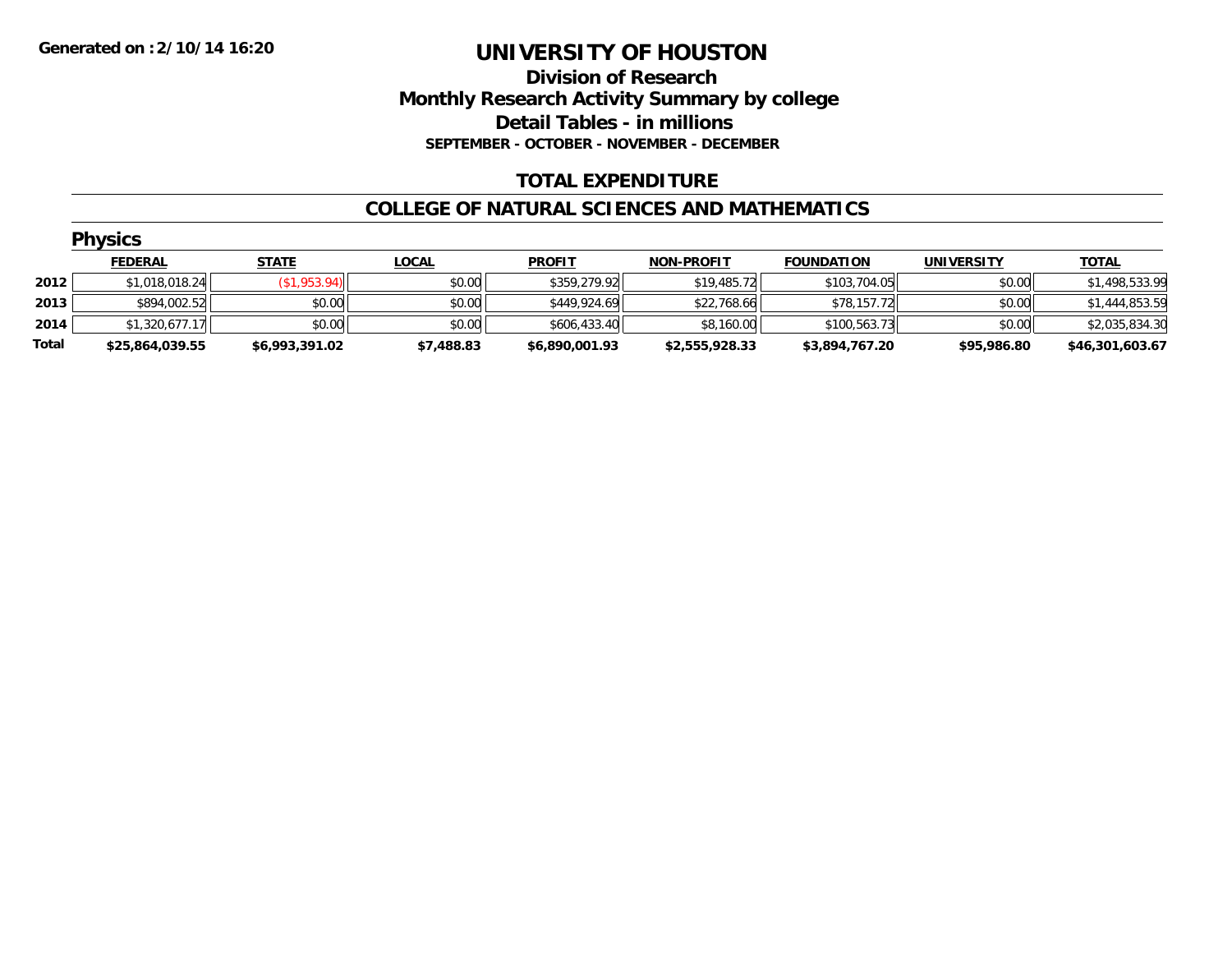Generated on :2/10/14 16:20

# UNIVERSITY OF HOUSTON

## Division of Research
## Monthly Research Activity Summary by college
## Detail Tables - in millions
### SEPTEMBER - OCTOBER - NOVEMBER - DECEMBER

## TOTAL EXPENDITURE

## COLLEGE OF NATURAL SCIENCES AND MATHEMATICS

### Physics

| | FEDERAL | STATE | LOCAL | PROFIT | NON-PROFIT | FOUNDATION | UNIVERSITY | TOTAL |
|---|---|---|---|---|---|---|---|---|
| 2012 | $1,018,018.24 | ($1,953.94) | $0.00 | $359,279.92 | $19,485.72 | $103,704.05 | $0.00 | $1,498,533.99 |
| 2013 | $894,002.52 | $0.00 | $0.00 | $449,924.69 | $22,768.66 | $78,157.72 | $0.00 | $1,444,853.59 |
| 2014 | $1,320,677.17 | $0.00 | $0.00 | $606,433.40 | $8,160.00 | $100,563.73 | $0.00 | $2,035,834.30 |
| **Total** | **$25,864,039.55** | **$6,993,391.02** | **$7,488.83** | **$6,890,001.93** | **$2,555,928.33** | **$3,894,767.20** | **$95,986.80** | **$46,301,603.67** |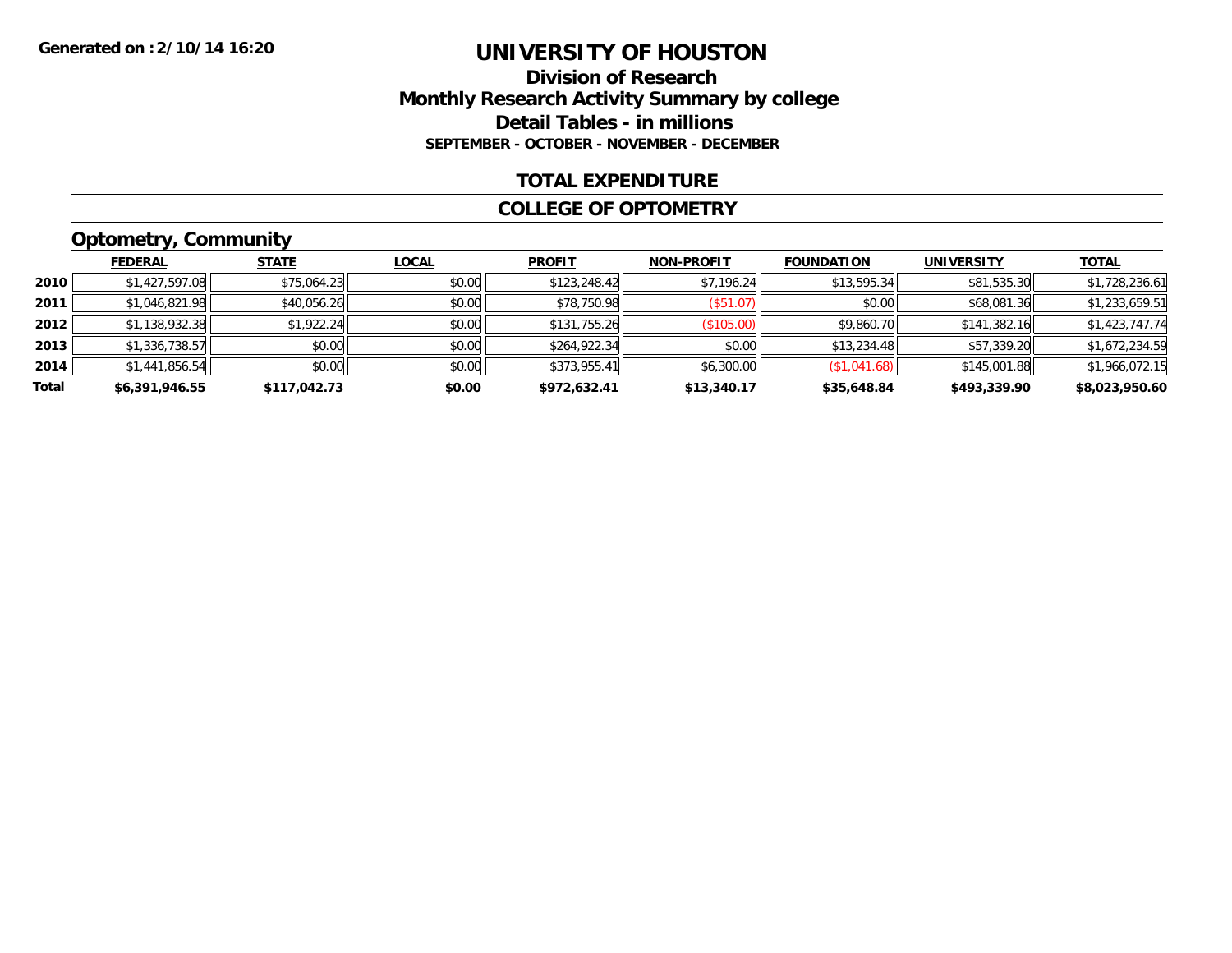**Generated on :2/10/14 16:20**

# UNIVERSITY OF HOUSTON

## Division of Research
## Monthly Research Activity Summary by college
## Detail Tables - in millions
### SEPTEMBER - OCTOBER - NOVEMBER - DECEMBER

## TOTAL EXPENDITURE

## COLLEGE OF OPTOMETRY

### Optometry, Community

| | FEDERAL | STATE | LOCAL | PROFIT | NON-PROFIT | FOUNDATION | UNIVERSITY | TOTAL |
|---|---|---|---|---|---|---|---|---|
| 2010 | $1,427,597.08 | $75,064.23 | $0.00 | $123,248.42 | $7,196.24 | $13,595.34 | $81,535.30 | $1,728,236.61 |
| 2011 | $1,046,821.98 | $40,056.26 | $0.00 | $78,750.98 | ($51.07) | $0.00 | $68,081.36 | $1,233,659.51 |
| 2012 | $1,138,932.38 | $1,922.24 | $0.00 | $131,755.26 | ($105.00) | $9,860.70 | $141,382.16 | $1,423,747.74 |
| 2013 | $1,336,738.57 | $0.00 | $0.00 | $264,922.34 | $0.00 | $13,234.48 | $57,339.20 | $1,672,234.59 |
| 2014 | $1,441,856.54 | $0.00 | $0.00 | $373,955.41 | $6,300.00 | ($1,041.68) | $145,001.88 | $1,966,072.15 |
| **Total** | **$6,391,946.55** | **$117,042.73** | **$0.00** | **$972,632.41** | **$13,340.17** | **$35,648.84** | **$493,339.90** | **$8,023,950.60** |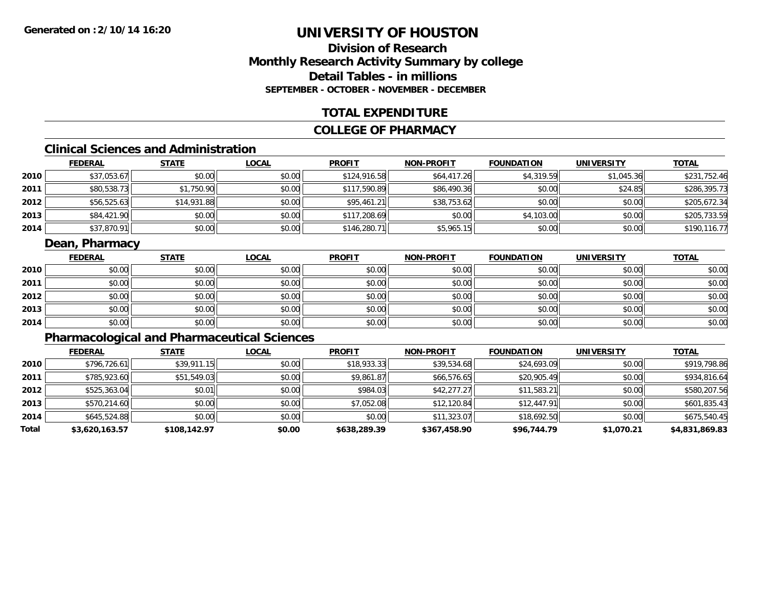**Generated on :2/10/14 16:20**

# UNIVERSITY OF HOUSTON

## Division of Research
## Monthly Research Activity Summary by college
## Detail Tables - in millions
### SEPTEMBER - OCTOBER - NOVEMBER - DECEMBER

## TOTAL EXPENDITURE

## COLLEGE OF PHARMACY

### Clinical Sciences and Administration

| | FEDERAL | STATE | LOCAL | PROFIT | NON-PROFIT | FOUNDATION | UNIVERSITY | TOTAL |
|---|---|---|---|---|---|---|---|---|
| 2010 | $37,053.67 | $0.00 | $0.00 | $124,916.58 | $64,417.26 | $4,319.59 | $1,045.36 | $231,752.46 |
| 2011 | $80,538.73 | $1,750.90 | $0.00 | $117,590.89 | $86,490.36 | $0.00 | $24.85 | $286,395.73 |
| 2012 | $56,525.63 | $14,931.88 | $0.00 | $95,461.21 | $38,753.62 | $0.00 | $0.00 | $205,672.34 |
| 2013 | $84,421.90 | $0.00 | $0.00 | $117,208.69 | $0.00 | $4,103.00 | $0.00 | $205,733.59 |
| 2014 | $37,870.91 | $0.00 | $0.00 | $146,280.71 | $5,965.15 | $0.00 | $0.00 | $190,116.77 |

### Dean, Pharmacy

| | FEDERAL | STATE | LOCAL | PROFIT | NON-PROFIT | FOUNDATION | UNIVERSITY | TOTAL |
|---|---|---|---|---|---|---|---|---|
| 2010 | $0.00 | $0.00 | $0.00 | $0.00 | $0.00 | $0.00 | $0.00 | $0.00 |
| 2011 | $0.00 | $0.00 | $0.00 | $0.00 | $0.00 | $0.00 | $0.00 | $0.00 |
| 2012 | $0.00 | $0.00 | $0.00 | $0.00 | $0.00 | $0.00 | $0.00 | $0.00 |
| 2013 | $0.00 | $0.00 | $0.00 | $0.00 | $0.00 | $0.00 | $0.00 | $0.00 |
| 2014 | $0.00 | $0.00 | $0.00 | $0.00 | $0.00 | $0.00 | $0.00 | $0.00 |

### Pharmacological and Pharmaceutical Sciences

| | FEDERAL | STATE | LOCAL | PROFIT | NON-PROFIT | FOUNDATION | UNIVERSITY | TOTAL |
|---|---|---|---|---|---|---|---|---|
| 2010 | $796,726.61 | $39,911.15 | $0.00 | $18,933.33 | $39,534.68 | $24,693.09 | $0.00 | $919,798.86 |
| 2011 | $785,923.60 | $51,549.03 | $0.00 | $9,861.87 | $66,576.65 | $20,905.49 | $0.00 | $934,816.64 |
| 2012 | $525,363.04 | $0.01 | $0.00 | $984.03 | $42,277.27 | $11,583.21 | $0.00 | $580,207.56 |
| 2013 | $570,214.60 | $0.00 | $0.00 | $7,052.08 | $12,120.84 | $12,447.91 | $0.00 | $601,835.43 |
| 2014 | $645,524.88 | $0.00 | $0.00 | $0.00 | $11,323.07 | $18,692.50 | $0.00 | $675,540.45 |
| **Total** | **$3,620,163.57** | **$108,142.97** | **$0.00** | **$638,289.39** | **$367,458.90** | **$96,744.79** | **$1,070.21** | **$4,831,869.83** |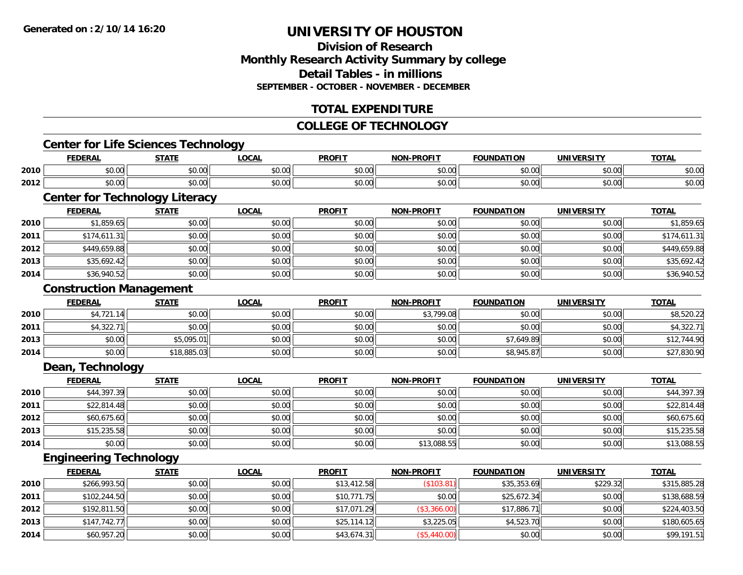# UNIVERSITY OF HOUSTON

## Division of Research
## Monthly Research Activity Summary by college
## Detail Tables - in millions
### SEPTEMBER - OCTOBER - NOVEMBER - DECEMBER

## TOTAL EXPENDITURE

## COLLEGE OF TECHNOLOGY

### Center for Life Sciences Technology

| | FEDERAL | STATE | LOCAL | PROFIT | NON-PROFIT | FOUNDATION | UNIVERSITY | TOTAL |
|---|---|---|---|---|---|---|---|---|
| 2010 | $0.00 | $0.00 | $0.00 | $0.00 | $0.00 | $0.00 | $0.00 | $0.00 |
| 2012 | $0.00 | $0.00 | $0.00 | $0.00 | $0.00 | $0.00 | $0.00 | $0.00 |

### Center for Technology Literacy

| | FEDERAL | STATE | LOCAL | PROFIT | NON-PROFIT | FOUNDATION | UNIVERSITY | TOTAL |
|---|---|---|---|---|---|---|---|---|
| 2010 | $1,859.65 | $0.00 | $0.00 | $0.00 | $0.00 | $0.00 | $0.00 | $1,859.65 |
| 2011 | $174,611.31 | $0.00 | $0.00 | $0.00 | $0.00 | $0.00 | $0.00 | $174,611.31 |
| 2012 | $449,659.88 | $0.00 | $0.00 | $0.00 | $0.00 | $0.00 | $0.00 | $449,659.88 |
| 2013 | $35,692.42 | $0.00 | $0.00 | $0.00 | $0.00 | $0.00 | $0.00 | $35,692.42 |
| 2014 | $36,940.52 | $0.00 | $0.00 | $0.00 | $0.00 | $0.00 | $0.00 | $36,940.52 |

### Construction Management

| | FEDERAL | STATE | LOCAL | PROFIT | NON-PROFIT | FOUNDATION | UNIVERSITY | TOTAL |
|---|---|---|---|---|---|---|---|---|
| 2010 | $4,721.14 | $0.00 | $0.00 | $0.00 | $3,799.08 | $0.00 | $0.00 | $8,520.22 |
| 2011 | $4,322.71 | $0.00 | $0.00 | $0.00 | $0.00 | $0.00 | $0.00 | $4,322.71 |
| 2013 | $0.00 | $5,095.01 | $0.00 | $0.00 | $0.00 | $7,649.89 | $0.00 | $12,744.90 |
| 2014 | $0.00 | $18,885.03 | $0.00 | $0.00 | $0.00 | $8,945.87 | $0.00 | $27,830.90 |

### Dean, Technology

| | FEDERAL | STATE | LOCAL | PROFIT | NON-PROFIT | FOUNDATION | UNIVERSITY | TOTAL |
|---|---|---|---|---|---|---|---|---|
| 2010 | $44,397.39 | $0.00 | $0.00 | $0.00 | $0.00 | $0.00 | $0.00 | $44,397.39 |
| 2011 | $22,814.48 | $0.00 | $0.00 | $0.00 | $0.00 | $0.00 | $0.00 | $22,814.48 |
| 2012 | $60,675.60 | $0.00 | $0.00 | $0.00 | $0.00 | $0.00 | $0.00 | $60,675.60 |
| 2013 | $15,235.58 | $0.00 | $0.00 | $0.00 | $0.00 | $0.00 | $0.00 | $15,235.58 |
| 2014 | $0.00 | $0.00 | $0.00 | $0.00 | $13,088.55 | $0.00 | $0.00 | $13,088.55 |

### Engineering Technology

| | FEDERAL | STATE | LOCAL | PROFIT | NON-PROFIT | FOUNDATION | UNIVERSITY | TOTAL |
|---|---|---|---|---|---|---|---|---|
| 2010 | $266,993.50 | $0.00 | $0.00 | $13,412.58 | ($103.81) | $35,353.69 | $229.32 | $315,885.28 |
| 2011 | $102,244.50 | $0.00 | $0.00 | $10,771.75 | $0.00 | $25,672.34 | $0.00 | $138,688.59 |
| 2012 | $192,811.50 | $0.00 | $0.00 | $17,071.29 | ($3,366.00) | $17,886.71 | $0.00 | $224,403.50 |
| 2013 | $147,742.77 | $0.00 | $0.00 | $25,114.12 | $3,225.05 | $4,523.70 | $0.00 | $180,605.65 |
| 2014 | $60,957.20 | $0.00 | $0.00 | $43,674.31 | ($5,440.00) | $0.00 | $0.00 | $99,191.51 |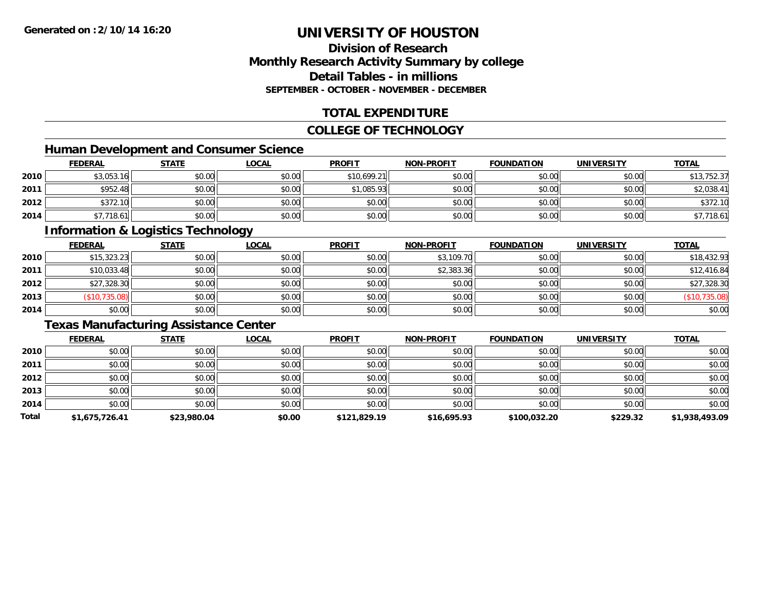# UNIVERSITY OF HOUSTON

## Division of Research
## Monthly Research Activity Summary by college
## Detail Tables - in millions
### SEPTEMBER - OCTOBER - NOVEMBER - DECEMBER

## TOTAL EXPENDITURE

## COLLEGE OF TECHNOLOGY

### Human Development and Consumer Science

| | FEDERAL | STATE | LOCAL | PROFIT | NON-PROFIT | FOUNDATION | UNIVERSITY | TOTAL |
|---|---|---|---|---|---|---|---|---|
| 2010 | $3,053.16 | $0.00 | $0.00 | $10,699.21 | $0.00 | $0.00 | $0.00 | $13,752.37 |
| 2011 | $952.48 | $0.00 | $0.00 | $1,085.93 | $0.00 | $0.00 | $0.00 | $2,038.41 |
| 2012 | $372.10 | $0.00 | $0.00 | $0.00 | $0.00 | $0.00 | $0.00 | $372.10 |
| 2014 | $7,718.61 | $0.00 | $0.00 | $0.00 | $0.00 | $0.00 | $0.00 | $7,718.61 |

### Information & Logistics Technology

| | FEDERAL | STATE | LOCAL | PROFIT | NON-PROFIT | FOUNDATION | UNIVERSITY | TOTAL |
|---|---|---|---|---|---|---|---|---|
| 2010 | $15,323.23 | $0.00 | $0.00 | $0.00 | $3,109.70 | $0.00 | $0.00 | $18,432.93 |
| 2011 | $10,033.48 | $0.00 | $0.00 | $0.00 | $2,383.36 | $0.00 | $0.00 | $12,416.84 |
| 2012 | $27,328.30 | $0.00 | $0.00 | $0.00 | $0.00 | $0.00 | $0.00 | $27,328.30 |
| 2013 | ($10,735.08) | $0.00 | $0.00 | $0.00 | $0.00 | $0.00 | $0.00 | ($10,735.08) |
| 2014 | $0.00 | $0.00 | $0.00 | $0.00 | $0.00 | $0.00 | $0.00 | $0.00 |

### Texas Manufacturing Assistance Center

| | FEDERAL | STATE | LOCAL | PROFIT | NON-PROFIT | FOUNDATION | UNIVERSITY | TOTAL |
|---|---|---|---|---|---|---|---|---|
| 2010 | $0.00 | $0.00 | $0.00 | $0.00 | $0.00 | $0.00 | $0.00 | $0.00 |
| 2011 | $0.00 | $0.00 | $0.00 | $0.00 | $0.00 | $0.00 | $0.00 | $0.00 |
| 2012 | $0.00 | $0.00 | $0.00 | $0.00 | $0.00 | $0.00 | $0.00 | $0.00 |
| 2013 | $0.00 | $0.00 | $0.00 | $0.00 | $0.00 | $0.00 | $0.00 | $0.00 |
| 2014 | $0.00 | $0.00 | $0.00 | $0.00 | $0.00 | $0.00 | $0.00 | $0.00 |
| **Total** | **$1,675,726.41** | **$23,980.04** | **$0.00** | **$121,829.19** | **$16,695.93** | **$100,032.20** | **$229.32** | **$1,938,493.09** |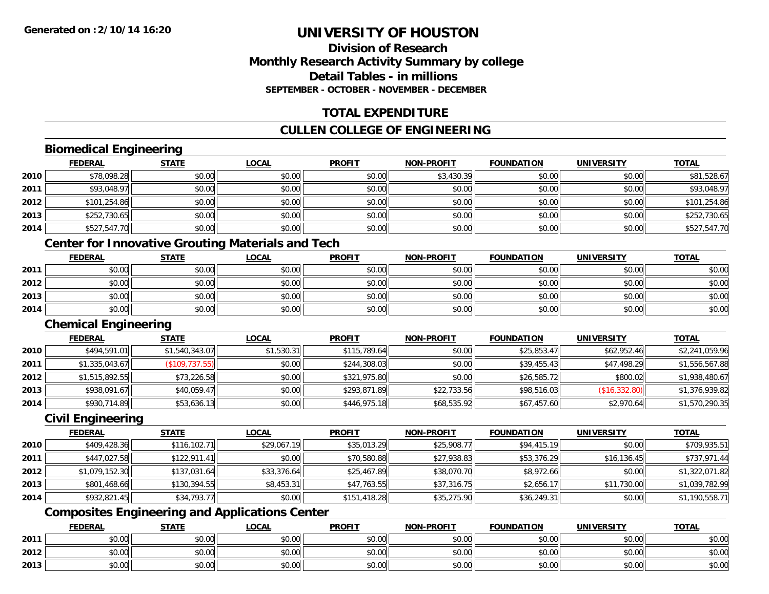**Generated on :2/10/14 16:20**

# UNIVERSITY OF HOUSTON

## Division of Research
## Monthly Research Activity Summary by college
## Detail Tables - in millions
### SEPTEMBER - OCTOBER - NOVEMBER - DECEMBER

## TOTAL EXPENDITURE

## CULLEN COLLEGE OF ENGINEERING

### Biomedical Engineering

| | FEDERAL | STATE | LOCAL | PROFIT | NON-PROFIT | FOUNDATION | UNIVERSITY | TOTAL |
|---|---|---|---|---|---|---|---|---|
| 2010 | $78,098.28 | $0.00 | $0.00 | $0.00 | $3,430.39 | $0.00 | $0.00 | $81,528.67 |
| 2011 | $93,048.97 | $0.00 | $0.00 | $0.00 | $0.00 | $0.00 | $0.00 | $93,048.97 |
| 2012 | $101,254.86 | $0.00 | $0.00 | $0.00 | $0.00 | $0.00 | $0.00 | $101,254.86 |
| 2013 | $252,730.65 | $0.00 | $0.00 | $0.00 | $0.00 | $0.00 | $0.00 | $252,730.65 |
| 2014 | $527,547.70 | $0.00 | $0.00 | $0.00 | $0.00 | $0.00 | $0.00 | $527,547.70 |

### Center for Innovative Grouting Materials and Tech

| | FEDERAL | STATE | LOCAL | PROFIT | NON-PROFIT | FOUNDATION | UNIVERSITY | TOTAL |
|---|---|---|---|---|---|---|---|---|
| 2011 | $0.00 | $0.00 | $0.00 | $0.00 | $0.00 | $0.00 | $0.00 | $0.00 |
| 2012 | $0.00 | $0.00 | $0.00 | $0.00 | $0.00 | $0.00 | $0.00 | $0.00 |
| 2013 | $0.00 | $0.00 | $0.00 | $0.00 | $0.00 | $0.00 | $0.00 | $0.00 |
| 2014 | $0.00 | $0.00 | $0.00 | $0.00 | $0.00 | $0.00 | $0.00 | $0.00 |

### Chemical Engineering

| | FEDERAL | STATE | LOCAL | PROFIT | NON-PROFIT | FOUNDATION | UNIVERSITY | TOTAL |
|---|---|---|---|---|---|---|---|---|
| 2010 | $494,591.01 | $1,540,343.07 | $1,530.31 | $115,789.64 | $0.00 | $25,853.47 | $62,952.46 | $2,241,059.96 |
| 2011 | $1,335,043.67 | ($109,737.55) | $0.00 | $244,308.03 | $0.00 | $39,455.43 | $47,498.29 | $1,556,567.88 |
| 2012 | $1,515,892.55 | $73,226.58 | $0.00 | $321,975.80 | $0.00 | $26,585.72 | $800.02 | $1,938,480.67 |
| 2013 | $938,091.67 | $40,059.47 | $0.00 | $293,871.89 | $22,733.56 | $98,516.03 | ($16,332.80) | $1,376,939.82 |
| 2014 | $930,714.89 | $53,636.13 | $0.00 | $446,975.18 | $68,535.92 | $67,457.60 | $2,970.64 | $1,570,290.35 |

### Civil Engineering

| | FEDERAL | STATE | LOCAL | PROFIT | NON-PROFIT | FOUNDATION | UNIVERSITY | TOTAL |
|---|---|---|---|---|---|---|---|---|
| 2010 | $409,428.36 | $116,102.71 | $29,067.19 | $35,013.29 | $25,908.77 | $94,415.19 | $0.00 | $709,935.51 |
| 2011 | $447,027.58 | $122,911.41 | $0.00 | $70,580.88 | $27,938.83 | $53,376.29 | $16,136.45 | $737,971.44 |
| 2012 | $1,079,152.30 | $137,031.64 | $33,376.64 | $25,467.89 | $38,070.70 | $8,972.66 | $0.00 | $1,322,071.82 |
| 2013 | $801,468.66 | $130,394.55 | $8,453.31 | $47,763.55 | $37,316.75 | $2,656.17 | $11,730.00 | $1,039,782.99 |
| 2014 | $932,821.45 | $34,793.77 | $0.00 | $151,418.28 | $35,275.90 | $36,249.31 | $0.00 | $1,190,558.71 |

### Composites Engineering and Applications Center

| | FEDERAL | STATE | LOCAL | PROFIT | NON-PROFIT | FOUNDATION | UNIVERSITY | TOTAL |
|---|---|---|---|---|---|---|---|---|
| 2011 | $0.00 | $0.00 | $0.00 | $0.00 | $0.00 | $0.00 | $0.00 | $0.00 |
| 2012 | $0.00 | $0.00 | $0.00 | $0.00 | $0.00 | $0.00 | $0.00 | $0.00 |
| 2013 | $0.00 | $0.00 | $0.00 | $0.00 | $0.00 | $0.00 | $0.00 | $0.00 |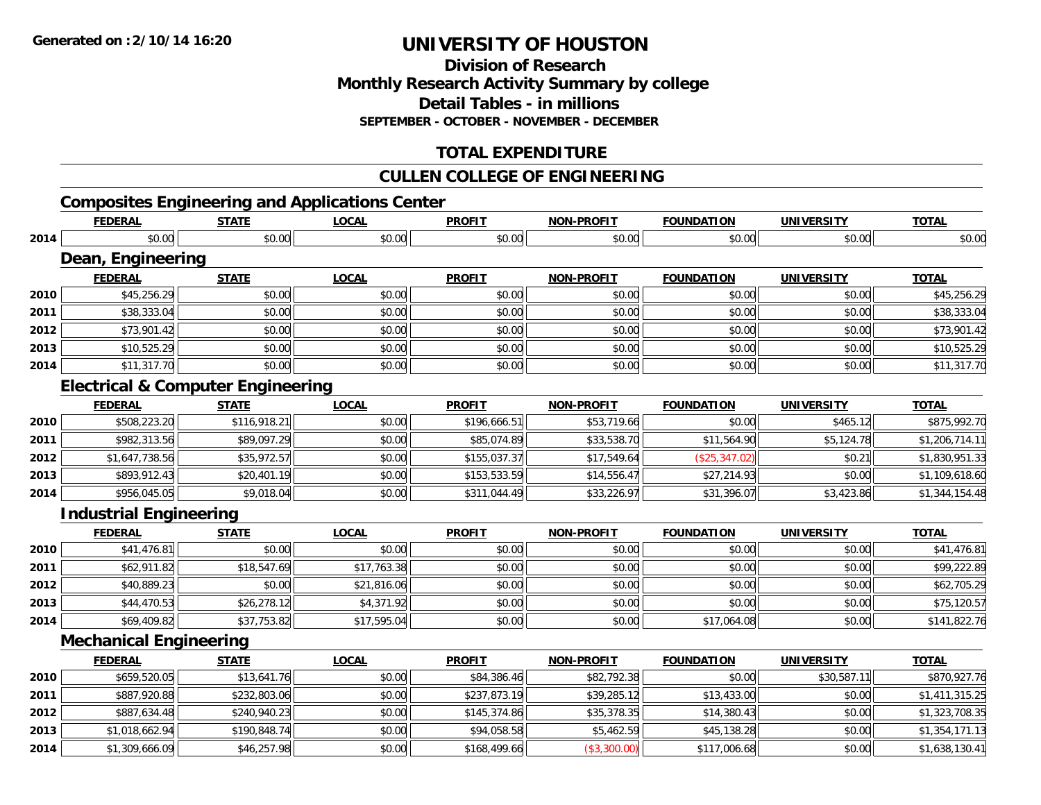**Generated on :2/10/14 16:20**

# UNIVERSITY OF HOUSTON

## Division of Research
## Monthly Research Activity Summary by college
## Detail Tables - in millions
### SEPTEMBER - OCTOBER - NOVEMBER - DECEMBER

## TOTAL EXPENDITURE

## CULLEN COLLEGE OF ENGINEERING

### Composites Engineering and Applications Center

| | FEDERAL | STATE | LOCAL | PROFIT | NON-PROFIT | FOUNDATION | UNIVERSITY | TOTAL |
|---|---|---|---|---|---|---|---|---|
| 2014 | $0.00 | $0.00 | $0.00 | $0.00 | $0.00 | $0.00 | $0.00 | $0.00 |

### Dean, Engineering

| | FEDERAL | STATE | LOCAL | PROFIT | NON-PROFIT | FOUNDATION | UNIVERSITY | TOTAL |
|---|---|---|---|---|---|---|---|---|
| 2010 | $45,256.29 | $0.00 | $0.00 | $0.00 | $0.00 | $0.00 | $0.00 | $45,256.29 |
| 2011 | $38,333.04 | $0.00 | $0.00 | $0.00 | $0.00 | $0.00 | $0.00 | $38,333.04 |
| 2012 | $73,901.42 | $0.00 | $0.00 | $0.00 | $0.00 | $0.00 | $0.00 | $73,901.42 |
| 2013 | $10,525.29 | $0.00 | $0.00 | $0.00 | $0.00 | $0.00 | $0.00 | $10,525.29 |
| 2014 | $11,317.70 | $0.00 | $0.00 | $0.00 | $0.00 | $0.00 | $0.00 | $11,317.70 |

### Electrical & Computer Engineering

| | FEDERAL | STATE | LOCAL | PROFIT | NON-PROFIT | FOUNDATION | UNIVERSITY | TOTAL |
|---|---|---|---|---|---|---|---|---|
| 2010 | $508,223.20 | $116,918.21 | $0.00 | $196,666.51 | $53,719.66 | $0.00 | $465.12 | $875,992.70 |
| 2011 | $982,313.56 | $89,097.29 | $0.00 | $85,074.89 | $33,538.70 | $11,564.90 | $5,124.78 | $1,206,714.11 |
| 2012 | $1,647,738.56 | $35,972.57 | $0.00 | $155,037.37 | $17,549.64 | ($25,347.02) | $0.21 | $1,830,951.33 |
| 2013 | $893,912.43 | $20,401.19 | $0.00 | $153,533.59 | $14,556.47 | $27,214.93 | $0.00 | $1,109,618.60 |
| 2014 | $956,045.05 | $9,018.04 | $0.00 | $311,044.49 | $33,226.97 | $31,396.07 | $3,423.86 | $1,344,154.48 |

### Industrial Engineering

| | FEDERAL | STATE | LOCAL | PROFIT | NON-PROFIT | FOUNDATION | UNIVERSITY | TOTAL |
|---|---|---|---|---|---|---|---|---|
| 2010 | $41,476.81 | $0.00 | $0.00 | $0.00 | $0.00 | $0.00 | $0.00 | $41,476.81 |
| 2011 | $62,911.82 | $18,547.69 | $17,763.38 | $0.00 | $0.00 | $0.00 | $0.00 | $99,222.89 |
| 2012 | $40,889.23 | $0.00 | $21,816.06 | $0.00 | $0.00 | $0.00 | $0.00 | $62,705.29 |
| 2013 | $44,470.53 | $26,278.12 | $4,371.92 | $0.00 | $0.00 | $0.00 | $0.00 | $75,120.57 |
| 2014 | $69,409.82 | $37,753.82 | $17,595.04 | $0.00 | $0.00 | $17,064.08 | $0.00 | $141,822.76 |

### Mechanical Engineering

| | FEDERAL | STATE | LOCAL | PROFIT | NON-PROFIT | FOUNDATION | UNIVERSITY | TOTAL |
|---|---|---|---|---|---|---|---|---|
| 2010 | $659,520.05 | $13,641.76 | $0.00 | $84,386.46 | $82,792.38 | $0.00 | $30,587.11 | $870,927.76 |
| 2011 | $887,920.88 | $232,803.06 | $0.00 | $237,873.19 | $39,285.12 | $13,433.00 | $0.00 | $1,411,315.25 |
| 2012 | $887,634.48 | $240,940.23 | $0.00 | $145,374.86 | $35,378.35 | $14,380.43 | $0.00 | $1,323,708.35 |
| 2013 | $1,018,662.94 | $190,848.74 | $0.00 | $94,058.58 | $5,462.59 | $45,138.28 | $0.00 | $1,354,171.13 |
| 2014 | $1,309,666.09 | $46,257.98 | $0.00 | $168,499.66 | ($3,300.00) | $117,006.68 | $0.00 | $1,638,130.41 |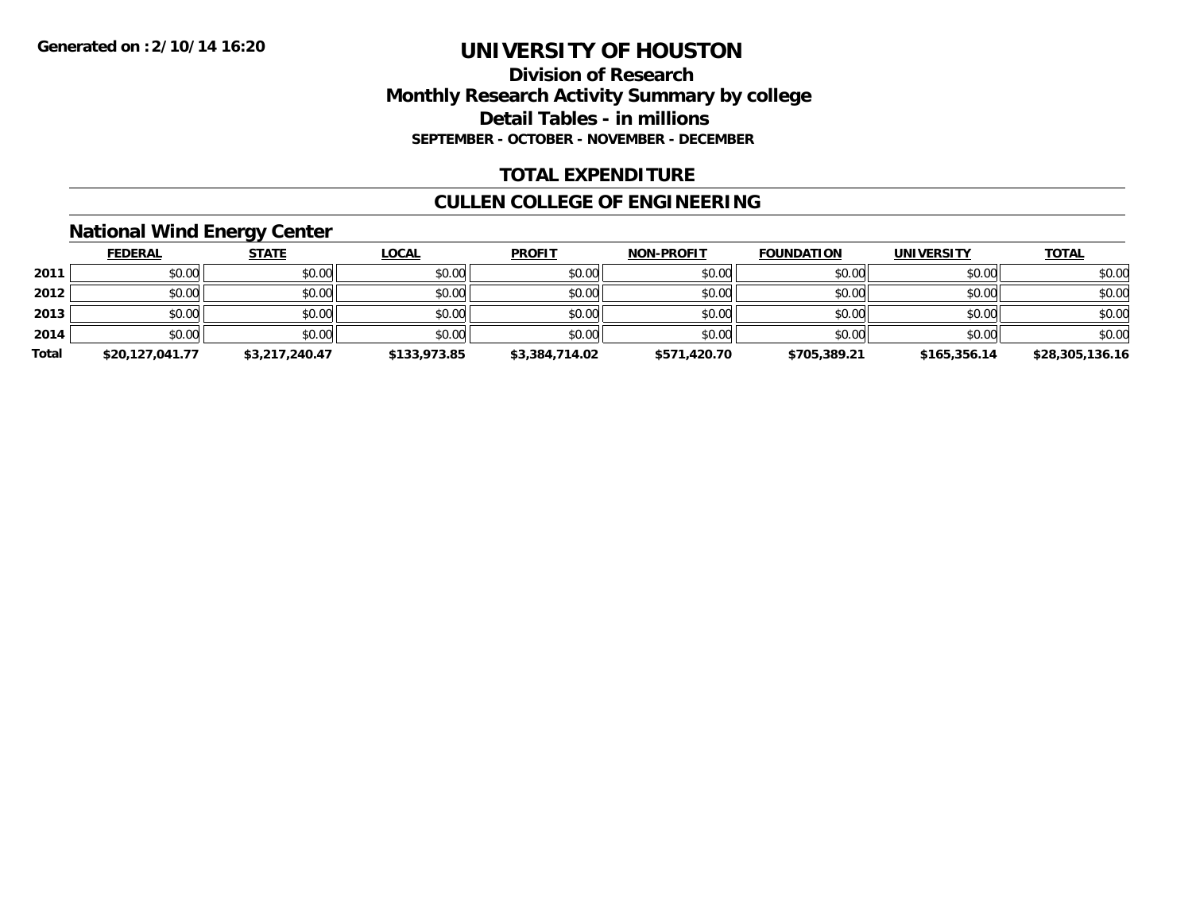**Generated on :2/10/14 16:20**

# UNIVERSITY OF HOUSTON

## Division of Research
## Monthly Research Activity Summary by college
## Detail Tables - in millions
### SEPTEMBER - OCTOBER - NOVEMBER - DECEMBER

## TOTAL EXPENDITURE

## CULLEN COLLEGE OF ENGINEERING

### National Wind Energy Center

| | FEDERAL | STATE | LOCAL | PROFIT | NON-PROFIT | FOUNDATION | UNIVERSITY | TOTAL |
|---|---|---|---|---|---|---|---|---|
| **2011** | $0.00 | $0.00 | $0.00 | $0.00 | $0.00 | $0.00 | $0.00 | $0.00 |
| **2012** | $0.00 | $0.00 | $0.00 | $0.00 | $0.00 | $0.00 | $0.00 | $0.00 |
| **2013** | $0.00 | $0.00 | $0.00 | $0.00 | $0.00 | $0.00 | $0.00 | $0.00 |
| **2014** | $0.00 | $0.00 | $0.00 | $0.00 | $0.00 | $0.00 | $0.00 | $0.00 |
| **Total** | **$20,127,041.77** | **$3,217,240.47** | **$133,973.85** | **$3,384,714.02** | **$571,420.70** | **$705,389.21** | **$165,356.14** | **$28,305,136.16** |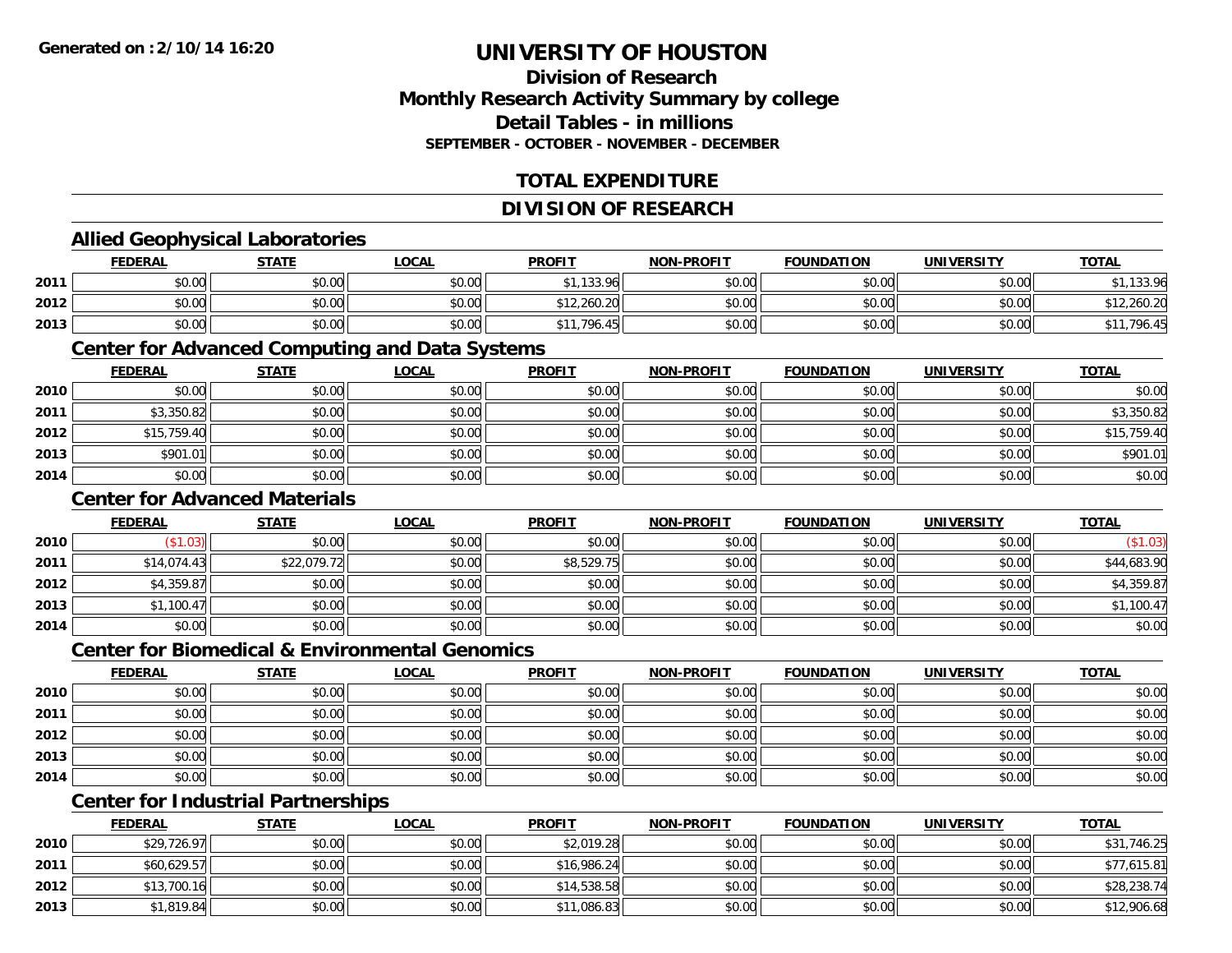**Generated on :2/10/14 16:20**

# UNIVERSITY OF HOUSTON

## Division of Research
## Monthly Research Activity Summary by college
## Detail Tables - in millions
### SEPTEMBER - OCTOBER - NOVEMBER - DECEMBER

## TOTAL EXPENDITURE

## DIVISION OF RESEARCH

### Allied Geophysical Laboratories

| | FEDERAL | STATE | LOCAL | PROFIT | NON-PROFIT | FOUNDATION | UNIVERSITY | TOTAL |
|---|---|---|---|---|---|---|---|---|
| 2011 | $0.00 | $0.00 | $0.00 | $1,133.96 | $0.00 | $0.00 | $0.00 | $1,133.96 |
| 2012 | $0.00 | $0.00 | $0.00 | $12,260.20 | $0.00 | $0.00 | $0.00 | $12,260.20 |
| 2013 | $0.00 | $0.00 | $0.00 | $11,796.45 | $0.00 | $0.00 | $0.00 | $11,796.45 |

### Center for Advanced Computing and Data Systems

| | FEDERAL | STATE | LOCAL | PROFIT | NON-PROFIT | FOUNDATION | UNIVERSITY | TOTAL |
|---|---|---|---|---|---|---|---|---|
| 2010 | $0.00 | $0.00 | $0.00 | $0.00 | $0.00 | $0.00 | $0.00 | $0.00 |
| 2011 | $3,350.82 | $0.00 | $0.00 | $0.00 | $0.00 | $0.00 | $0.00 | $3,350.82 |
| 2012 | $15,759.40 | $0.00 | $0.00 | $0.00 | $0.00 | $0.00 | $0.00 | $15,759.40 |
| 2013 | $901.01 | $0.00 | $0.00 | $0.00 | $0.00 | $0.00 | $0.00 | $901.01 |
| 2014 | $0.00 | $0.00 | $0.00 | $0.00 | $0.00 | $0.00 | $0.00 | $0.00 |

### Center for Advanced Materials

| | FEDERAL | STATE | LOCAL | PROFIT | NON-PROFIT | FOUNDATION | UNIVERSITY | TOTAL |
|---|---|---|---|---|---|---|---|---|
| 2010 | ($1.03) | $0.00 | $0.00 | $0.00 | $0.00 | $0.00 | $0.00 | ($1.03) |
| 2011 | $14,074.43 | $22,079.72 | $0.00 | $8,529.75 | $0.00 | $0.00 | $0.00 | $44,683.90 |
| 2012 | $4,359.87 | $0.00 | $0.00 | $0.00 | $0.00 | $0.00 | $0.00 | $4,359.87 |
| 2013 | $1,100.47 | $0.00 | $0.00 | $0.00 | $0.00 | $0.00 | $0.00 | $1,100.47 |
| 2014 | $0.00 | $0.00 | $0.00 | $0.00 | $0.00 | $0.00 | $0.00 | $0.00 |

### Center for Biomedical & Environmental Genomics

| | FEDERAL | STATE | LOCAL | PROFIT | NON-PROFIT | FOUNDATION | UNIVERSITY | TOTAL |
|---|---|---|---|---|---|---|---|---|
| 2010 | $0.00 | $0.00 | $0.00 | $0.00 | $0.00 | $0.00 | $0.00 | $0.00 |
| 2011 | $0.00 | $0.00 | $0.00 | $0.00 | $0.00 | $0.00 | $0.00 | $0.00 |
| 2012 | $0.00 | $0.00 | $0.00 | $0.00 | $0.00 | $0.00 | $0.00 | $0.00 |
| 2013 | $0.00 | $0.00 | $0.00 | $0.00 | $0.00 | $0.00 | $0.00 | $0.00 |
| 2014 | $0.00 | $0.00 | $0.00 | $0.00 | $0.00 | $0.00 | $0.00 | $0.00 |

### Center for Industrial Partnerships

| | FEDERAL | STATE | LOCAL | PROFIT | NON-PROFIT | FOUNDATION | UNIVERSITY | TOTAL |
|---|---|---|---|---|---|---|---|---|
| 2010 | $29,726.97 | $0.00 | $0.00 | $2,019.28 | $0.00 | $0.00 | $0.00 | $31,746.25 |
| 2011 | $60,629.57 | $0.00 | $0.00 | $16,986.24 | $0.00 | $0.00 | $0.00 | $77,615.81 |
| 2012 | $13,700.16 | $0.00 | $0.00 | $14,538.58 | $0.00 | $0.00 | $0.00 | $28,238.74 |
| 2013 | $1,819.84 | $0.00 | $0.00 | $11,086.83 | $0.00 | $0.00 | $0.00 | $12,906.68 |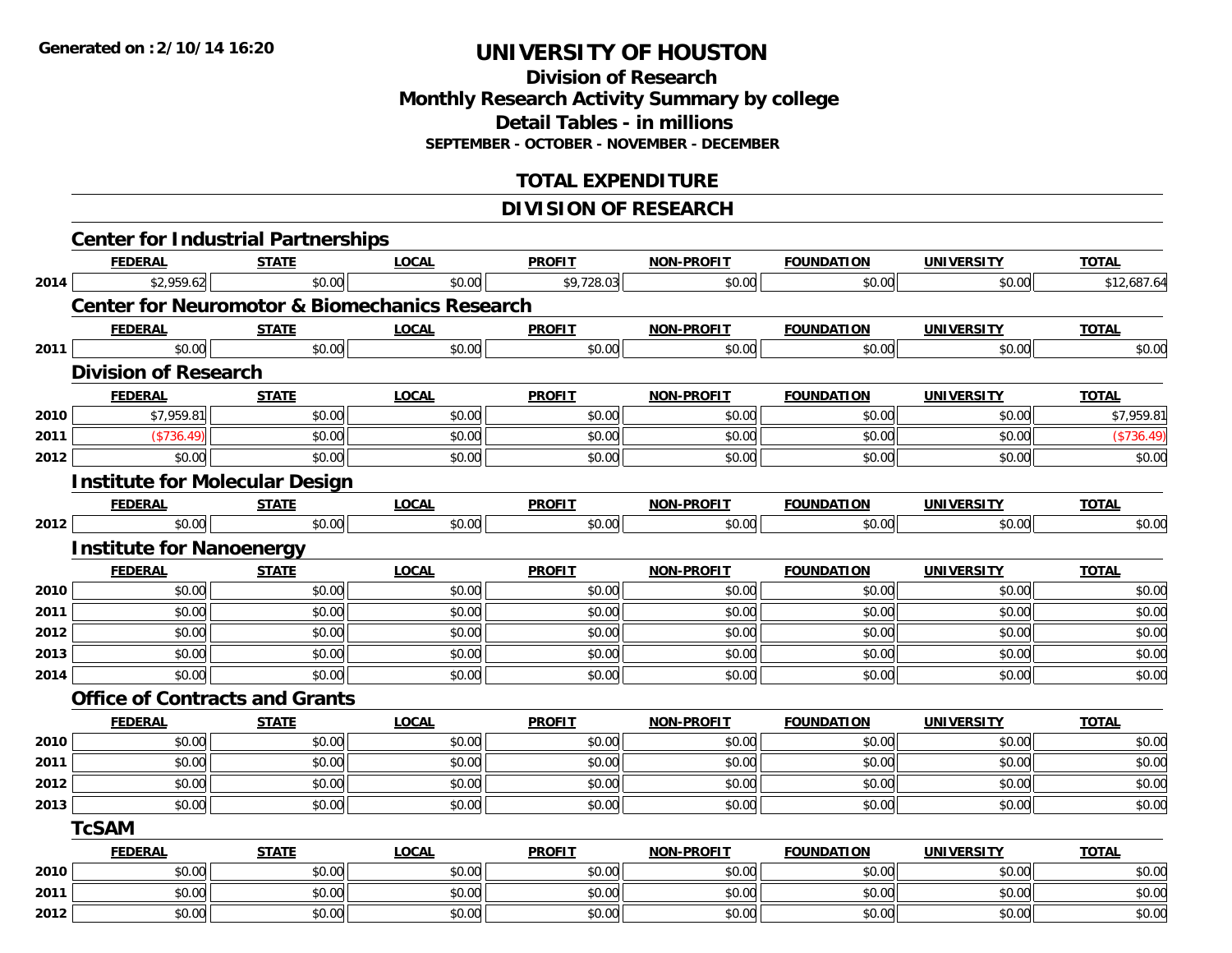Generated on :2/10/14 16:20

# UNIVERSITY OF HOUSTON

## Division of Research
## Monthly Research Activity Summary by college
## Detail Tables - in millions
### SEPTEMBER - OCTOBER - NOVEMBER - DECEMBER

## TOTAL EXPENDITURE

## DIVISION OF RESEARCH

### Center for Industrial Partnerships

| | FEDERAL | STATE | LOCAL | PROFIT | NON-PROFIT | FOUNDATION | UNIVERSITY | TOTAL |
|---|---|---|---|---|---|---|---|---|
| 2014 | $2,959.62 | $0.00 | $0.00 | $9,728.03 | $0.00 | $0.00 | $0.00 | $12,687.64 |

### Center for Neuromotor & Biomechanics Research

| | FEDERAL | STATE | LOCAL | PROFIT | NON-PROFIT | FOUNDATION | UNIVERSITY | TOTAL |
|---|---|---|---|---|---|---|---|---|
| 2011 | $0.00 | $0.00 | $0.00 | $0.00 | $0.00 | $0.00 | $0.00 | $0.00 |

### Division of Research

| | FEDERAL | STATE | LOCAL | PROFIT | NON-PROFIT | FOUNDATION | UNIVERSITY | TOTAL |
|---|---|---|---|---|---|---|---|---|
| 2010 | $7,959.81 | $0.00 | $0.00 | $0.00 | $0.00 | $0.00 | $0.00 | $7,959.81 |
| 2011 | ($736.49) | $0.00 | $0.00 | $0.00 | $0.00 | $0.00 | $0.00 | ($736.49) |
| 2012 | $0.00 | $0.00 | $0.00 | $0.00 | $0.00 | $0.00 | $0.00 | $0.00 |

### Institute for Molecular Design

| | FEDERAL | STATE | LOCAL | PROFIT | NON-PROFIT | FOUNDATION | UNIVERSITY | TOTAL |
|---|---|---|---|---|---|---|---|---|
| 2012 | $0.00 | $0.00 | $0.00 | $0.00 | $0.00 | $0.00 | $0.00 | $0.00 |

### Institute for Nanoenergy

| | FEDERAL | STATE | LOCAL | PROFIT | NON-PROFIT | FOUNDATION | UNIVERSITY | TOTAL |
|---|---|---|---|---|---|---|---|---|
| 2010 | $0.00 | $0.00 | $0.00 | $0.00 | $0.00 | $0.00 | $0.00 | $0.00 |
| 2011 | $0.00 | $0.00 | $0.00 | $0.00 | $0.00 | $0.00 | $0.00 | $0.00 |
| 2012 | $0.00 | $0.00 | $0.00 | $0.00 | $0.00 | $0.00 | $0.00 | $0.00 |
| 2013 | $0.00 | $0.00 | $0.00 | $0.00 | $0.00 | $0.00 | $0.00 | $0.00 |
| 2014 | $0.00 | $0.00 | $0.00 | $0.00 | $0.00 | $0.00 | $0.00 | $0.00 |

### Office of Contracts and Grants

| | FEDERAL | STATE | LOCAL | PROFIT | NON-PROFIT | FOUNDATION | UNIVERSITY | TOTAL |
|---|---|---|---|---|---|---|---|---|
| 2010 | $0.00 | $0.00 | $0.00 | $0.00 | $0.00 | $0.00 | $0.00 | $0.00 |
| 2011 | $0.00 | $0.00 | $0.00 | $0.00 | $0.00 | $0.00 | $0.00 | $0.00 |
| 2012 | $0.00 | $0.00 | $0.00 | $0.00 | $0.00 | $0.00 | $0.00 | $0.00 |
| 2013 | $0.00 | $0.00 | $0.00 | $0.00 | $0.00 | $0.00 | $0.00 | $0.00 |

### TcSAM

| | FEDERAL | STATE | LOCAL | PROFIT | NON-PROFIT | FOUNDATION | UNIVERSITY | TOTAL |
|---|---|---|---|---|---|---|---|---|
| 2010 | $0.00 | $0.00 | $0.00 | $0.00 | $0.00 | $0.00 | $0.00 | $0.00 |
| 2011 | $0.00 | $0.00 | $0.00 | $0.00 | $0.00 | $0.00 | $0.00 | $0.00 |
| 2012 | $0.00 | $0.00 | $0.00 | $0.00 | $0.00 | $0.00 | $0.00 | $0.00 |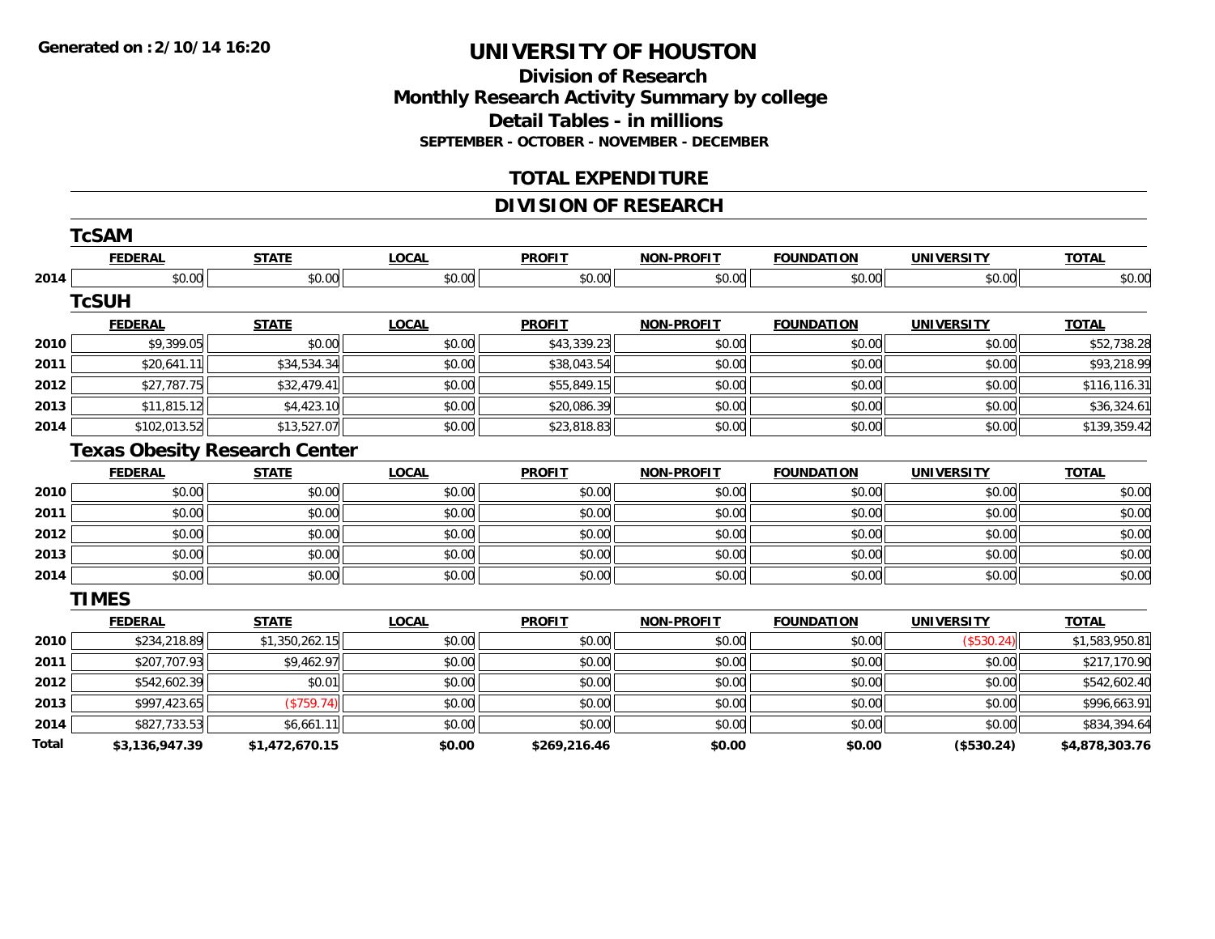**Generated on :2/10/14 16:20**

# UNIVERSITY OF HOUSTON

## Division of Research
## Monthly Research Activity Summary by college
## Detail Tables - in millions
### SEPTEMBER - OCTOBER - NOVEMBER - DECEMBER

## TOTAL EXPENDITURE

## DIVISION OF RESEARCH

### TcSAM

| | FEDERAL | STATE | LOCAL | PROFIT | NON-PROFIT | FOUNDATION | UNIVERSITY | TOTAL |
|---|---|---|---|---|---|---|---|---|
| 2014 | $0.00 | $0.00 | $0.00 | $0.00 | $0.00 | $0.00 | $0.00 | $0.00 |

### TcSUH

| | FEDERAL | STATE | LOCAL | PROFIT | NON-PROFIT | FOUNDATION | UNIVERSITY | TOTAL |
|---|---|---|---|---|---|---|---|---|
| 2010 | $9,399.05 | $0.00 | $0.00 | $43,339.23 | $0.00 | $0.00 | $0.00 | $52,738.28 |
| 2011 | $20,641.11 | $34,534.34 | $0.00 | $38,043.54 | $0.00 | $0.00 | $0.00 | $93,218.99 |
| 2012 | $27,787.75 | $32,479.41 | $0.00 | $55,849.15 | $0.00 | $0.00 | $0.00 | $116,116.31 |
| 2013 | $11,815.12 | $4,423.10 | $0.00 | $20,086.39 | $0.00 | $0.00 | $0.00 | $36,324.61 |
| 2014 | $102,013.52 | $13,527.07 | $0.00 | $23,818.83 | $0.00 | $0.00 | $0.00 | $139,359.42 |

### Texas Obesity Research Center

| | FEDERAL | STATE | LOCAL | PROFIT | NON-PROFIT | FOUNDATION | UNIVERSITY | TOTAL |
|---|---|---|---|---|---|---|---|---|
| 2010 | $0.00 | $0.00 | $0.00 | $0.00 | $0.00 | $0.00 | $0.00 | $0.00 |
| 2011 | $0.00 | $0.00 | $0.00 | $0.00 | $0.00 | $0.00 | $0.00 | $0.00 |
| 2012 | $0.00 | $0.00 | $0.00 | $0.00 | $0.00 | $0.00 | $0.00 | $0.00 |
| 2013 | $0.00 | $0.00 | $0.00 | $0.00 | $0.00 | $0.00 | $0.00 | $0.00 |
| 2014 | $0.00 | $0.00 | $0.00 | $0.00 | $0.00 | $0.00 | $0.00 | $0.00 |

### TIMES

| | FEDERAL | STATE | LOCAL | PROFIT | NON-PROFIT | FOUNDATION | UNIVERSITY | TOTAL |
|---|---|---|---|---|---|---|---|---|
| 2010 | $234,218.89 | $1,350,262.15 | $0.00 | $0.00 | $0.00 | $0.00 | ($530.24) | $1,583,950.81 |
| 2011 | $207,707.93 | $9,462.97 | $0.00 | $0.00 | $0.00 | $0.00 | $0.00 | $217,170.90 |
| 2012 | $542,602.39 | $0.01 | $0.00 | $0.00 | $0.00 | $0.00 | $0.00 | $542,602.40 |
| 2013 | $997,423.65 | ($759.74) | $0.00 | $0.00 | $0.00 | $0.00 | $0.00 | $996,663.91 |
| 2014 | $827,733.53 | $6,661.11 | $0.00 | $0.00 | $0.00 | $0.00 | $0.00 | $834,394.64 |
| **Total** | **$3,136,947.39** | **$1,472,670.15** | **$0.00** | **$269,216.46** | **$0.00** | **$0.00** | **($530.24)** | **$4,878,303.76** |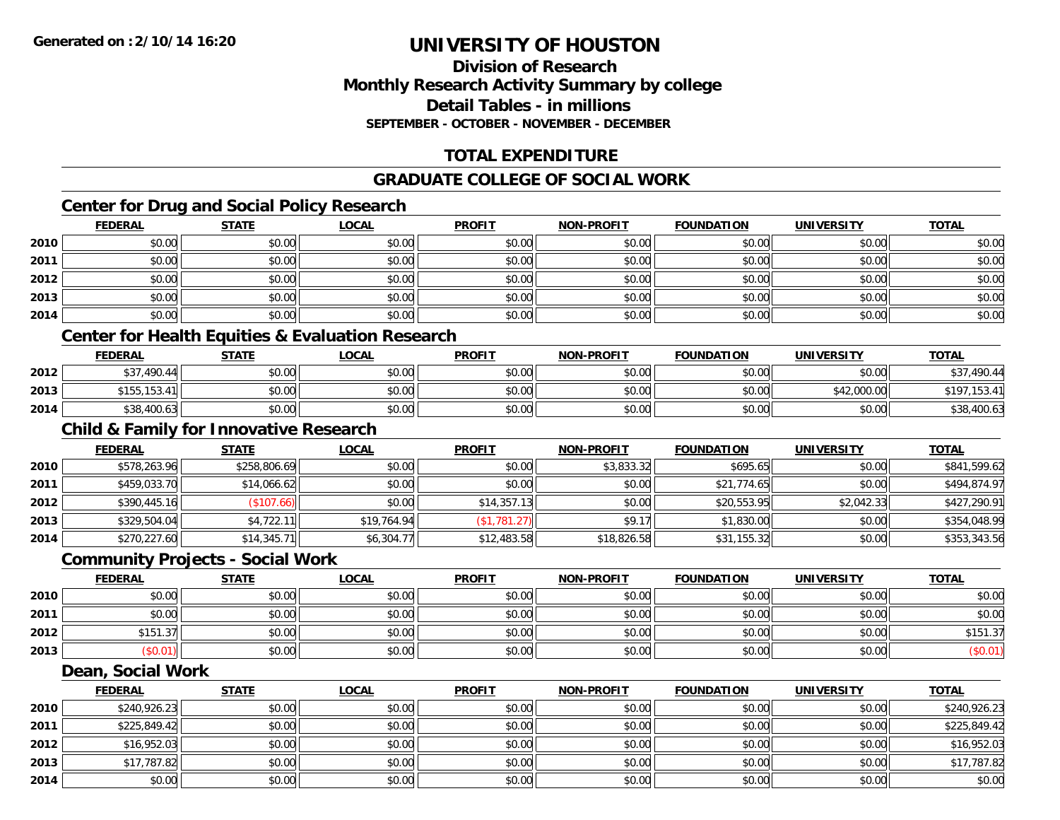Generated on :2/10/14 16:20

# UNIVERSITY OF HOUSTON

## Division of Research
## Monthly Research Activity Summary by college
## Detail Tables - in millions
### SEPTEMBER - OCTOBER - NOVEMBER - DECEMBER

## TOTAL EXPENDITURE

## GRADUATE COLLEGE OF SOCIAL WORK

### Center for Drug and Social Policy Research

| | FEDERAL | STATE | LOCAL | PROFIT | NON-PROFIT | FOUNDATION | UNIVERSITY | TOTAL |
|---|---|---|---|---|---|---|---|---|
| 2010 | $0.00 | $0.00 | $0.00 | $0.00 | $0.00 | $0.00 | $0.00 | $0.00 |
| 2011 | $0.00 | $0.00 | $0.00 | $0.00 | $0.00 | $0.00 | $0.00 | $0.00 |
| 2012 | $0.00 | $0.00 | $0.00 | $0.00 | $0.00 | $0.00 | $0.00 | $0.00 |
| 2013 | $0.00 | $0.00 | $0.00 | $0.00 | $0.00 | $0.00 | $0.00 | $0.00 |
| 2014 | $0.00 | $0.00 | $0.00 | $0.00 | $0.00 | $0.00 | $0.00 | $0.00 |

### Center for Health Equities & Evaluation Research

| | FEDERAL | STATE | LOCAL | PROFIT | NON-PROFIT | FOUNDATION | UNIVERSITY | TOTAL |
|---|---|---|---|---|---|---|---|---|
| 2012 | $37,490.44 | $0.00 | $0.00 | $0.00 | $0.00 | $0.00 | $0.00 | $37,490.44 |
| 2013 | $155,153.41 | $0.00 | $0.00 | $0.00 | $0.00 | $0.00 | $42,000.00 | $197,153.41 |
| 2014 | $38,400.63 | $0.00 | $0.00 | $0.00 | $0.00 | $0.00 | $0.00 | $38,400.63 |

### Child & Family for Innovative Research

| | FEDERAL | STATE | LOCAL | PROFIT | NON-PROFIT | FOUNDATION | UNIVERSITY | TOTAL |
|---|---|---|---|---|---|---|---|---|
| 2010 | $578,263.96 | $258,806.69 | $0.00 | $0.00 | $3,833.32 | $695.65 | $0.00 | $841,599.62 |
| 2011 | $459,033.70 | $14,066.62 | $0.00 | $0.00 | $0.00 | $21,774.65 | $0.00 | $494,874.97 |
| 2012 | $390,445.16 | ($107.66) | $0.00 | $14,357.13 | $0.00 | $20,553.95 | $2,042.33 | $427,290.91 |
| 2013 | $329,504.04 | $4,722.11 | $19,764.94 | ($1,781.27) | $9.17 | $1,830.00 | $0.00 | $354,048.99 |
| 2014 | $270,227.60 | $14,345.71 | $6,304.77 | $12,483.58 | $18,826.58 | $31,155.32 | $0.00 | $353,343.56 |

### Community Projects - Social Work

| | FEDERAL | STATE | LOCAL | PROFIT | NON-PROFIT | FOUNDATION | UNIVERSITY | TOTAL |
|---|---|---|---|---|---|---|---|---|
| 2010 | $0.00 | $0.00 | $0.00 | $0.00 | $0.00 | $0.00 | $0.00 | $0.00 |
| 2011 | $0.00 | $0.00 | $0.00 | $0.00 | $0.00 | $0.00 | $0.00 | $0.00 |
| 2012 | $151.37 | $0.00 | $0.00 | $0.00 | $0.00 | $0.00 | $0.00 | $151.37 |
| 2013 | ($0.01) | $0.00 | $0.00 | $0.00 | $0.00 | $0.00 | $0.00 | ($0.01) |

### Dean, Social Work

| | FEDERAL | STATE | LOCAL | PROFIT | NON-PROFIT | FOUNDATION | UNIVERSITY | TOTAL |
|---|---|---|---|---|---|---|---|---|
| 2010 | $240,926.23 | $0.00 | $0.00 | $0.00 | $0.00 | $0.00 | $0.00 | $240,926.23 |
| 2011 | $225,849.42 | $0.00 | $0.00 | $0.00 | $0.00 | $0.00 | $0.00 | $225,849.42 |
| 2012 | $16,952.03 | $0.00 | $0.00 | $0.00 | $0.00 | $0.00 | $0.00 | $16,952.03 |
| 2013 | $17,787.82 | $0.00 | $0.00 | $0.00 | $0.00 | $0.00 | $0.00 | $17,787.82 |
| 2014 | $0.00 | $0.00 | $0.00 | $0.00 | $0.00 | $0.00 | $0.00 | $0.00 |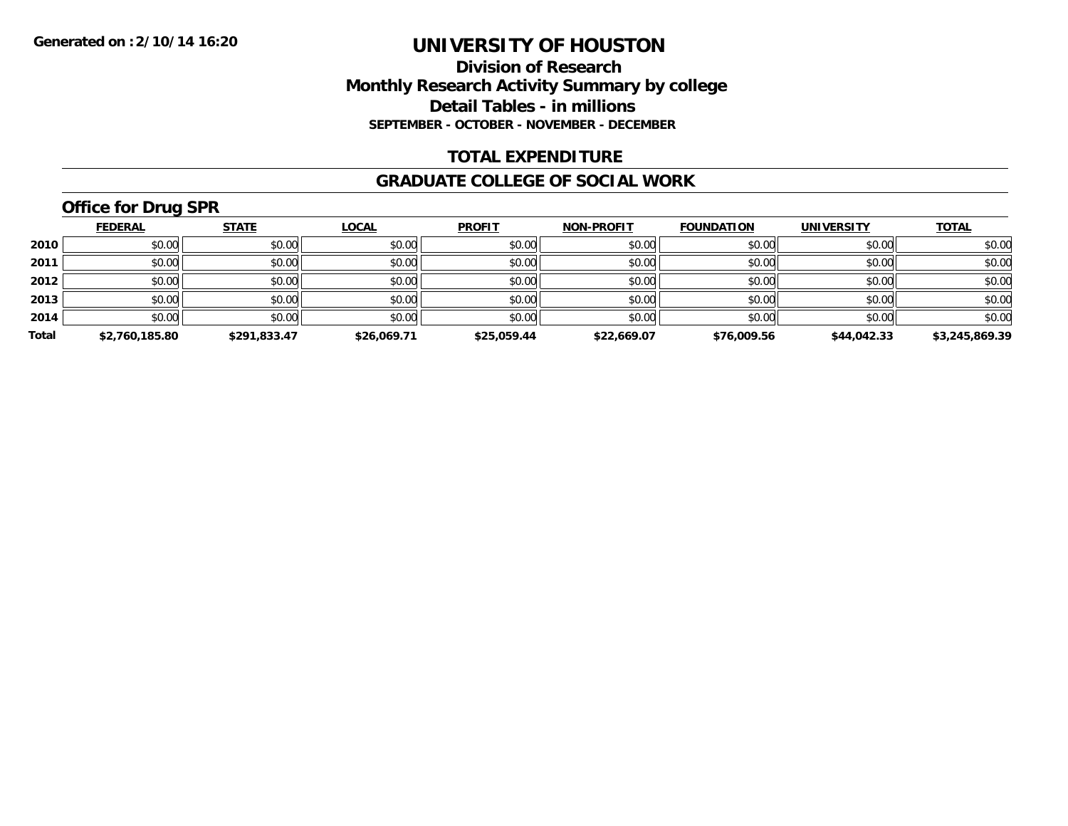**Generated on :2/10/14 16:20**

# UNIVERSITY OF HOUSTON

## Division of Research
## Monthly Research Activity Summary by college
## Detail Tables - in millions
### SEPTEMBER - OCTOBER - NOVEMBER - DECEMBER

## TOTAL EXPENDITURE

## GRADUATE COLLEGE OF SOCIAL WORK

### Office for Drug SPR

| | FEDERAL | STATE | LOCAL | PROFIT | NON-PROFIT | FOUNDATION | UNIVERSITY | TOTAL |
|---|---|---|---|---|---|---|---|---|
| **2010** | $0.00 | $0.00 | $0.00 | $0.00 | $0.00 | $0.00 | $0.00 | $0.00 |
| **2011** | $0.00 | $0.00 | $0.00 | $0.00 | $0.00 | $0.00 | $0.00 | $0.00 |
| **2012** | $0.00 | $0.00 | $0.00 | $0.00 | $0.00 | $0.00 | $0.00 | $0.00 |
| **2013** | $0.00 | $0.00 | $0.00 | $0.00 | $0.00 | $0.00 | $0.00 | $0.00 |
| **2014** | $0.00 | $0.00 | $0.00 | $0.00 | $0.00 | $0.00 | $0.00 | $0.00 |
| **Total** | **$2,760,185.80** | **$291,833.47** | **$26,069.71** | **$25,059.44** | **$22,669.07** | **$76,009.56** | **$44,042.33** | **$3,245,869.39** |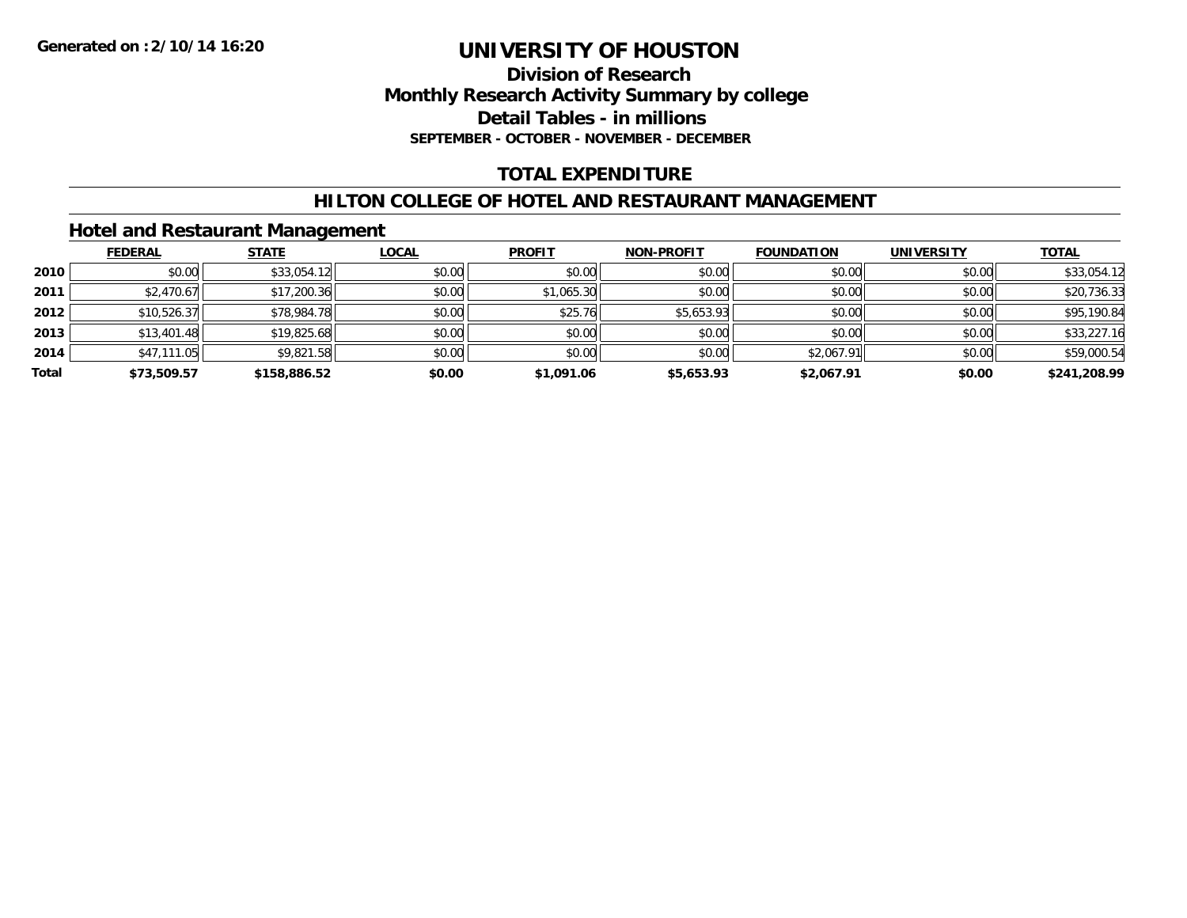Generated on :2/10/14 16:20

# UNIVERSITY OF HOUSTON

## Division of Research
## Monthly Research Activity Summary by college
## Detail Tables - in millions
**SEPTEMBER - OCTOBER - NOVEMBER - DECEMBER**

## TOTAL EXPENDITURE

## HILTON COLLEGE OF HOTEL AND RESTAURANT MANAGEMENT

### Hotel and Restaurant Management

| | FEDERAL | STATE | LOCAL | PROFIT | NON-PROFIT | FOUNDATION | UNIVERSITY | TOTAL |
|---|---|---|---|---|---|---|---|---|
| 2010 | $0.00 | $33,054.12 | $0.00 | $0.00 | $0.00 | $0.00 | $0.00 | $33,054.12 |
| 2011 | $2,470.67 | $17,200.36 | $0.00 | $1,065.30 | $0.00 | $0.00 | $0.00 | $20,736.33 |
| 2012 | $10,526.37 | $78,984.78 | $0.00 | $25.76 | $5,653.93 | $0.00 | $0.00 | $95,190.84 |
| 2013 | $13,401.48 | $19,825.68 | $0.00 | $0.00 | $0.00 | $0.00 | $0.00 | $33,227.16 |
| 2014 | $47,111.05 | $9,821.58 | $0.00 | $0.00 | $0.00 | $2,067.91 | $0.00 | $59,000.54 |
| **Total** | **$73,509.57** | **$158,886.52** | **$0.00** | **$1,091.06** | **$5,653.93** | **$2,067.91** | **$0.00** | **$241,208.99** |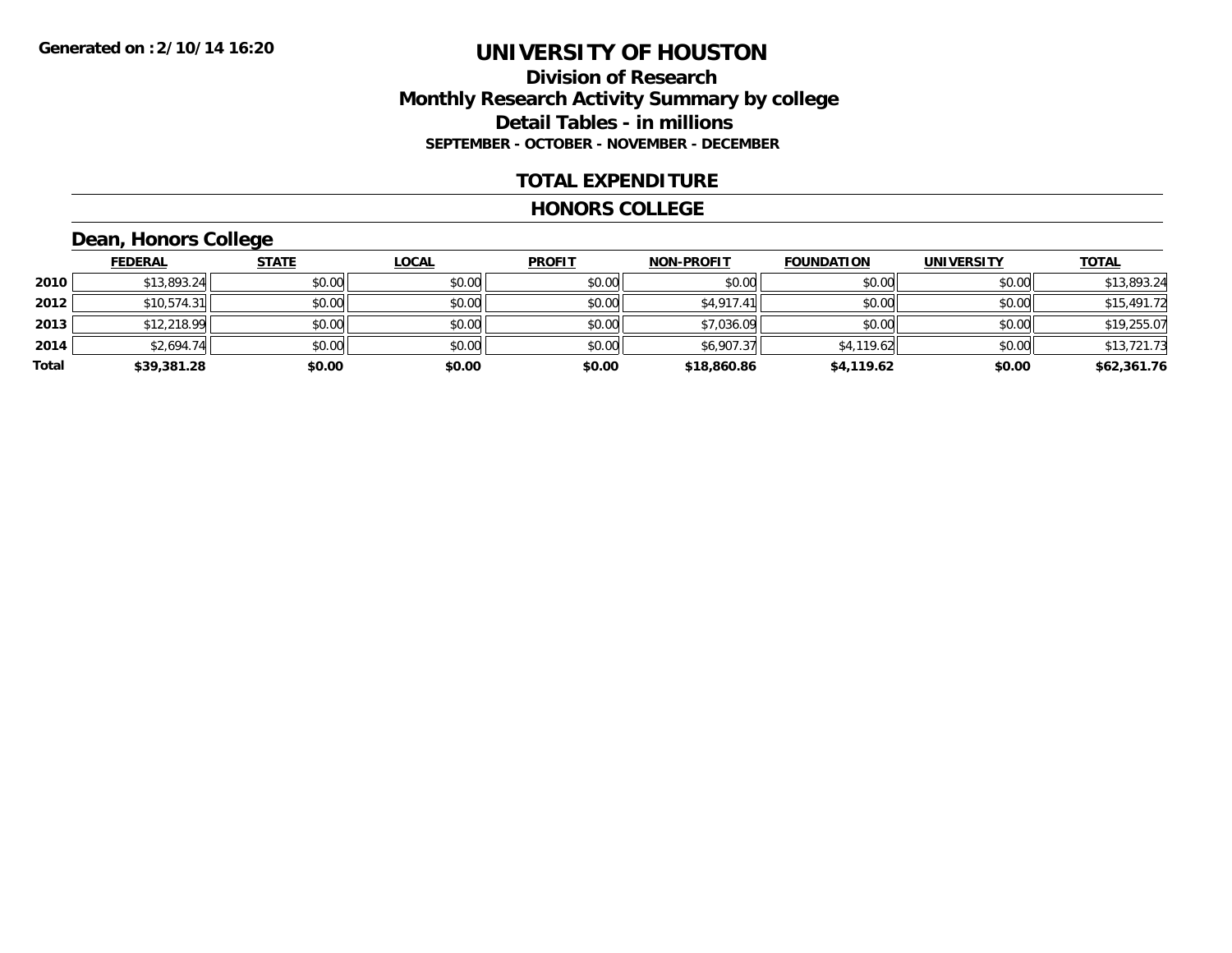# UNIVERSITY OF HOUSTON

## Division of Research
## Monthly Research Activity Summary by college
## Detail Tables - in millions
### SEPTEMBER - OCTOBER - NOVEMBER - DECEMBER

## TOTAL EXPENDITURE

## HONORS COLLEGE

### Dean, Honors College

| | FEDERAL | STATE | LOCAL | PROFIT | NON-PROFIT | FOUNDATION | UNIVERSITY | TOTAL |
|---|---|---|---|---|---|---|---|---|
| 2010 | $13,893.24 | $0.00 | $0.00 | $0.00 | $0.00 | $0.00 | $0.00 | $13,893.24 |
| 2012 | $10,574.31 | $0.00 | $0.00 | $0.00 | $4,917.41 | $0.00 | $0.00 | $15,491.72 |
| 2013 | $12,218.99 | $0.00 | $0.00 | $0.00 | $7,036.09 | $0.00 | $0.00 | $19,255.07 |
| 2014 | $2,694.74 | $0.00 | $0.00 | $0.00 | $6,907.37 | $4,119.62 | $0.00 | $13,721.73 |
| **Total** | **$39,381.28** | **$0.00** | **$0.00** | **$0.00** | **$18,860.86** | **$4,119.62** | **$0.00** | **$62,361.76** |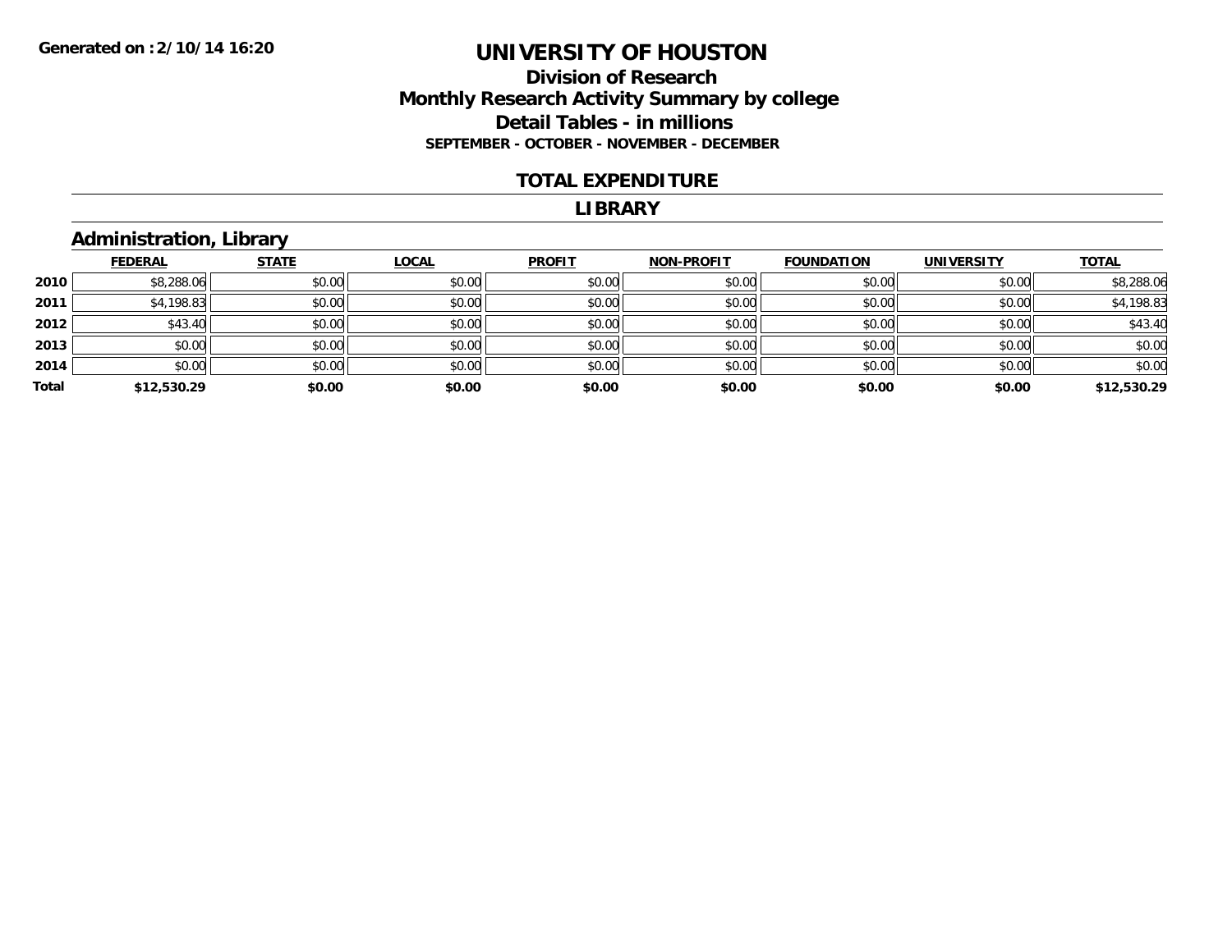**Generated on :2/10/14 16:20**

# UNIVERSITY OF HOUSTON

## Division of Research
## Monthly Research Activity Summary by college
## Detail Tables - in millions
### SEPTEMBER - OCTOBER - NOVEMBER - DECEMBER

## TOTAL EXPENDITURE

## LIBRARY

### Administration, Library

| | FEDERAL | STATE | LOCAL | PROFIT | NON-PROFIT | FOUNDATION | UNIVERSITY | TOTAL |
|---|---|---|---|---|---|---|---|---|
| 2010 | $8,288.06 | $0.00 | $0.00 | $0.00 | $0.00 | $0.00 | $0.00 | $8,288.06 |
| 2011 | $4,198.83 | $0.00 | $0.00 | $0.00 | $0.00 | $0.00 | $0.00 | $4,198.83 |
| 2012 | $43.40 | $0.00 | $0.00 | $0.00 | $0.00 | $0.00 | $0.00 | $43.40 |
| 2013 | $0.00 | $0.00 | $0.00 | $0.00 | $0.00 | $0.00 | $0.00 | $0.00 |
| 2014 | $0.00 | $0.00 | $0.00 | $0.00 | $0.00 | $0.00 | $0.00 | $0.00 |
| **Total** | **$12,530.29** | **$0.00** | **$0.00** | **$0.00** | **$0.00** | **$0.00** | **$0.00** | **$12,530.29** |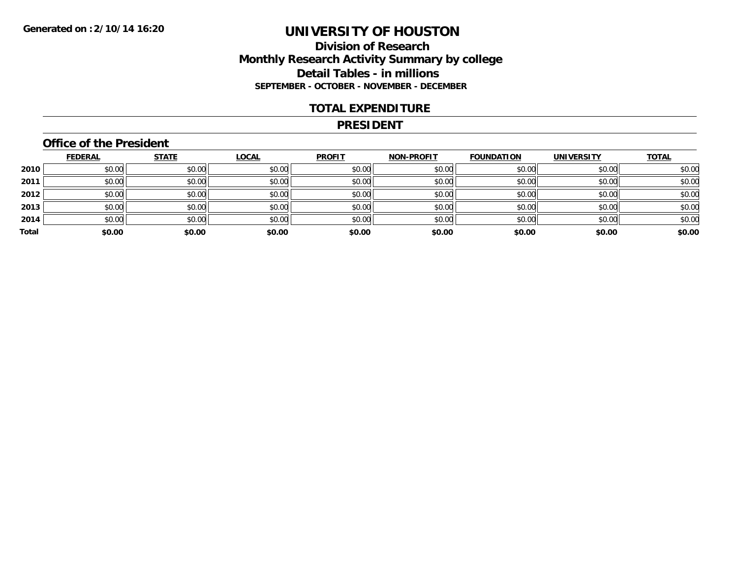**Generated on :2/10/14 16:20**

# UNIVERSITY OF HOUSTON

## Division of Research
## Monthly Research Activity Summary by college
## Detail Tables - in millions

**SEPTEMBER - OCTOBER - NOVEMBER - DECEMBER**

## TOTAL EXPENDITURE

## PRESIDENT

### Office of the President

| | FEDERAL | STATE | LOCAL | PROFIT | NON-PROFIT | FOUNDATION | UNIVERSITY | TOTAL |
|---|---|---|---|---|---|---|---|---|
| **2010** | $0.00 | $0.00 | $0.00 | $0.00 | $0.00 | $0.00 | $0.00 | $0.00 |
| **2011** | $0.00 | $0.00 | $0.00 | $0.00 | $0.00 | $0.00 | $0.00 | $0.00 |
| **2012** | $0.00 | $0.00 | $0.00 | $0.00 | $0.00 | $0.00 | $0.00 | $0.00 |
| **2013** | $0.00 | $0.00 | $0.00 | $0.00 | $0.00 | $0.00 | $0.00 | $0.00 |
| **2014** | $0.00 | $0.00 | $0.00 | $0.00 | $0.00 | $0.00 | $0.00 | $0.00 |
| **Total** | **$0.00** | **$0.00** | **$0.00** | **$0.00** | **$0.00** | **$0.00** | **$0.00** | **$0.00** |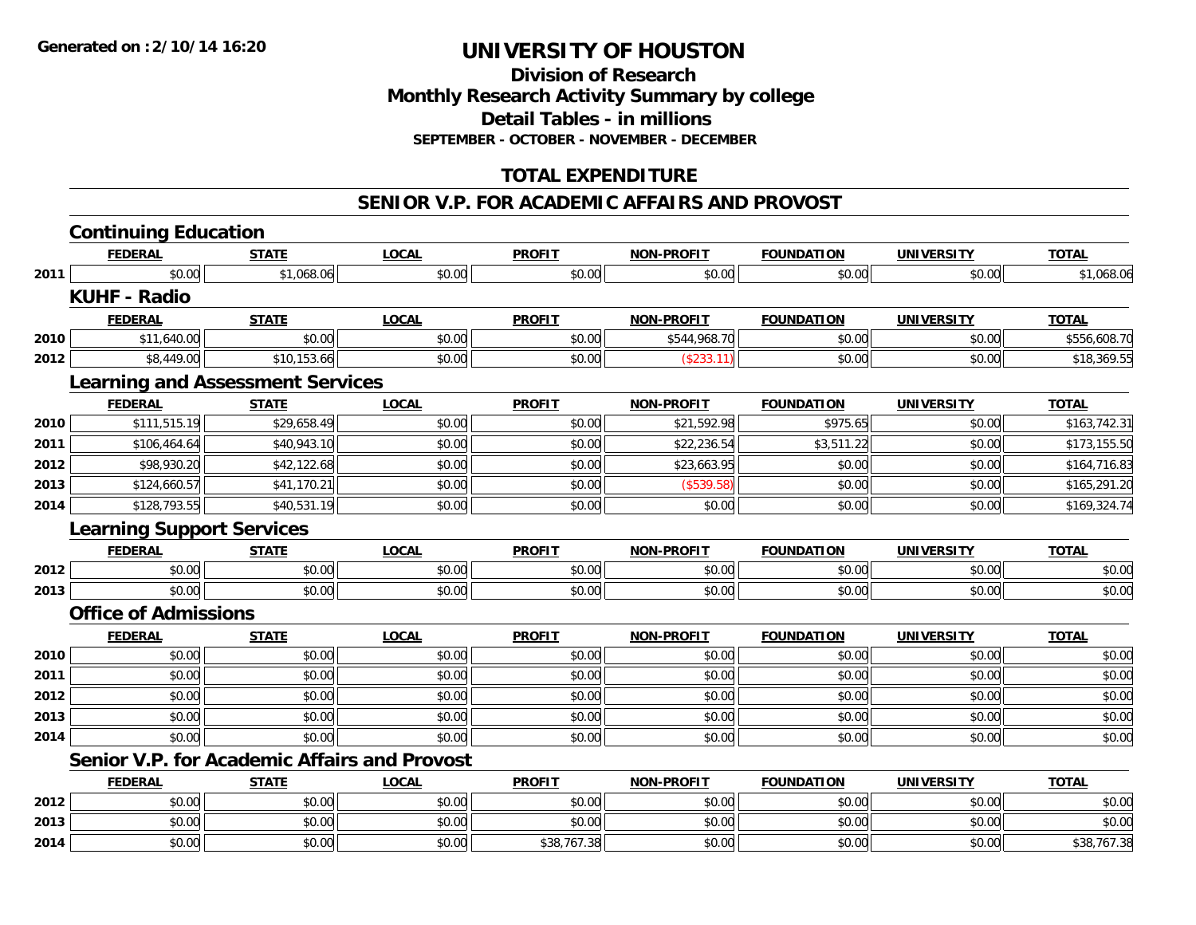**Generated on :2/10/14 16:20**

# UNIVERSITY OF HOUSTON

## Division of Research
## Monthly Research Activity Summary by college
## Detail Tables - in millions
### SEPTEMBER - OCTOBER - NOVEMBER - DECEMBER

## TOTAL EXPENDITURE

## SENIOR V.P. FOR ACADEMIC AFFAIRS AND PROVOST

### Continuing Education

| | FEDERAL | STATE | LOCAL | PROFIT | NON-PROFIT | FOUNDATION | UNIVERSITY | TOTAL |
|---|---|---|---|---|---|---|---|---|
| 2011 | $0.00 | $1,068.06 | $0.00 | $0.00 | $0.00 | $0.00 | $0.00 | $1,068.06 |

### KUHF - Radio

| | FEDERAL | STATE | LOCAL | PROFIT | NON-PROFIT | FOUNDATION | UNIVERSITY | TOTAL |
|---|---|---|---|---|---|---|---|---|
| 2010 | $11,640.00 | $0.00 | $0.00 | $0.00 | $544,968.70 | $0.00 | $0.00 | $556,608.70 |
| 2012 | $8,449.00 | $10,153.66 | $0.00 | $0.00 | ($233.11) | $0.00 | $0.00 | $18,369.55 |

### Learning and Assessment Services

| | FEDERAL | STATE | LOCAL | PROFIT | NON-PROFIT | FOUNDATION | UNIVERSITY | TOTAL |
|---|---|---|---|---|---|---|---|---|
| 2010 | $111,515.19 | $29,658.49 | $0.00 | $0.00 | $21,592.98 | $975.65 | $0.00 | $163,742.31 |
| 2011 | $106,464.64 | $40,943.10 | $0.00 | $0.00 | $22,236.54 | $3,511.22 | $0.00 | $173,155.50 |
| 2012 | $98,930.20 | $42,122.68 | $0.00 | $0.00 | $23,663.95 | $0.00 | $0.00 | $164,716.83 |
| 2013 | $124,660.57 | $41,170.21 | $0.00 | $0.00 | ($539.58) | $0.00 | $0.00 | $165,291.20 |
| 2014 | $128,793.55 | $40,531.19 | $0.00 | $0.00 | $0.00 | $0.00 | $0.00 | $169,324.74 |

### Learning Support Services

| | FEDERAL | STATE | LOCAL | PROFIT | NON-PROFIT | FOUNDATION | UNIVERSITY | TOTAL |
|---|---|---|---|---|---|---|---|---|
| 2012 | $0.00 | $0.00 | $0.00 | $0.00 | $0.00 | $0.00 | $0.00 | $0.00 |
| 2013 | $0.00 | $0.00 | $0.00 | $0.00 | $0.00 | $0.00 | $0.00 | $0.00 |

### Office of Admissions

| | FEDERAL | STATE | LOCAL | PROFIT | NON-PROFIT | FOUNDATION | UNIVERSITY | TOTAL |
|---|---|---|---|---|---|---|---|---|
| 2010 | $0.00 | $0.00 | $0.00 | $0.00 | $0.00 | $0.00 | $0.00 | $0.00 |
| 2011 | $0.00 | $0.00 | $0.00 | $0.00 | $0.00 | $0.00 | $0.00 | $0.00 |
| 2012 | $0.00 | $0.00 | $0.00 | $0.00 | $0.00 | $0.00 | $0.00 | $0.00 |
| 2013 | $0.00 | $0.00 | $0.00 | $0.00 | $0.00 | $0.00 | $0.00 | $0.00 |
| 2014 | $0.00 | $0.00 | $0.00 | $0.00 | $0.00 | $0.00 | $0.00 | $0.00 |

### Senior V.P. for Academic Affairs and Provost

| | FEDERAL | STATE | LOCAL | PROFIT | NON-PROFIT | FOUNDATION | UNIVERSITY | TOTAL |
|---|---|---|---|---|---|---|---|---|
| 2012 | $0.00 | $0.00 | $0.00 | $0.00 | $0.00 | $0.00 | $0.00 | $0.00 |
| 2013 | $0.00 | $0.00 | $0.00 | $0.00 | $0.00 | $0.00 | $0.00 | $0.00 |
| 2014 | $0.00 | $0.00 | $0.00 | $38,767.38 | $0.00 | $0.00 | $0.00 | $38,767.38 |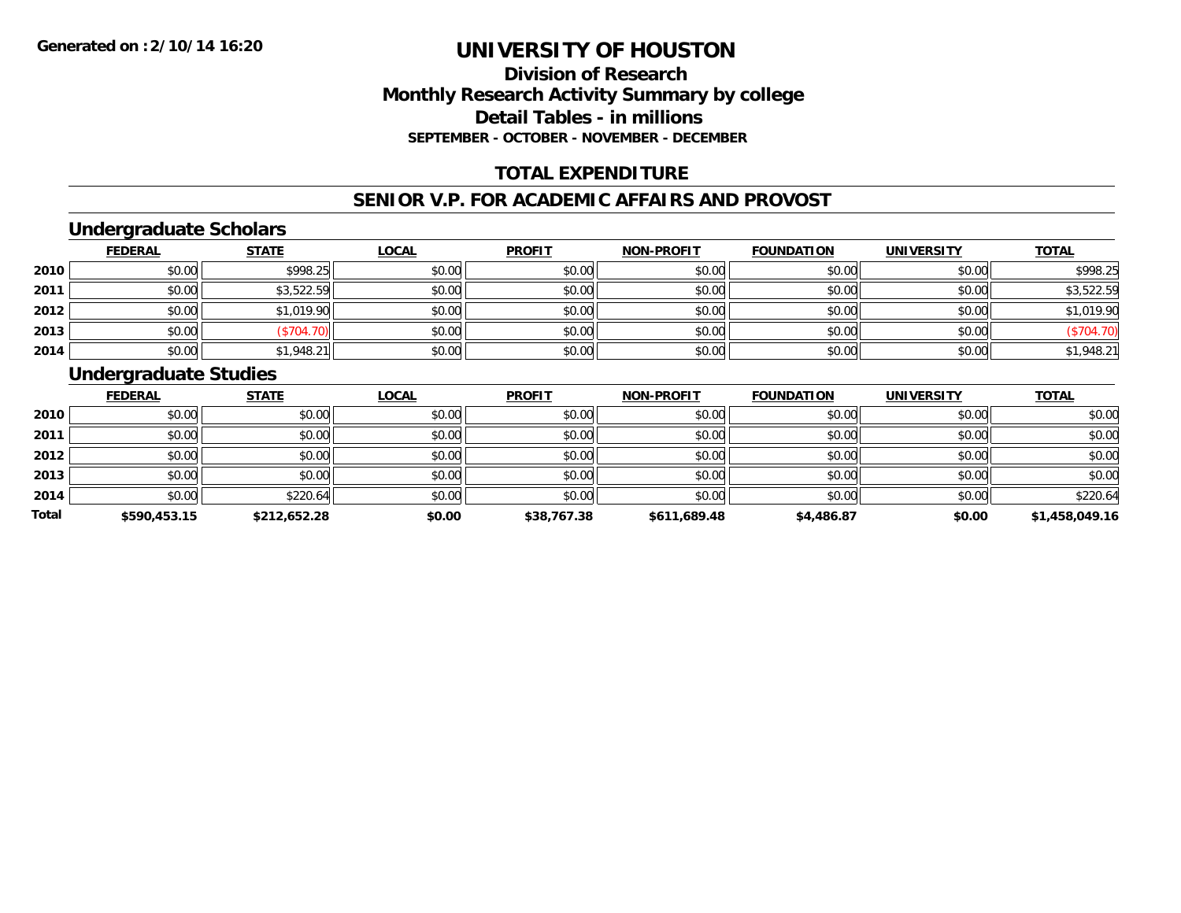# UNIVERSITY OF HOUSTON

## Division of Research
## Monthly Research Activity Summary by college
## Detail Tables - in millions
### SEPTEMBER - OCTOBER - NOVEMBER - DECEMBER

## TOTAL EXPENDITURE

## SENIOR V.P. FOR ACADEMIC AFFAIRS AND PROVOST

### Undergraduate Scholars

| | FEDERAL | STATE | LOCAL | PROFIT | NON-PROFIT | FOUNDATION | UNIVERSITY | TOTAL |
|---|---|---|---|---|---|---|---|---|
| 2010 | $0.00 | $998.25 | $0.00 | $0.00 | $0.00 | $0.00 | $0.00 | $998.25 |
| 2011 | $0.00 | $3,522.59 | $0.00 | $0.00 | $0.00 | $0.00 | $0.00 | $3,522.59 |
| 2012 | $0.00 | $1,019.90 | $0.00 | $0.00 | $0.00 | $0.00 | $0.00 | $1,019.90 |
| 2013 | $0.00 | ($704.70) | $0.00 | $0.00 | $0.00 | $0.00 | $0.00 | ($704.70) |
| 2014 | $0.00 | $1,948.21 | $0.00 | $0.00 | $0.00 | $0.00 | $0.00 | $1,948.21 |

### Undergraduate Studies

| | FEDERAL | STATE | LOCAL | PROFIT | NON-PROFIT | FOUNDATION | UNIVERSITY | TOTAL |
|---|---|---|---|---|---|---|---|---|
| 2010 | $0.00 | $0.00 | $0.00 | $0.00 | $0.00 | $0.00 | $0.00 | $0.00 |
| 2011 | $0.00 | $0.00 | $0.00 | $0.00 | $0.00 | $0.00 | $0.00 | $0.00 |
| 2012 | $0.00 | $0.00 | $0.00 | $0.00 | $0.00 | $0.00 | $0.00 | $0.00 |
| 2013 | $0.00 | $0.00 | $0.00 | $0.00 | $0.00 | $0.00 | $0.00 | $0.00 |
| 2014 | $0.00 | $220.64 | $0.00 | $0.00 | $0.00 | $0.00 | $0.00 | $220.64 |
| **Total** | **$590,453.15** | **$212,652.28** | **$0.00** | **$38,767.38** | **$611,689.48** | **$4,486.87** | **$0.00** | **$1,458,049.16** |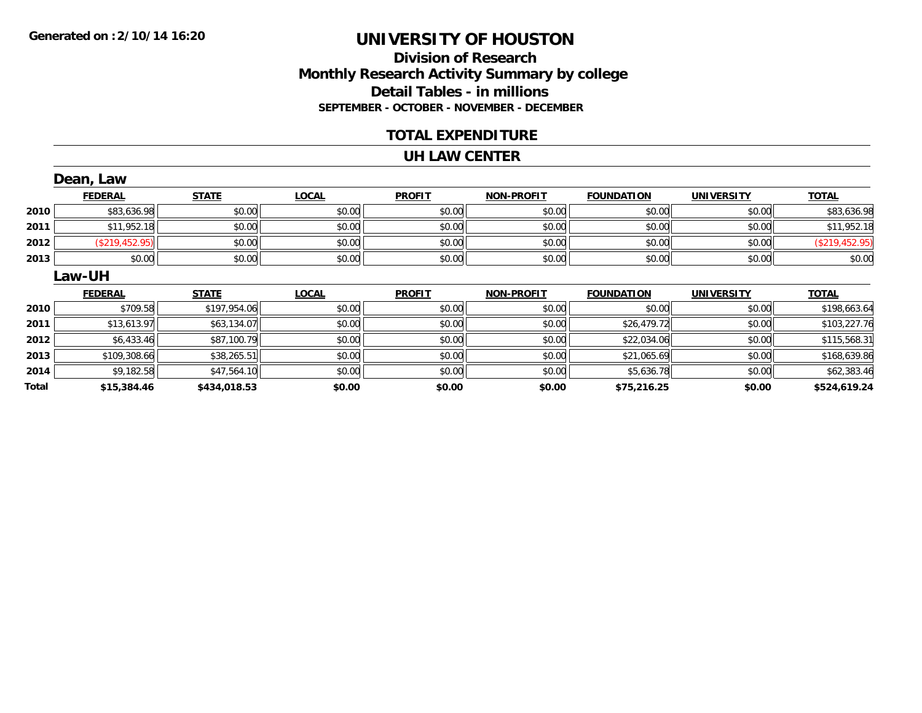**Generated on :2/10/14 16:20**

# UNIVERSITY OF HOUSTON

## Division of Research
## Monthly Research Activity Summary by college
## Detail Tables - in millions

**SEPTEMBER - OCTOBER - NOVEMBER - DECEMBER**

## TOTAL EXPENDITURE

## UH LAW CENTER

### Dean, Law

| | FEDERAL | STATE | LOCAL | PROFIT | NON-PROFIT | FOUNDATION | UNIVERSITY | TOTAL |
|---|---|---|---|---|---|---|---|---|
| 2010 | $83,636.98 | $0.00 | $0.00 | $0.00 | $0.00 | $0.00 | $0.00 | $83,636.98 |
| 2011 | $11,952.18 | $0.00 | $0.00 | $0.00 | $0.00 | $0.00 | $0.00 | $11,952.18 |
| 2012 | ($219,452.95) | $0.00 | $0.00 | $0.00 | $0.00 | $0.00 | $0.00 | ($219,452.95) |
| 2013 | $0.00 | $0.00 | $0.00 | $0.00 | $0.00 | $0.00 | $0.00 | $0.00 |

### Law-UH

| | FEDERAL | STATE | LOCAL | PROFIT | NON-PROFIT | FOUNDATION | UNIVERSITY | TOTAL |
|---|---|---|---|---|---|---|---|---|
| 2010 | $709.58 | $197,954.06 | $0.00 | $0.00 | $0.00 | $0.00 | $0.00 | $198,663.64 |
| 2011 | $13,613.97 | $63,134.07 | $0.00 | $0.00 | $0.00 | $26,479.72 | $0.00 | $103,227.76 |
| 2012 | $6,433.46 | $87,100.79 | $0.00 | $0.00 | $0.00 | $22,034.06 | $0.00 | $115,568.31 |
| 2013 | $109,308.66 | $38,265.51 | $0.00 | $0.00 | $0.00 | $21,065.69 | $0.00 | $168,639.86 |
| 2014 | $9,182.58 | $47,564.10 | $0.00 | $0.00 | $0.00 | $5,636.78 | $0.00 | $62,383.46 |
| **Total** | **$15,384.46** | **$434,018.53** | **$0.00** | **$0.00** | **$0.00** | **$75,216.25** | **$0.00** | **$524,619.24** |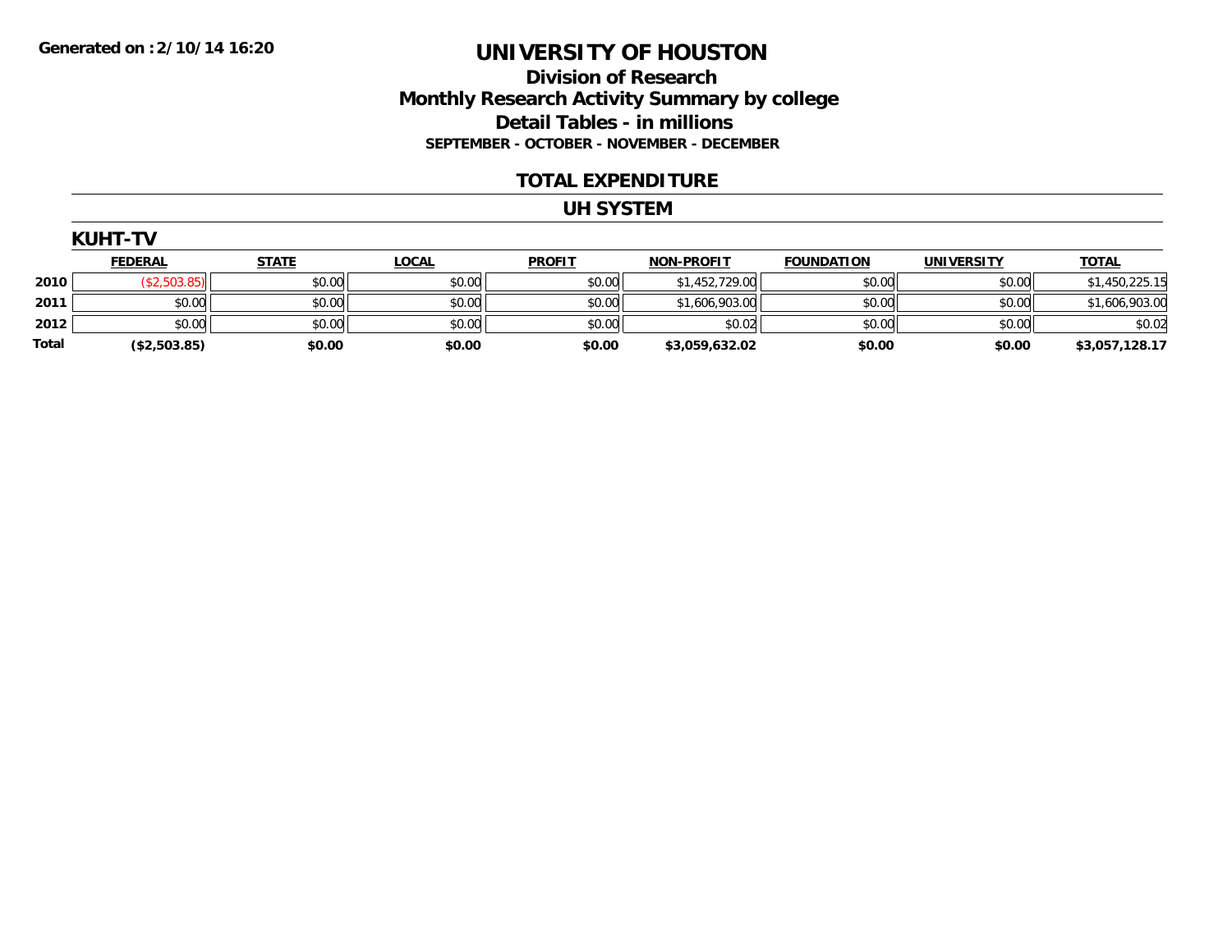Generated on :2/10/14 16:20

# UNIVERSITY OF HOUSTON

## Division of Research

## Monthly Research Activity Summary by college

## Detail Tables - in millions

### SEPTEMBER - OCTOBER - NOVEMBER - DECEMBER

## TOTAL EXPENDITURE

## UH SYSTEM

### KUHT-TV

| | FEDERAL | STATE | LOCAL | PROFIT | NON-PROFIT | FOUNDATION | UNIVERSITY | TOTAL |
|---|---|---|---|---|---|---|---|---|
| 2010 | ($2,503.85) | $0.00 | $0.00 | $0.00 | $1,452,729.00 | $0.00 | $0.00 | $1,450,225.15 |
| 2011 | $0.00 | $0.00 | $0.00 | $0.00 | $1,606,903.00 | $0.00 | $0.00 | $1,606,903.00 |
| 2012 | $0.00 | $0.00 | $0.00 | $0.00 | $0.02 | $0.00 | $0.00 | $0.02 |
| **Total** | **($2,503.85)** | **$0.00** | **$0.00** | **$0.00** | **$3,059,632.02** | **$0.00** | **$0.00** | **$3,057,128.17** |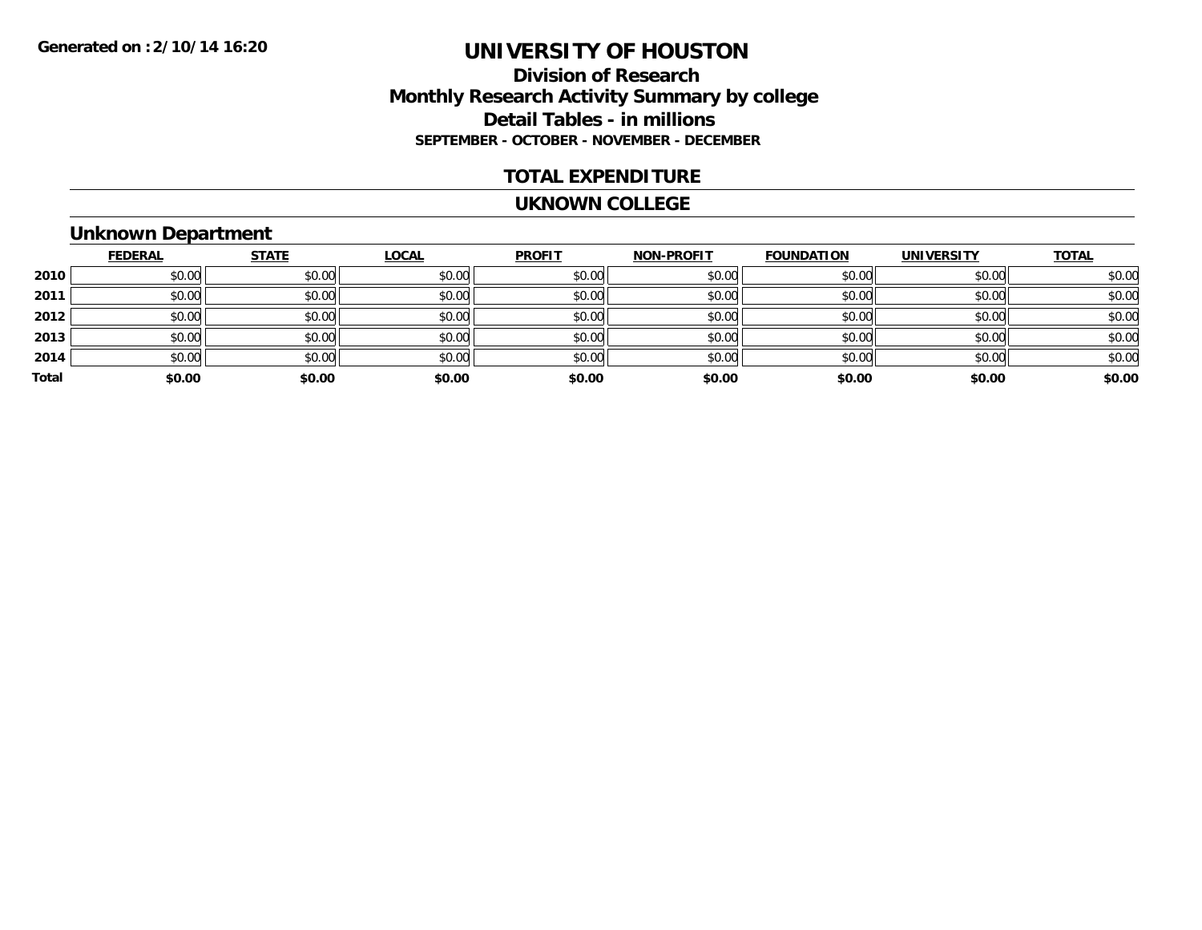# UNIVERSITY OF HOUSTON

## Division of Research
## Monthly Research Activity Summary by college
## Detail Tables - in millions
### SEPTEMBER - OCTOBER - NOVEMBER - DECEMBER

**Generated on :2/10/14 16:20**

## TOTAL EXPENDITURE

## UKNOWN COLLEGE

### Unknown Department

| | FEDERAL | STATE | LOCAL | PROFIT | NON-PROFIT | FOUNDATION | UNIVERSITY | TOTAL |
|---|---|---|---|---|---|---|---|---|
| **2010** | $0.00 | $0.00 | $0.00 | $0.00 | $0.00 | $0.00 | $0.00 | $0.00 |
| **2011** | $0.00 | $0.00 | $0.00 | $0.00 | $0.00 | $0.00 | $0.00 | $0.00 |
| **2012** | $0.00 | $0.00 | $0.00 | $0.00 | $0.00 | $0.00 | $0.00 | $0.00 |
| **2013** | $0.00 | $0.00 | $0.00 | $0.00 | $0.00 | $0.00 | $0.00 | $0.00 |
| **2014** | $0.00 | $0.00 | $0.00 | $0.00 | $0.00 | $0.00 | $0.00 | $0.00 |
| **Total** | **$0.00** | **$0.00** | **$0.00** | **$0.00** | **$0.00** | **$0.00** | **$0.00** | **$0.00** |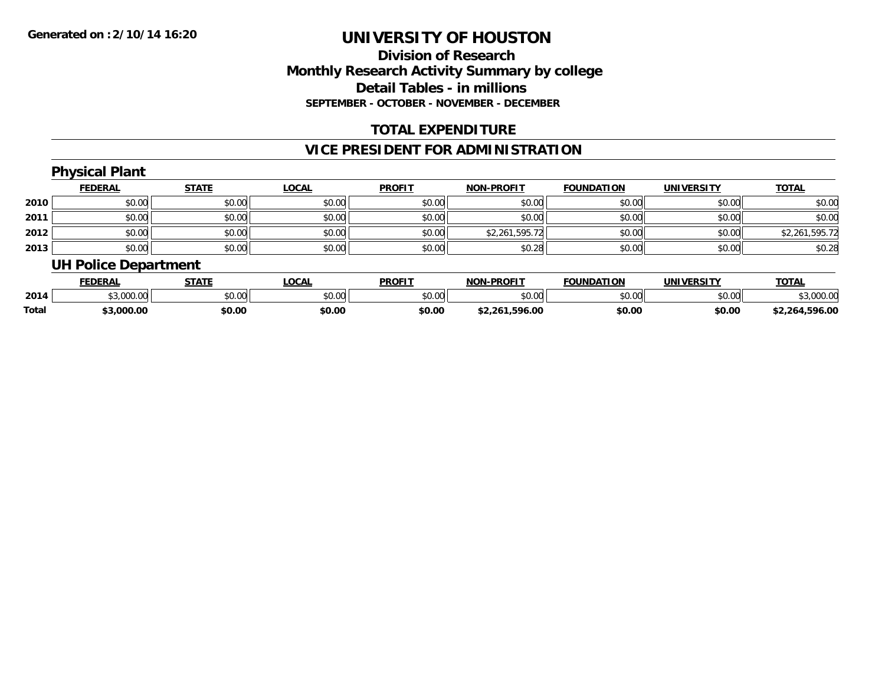**Generated on :2/10/14 16:20**

# UNIVERSITY OF HOUSTON

## Division of Research
## Monthly Research Activity Summary by college
## Detail Tables - in millions
### SEPTEMBER - OCTOBER - NOVEMBER - DECEMBER

## TOTAL EXPENDITURE

## VICE PRESIDENT FOR ADMINISTRATION

### Physical Plant

| | FEDERAL | STATE | LOCAL | PROFIT | NON-PROFIT | FOUNDATION | UNIVERSITY | TOTAL |
|---|---|---|---|---|---|---|---|---|
| 2010 | $0.00 | $0.00 | $0.00 | $0.00 | $0.00 | $0.00 | $0.00 | $0.00 |
| 2011 | $0.00 | $0.00 | $0.00 | $0.00 | $0.00 | $0.00 | $0.00 | $0.00 |
| 2012 | $0.00 | $0.00 | $0.00 | $0.00 | $2,261,595.72 | $0.00 | $0.00 | $2,261,595.72 |
| 2013 | $0.00 | $0.00 | $0.00 | $0.00 | $0.28 | $0.00 | $0.00 | $0.28 |

### UH Police Department

| | FEDERAL | STATE | LOCAL | PROFIT | NON-PROFIT | FOUNDATION | UNIVERSITY | TOTAL |
|---|---|---|---|---|---|---|---|---|
| 2014 | $3,000.00 | $0.00 | $0.00 | $0.00 | $0.00 | $0.00 | $0.00 | $3,000.00 |
| **Total** | **$3,000.00** | **$0.00** | **$0.00** | **$0.00** | **$2,261,596.00** | **$0.00** | **$0.00** | **$2,264,596.00** |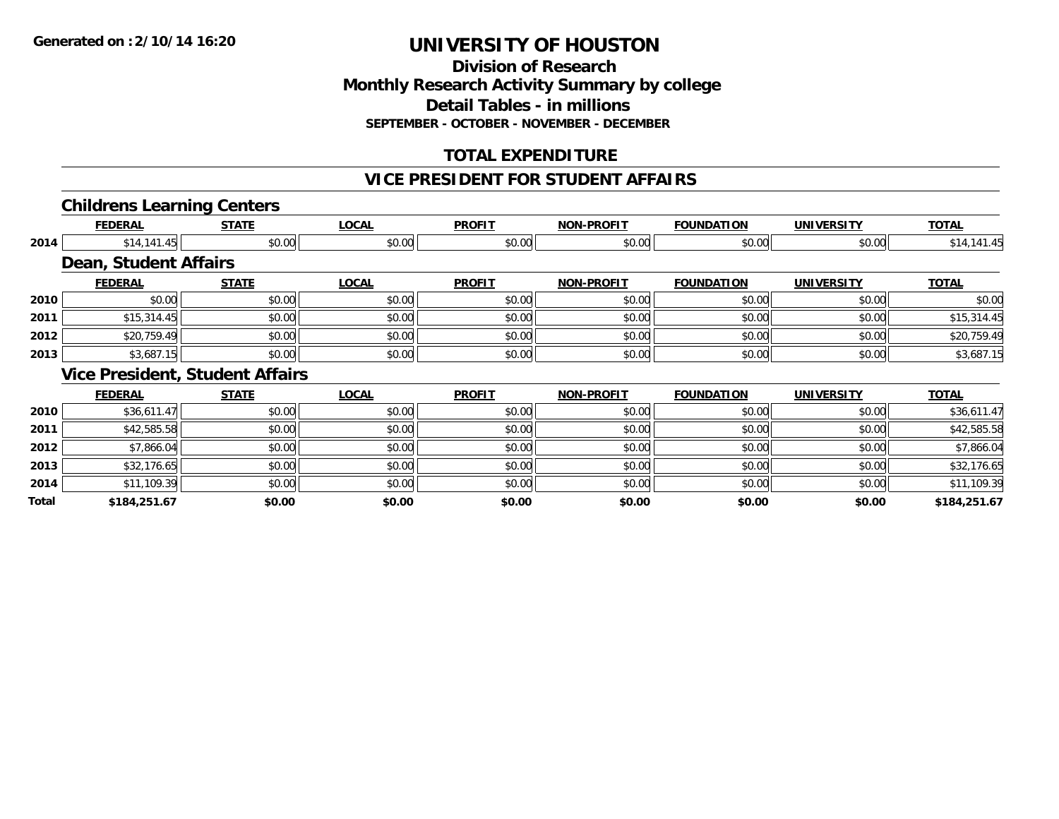# UNIVERSITY OF HOUSTON

## Division of Research
## Monthly Research Activity Summary by college
## Detail Tables - in millions
### SEPTEMBER - OCTOBER - NOVEMBER - DECEMBER

Generated on :2/10/14 16:20

## TOTAL EXPENDITURE

## VICE PRESIDENT FOR STUDENT AFFAIRS

### Childrens Learning Centers

| | FEDERAL | STATE | LOCAL | PROFIT | NON-PROFIT | FOUNDATION | UNIVERSITY | TOTAL |
|---|---|---|---|---|---|---|---|---|
| 2014 | $14,141.45 | $0.00 | $0.00 | $0.00 | $0.00 | $0.00 | $0.00 | $14,141.45 |

### Dean, Student Affairs

| | FEDERAL | STATE | LOCAL | PROFIT | NON-PROFIT | FOUNDATION | UNIVERSITY | TOTAL |
|---|---|---|---|---|---|---|---|---|
| 2010 | $0.00 | $0.00 | $0.00 | $0.00 | $0.00 | $0.00 | $0.00 | $0.00 |
| 2011 | $15,314.45 | $0.00 | $0.00 | $0.00 | $0.00 | $0.00 | $0.00 | $15,314.45 |
| 2012 | $20,759.49 | $0.00 | $0.00 | $0.00 | $0.00 | $0.00 | $0.00 | $20,759.49 |
| 2013 | $3,687.15 | $0.00 | $0.00 | $0.00 | $0.00 | $0.00 | $0.00 | $3,687.15 |

### Vice President, Student Affairs

| | FEDERAL | STATE | LOCAL | PROFIT | NON-PROFIT | FOUNDATION | UNIVERSITY | TOTAL |
|---|---|---|---|---|---|---|---|---|
| 2010 | $36,611.47 | $0.00 | $0.00 | $0.00 | $0.00 | $0.00 | $0.00 | $36,611.47 |
| 2011 | $42,585.58 | $0.00 | $0.00 | $0.00 | $0.00 | $0.00 | $0.00 | $42,585.58 |
| 2012 | $7,866.04 | $0.00 | $0.00 | $0.00 | $0.00 | $0.00 | $0.00 | $7,866.04 |
| 2013 | $32,176.65 | $0.00 | $0.00 | $0.00 | $0.00 | $0.00 | $0.00 | $32,176.65 |
| 2014 | $11,109.39 | $0.00 | $0.00 | $0.00 | $0.00 | $0.00 | $0.00 | $11,109.39 |
| **Total** | **$184,251.67** | **$0.00** | **$0.00** | **$0.00** | **$0.00** | **$0.00** | **$0.00** | **$184,251.67** |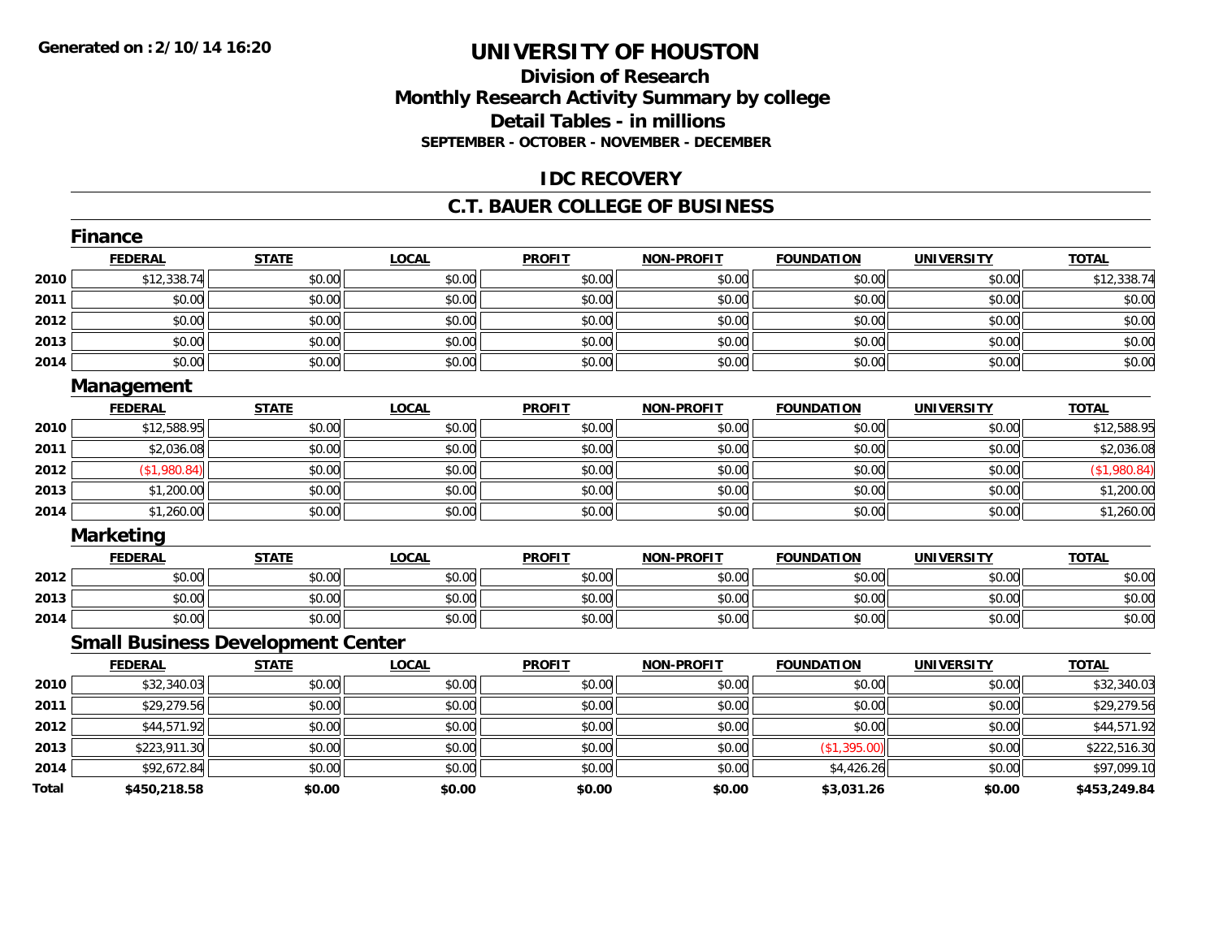**Generated on :2/10/14 16:20**

# UNIVERSITY OF HOUSTON

## Division of Research
## Monthly Research Activity Summary by college
## Detail Tables - in millions
### SEPTEMBER - OCTOBER - NOVEMBER - DECEMBER

## IDC RECOVERY

## C.T. BAUER COLLEGE OF BUSINESS

### Finance

| | FEDERAL | STATE | LOCAL | PROFIT | NON-PROFIT | FOUNDATION | UNIVERSITY | TOTAL |
|---|---|---|---|---|---|---|---|---|
| 2010 | $12,338.74 | $0.00 | $0.00 | $0.00 | $0.00 | $0.00 | $0.00 | $12,338.74 |
| 2011 | $0.00 | $0.00 | $0.00 | $0.00 | $0.00 | $0.00 | $0.00 | $0.00 |
| 2012 | $0.00 | $0.00 | $0.00 | $0.00 | $0.00 | $0.00 | $0.00 | $0.00 |
| 2013 | $0.00 | $0.00 | $0.00 | $0.00 | $0.00 | $0.00 | $0.00 | $0.00 |
| 2014 | $0.00 | $0.00 | $0.00 | $0.00 | $0.00 | $0.00 | $0.00 | $0.00 |

### Management

| | FEDERAL | STATE | LOCAL | PROFIT | NON-PROFIT | FOUNDATION | UNIVERSITY | TOTAL |
|---|---|---|---|---|---|---|---|---|
| 2010 | $12,588.95 | $0.00 | $0.00 | $0.00 | $0.00 | $0.00 | $0.00 | $12,588.95 |
| 2011 | $2,036.08 | $0.00 | $0.00 | $0.00 | $0.00 | $0.00 | $0.00 | $2,036.08 |
| 2012 | ($1,980.84) | $0.00 | $0.00 | $0.00 | $0.00 | $0.00 | $0.00 | ($1,980.84) |
| 2013 | $1,200.00 | $0.00 | $0.00 | $0.00 | $0.00 | $0.00 | $0.00 | $1,200.00 |
| 2014 | $1,260.00 | $0.00 | $0.00 | $0.00 | $0.00 | $0.00 | $0.00 | $1,260.00 |

### Marketing

| | FEDERAL | STATE | LOCAL | PROFIT | NON-PROFIT | FOUNDATION | UNIVERSITY | TOTAL |
|---|---|---|---|---|---|---|---|---|
| 2012 | $0.00 | $0.00 | $0.00 | $0.00 | $0.00 | $0.00 | $0.00 | $0.00 |
| 2013 | $0.00 | $0.00 | $0.00 | $0.00 | $0.00 | $0.00 | $0.00 | $0.00 |
| 2014 | $0.00 | $0.00 | $0.00 | $0.00 | $0.00 | $0.00 | $0.00 | $0.00 |

### Small Business Development Center

| | FEDERAL | STATE | LOCAL | PROFIT | NON-PROFIT | FOUNDATION | UNIVERSITY | TOTAL |
|---|---|---|---|---|---|---|---|---|
| 2010 | $32,340.03 | $0.00 | $0.00 | $0.00 | $0.00 | $0.00 | $0.00 | $32,340.03 |
| 2011 | $29,279.56 | $0.00 | $0.00 | $0.00 | $0.00 | $0.00 | $0.00 | $29,279.56 |
| 2012 | $44,571.92 | $0.00 | $0.00 | $0.00 | $0.00 | $0.00 | $0.00 | $44,571.92 |
| 2013 | $223,911.30 | $0.00 | $0.00 | $0.00 | $0.00 | ($1,395.00) | $0.00 | $222,516.30 |
| 2014 | $92,672.84 | $0.00 | $0.00 | $0.00 | $0.00 | $4,426.26 | $0.00 | $97,099.10 |
| **Total** | **$450,218.58** | **$0.00** | **$0.00** | **$0.00** | **$0.00** | **$3,031.26** | **$0.00** | **$453,249.84** |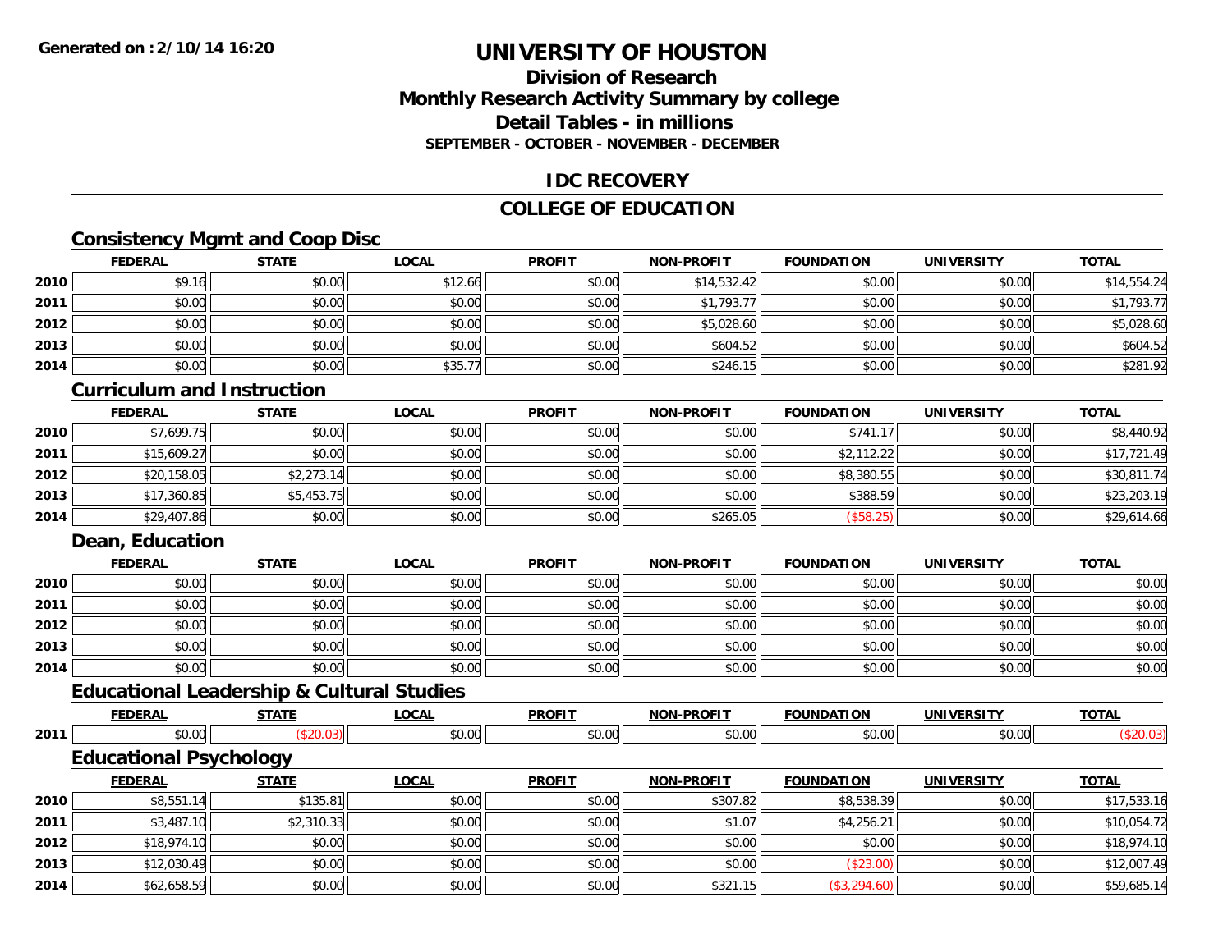Generated on :2/10/14 16:20

# UNIVERSITY OF HOUSTON

## Division of Research
## Monthly Research Activity Summary by college
## Detail Tables - in millions

**SEPTEMBER - OCTOBER - NOVEMBER - DECEMBER**

## IDC RECOVERY

## COLLEGE OF EDUCATION

### Consistency Mgmt and Coop Disc

| | FEDERAL | STATE | LOCAL | PROFIT | NON-PROFIT | FOUNDATION | UNIVERSITY | TOTAL |
|---|---|---|---|---|---|---|---|---|
| 2010 | $9.16 | $0.00 | $12.66 | $0.00 | $14,532.42 | $0.00 | $0.00 | $14,554.24 |
| 2011 | $0.00 | $0.00 | $0.00 | $0.00 | $1,793.77 | $0.00 | $0.00 | $1,793.77 |
| 2012 | $0.00 | $0.00 | $0.00 | $0.00 | $5,028.60 | $0.00 | $0.00 | $5,028.60 |
| 2013 | $0.00 | $0.00 | $0.00 | $0.00 | $604.52 | $0.00 | $0.00 | $604.52 |
| 2014 | $0.00 | $0.00 | $35.77 | $0.00 | $246.15 | $0.00 | $0.00 | $281.92 |

### Curriculum and Instruction

| | FEDERAL | STATE | LOCAL | PROFIT | NON-PROFIT | FOUNDATION | UNIVERSITY | TOTAL |
|---|---|---|---|---|---|---|---|---|
| 2010 | $7,699.75 | $0.00 | $0.00 | $0.00 | $0.00 | $741.17 | $0.00 | $8,440.92 |
| 2011 | $15,609.27 | $0.00 | $0.00 | $0.00 | $0.00 | $2,112.22 | $0.00 | $17,721.49 |
| 2012 | $20,158.05 | $2,273.14 | $0.00 | $0.00 | $0.00 | $8,380.55 | $0.00 | $30,811.74 |
| 2013 | $17,360.85 | $5,453.75 | $0.00 | $0.00 | $0.00 | $388.59 | $0.00 | $23,203.19 |
| 2014 | $29,407.86 | $0.00 | $0.00 | $0.00 | $265.05 | ($58.25) | $0.00 | $29,614.66 |

### Dean, Education

| | FEDERAL | STATE | LOCAL | PROFIT | NON-PROFIT | FOUNDATION | UNIVERSITY | TOTAL |
|---|---|---|---|---|---|---|---|---|
| 2010 | $0.00 | $0.00 | $0.00 | $0.00 | $0.00 | $0.00 | $0.00 | $0.00 |
| 2011 | $0.00 | $0.00 | $0.00 | $0.00 | $0.00 | $0.00 | $0.00 | $0.00 |
| 2012 | $0.00 | $0.00 | $0.00 | $0.00 | $0.00 | $0.00 | $0.00 | $0.00 |
| 2013 | $0.00 | $0.00 | $0.00 | $0.00 | $0.00 | $0.00 | $0.00 | $0.00 |
| 2014 | $0.00 | $0.00 | $0.00 | $0.00 | $0.00 | $0.00 | $0.00 | $0.00 |

### Educational Leadership & Cultural Studies

| | FEDERAL | STATE | LOCAL | PROFIT | NON-PROFIT | FOUNDATION | UNIVERSITY | TOTAL |
|---|---|---|---|---|---|---|---|---|
| 2011 | $0.00 | ($20.03) | $0.00 | $0.00 | $0.00 | $0.00 | $0.00 | ($20.03) |

### Educational Psychology

| | FEDERAL | STATE | LOCAL | PROFIT | NON-PROFIT | FOUNDATION | UNIVERSITY | TOTAL |
|---|---|---|---|---|---|---|---|---|
| 2010 | $8,551.14 | $135.81 | $0.00 | $0.00 | $307.82 | $8,538.39 | $0.00 | $17,533.16 |
| 2011 | $3,487.10 | $2,310.33 | $0.00 | $0.00 | $1.07 | $4,256.21 | $0.00 | $10,054.72 |
| 2012 | $18,974.10 | $0.00 | $0.00 | $0.00 | $0.00 | $0.00 | $0.00 | $18,974.10 |
| 2013 | $12,030.49 | $0.00 | $0.00 | $0.00 | $0.00 | ($23.00) | $0.00 | $12,007.49 |
| 2014 | $62,658.59 | $0.00 | $0.00 | $0.00 | $321.15 | ($3,294.60) | $0.00 | $59,685.14 |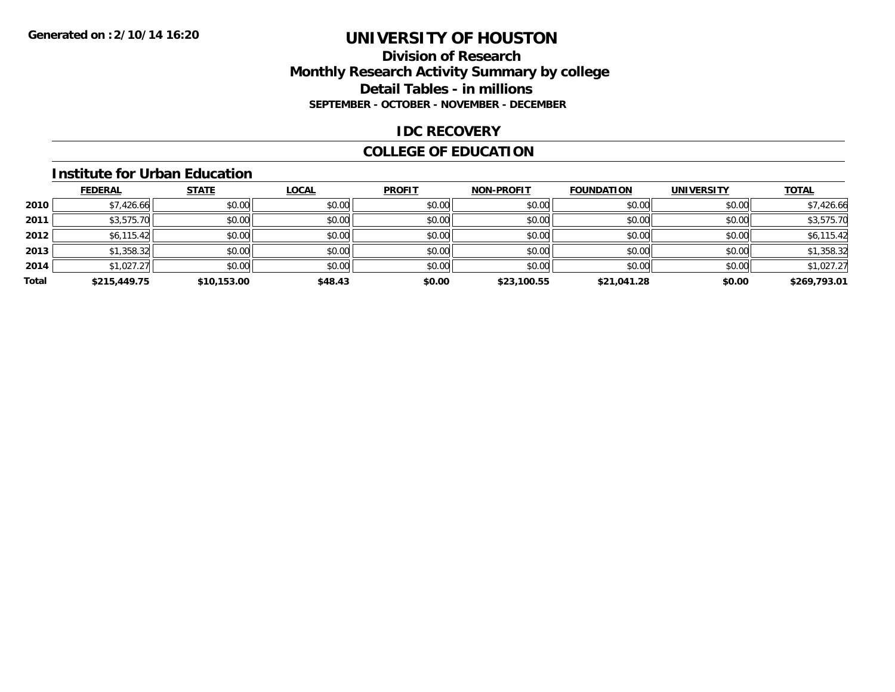**Generated on :2/10/14 16:20**

# UNIVERSITY OF HOUSTON

## Division of Research
## Monthly Research Activity Summary by college
## Detail Tables - in millions
**SEPTEMBER - OCTOBER - NOVEMBER - DECEMBER**

## IDC RECOVERY

## COLLEGE OF EDUCATION

### Institute for Urban Education

| | FEDERAL | STATE | LOCAL | PROFIT | NON-PROFIT | FOUNDATION | UNIVERSITY | TOTAL |
|---|---|---|---|---|---|---|---|---|
| **2010** | $7,426.66 | $0.00 | $0.00 | $0.00 | $0.00 | $0.00 | $0.00 | $7,426.66 |
| **2011** | $3,575.70 | $0.00 | $0.00 | $0.00 | $0.00 | $0.00 | $0.00 | $3,575.70 |
| **2012** | $6,115.42 | $0.00 | $0.00 | $0.00 | $0.00 | $0.00 | $0.00 | $6,115.42 |
| **2013** | $1,358.32 | $0.00 | $0.00 | $0.00 | $0.00 | $0.00 | $0.00 | $1,358.32 |
| **2014** | $1,027.27 | $0.00 | $0.00 | $0.00 | $0.00 | $0.00 | $0.00 | $1,027.27 |
| **Total** | **$215,449.75** | **$10,153.00** | **$48.43** | **$0.00** | **$23,100.55** | **$21,041.28** | **$0.00** | **$269,793.01** |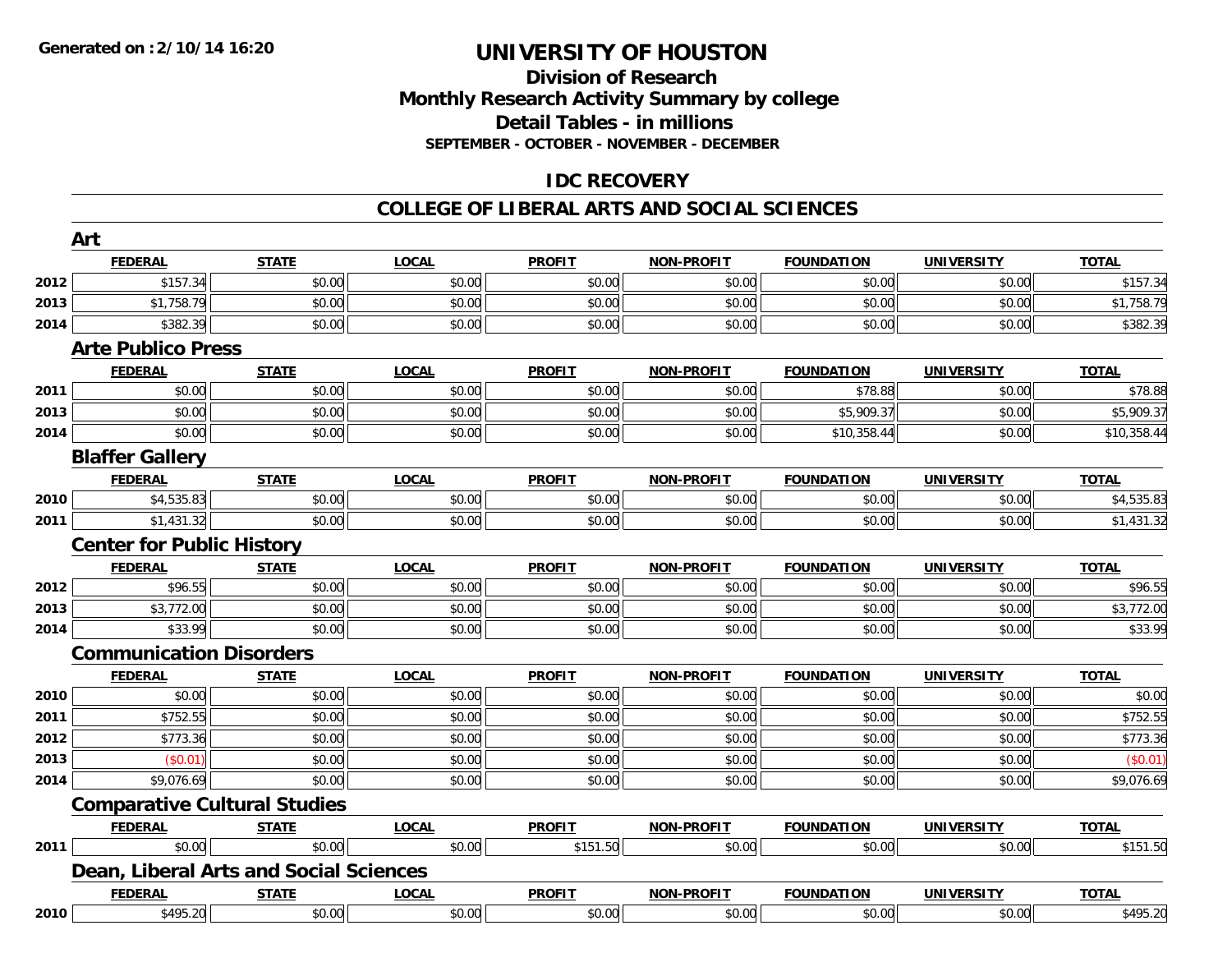**Generated on :2/10/14 16:20**

# UNIVERSITY OF HOUSTON

## Division of Research
## Monthly Research Activity Summary by college
## Detail Tables - in millions
### SEPTEMBER - OCTOBER - NOVEMBER - DECEMBER

## IDC RECOVERY

## COLLEGE OF LIBERAL ARTS AND SOCIAL SCIENCES

### Art

| | FEDERAL | STATE | LOCAL | PROFIT | NON-PROFIT | FOUNDATION | UNIVERSITY | TOTAL |
|---|---|---|---|---|---|---|---|---|
| 2012 | $157.34 | $0.00 | $0.00 | $0.00 | $0.00 | $0.00 | $0.00 | $157.34 |
| 2013 | $1,758.79 | $0.00 | $0.00 | $0.00 | $0.00 | $0.00 | $0.00 | $1,758.79 |
| 2014 | $382.39 | $0.00 | $0.00 | $0.00 | $0.00 | $0.00 | $0.00 | $382.39 |

### Arte Publico Press

| | FEDERAL | STATE | LOCAL | PROFIT | NON-PROFIT | FOUNDATION | UNIVERSITY | TOTAL |
|---|---|---|---|---|---|---|---|---|
| 2011 | $0.00 | $0.00 | $0.00 | $0.00 | $0.00 | $78.88 | $0.00 | $78.88 |
| 2013 | $0.00 | $0.00 | $0.00 | $0.00 | $0.00 | $5,909.37 | $0.00 | $5,909.37 |
| 2014 | $0.00 | $0.00 | $0.00 | $0.00 | $0.00 | $10,358.44 | $0.00 | $10,358.44 |

### Blaffer Gallery

| | FEDERAL | STATE | LOCAL | PROFIT | NON-PROFIT | FOUNDATION | UNIVERSITY | TOTAL |
|---|---|---|---|---|---|---|---|---|
| 2010 | $4,535.83 | $0.00 | $0.00 | $0.00 | $0.00 | $0.00 | $0.00 | $4,535.83 |
| 2011 | $1,431.32 | $0.00 | $0.00 | $0.00 | $0.00 | $0.00 | $0.00 | $1,431.32 |

### Center for Public History

| | FEDERAL | STATE | LOCAL | PROFIT | NON-PROFIT | FOUNDATION | UNIVERSITY | TOTAL |
|---|---|---|---|---|---|---|---|---|
| 2012 | $96.55 | $0.00 | $0.00 | $0.00 | $0.00 | $0.00 | $0.00 | $96.55 |
| 2013 | $3,772.00 | $0.00 | $0.00 | $0.00 | $0.00 | $0.00 | $0.00 | $3,772.00 |
| 2014 | $33.99 | $0.00 | $0.00 | $0.00 | $0.00 | $0.00 | $0.00 | $33.99 |

### Communication Disorders

| | FEDERAL | STATE | LOCAL | PROFIT | NON-PROFIT | FOUNDATION | UNIVERSITY | TOTAL |
|---|---|---|---|---|---|---|---|---|
| 2010 | $0.00 | $0.00 | $0.00 | $0.00 | $0.00 | $0.00 | $0.00 | $0.00 |
| 2011 | $752.55 | $0.00 | $0.00 | $0.00 | $0.00 | $0.00 | $0.00 | $752.55 |
| 2012 | $773.36 | $0.00 | $0.00 | $0.00 | $0.00 | $0.00 | $0.00 | $773.36 |
| 2013 | ($0.01) | $0.00 | $0.00 | $0.00 | $0.00 | $0.00 | $0.00 | ($0.01) |
| 2014 | $9,076.69 | $0.00 | $0.00 | $0.00 | $0.00 | $0.00 | $0.00 | $9,076.69 |

### Comparative Cultural Studies

| | FEDERAL | STATE | LOCAL | PROFIT | NON-PROFIT | FOUNDATION | UNIVERSITY | TOTAL |
|---|---|---|---|---|---|---|---|---|
| 2011 | $0.00 | $0.00 | $0.00 | $151.50 | $0.00 | $0.00 | $0.00 | $151.50 |

### Dean, Liberal Arts and Social Sciences

| | FEDERAL | STATE | LOCAL | PROFIT | NON-PROFIT | FOUNDATION | UNIVERSITY | TOTAL |
|---|---|---|---|---|---|---|---|---|
| 2010 | $495.20 | $0.00 | $0.00 | $0.00 | $0.00 | $0.00 | $0.00 | $495.20 |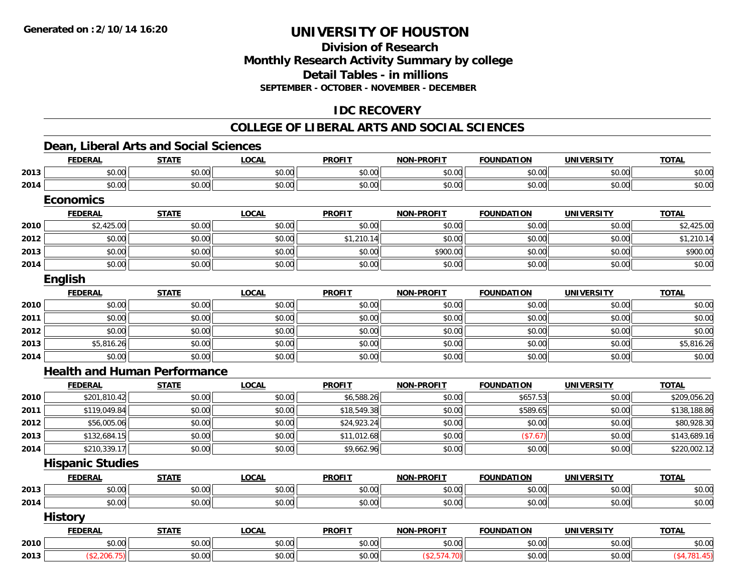# UNIVERSITY OF HOUSTON

## Division of Research
## Monthly Research Activity Summary by college
## Detail Tables - in millions
### SEPTEMBER - OCTOBER - NOVEMBER - DECEMBER

## IDC RECOVERY

## COLLEGE OF LIBERAL ARTS AND SOCIAL SCIENCES

### Dean, Liberal Arts and Social Sciences

| | FEDERAL | STATE | LOCAL | PROFIT | NON-PROFIT | FOUNDATION | UNIVERSITY | TOTAL |
|---|---|---|---|---|---|---|---|---|
| 2013 | $0.00 | $0.00 | $0.00 | $0.00 | $0.00 | $0.00 | $0.00 | $0.00 |
| 2014 | $0.00 | $0.00 | $0.00 | $0.00 | $0.00 | $0.00 | $0.00 | $0.00 |

### Economics

| | FEDERAL | STATE | LOCAL | PROFIT | NON-PROFIT | FOUNDATION | UNIVERSITY | TOTAL |
|---|---|---|---|---|---|---|---|---|
| 2010 | $2,425.00 | $0.00 | $0.00 | $0.00 | $0.00 | $0.00 | $0.00 | $2,425.00 |
| 2012 | $0.00 | $0.00 | $0.00 | $1,210.14 | $0.00 | $0.00 | $0.00 | $1,210.14 |
| 2013 | $0.00 | $0.00 | $0.00 | $0.00 | $900.00 | $0.00 | $0.00 | $900.00 |
| 2014 | $0.00 | $0.00 | $0.00 | $0.00 | $0.00 | $0.00 | $0.00 | $0.00 |

### English

| | FEDERAL | STATE | LOCAL | PROFIT | NON-PROFIT | FOUNDATION | UNIVERSITY | TOTAL |
|---|---|---|---|---|---|---|---|---|
| 2010 | $0.00 | $0.00 | $0.00 | $0.00 | $0.00 | $0.00 | $0.00 | $0.00 |
| 2011 | $0.00 | $0.00 | $0.00 | $0.00 | $0.00 | $0.00 | $0.00 | $0.00 |
| 2012 | $0.00 | $0.00 | $0.00 | $0.00 | $0.00 | $0.00 | $0.00 | $0.00 |
| 2013 | $5,816.26 | $0.00 | $0.00 | $0.00 | $0.00 | $0.00 | $0.00 | $5,816.26 |
| 2014 | $0.00 | $0.00 | $0.00 | $0.00 | $0.00 | $0.00 | $0.00 | $0.00 |

### Health and Human Performance

| | FEDERAL | STATE | LOCAL | PROFIT | NON-PROFIT | FOUNDATION | UNIVERSITY | TOTAL |
|---|---|---|---|---|---|---|---|---|
| 2010 | $201,810.42 | $0.00 | $0.00 | $6,588.26 | $0.00 | $657.53 | $0.00 | $209,056.20 |
| 2011 | $119,049.84 | $0.00 | $0.00 | $18,549.38 | $0.00 | $589.65 | $0.00 | $138,188.86 |
| 2012 | $56,005.06 | $0.00 | $0.00 | $24,923.24 | $0.00 | $0.00 | $0.00 | $80,928.30 |
| 2013 | $132,684.15 | $0.00 | $0.00 | $11,012.68 | $0.00 | ($7.67) | $0.00 | $143,689.16 |
| 2014 | $210,339.17 | $0.00 | $0.00 | $9,662.96 | $0.00 | $0.00 | $0.00 | $220,002.12 |

### Hispanic Studies

| | FEDERAL | STATE | LOCAL | PROFIT | NON-PROFIT | FOUNDATION | UNIVERSITY | TOTAL |
|---|---|---|---|---|---|---|---|---|
| 2013 | $0.00 | $0.00 | $0.00 | $0.00 | $0.00 | $0.00 | $0.00 | $0.00 |
| 2014 | $0.00 | $0.00 | $0.00 | $0.00 | $0.00 | $0.00 | $0.00 | $0.00 |

### History

| | FEDERAL | STATE | LOCAL | PROFIT | NON-PROFIT | FOUNDATION | UNIVERSITY | TOTAL |
|---|---|---|---|---|---|---|---|---|
| 2010 | $0.00 | $0.00 | $0.00 | $0.00 | $0.00 | $0.00 | $0.00 | $0.00 |
| 2013 | ($2,206.75) | $0.00 | $0.00 | $0.00 | ($2,574.70) | $0.00 | $0.00 | ($4,781.45) |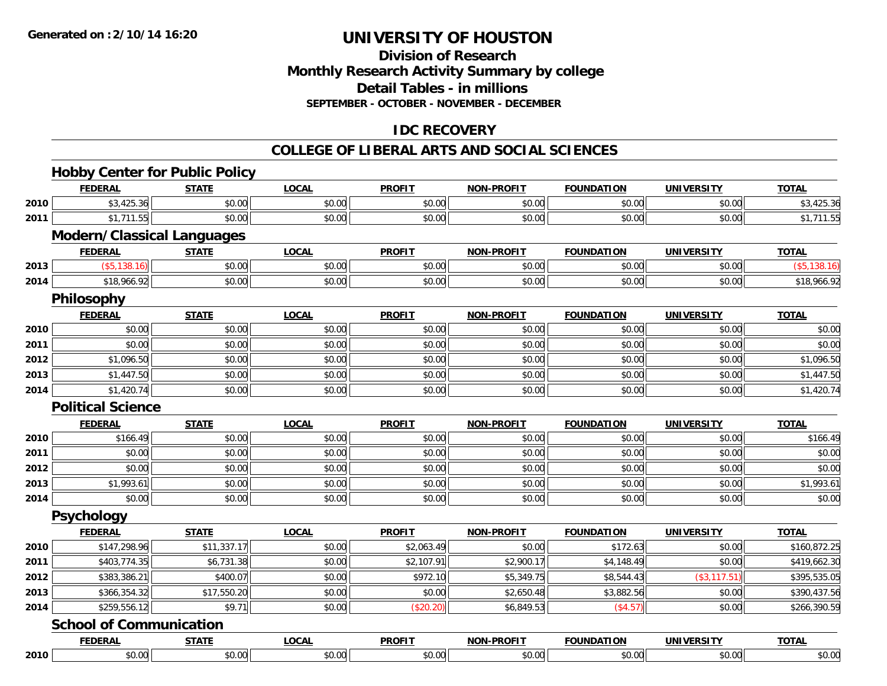**Generated on :2/10/14 16:20**

# UNIVERSITY OF HOUSTON

## Division of Research
## Monthly Research Activity Summary by college
## Detail Tables - in millions
### SEPTEMBER - OCTOBER - NOVEMBER - DECEMBER

## IDC RECOVERY

## COLLEGE OF LIBERAL ARTS AND SOCIAL SCIENCES

### Hobby Center for Public Policy

| | FEDERAL | STATE | LOCAL | PROFIT | NON-PROFIT | FOUNDATION | UNIVERSITY | TOTAL |
|---|---|---|---|---|---|---|---|---|
| 2010 | $3,425.36 | $0.00 | $0.00 | $0.00 | $0.00 | $0.00 | $0.00 | $3,425.36 |
| 2011 | $1,711.55 | $0.00 | $0.00 | $0.00 | $0.00 | $0.00 | $0.00 | $1,711.55 |

### Modern/Classical Languages

| | FEDERAL | STATE | LOCAL | PROFIT | NON-PROFIT | FOUNDATION | UNIVERSITY | TOTAL |
|---|---|---|---|---|---|---|---|---|
| 2013 | ($5,138.16) | $0.00 | $0.00 | $0.00 | $0.00 | $0.00 | $0.00 | ($5,138.16) |
| 2014 | $18,966.92 | $0.00 | $0.00 | $0.00 | $0.00 | $0.00 | $0.00 | $18,966.92 |

### Philosophy

| | FEDERAL | STATE | LOCAL | PROFIT | NON-PROFIT | FOUNDATION | UNIVERSITY | TOTAL |
|---|---|---|---|---|---|---|---|---|
| 2010 | $0.00 | $0.00 | $0.00 | $0.00 | $0.00 | $0.00 | $0.00 | $0.00 |
| 2011 | $0.00 | $0.00 | $0.00 | $0.00 | $0.00 | $0.00 | $0.00 | $0.00 |
| 2012 | $1,096.50 | $0.00 | $0.00 | $0.00 | $0.00 | $0.00 | $0.00 | $1,096.50 |
| 2013 | $1,447.50 | $0.00 | $0.00 | $0.00 | $0.00 | $0.00 | $0.00 | $1,447.50 |
| 2014 | $1,420.74 | $0.00 | $0.00 | $0.00 | $0.00 | $0.00 | $0.00 | $1,420.74 |

### Political Science

| | FEDERAL | STATE | LOCAL | PROFIT | NON-PROFIT | FOUNDATION | UNIVERSITY | TOTAL |
|---|---|---|---|---|---|---|---|---|
| 2010 | $166.49 | $0.00 | $0.00 | $0.00 | $0.00 | $0.00 | $0.00 | $166.49 |
| 2011 | $0.00 | $0.00 | $0.00 | $0.00 | $0.00 | $0.00 | $0.00 | $0.00 |
| 2012 | $0.00 | $0.00 | $0.00 | $0.00 | $0.00 | $0.00 | $0.00 | $0.00 |
| 2013 | $1,993.61 | $0.00 | $0.00 | $0.00 | $0.00 | $0.00 | $0.00 | $1,993.61 |
| 2014 | $0.00 | $0.00 | $0.00 | $0.00 | $0.00 | $0.00 | $0.00 | $0.00 |

### Psychology

| | FEDERAL | STATE | LOCAL | PROFIT | NON-PROFIT | FOUNDATION | UNIVERSITY | TOTAL |
|---|---|---|---|---|---|---|---|---|
| 2010 | $147,298.96 | $11,337.17 | $0.00 | $2,063.49 | $0.00 | $172.63 | $0.00 | $160,872.25 |
| 2011 | $403,774.35 | $6,731.38 | $0.00 | $2,107.91 | $2,900.17 | $4,148.49 | $0.00 | $419,662.30 |
| 2012 | $383,386.21 | $400.07 | $0.00 | $972.10 | $5,349.75 | $8,544.43 | ($3,117.51) | $395,535.05 |
| 2013 | $366,354.32 | $17,550.20 | $0.00 | $0.00 | $2,650.48 | $3,882.56 | $0.00 | $390,437.56 |
| 2014 | $259,556.12 | $9.71 | $0.00 | ($20.20) | $6,849.53 | ($4.57) | $0.00 | $266,390.59 |

### School of Communication

| | FEDERAL | STATE | LOCAL | PROFIT | NON-PROFIT | FOUNDATION | UNIVERSITY | TOTAL |
|---|---|---|---|---|---|---|---|---|
| 2010 | $0.00 | $0.00 | $0.00 | $0.00 | $0.00 | $0.00 | $0.00 | $0.00 |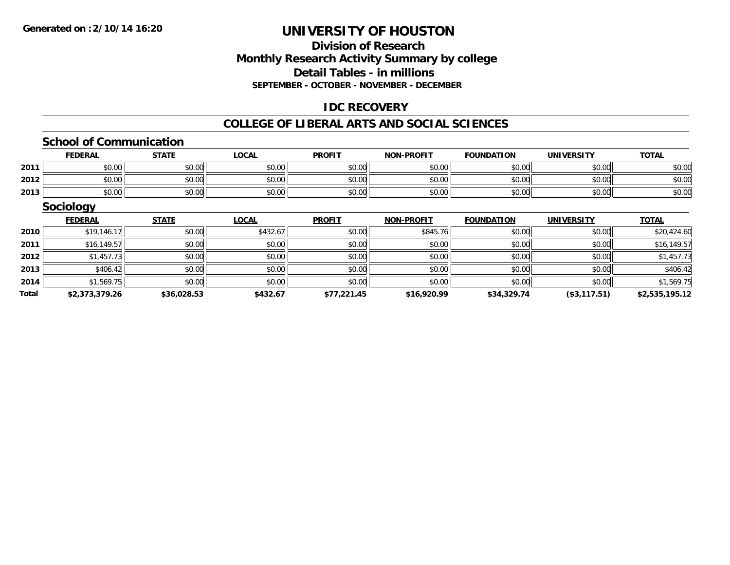# UNIVERSITY OF HOUSTON

## Division of Research
## Monthly Research Activity Summary by college
## Detail Tables - in millions
### SEPTEMBER - OCTOBER - NOVEMBER - DECEMBER

## IDC RECOVERY

## COLLEGE OF LIBERAL ARTS AND SOCIAL SCIENCES

### School of Communication

| | FEDERAL | STATE | LOCAL | PROFIT | NON-PROFIT | FOUNDATION | UNIVERSITY | TOTAL |
|---|---|---|---|---|---|---|---|---|
| 2011 | $0.00 | $0.00 | $0.00 | $0.00 | $0.00 | $0.00 | $0.00 | $0.00 |
| 2012 | $0.00 | $0.00 | $0.00 | $0.00 | $0.00 | $0.00 | $0.00 | $0.00 |
| 2013 | $0.00 | $0.00 | $0.00 | $0.00 | $0.00 | $0.00 | $0.00 | $0.00 |

### Sociology

| | FEDERAL | STATE | LOCAL | PROFIT | NON-PROFIT | FOUNDATION | UNIVERSITY | TOTAL |
|---|---|---|---|---|---|---|---|---|
| 2010 | $19,146.17 | $0.00 | $432.67 | $0.00 | $845.76 | $0.00 | $0.00 | $20,424.60 |
| 2011 | $16,149.57 | $0.00 | $0.00 | $0.00 | $0.00 | $0.00 | $0.00 | $16,149.57 |
| 2012 | $1,457.73 | $0.00 | $0.00 | $0.00 | $0.00 | $0.00 | $0.00 | $1,457.73 |
| 2013 | $406.42 | $0.00 | $0.00 | $0.00 | $0.00 | $0.00 | $0.00 | $406.42 |
| 2014 | $1,569.75 | $0.00 | $0.00 | $0.00 | $0.00 | $0.00 | $0.00 | $1,569.75 |
| **Total** | **$2,373,379.26** | **$36,028.53** | **$432.67** | **$77,221.45** | **$16,920.99** | **$34,329.74** | **($3,117.51)** | **$2,535,195.12** |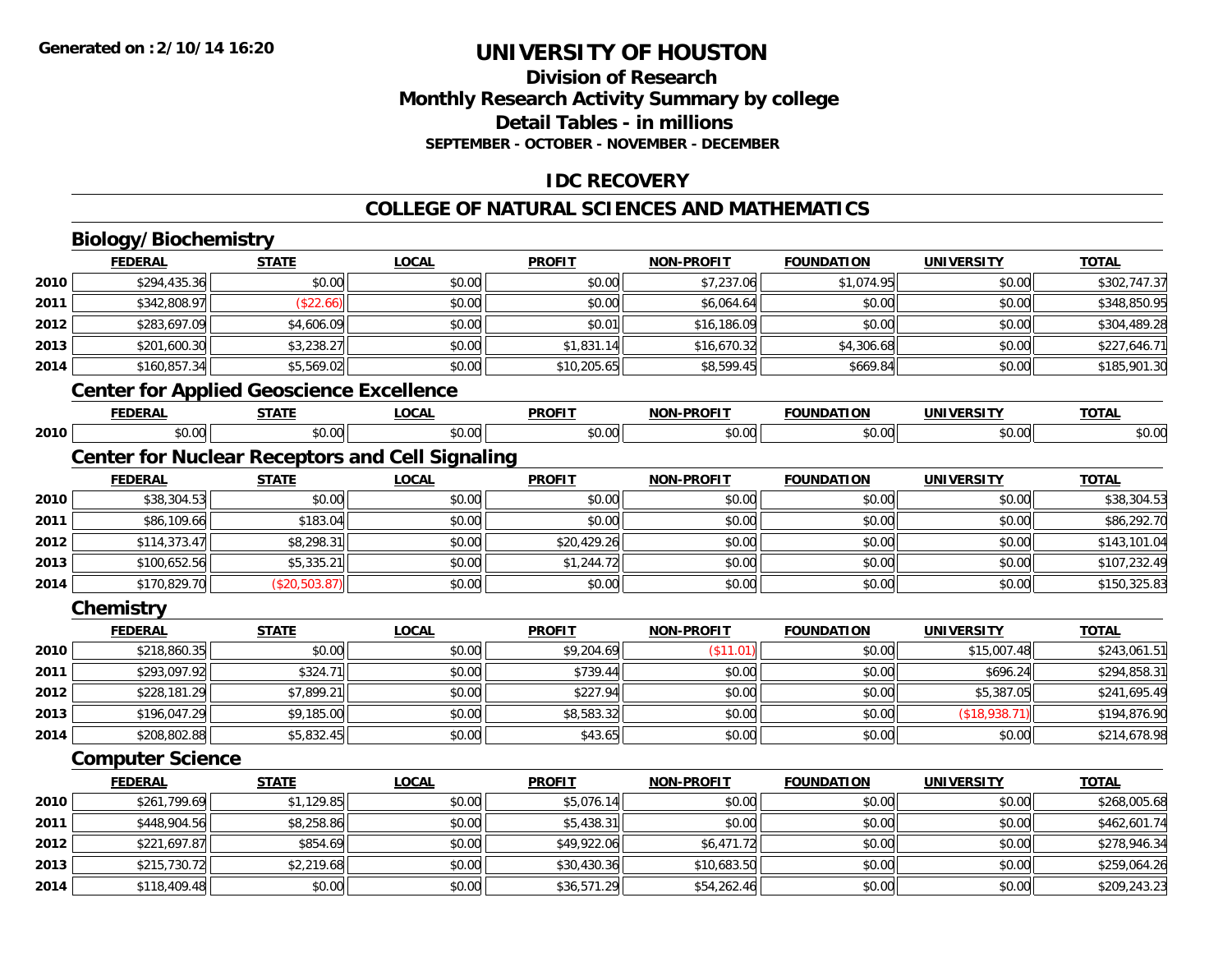# UNIVERSITY OF HOUSTON

## Division of Research
## Monthly Research Activity Summary by college
## Detail Tables - in millions
### SEPTEMBER - OCTOBER - NOVEMBER - DECEMBER

## IDC RECOVERY

## COLLEGE OF NATURAL SCIENCES AND MATHEMATICS

### Biology/Biochemistry

| | FEDERAL | STATE | LOCAL | PROFIT | NON-PROFIT | FOUNDATION | UNIVERSITY | TOTAL |
|---|---|---|---|---|---|---|---|---|
| 2010 | $294,435.36 | $0.00 | $0.00 | $0.00 | $7,237.06 | $1,074.95 | $0.00 | $302,747.37 |
| 2011 | $342,808.97 | ($22.66) | $0.00 | $0.00 | $6,064.64 | $0.00 | $0.00 | $348,850.95 |
| 2012 | $283,697.09 | $4,606.09 | $0.00 | $0.01 | $16,186.09 | $0.00 | $0.00 | $304,489.28 |
| 2013 | $201,600.30 | $3,238.27 | $0.00 | $1,831.14 | $16,670.32 | $4,306.68 | $0.00 | $227,646.71 |
| 2014 | $160,857.34 | $5,569.02 | $0.00 | $10,205.65 | $8,599.45 | $669.84 | $0.00 | $185,901.30 |

### Center for Applied Geoscience Excellence

| | FEDERAL | STATE | LOCAL | PROFIT | NON-PROFIT | FOUNDATION | UNIVERSITY | TOTAL |
|---|---|---|---|---|---|---|---|---|
| 2010 | $0.00 | $0.00 | $0.00 | $0.00 | $0.00 | $0.00 | $0.00 | $0.00 |

### Center for Nuclear Receptors and Cell Signaling

| | FEDERAL | STATE | LOCAL | PROFIT | NON-PROFIT | FOUNDATION | UNIVERSITY | TOTAL |
|---|---|---|---|---|---|---|---|---|
| 2010 | $38,304.53 | $0.00 | $0.00 | $0.00 | $0.00 | $0.00 | $0.00 | $38,304.53 |
| 2011 | $86,109.66 | $183.04 | $0.00 | $0.00 | $0.00 | $0.00 | $0.00 | $86,292.70 |
| 2012 | $114,373.47 | $8,298.31 | $0.00 | $20,429.26 | $0.00 | $0.00 | $0.00 | $143,101.04 |
| 2013 | $100,652.56 | $5,335.21 | $0.00 | $1,244.72 | $0.00 | $0.00 | $0.00 | $107,232.49 |
| 2014 | $170,829.70 | ($20,503.87) | $0.00 | $0.00 | $0.00 | $0.00 | $0.00 | $150,325.83 |

### Chemistry

| | FEDERAL | STATE | LOCAL | PROFIT | NON-PROFIT | FOUNDATION | UNIVERSITY | TOTAL |
|---|---|---|---|---|---|---|---|---|
| 2010 | $218,860.35 | $0.00 | $0.00 | $9,204.69 | ($11.01) | $0.00 | $15,007.48 | $243,061.51 |
| 2011 | $293,097.92 | $324.71 | $0.00 | $739.44 | $0.00 | $0.00 | $696.24 | $294,858.31 |
| 2012 | $228,181.29 | $7,899.21 | $0.00 | $227.94 | $0.00 | $0.00 | $5,387.05 | $241,695.49 |
| 2013 | $196,047.29 | $9,185.00 | $0.00 | $8,583.32 | $0.00 | $0.00 | ($18,938.71) | $194,876.90 |
| 2014 | $208,802.88 | $5,832.45 | $0.00 | $43.65 | $0.00 | $0.00 | $0.00 | $214,678.98 |

### Computer Science

| | FEDERAL | STATE | LOCAL | PROFIT | NON-PROFIT | FOUNDATION | UNIVERSITY | TOTAL |
|---|---|---|---|---|---|---|---|---|
| 2010 | $261,799.69 | $1,129.85 | $0.00 | $5,076.14 | $0.00 | $0.00 | $0.00 | $268,005.68 |
| 2011 | $448,904.56 | $8,258.86 | $0.00 | $5,438.31 | $0.00 | $0.00 | $0.00 | $462,601.74 |
| 2012 | $221,697.87 | $854.69 | $0.00 | $49,922.06 | $6,471.72 | $0.00 | $0.00 | $278,946.34 |
| 2013 | $215,730.72 | $2,219.68 | $0.00 | $30,430.36 | $10,683.50 | $0.00 | $0.00 | $259,064.26 |
| 2014 | $118,409.48 | $0.00 | $0.00 | $36,571.29 | $54,262.46 | $0.00 | $0.00 | $209,243.23 |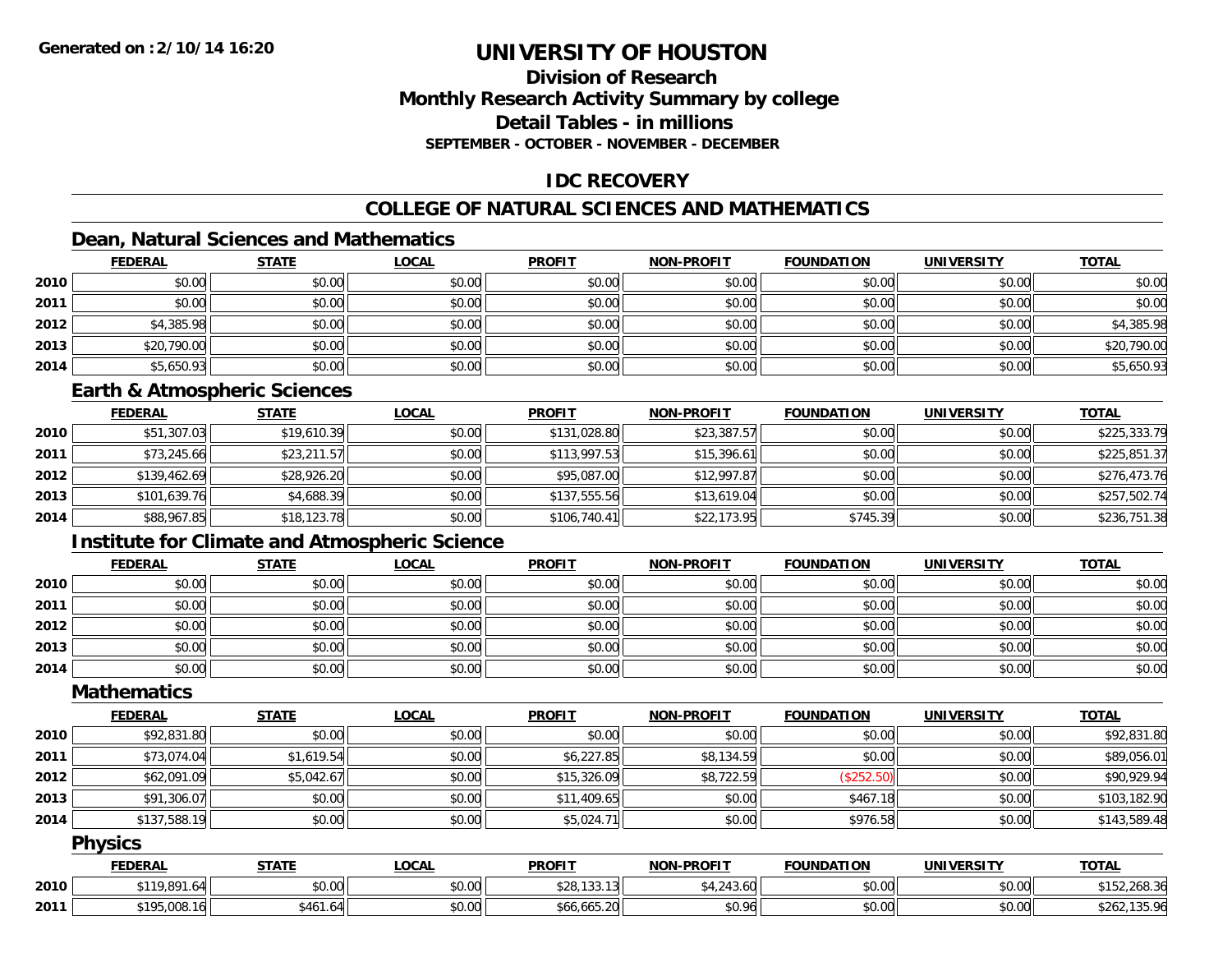# UNIVERSITY OF HOUSTON

## Division of Research
## Monthly Research Activity Summary by college
## Detail Tables - in millions
### SEPTEMBER - OCTOBER - NOVEMBER - DECEMBER

Generated on : 2/10/14 16:20

## IDC RECOVERY

## COLLEGE OF NATURAL SCIENCES AND MATHEMATICS

### Dean, Natural Sciences and Mathematics

| | FEDERAL | STATE | LOCAL | PROFIT | NON-PROFIT | FOUNDATION | UNIVERSITY | TOTAL |
|---|---|---|---|---|---|---|---|---|
| 2010 | $0.00 | $0.00 | $0.00 | $0.00 | $0.00 | $0.00 | $0.00 | $0.00 |
| 2011 | $0.00 | $0.00 | $0.00 | $0.00 | $0.00 | $0.00 | $0.00 | $0.00 |
| 2012 | $4,385.98 | $0.00 | $0.00 | $0.00 | $0.00 | $0.00 | $0.00 | $4,385.98 |
| 2013 | $20,790.00 | $0.00 | $0.00 | $0.00 | $0.00 | $0.00 | $0.00 | $20,790.00 |
| 2014 | $5,650.93 | $0.00 | $0.00 | $0.00 | $0.00 | $0.00 | $0.00 | $5,650.93 |

### Earth & Atmospheric Sciences

| | FEDERAL | STATE | LOCAL | PROFIT | NON-PROFIT | FOUNDATION | UNIVERSITY | TOTAL |
|---|---|---|---|---|---|---|---|---|
| 2010 | $51,307.03 | $19,610.39 | $0.00 | $131,028.80 | $23,387.57 | $0.00 | $0.00 | $225,333.79 |
| 2011 | $73,245.66 | $23,211.57 | $0.00 | $113,997.53 | $15,396.61 | $0.00 | $0.00 | $225,851.37 |
| 2012 | $139,462.69 | $28,926.20 | $0.00 | $95,087.00 | $12,997.87 | $0.00 | $0.00 | $276,473.76 |
| 2013 | $101,639.76 | $4,688.39 | $0.00 | $137,555.56 | $13,619.04 | $0.00 | $0.00 | $257,502.74 |
| 2014 | $88,967.85 | $18,123.78 | $0.00 | $106,740.41 | $22,173.95 | $745.39 | $0.00 | $236,751.38 |

### Institute for Climate and Atmospheric Science

| | FEDERAL | STATE | LOCAL | PROFIT | NON-PROFIT | FOUNDATION | UNIVERSITY | TOTAL |
|---|---|---|---|---|---|---|---|---|
| 2010 | $0.00 | $0.00 | $0.00 | $0.00 | $0.00 | $0.00 | $0.00 | $0.00 |
| 2011 | $0.00 | $0.00 | $0.00 | $0.00 | $0.00 | $0.00 | $0.00 | $0.00 |
| 2012 | $0.00 | $0.00 | $0.00 | $0.00 | $0.00 | $0.00 | $0.00 | $0.00 |
| 2013 | $0.00 | $0.00 | $0.00 | $0.00 | $0.00 | $0.00 | $0.00 | $0.00 |
| 2014 | $0.00 | $0.00 | $0.00 | $0.00 | $0.00 | $0.00 | $0.00 | $0.00 |

### Mathematics

| | FEDERAL | STATE | LOCAL | PROFIT | NON-PROFIT | FOUNDATION | UNIVERSITY | TOTAL |
|---|---|---|---|---|---|---|---|---|
| 2010 | $92,831.80 | $0.00 | $0.00 | $0.00 | $0.00 | $0.00 | $0.00 | $92,831.80 |
| 2011 | $73,074.04 | $1,619.54 | $0.00 | $6,227.85 | $8,134.59 | $0.00 | $0.00 | $89,056.01 |
| 2012 | $62,091.09 | $5,042.67 | $0.00 | $15,326.09 | $8,722.59 | ($252.50) | $0.00 | $90,929.94 |
| 2013 | $91,306.07 | $0.00 | $0.00 | $11,409.65 | $0.00 | $467.18 | $0.00 | $103,182.90 |
| 2014 | $137,588.19 | $0.00 | $0.00 | $5,024.71 | $0.00 | $976.58 | $0.00 | $143,589.48 |

### Physics

| | FEDERAL | STATE | LOCAL | PROFIT | NON-PROFIT | FOUNDATION | UNIVERSITY | TOTAL |
|---|---|---|---|---|---|---|---|---|
| 2010 | $119,891.64 | $0.00 | $0.00 | $28,133.13 | $4,243.60 | $0.00 | $0.00 | $152,268.36 |
| 2011 | $195,008.16 | $461.64 | $0.00 | $66,665.20 | $0.96 | $0.00 | $0.00 | $262,135.96 |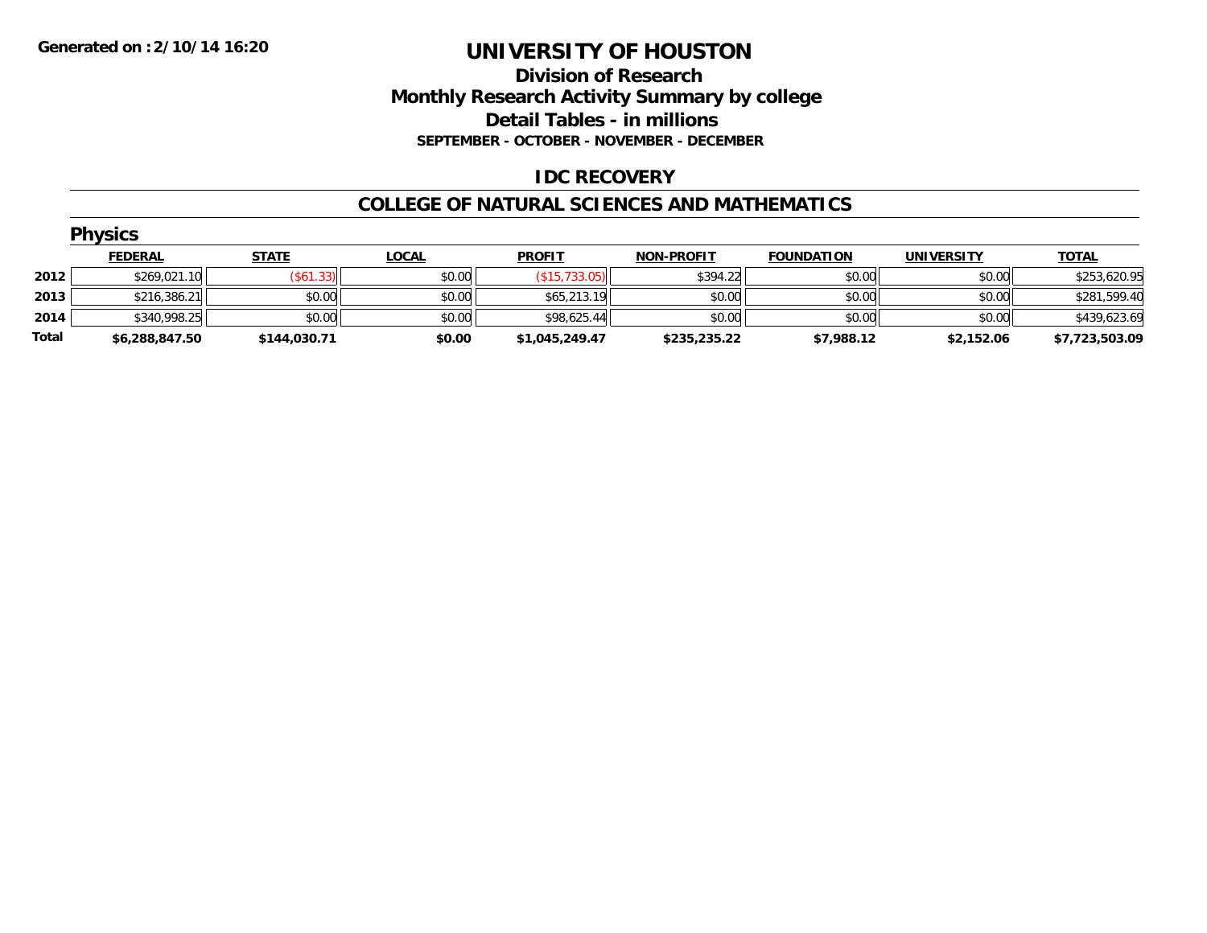Generated on :2/10/14 16:20

# UNIVERSITY OF HOUSTON

## Division of Research
## Monthly Research Activity Summary by college
## Detail Tables - in millions
### SEPTEMBER - OCTOBER - NOVEMBER - DECEMBER

### IDC RECOVERY

### COLLEGE OF NATURAL SCIENCES AND MATHEMATICS

#### Physics

| | FEDERAL | STATE | LOCAL | PROFIT | NON-PROFIT | FOUNDATION | UNIVERSITY | TOTAL |
|---|---|---|---|---|---|---|---|---|
| 2012 | $269,021.10 | ($61.33) | $0.00 | ($15,733.05) | $394.22 | $0.00 | $0.00 | $253,620.95 |
| 2013 | $216,386.21 | $0.00 | $0.00 | $65,213.19 | $0.00 | $0.00 | $0.00 | $281,599.40 |
| 2014 | $340,998.25 | $0.00 | $0.00 | $98,625.44 | $0.00 | $0.00 | $0.00 | $439,623.69 |
| **Total** | **$6,288,847.50** | **$144,030.71** | **$0.00** | **$1,045,249.47** | **$235,235.22** | **$7,988.12** | **$2,152.06** | **$7,723,503.09** |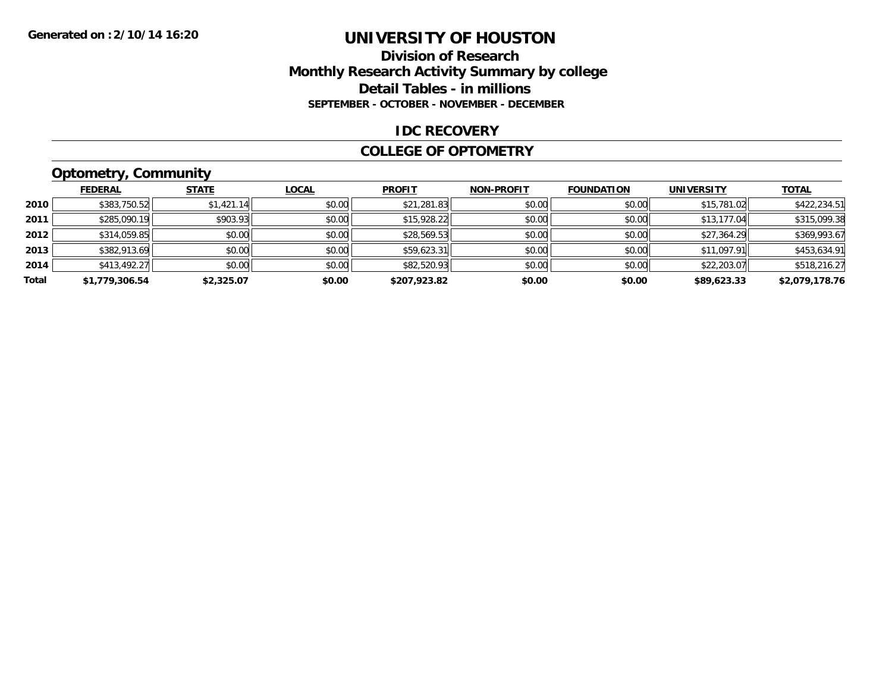# UNIVERSITY OF HOUSTON

## Division of Research
## Monthly Research Activity Summary by college
## Detail Tables - in millions
### SEPTEMBER - OCTOBER - NOVEMBER - DECEMBER

Generated on : 2/10/14 16:20

## IDC RECOVERY

## COLLEGE OF OPTOMETRY

### Optometry, Community

| | FEDERAL | STATE | LOCAL | PROFIT | NON-PROFIT | FOUNDATION | UNIVERSITY | TOTAL |
|---|---|---|---|---|---|---|---|---|
| 2010 | $383,750.52 | $1,421.14 | $0.00 | $21,281.83 | $0.00 | $0.00 | $15,781.02 | $422,234.51 |
| 2011 | $285,090.19 | $903.93 | $0.00 | $15,928.22 | $0.00 | $0.00 | $13,177.04 | $315,099.38 |
| 2012 | $314,059.85 | $0.00 | $0.00 | $28,569.53 | $0.00 | $0.00 | $27,364.29 | $369,993.67 |
| 2013 | $382,913.69 | $0.00 | $0.00 | $59,623.31 | $0.00 | $0.00 | $11,097.91 | $453,634.91 |
| 2014 | $413,492.27 | $0.00 | $0.00 | $82,520.93 | $0.00 | $0.00 | $22,203.07 | $518,216.27 |
| **Total** | **$1,779,306.54** | **$2,325.07** | **$0.00** | **$207,923.82** | **$0.00** | **$0.00** | **$89,623.33** | **$2,079,178.76** |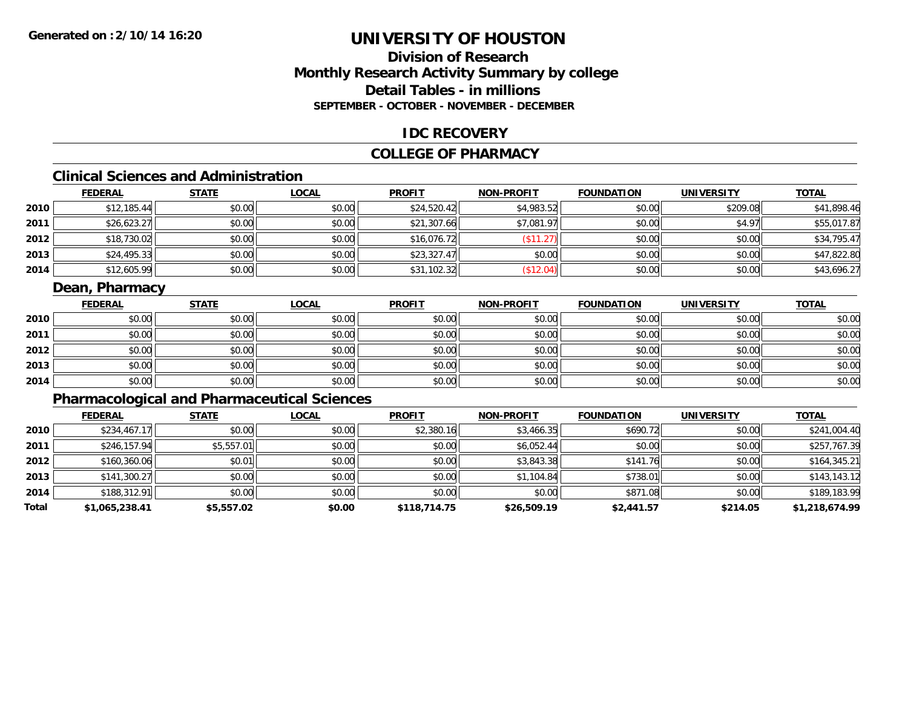# UNIVERSITY OF HOUSTON

## Division of Research
## Monthly Research Activity Summary by college
## Detail Tables - in millions
### SEPTEMBER - OCTOBER - NOVEMBER - DECEMBER

Generated on :2/10/14 16:20

## IDC RECOVERY

## COLLEGE OF PHARMACY

### Clinical Sciences and Administration

| | FEDERAL | STATE | LOCAL | PROFIT | NON-PROFIT | FOUNDATION | UNIVERSITY | TOTAL |
|---|---|---|---|---|---|---|---|---|
| 2010 | $12,185.44 | $0.00 | $0.00 | $24,520.42 | $4,983.52 | $0.00 | $209.08 | $41,898.46 |
| 2011 | $26,623.27 | $0.00 | $0.00 | $21,307.66 | $7,081.97 | $0.00 | $4.97 | $55,017.87 |
| 2012 | $18,730.02 | $0.00 | $0.00 | $16,076.72 | ($11.27) | $0.00 | $0.00 | $34,795.47 |
| 2013 | $24,495.33 | $0.00 | $0.00 | $23,327.47 | $0.00 | $0.00 | $0.00 | $47,822.80 |
| 2014 | $12,605.99 | $0.00 | $0.00 | $31,102.32 | ($12.04) | $0.00 | $0.00 | $43,696.27 |

### Dean, Pharmacy

| | FEDERAL | STATE | LOCAL | PROFIT | NON-PROFIT | FOUNDATION | UNIVERSITY | TOTAL |
|---|---|---|---|---|---|---|---|---|
| 2010 | $0.00 | $0.00 | $0.00 | $0.00 | $0.00 | $0.00 | $0.00 | $0.00 |
| 2011 | $0.00 | $0.00 | $0.00 | $0.00 | $0.00 | $0.00 | $0.00 | $0.00 |
| 2012 | $0.00 | $0.00 | $0.00 | $0.00 | $0.00 | $0.00 | $0.00 | $0.00 |
| 2013 | $0.00 | $0.00 | $0.00 | $0.00 | $0.00 | $0.00 | $0.00 | $0.00 |
| 2014 | $0.00 | $0.00 | $0.00 | $0.00 | $0.00 | $0.00 | $0.00 | $0.00 |

### Pharmacological and Pharmaceutical Sciences

| | FEDERAL | STATE | LOCAL | PROFIT | NON-PROFIT | FOUNDATION | UNIVERSITY | TOTAL |
|---|---|---|---|---|---|---|---|---|
| 2010 | $234,467.17 | $0.00 | $0.00 | $2,380.16 | $3,466.35 | $690.72 | $0.00 | $241,004.40 |
| 2011 | $246,157.94 | $5,557.01 | $0.00 | $0.00 | $6,052.44 | $0.00 | $0.00 | $257,767.39 |
| 2012 | $160,360.06 | $0.01 | $0.00 | $0.00 | $3,843.38 | $141.76 | $0.00 | $164,345.21 |
| 2013 | $141,300.27 | $0.00 | $0.00 | $0.00 | $1,104.84 | $738.01 | $0.00 | $143,143.12 |
| 2014 | $188,312.91 | $0.00 | $0.00 | $0.00 | $0.00 | $871.08 | $0.00 | $189,183.99 |
| **Total** | **$1,065,238.41** | **$5,557.02** | **$0.00** | **$118,714.75** | **$26,509.19** | **$2,441.57** | **$214.05** | **$1,218,674.99** |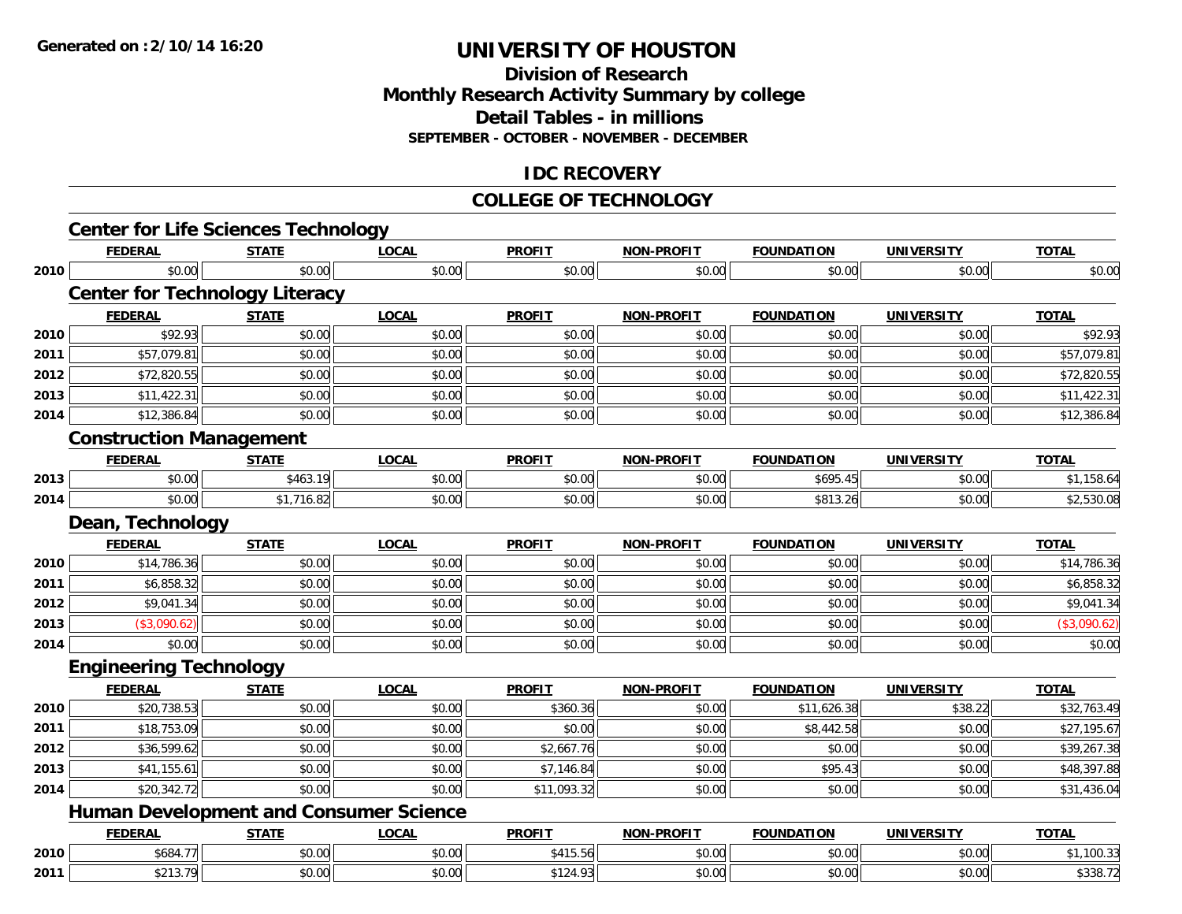Generated on :2/10/14 16:20

# UNIVERSITY OF HOUSTON

## Division of Research
## Monthly Research Activity Summary by college
## Detail Tables - in millions
### SEPTEMBER - OCTOBER - NOVEMBER - DECEMBER

## IDC RECOVERY

## COLLEGE OF TECHNOLOGY

### Center for Life Sciences Technology

| | FEDERAL | STATE | LOCAL | PROFIT | NON-PROFIT | FOUNDATION | UNIVERSITY | TOTAL |
|---|---|---|---|---|---|---|---|---|
| 2010 | $0.00 | $0.00 | $0.00 | $0.00 | $0.00 | $0.00 | $0.00 | $0.00 |

### Center for Technology Literacy

| | FEDERAL | STATE | LOCAL | PROFIT | NON-PROFIT | FOUNDATION | UNIVERSITY | TOTAL |
|---|---|---|---|---|---|---|---|---|
| 2010 | $92.93 | $0.00 | $0.00 | $0.00 | $0.00 | $0.00 | $0.00 | $92.93 |
| 2011 | $57,079.81 | $0.00 | $0.00 | $0.00 | $0.00 | $0.00 | $0.00 | $57,079.81 |
| 2012 | $72,820.55 | $0.00 | $0.00 | $0.00 | $0.00 | $0.00 | $0.00 | $72,820.55 |
| 2013 | $11,422.31 | $0.00 | $0.00 | $0.00 | $0.00 | $0.00 | $0.00 | $11,422.31 |
| 2014 | $12,386.84 | $0.00 | $0.00 | $0.00 | $0.00 | $0.00 | $0.00 | $12,386.84 |

### Construction Management

| | FEDERAL | STATE | LOCAL | PROFIT | NON-PROFIT | FOUNDATION | UNIVERSITY | TOTAL |
|---|---|---|---|---|---|---|---|---|
| 2013 | $0.00 | $463.19 | $0.00 | $0.00 | $0.00 | $695.45 | $0.00 | $1,158.64 |
| 2014 | $0.00 | $1,716.82 | $0.00 | $0.00 | $0.00 | $813.26 | $0.00 | $2,530.08 |

### Dean, Technology

| | FEDERAL | STATE | LOCAL | PROFIT | NON-PROFIT | FOUNDATION | UNIVERSITY | TOTAL |
|---|---|---|---|---|---|---|---|---|
| 2010 | $14,786.36 | $0.00 | $0.00 | $0.00 | $0.00 | $0.00 | $0.00 | $14,786.36 |
| 2011 | $6,858.32 | $0.00 | $0.00 | $0.00 | $0.00 | $0.00 | $0.00 | $6,858.32 |
| 2012 | $9,041.34 | $0.00 | $0.00 | $0.00 | $0.00 | $0.00 | $0.00 | $9,041.34 |
| 2013 | ($3,090.62) | $0.00 | $0.00 | $0.00 | $0.00 | $0.00 | $0.00 | ($3,090.62) |
| 2014 | $0.00 | $0.00 | $0.00 | $0.00 | $0.00 | $0.00 | $0.00 | $0.00 |

### Engineering Technology

| | FEDERAL | STATE | LOCAL | PROFIT | NON-PROFIT | FOUNDATION | UNIVERSITY | TOTAL |
|---|---|---|---|---|---|---|---|---|
| 2010 | $20,738.53 | $0.00 | $0.00 | $360.36 | $0.00 | $11,626.38 | $38.22 | $32,763.49 |
| 2011 | $18,753.09 | $0.00 | $0.00 | $0.00 | $0.00 | $8,442.58 | $0.00 | $27,195.67 |
| 2012 | $36,599.62 | $0.00 | $0.00 | $2,667.76 | $0.00 | $0.00 | $0.00 | $39,267.38 |
| 2013 | $41,155.61 | $0.00 | $0.00 | $7,146.84 | $0.00 | $95.43 | $0.00 | $48,397.88 |
| 2014 | $20,342.72 | $0.00 | $0.00 | $11,093.32 | $0.00 | $0.00 | $0.00 | $31,436.04 |

### Human Development and Consumer Science

| | FEDERAL | STATE | LOCAL | PROFIT | NON-PROFIT | FOUNDATION | UNIVERSITY | TOTAL |
|---|---|---|---|---|---|---|---|---|
| 2010 | $684.77 | $0.00 | $0.00 | $415.56 | $0.00 | $0.00 | $0.00 | $1,100.33 |
| 2011 | $213.79 | $0.00 | $0.00 | $124.93 | $0.00 | $0.00 | $0.00 | $338.72 |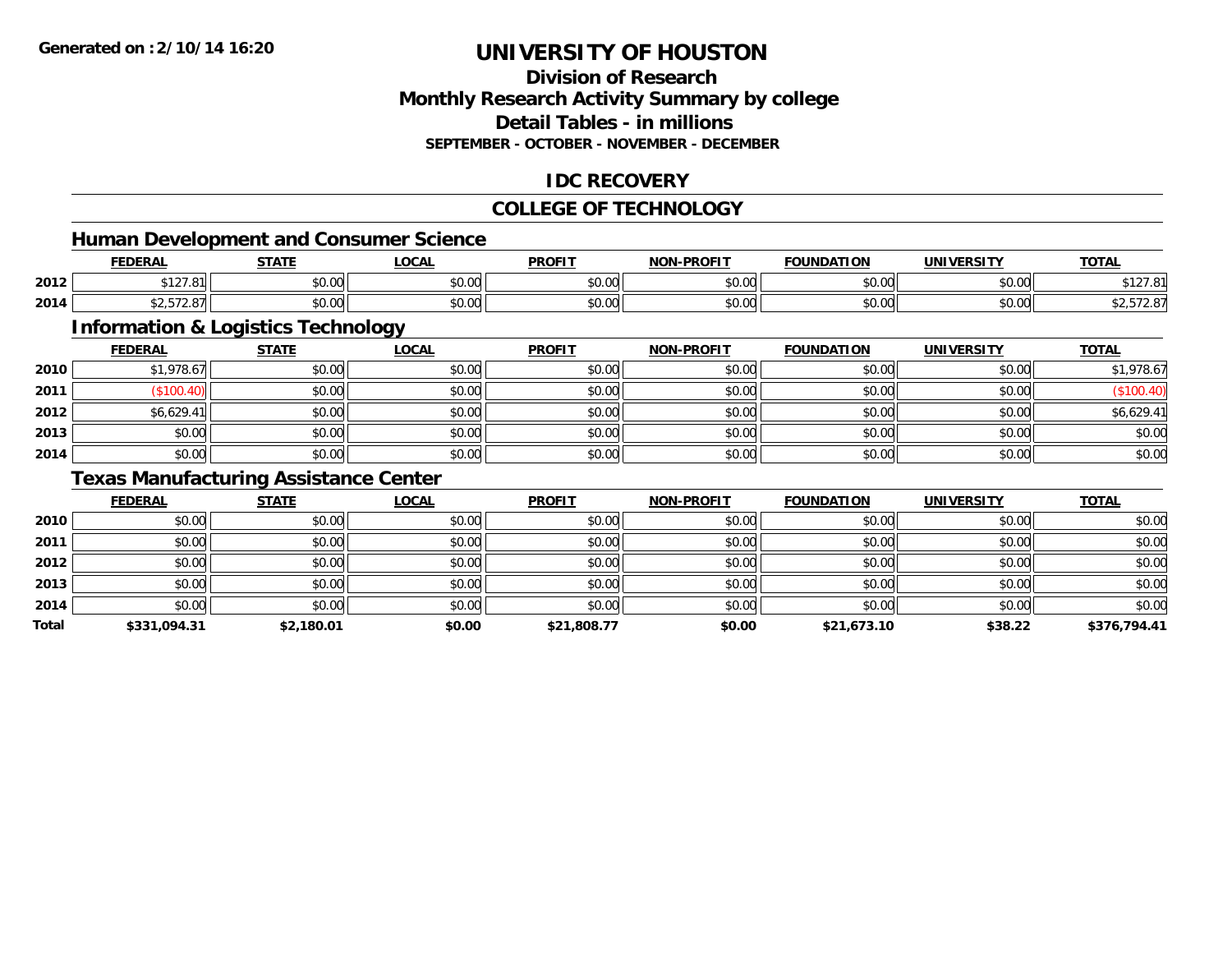# UNIVERSITY OF HOUSTON

## Division of Research
## Monthly Research Activity Summary by college
## Detail Tables - in millions
### SEPTEMBER - OCTOBER - NOVEMBER - DECEMBER

**Generated on : 2/10/14 16:20**

## IDC RECOVERY

## COLLEGE OF TECHNOLOGY

### Human Development and Consumer Science

| | FEDERAL | STATE | LOCAL | PROFIT | NON-PROFIT | FOUNDATION | UNIVERSITY | TOTAL |
|---|---|---|---|---|---|---|---|---|
| 2012 | $127.81 | $0.00 | $0.00 | $0.00 | $0.00 | $0.00 | $0.00 | $127.81 |
| 2014 | $2,572.87 | $0.00 | $0.00 | $0.00 | $0.00 | $0.00 | $0.00 | $2,572.87 |

### Information & Logistics Technology

| | FEDERAL | STATE | LOCAL | PROFIT | NON-PROFIT | FOUNDATION | UNIVERSITY | TOTAL |
|---|---|---|---|---|---|---|---|---|
| 2010 | $1,978.67 | $0.00 | $0.00 | $0.00 | $0.00 | $0.00 | $0.00 | $1,978.67 |
| 2011 | ($100.40) | $0.00 | $0.00 | $0.00 | $0.00 | $0.00 | $0.00 | ($100.40) |
| 2012 | $6,629.41 | $0.00 | $0.00 | $0.00 | $0.00 | $0.00 | $0.00 | $6,629.41 |
| 2013 | $0.00 | $0.00 | $0.00 | $0.00 | $0.00 | $0.00 | $0.00 | $0.00 |
| 2014 | $0.00 | $0.00 | $0.00 | $0.00 | $0.00 | $0.00 | $0.00 | $0.00 |

### Texas Manufacturing Assistance Center

| | FEDERAL | STATE | LOCAL | PROFIT | NON-PROFIT | FOUNDATION | UNIVERSITY | TOTAL |
|---|---|---|---|---|---|---|---|---|
| 2010 | $0.00 | $0.00 | $0.00 | $0.00 | $0.00 | $0.00 | $0.00 | $0.00 |
| 2011 | $0.00 | $0.00 | $0.00 | $0.00 | $0.00 | $0.00 | $0.00 | $0.00 |
| 2012 | $0.00 | $0.00 | $0.00 | $0.00 | $0.00 | $0.00 | $0.00 | $0.00 |
| 2013 | $0.00 | $0.00 | $0.00 | $0.00 | $0.00 | $0.00 | $0.00 | $0.00 |
| 2014 | $0.00 | $0.00 | $0.00 | $0.00 | $0.00 | $0.00 | $0.00 | $0.00 |
| **Total** | **$331,094.31** | **$2,180.01** | **$0.00** | **$21,808.77** | **$0.00** | **$21,673.10** | **$38.22** | **$376,794.41** |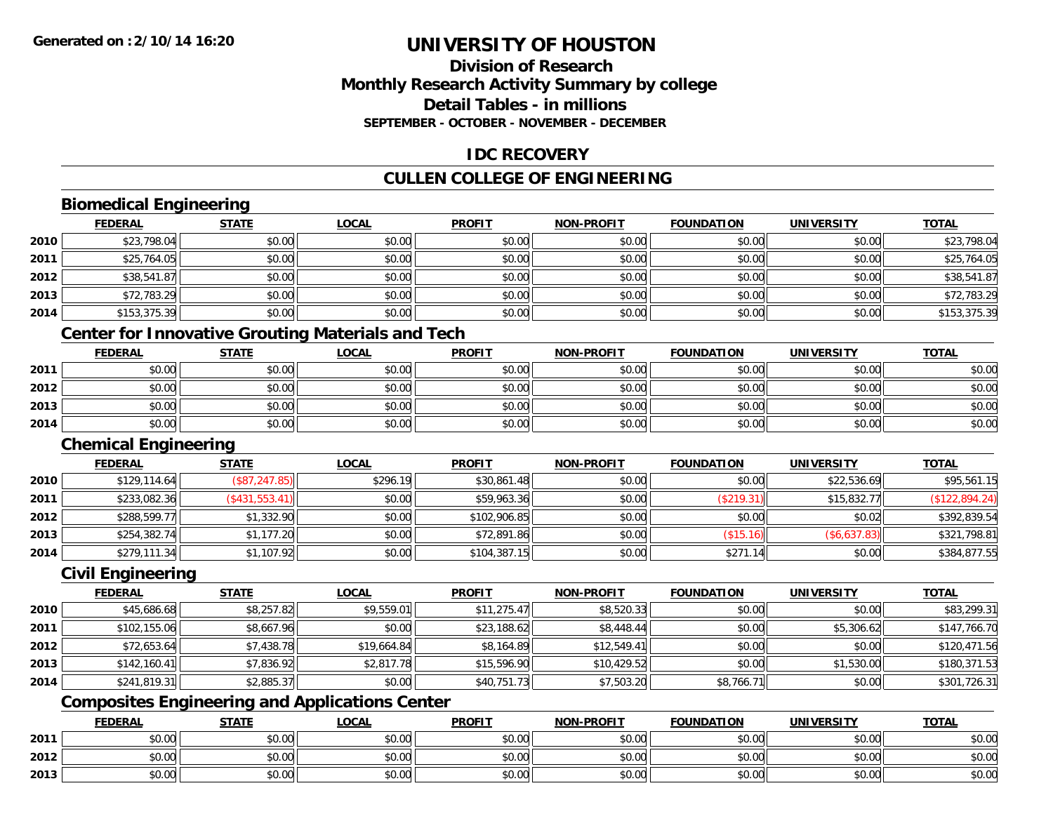# UNIVERSITY OF HOUSTON

## Division of Research
## Monthly Research Activity Summary by college
## Detail Tables - in millions
### SEPTEMBER - OCTOBER - NOVEMBER - DECEMBER

## IDC RECOVERY

## CULLEN COLLEGE OF ENGINEERING

### Biomedical Engineering

| | FEDERAL | STATE | LOCAL | PROFIT | NON-PROFIT | FOUNDATION | UNIVERSITY | TOTAL |
|---|---|---|---|---|---|---|---|---|
| 2010 | $23,798.04 | $0.00 | $0.00 | $0.00 | $0.00 | $0.00 | $0.00 | $23,798.04 |
| 2011 | $25,764.05 | $0.00 | $0.00 | $0.00 | $0.00 | $0.00 | $0.00 | $25,764.05 |
| 2012 | $38,541.87 | $0.00 | $0.00 | $0.00 | $0.00 | $0.00 | $0.00 | $38,541.87 |
| 2013 | $72,783.29 | $0.00 | $0.00 | $0.00 | $0.00 | $0.00 | $0.00 | $72,783.29 |
| 2014 | $153,375.39 | $0.00 | $0.00 | $0.00 | $0.00 | $0.00 | $0.00 | $153,375.39 |

### Center for Innovative Grouting Materials and Tech

| | FEDERAL | STATE | LOCAL | PROFIT | NON-PROFIT | FOUNDATION | UNIVERSITY | TOTAL |
|---|---|---|---|---|---|---|---|---|
| 2011 | $0.00 | $0.00 | $0.00 | $0.00 | $0.00 | $0.00 | $0.00 | $0.00 |
| 2012 | $0.00 | $0.00 | $0.00 | $0.00 | $0.00 | $0.00 | $0.00 | $0.00 |
| 2013 | $0.00 | $0.00 | $0.00 | $0.00 | $0.00 | $0.00 | $0.00 | $0.00 |
| 2014 | $0.00 | $0.00 | $0.00 | $0.00 | $0.00 | $0.00 | $0.00 | $0.00 |

### Chemical Engineering

| | FEDERAL | STATE | LOCAL | PROFIT | NON-PROFIT | FOUNDATION | UNIVERSITY | TOTAL |
|---|---|---|---|---|---|---|---|---|
| 2010 | $129,114.64 | ($87,247.85) | $296.19 | $30,861.48 | $0.00 | $0.00 | $22,536.69 | $95,561.15 |
| 2011 | $233,082.36 | ($431,553.41) | $0.00 | $59,963.36 | $0.00 | ($219.31) | $15,832.77 | ($122,894.24) |
| 2012 | $288,599.77 | $1,332.90 | $0.00 | $102,906.85 | $0.00 | $0.00 | $0.02 | $392,839.54 |
| 2013 | $254,382.74 | $1,177.20 | $0.00 | $72,891.86 | $0.00 | ($15.16) | ($6,637.83) | $321,798.81 |
| 2014 | $279,111.34 | $1,107.92 | $0.00 | $104,387.15 | $0.00 | $271.14 | $0.00 | $384,877.55 |

### Civil Engineering

| | FEDERAL | STATE | LOCAL | PROFIT | NON-PROFIT | FOUNDATION | UNIVERSITY | TOTAL |
|---|---|---|---|---|---|---|---|---|
| 2010 | $45,686.68 | $8,257.82 | $9,559.01 | $11,275.47 | $8,520.33 | $0.00 | $0.00 | $83,299.31 |
| 2011 | $102,155.06 | $8,667.96 | $0.00 | $23,188.62 | $8,448.44 | $0.00 | $5,306.62 | $147,766.70 |
| 2012 | $72,653.64 | $7,438.78 | $19,664.84 | $8,164.89 | $12,549.41 | $0.00 | $0.00 | $120,471.56 |
| 2013 | $142,160.41 | $7,836.92 | $2,817.78 | $15,596.90 | $10,429.52 | $0.00 | $1,530.00 | $180,371.53 |
| 2014 | $241,819.31 | $2,885.37 | $0.00 | $40,751.73 | $7,503.20 | $8,766.71 | $0.00 | $301,726.31 |

### Composites Engineering and Applications Center

| | FEDERAL | STATE | LOCAL | PROFIT | NON-PROFIT | FOUNDATION | UNIVERSITY | TOTAL |
|---|---|---|---|---|---|---|---|---|
| 2011 | $0.00 | $0.00 | $0.00 | $0.00 | $0.00 | $0.00 | $0.00 | $0.00 |
| 2012 | $0.00 | $0.00 | $0.00 | $0.00 | $0.00 | $0.00 | $0.00 | $0.00 |
| 2013 | $0.00 | $0.00 | $0.00 | $0.00 | $0.00 | $0.00 | $0.00 | $0.00 |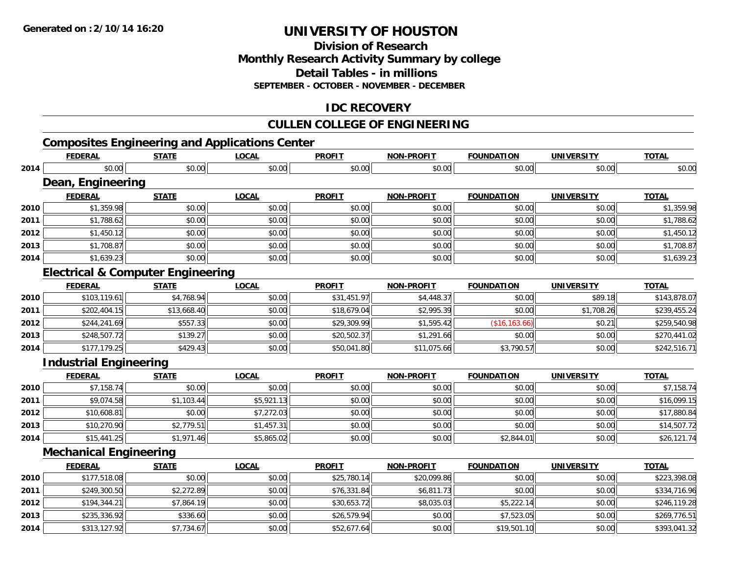**Generated on :2/10/14 16:20**

# UNIVERSITY OF HOUSTON

## Division of Research
## Monthly Research Activity Summary by college
## Detail Tables - in millions
### SEPTEMBER - OCTOBER - NOVEMBER - DECEMBER

## IDC RECOVERY

## CULLEN COLLEGE OF ENGINEERING

### Composites Engineering and Applications Center

| | FEDERAL | STATE | LOCAL | PROFIT | NON-PROFIT | FOUNDATION | UNIVERSITY | TOTAL |
|---|---|---|---|---|---|---|---|---|
| 2014 | $0.00 | $0.00 | $0.00 | $0.00 | $0.00 | $0.00 | $0.00 | $0.00 |

### Dean, Engineering

| | FEDERAL | STATE | LOCAL | PROFIT | NON-PROFIT | FOUNDATION | UNIVERSITY | TOTAL |
|---|---|---|---|---|---|---|---|---|
| 2010 | $1,359.98 | $0.00 | $0.00 | $0.00 | $0.00 | $0.00 | $0.00 | $1,359.98 |
| 2011 | $1,788.62 | $0.00 | $0.00 | $0.00 | $0.00 | $0.00 | $0.00 | $1,788.62 |
| 2012 | $1,450.12 | $0.00 | $0.00 | $0.00 | $0.00 | $0.00 | $0.00 | $1,450.12 |
| 2013 | $1,708.87 | $0.00 | $0.00 | $0.00 | $0.00 | $0.00 | $0.00 | $1,708.87 |
| 2014 | $1,639.23 | $0.00 | $0.00 | $0.00 | $0.00 | $0.00 | $0.00 | $1,639.23 |

### Electrical & Computer Engineering

| | FEDERAL | STATE | LOCAL | PROFIT | NON-PROFIT | FOUNDATION | UNIVERSITY | TOTAL |
|---|---|---|---|---|---|---|---|---|
| 2010 | $103,119.61 | $4,768.94 | $0.00 | $31,451.97 | $4,448.37 | $0.00 | $89.18 | $143,878.07 |
| 2011 | $202,404.15 | $13,668.40 | $0.00 | $18,679.04 | $2,995.39 | $0.00 | $1,708.26 | $239,455.24 |
| 2012 | $244,241.69 | $557.33 | $0.00 | $29,309.99 | $1,595.42 | ($16,163.66) | $0.21 | $259,540.98 |
| 2013 | $248,507.72 | $139.27 | $0.00 | $20,502.37 | $1,291.66 | $0.00 | $0.00 | $270,441.02 |
| 2014 | $177,179.25 | $429.43 | $0.00 | $50,041.80 | $11,075.66 | $3,790.57 | $0.00 | $242,516.71 |

### Industrial Engineering

| | FEDERAL | STATE | LOCAL | PROFIT | NON-PROFIT | FOUNDATION | UNIVERSITY | TOTAL |
|---|---|---|---|---|---|---|---|---|
| 2010 | $7,158.74 | $0.00 | $0.00 | $0.00 | $0.00 | $0.00 | $0.00 | $7,158.74 |
| 2011 | $9,074.58 | $1,103.44 | $5,921.13 | $0.00 | $0.00 | $0.00 | $0.00 | $16,099.15 |
| 2012 | $10,608.81 | $0.00 | $7,272.03 | $0.00 | $0.00 | $0.00 | $0.00 | $17,880.84 |
| 2013 | $10,270.90 | $2,779.51 | $1,457.31 | $0.00 | $0.00 | $0.00 | $0.00 | $14,507.72 |
| 2014 | $15,441.25 | $1,971.46 | $5,865.02 | $0.00 | $0.00 | $2,844.01 | $0.00 | $26,121.74 |

### Mechanical Engineering

| | FEDERAL | STATE | LOCAL | PROFIT | NON-PROFIT | FOUNDATION | UNIVERSITY | TOTAL |
|---|---|---|---|---|---|---|---|---|
| 2010 | $177,518.08 | $0.00 | $0.00 | $25,780.14 | $20,099.86 | $0.00 | $0.00 | $223,398.08 |
| 2011 | $249,300.50 | $2,272.89 | $0.00 | $76,331.84 | $6,811.73 | $0.00 | $0.00 | $334,716.96 |
| 2012 | $194,344.21 | $7,864.19 | $0.00 | $30,653.72 | $8,035.03 | $5,222.14 | $0.00 | $246,119.28 |
| 2013 | $235,336.92 | $336.60 | $0.00 | $26,579.94 | $0.00 | $7,523.05 | $0.00 | $269,776.51 |
| 2014 | $313,127.92 | $7,734.67 | $0.00 | $52,677.64 | $0.00 | $19,501.10 | $0.00 | $393,041.32 |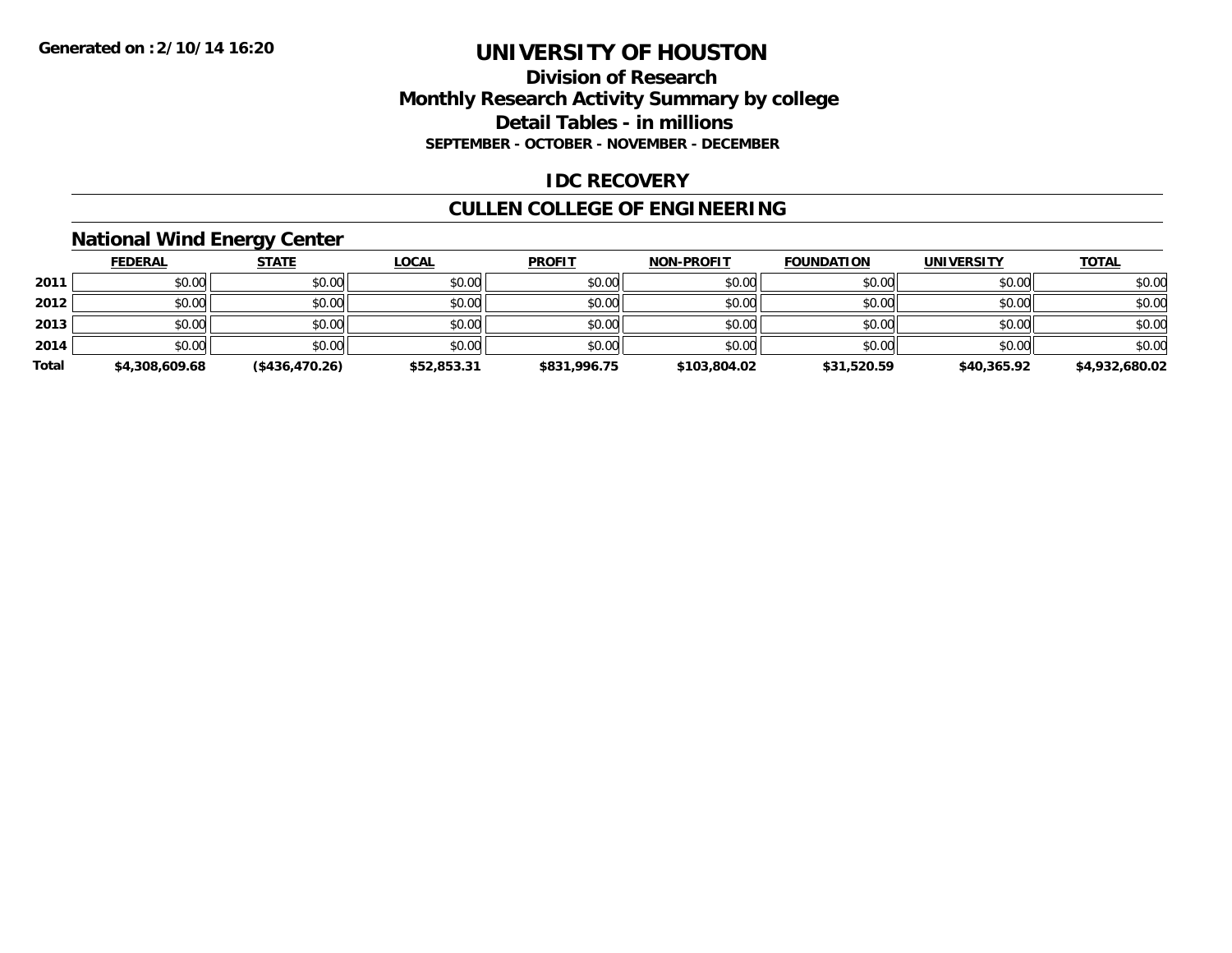Generated on :2/10/14 16:20

# UNIVERSITY OF HOUSTON

## Division of Research
## Monthly Research Activity Summary by college
## Detail Tables - in millions
### SEPTEMBER - OCTOBER - NOVEMBER - DECEMBER

## IDC RECOVERY

## CULLEN COLLEGE OF ENGINEERING

### National Wind Energy Center

| | FEDERAL | STATE | LOCAL | PROFIT | NON-PROFIT | FOUNDATION | UNIVERSITY | TOTAL |
|---|---|---|---|---|---|---|---|---|
| 2011 | $0.00 | $0.00 | $0.00 | $0.00 | $0.00 | $0.00 | $0.00 | $0.00 |
| 2012 | $0.00 | $0.00 | $0.00 | $0.00 | $0.00 | $0.00 | $0.00 | $0.00 |
| 2013 | $0.00 | $0.00 | $0.00 | $0.00 | $0.00 | $0.00 | $0.00 | $0.00 |
| 2014 | $0.00 | $0.00 | $0.00 | $0.00 | $0.00 | $0.00 | $0.00 | $0.00 |
| **Total** | **$4,308,609.68** | **($436,470.26)** | **$52,853.31** | **$831,996.75** | **$103,804.02** | **$31,520.59** | **$40,365.92** | **$4,932,680.02** |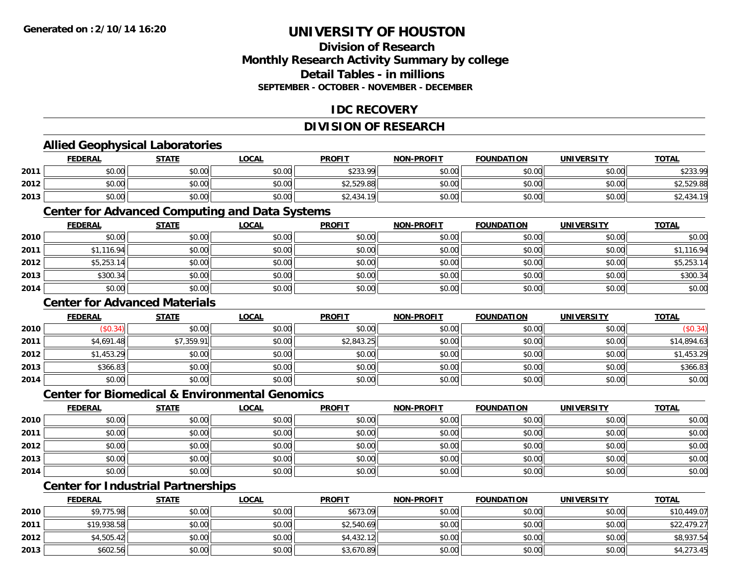# UNIVERSITY OF HOUSTON

## Division of Research
## Monthly Research Activity Summary by college
## Detail Tables - in millions
### SEPTEMBER - OCTOBER - NOVEMBER - DECEMBER

## IDC RECOVERY

## DIVISION OF RESEARCH

### Allied Geophysical Laboratories

| | FEDERAL | STATE | LOCAL | PROFIT | NON-PROFIT | FOUNDATION | UNIVERSITY | TOTAL |
|---|---|---|---|---|---|---|---|---|
| 2011 | $0.00 | $0.00 | $0.00 | $233.99 | $0.00 | $0.00 | $0.00 | $233.99 |
| 2012 | $0.00 | $0.00 | $0.00 | $2,529.88 | $0.00 | $0.00 | $0.00 | $2,529.88 |
| 2013 | $0.00 | $0.00 | $0.00 | $2,434.19 | $0.00 | $0.00 | $0.00 | $2,434.19 |

### Center for Advanced Computing and Data Systems

| | FEDERAL | STATE | LOCAL | PROFIT | NON-PROFIT | FOUNDATION | UNIVERSITY | TOTAL |
|---|---|---|---|---|---|---|---|---|
| 2010 | $0.00 | $0.00 | $0.00 | $0.00 | $0.00 | $0.00 | $0.00 | $0.00 |
| 2011 | $1,116.94 | $0.00 | $0.00 | $0.00 | $0.00 | $0.00 | $0.00 | $1,116.94 |
| 2012 | $5,253.14 | $0.00 | $0.00 | $0.00 | $0.00 | $0.00 | $0.00 | $5,253.14 |
| 2013 | $300.34 | $0.00 | $0.00 | $0.00 | $0.00 | $0.00 | $0.00 | $300.34 |
| 2014 | $0.00 | $0.00 | $0.00 | $0.00 | $0.00 | $0.00 | $0.00 | $0.00 |

### Center for Advanced Materials

| | FEDERAL | STATE | LOCAL | PROFIT | NON-PROFIT | FOUNDATION | UNIVERSITY | TOTAL |
|---|---|---|---|---|---|---|---|---|
| 2010 | ($0.34) | $0.00 | $0.00 | $0.00 | $0.00 | $0.00 | $0.00 | ($0.34) |
| 2011 | $4,691.48 | $7,359.91 | $0.00 | $2,843.25 | $0.00 | $0.00 | $0.00 | $14,894.63 |
| 2012 | $1,453.29 | $0.00 | $0.00 | $0.00 | $0.00 | $0.00 | $0.00 | $1,453.29 |
| 2013 | $366.83 | $0.00 | $0.00 | $0.00 | $0.00 | $0.00 | $0.00 | $366.83 |
| 2014 | $0.00 | $0.00 | $0.00 | $0.00 | $0.00 | $0.00 | $0.00 | $0.00 |

### Center for Biomedical & Environmental Genomics

| | FEDERAL | STATE | LOCAL | PROFIT | NON-PROFIT | FOUNDATION | UNIVERSITY | TOTAL |
|---|---|---|---|---|---|---|---|---|
| 2010 | $0.00 | $0.00 | $0.00 | $0.00 | $0.00 | $0.00 | $0.00 | $0.00 |
| 2011 | $0.00 | $0.00 | $0.00 | $0.00 | $0.00 | $0.00 | $0.00 | $0.00 |
| 2012 | $0.00 | $0.00 | $0.00 | $0.00 | $0.00 | $0.00 | $0.00 | $0.00 |
| 2013 | $0.00 | $0.00 | $0.00 | $0.00 | $0.00 | $0.00 | $0.00 | $0.00 |
| 2014 | $0.00 | $0.00 | $0.00 | $0.00 | $0.00 | $0.00 | $0.00 | $0.00 |

### Center for Industrial Partnerships

| | FEDERAL | STATE | LOCAL | PROFIT | NON-PROFIT | FOUNDATION | UNIVERSITY | TOTAL |
|---|---|---|---|---|---|---|---|---|
| 2010 | $9,775.98 | $0.00 | $0.00 | $673.09 | $0.00 | $0.00 | $0.00 | $10,449.07 |
| 2011 | $19,938.58 | $0.00 | $0.00 | $2,540.69 | $0.00 | $0.00 | $0.00 | $22,479.27 |
| 2012 | $4,505.42 | $0.00 | $0.00 | $4,432.12 | $0.00 | $0.00 | $0.00 | $8,937.54 |
| 2013 | $602.56 | $0.00 | $0.00 | $3,670.89 | $0.00 | $0.00 | $0.00 | $4,273.45 |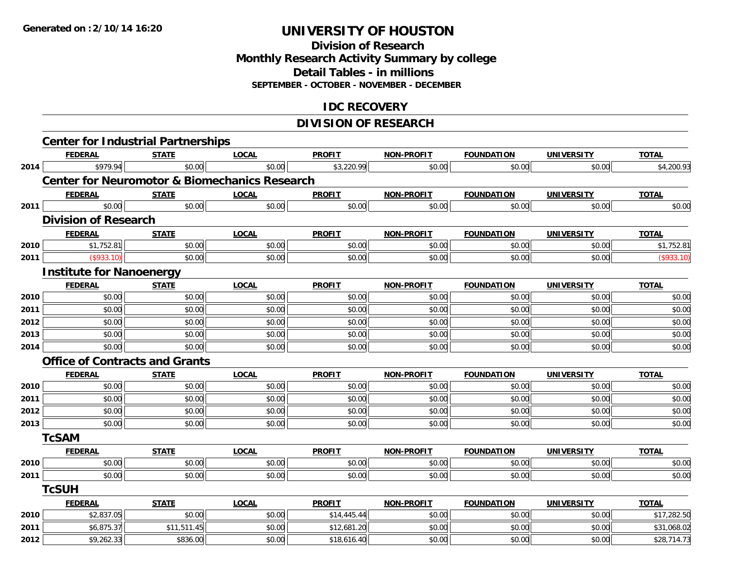Generated on :2/10/14 16:20

# UNIVERSITY OF HOUSTON

## Division of Research
## Monthly Research Activity Summary by college
## Detail Tables - in millions
### SEPTEMBER - OCTOBER - NOVEMBER - DECEMBER

## IDC RECOVERY

## DIVISION OF RESEARCH

### Center for Industrial Partnerships

| | FEDERAL | STATE | LOCAL | PROFIT | NON-PROFIT | FOUNDATION | UNIVERSITY | TOTAL |
|---|---|---|---|---|---|---|---|---|
| 2014 | $979.94 | $0.00 | $0.00 | $3,220.99 | $0.00 | $0.00 | $0.00 | $4,200.93 |

### Center for Neuromotor & Biomechanics Research

| | FEDERAL | STATE | LOCAL | PROFIT | NON-PROFIT | FOUNDATION | UNIVERSITY | TOTAL |
|---|---|---|---|---|---|---|---|---|
| 2011 | $0.00 | $0.00 | $0.00 | $0.00 | $0.00 | $0.00 | $0.00 | $0.00 |

### Division of Research

| | FEDERAL | STATE | LOCAL | PROFIT | NON-PROFIT | FOUNDATION | UNIVERSITY | TOTAL |
|---|---|---|---|---|---|---|---|---|
| 2010 | $1,752.81 | $0.00 | $0.00 | $0.00 | $0.00 | $0.00 | $0.00 | $1,752.81 |
| 2011 | ($933.10) | $0.00 | $0.00 | $0.00 | $0.00 | $0.00 | $0.00 | ($933.10) |

### Institute for Nanoenergy

| | FEDERAL | STATE | LOCAL | PROFIT | NON-PROFIT | FOUNDATION | UNIVERSITY | TOTAL |
|---|---|---|---|---|---|---|---|---|
| 2010 | $0.00 | $0.00 | $0.00 | $0.00 | $0.00 | $0.00 | $0.00 | $0.00 |
| 2011 | $0.00 | $0.00 | $0.00 | $0.00 | $0.00 | $0.00 | $0.00 | $0.00 |
| 2012 | $0.00 | $0.00 | $0.00 | $0.00 | $0.00 | $0.00 | $0.00 | $0.00 |
| 2013 | $0.00 | $0.00 | $0.00 | $0.00 | $0.00 | $0.00 | $0.00 | $0.00 |
| 2014 | $0.00 | $0.00 | $0.00 | $0.00 | $0.00 | $0.00 | $0.00 | $0.00 |

### Office of Contracts and Grants

| | FEDERAL | STATE | LOCAL | PROFIT | NON-PROFIT | FOUNDATION | UNIVERSITY | TOTAL |
|---|---|---|---|---|---|---|---|---|
| 2010 | $0.00 | $0.00 | $0.00 | $0.00 | $0.00 | $0.00 | $0.00 | $0.00 |
| 2011 | $0.00 | $0.00 | $0.00 | $0.00 | $0.00 | $0.00 | $0.00 | $0.00 |
| 2012 | $0.00 | $0.00 | $0.00 | $0.00 | $0.00 | $0.00 | $0.00 | $0.00 |
| 2013 | $0.00 | $0.00 | $0.00 | $0.00 | $0.00 | $0.00 | $0.00 | $0.00 |

### TcSAM

| | FEDERAL | STATE | LOCAL | PROFIT | NON-PROFIT | FOUNDATION | UNIVERSITY | TOTAL |
|---|---|---|---|---|---|---|---|---|
| 2010 | $0.00 | $0.00 | $0.00 | $0.00 | $0.00 | $0.00 | $0.00 | $0.00 |
| 2011 | $0.00 | $0.00 | $0.00 | $0.00 | $0.00 | $0.00 | $0.00 | $0.00 |

### TcSUH

| | FEDERAL | STATE | LOCAL | PROFIT | NON-PROFIT | FOUNDATION | UNIVERSITY | TOTAL |
|---|---|---|---|---|---|---|---|---|
| 2010 | $2,837.05 | $0.00 | $0.00 | $14,445.44 | $0.00 | $0.00 | $0.00 | $17,282.50 |
| 2011 | $6,875.37 | $11,511.45 | $0.00 | $12,681.20 | $0.00 | $0.00 | $0.00 | $31,068.02 |
| 2012 | $9,262.33 | $836.00 | $0.00 | $18,616.40 | $0.00 | $0.00 | $0.00 | $28,714.73 |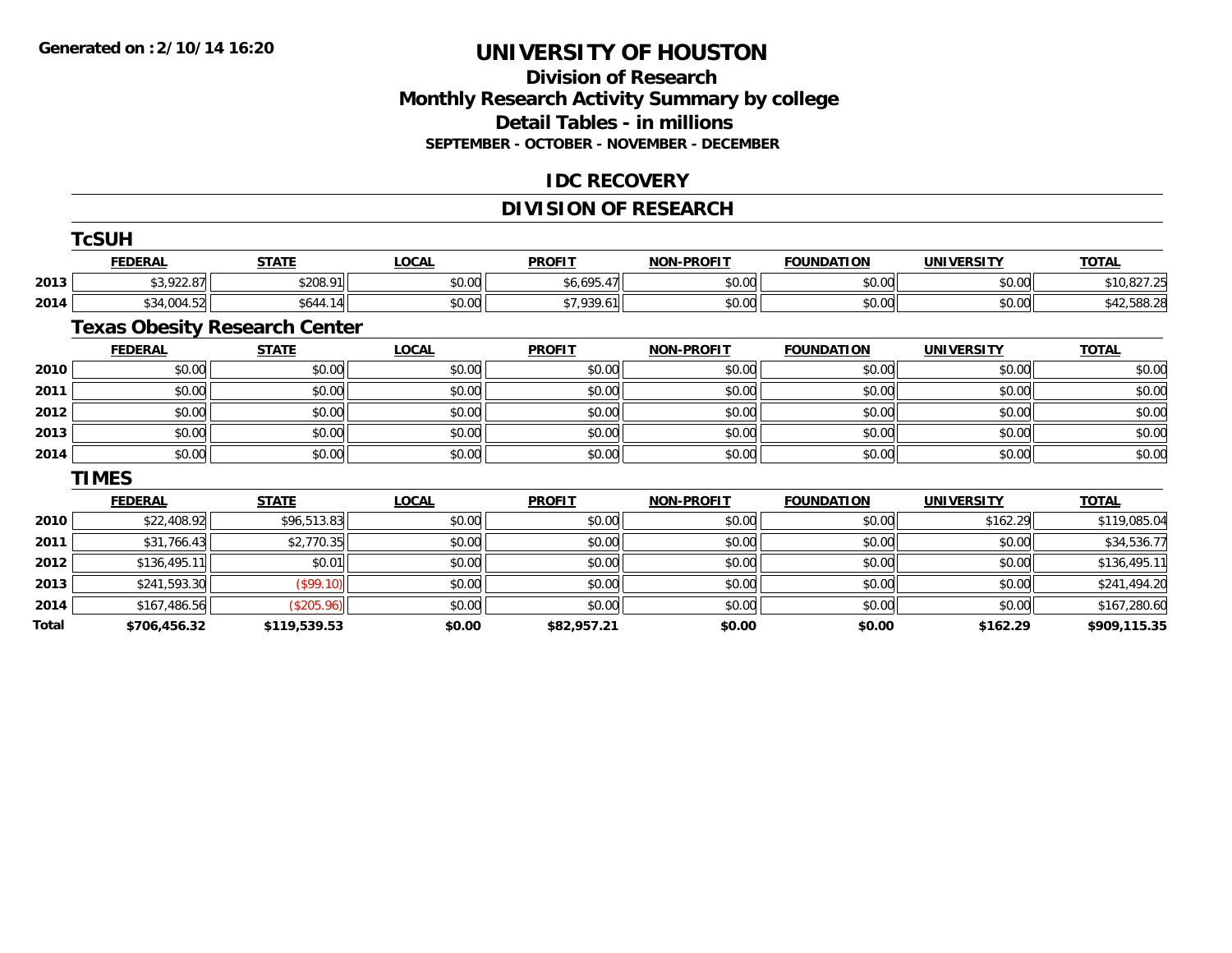**Generated on :2/10/14 16:20**

# UNIVERSITY OF HOUSTON

## Division of Research
## Monthly Research Activity Summary by college
## Detail Tables - in millions
### SEPTEMBER - OCTOBER - NOVEMBER - DECEMBER

## IDC RECOVERY

## DIVISION OF RESEARCH

### TcSUH

| | FEDERAL | STATE | LOCAL | PROFIT | NON-PROFIT | FOUNDATION | UNIVERSITY | TOTAL |
|---|---|---|---|---|---|---|---|---|
| 2013 | $3,922.87 | $208.91 | $0.00 | $6,695.47 | $0.00 | $0.00 | $0.00 | $10,827.25 |
| 2014 | $34,004.52 | $644.14 | $0.00 | $7,939.61 | $0.00 | $0.00 | $0.00 | $42,588.28 |

### Texas Obesity Research Center

| | FEDERAL | STATE | LOCAL | PROFIT | NON-PROFIT | FOUNDATION | UNIVERSITY | TOTAL |
|---|---|---|---|---|---|---|---|---|
| 2010 | $0.00 | $0.00 | $0.00 | $0.00 | $0.00 | $0.00 | $0.00 | $0.00 |
| 2011 | $0.00 | $0.00 | $0.00 | $0.00 | $0.00 | $0.00 | $0.00 | $0.00 |
| 2012 | $0.00 | $0.00 | $0.00 | $0.00 | $0.00 | $0.00 | $0.00 | $0.00 |
| 2013 | $0.00 | $0.00 | $0.00 | $0.00 | $0.00 | $0.00 | $0.00 | $0.00 |
| 2014 | $0.00 | $0.00 | $0.00 | $0.00 | $0.00 | $0.00 | $0.00 | $0.00 |

### TIMES

| | FEDERAL | STATE | LOCAL | PROFIT | NON-PROFIT | FOUNDATION | UNIVERSITY | TOTAL |
|---|---|---|---|---|---|---|---|---|
| 2010 | $22,408.92 | $96,513.83 | $0.00 | $0.00 | $0.00 | $0.00 | $162.29 | $119,085.04 |
| 2011 | $31,766.43 | $2,770.35 | $0.00 | $0.00 | $0.00 | $0.00 | $0.00 | $34,536.77 |
| 2012 | $136,495.11 | $0.01 | $0.00 | $0.00 | $0.00 | $0.00 | $0.00 | $136,495.11 |
| 2013 | $241,593.30 | ($99.10) | $0.00 | $0.00 | $0.00 | $0.00 | $0.00 | $241,494.20 |
| 2014 | $167,486.56 | ($205.96) | $0.00 | $0.00 | $0.00 | $0.00 | $0.00 | $167,280.60 |
| **Total** | **$706,456.32** | **$119,539.53** | **$0.00** | **$82,957.21** | **$0.00** | **$0.00** | **$162.29** | **$909,115.35** |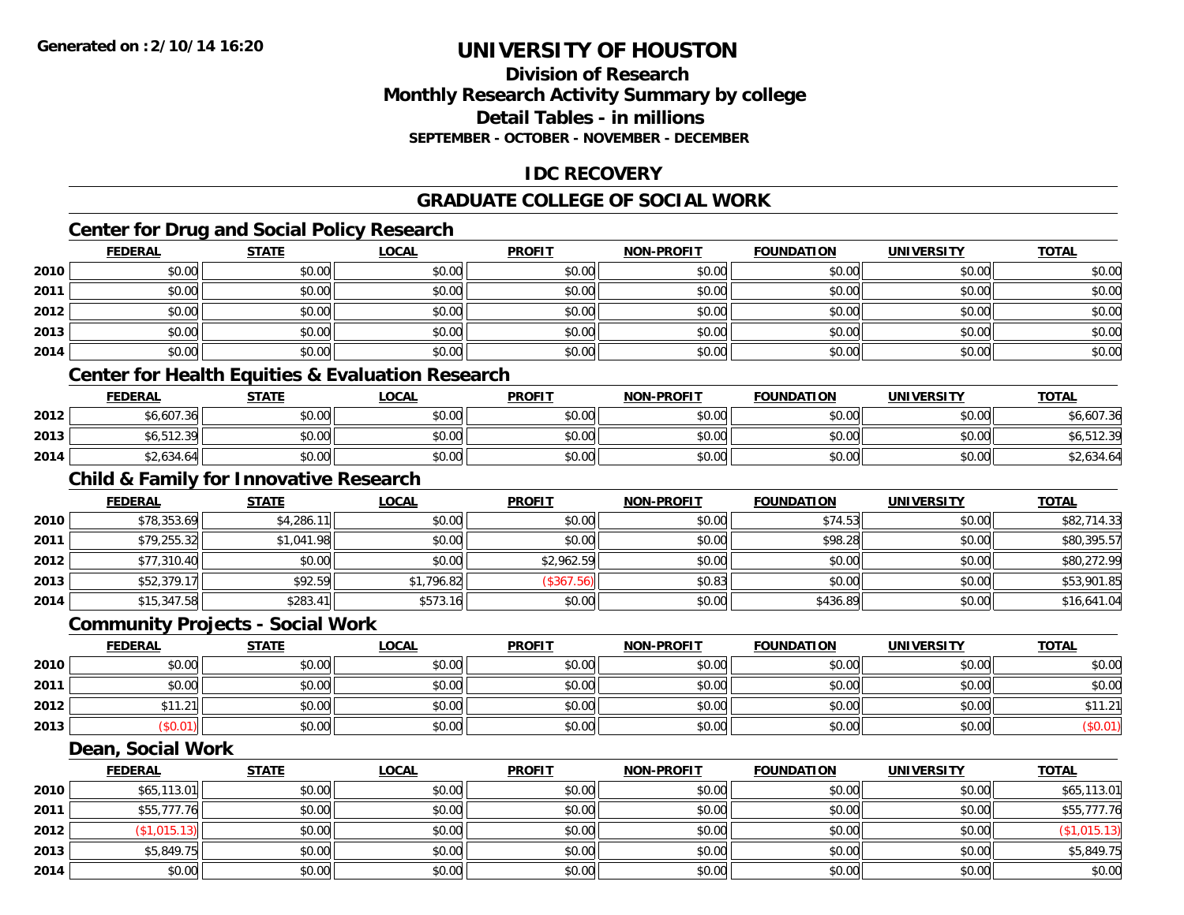**Generated on :2/10/14 16:20**

# UNIVERSITY OF HOUSTON

## Division of Research
## Monthly Research Activity Summary by college
## Detail Tables - in millions
### SEPTEMBER - OCTOBER - NOVEMBER - DECEMBER

## IDC RECOVERY

## GRADUATE COLLEGE OF SOCIAL WORK

### Center for Drug and Social Policy Research

| | FEDERAL | STATE | LOCAL | PROFIT | NON-PROFIT | FOUNDATION | UNIVERSITY | TOTAL |
|---|---|---|---|---|---|---|---|---|
| 2010 | $0.00 | $0.00 | $0.00 | $0.00 | $0.00 | $0.00 | $0.00 | $0.00 |
| 2011 | $0.00 | $0.00 | $0.00 | $0.00 | $0.00 | $0.00 | $0.00 | $0.00 |
| 2012 | $0.00 | $0.00 | $0.00 | $0.00 | $0.00 | $0.00 | $0.00 | $0.00 |
| 2013 | $0.00 | $0.00 | $0.00 | $0.00 | $0.00 | $0.00 | $0.00 | $0.00 |
| 2014 | $0.00 | $0.00 | $0.00 | $0.00 | $0.00 | $0.00 | $0.00 | $0.00 |

### Center for Health Equities & Evaluation Research

| | FEDERAL | STATE | LOCAL | PROFIT | NON-PROFIT | FOUNDATION | UNIVERSITY | TOTAL |
|---|---|---|---|---|---|---|---|---|
| 2012 | $6,607.36 | $0.00 | $0.00 | $0.00 | $0.00 | $0.00 | $0.00 | $6,607.36 |
| 2013 | $6,512.39 | $0.00 | $0.00 | $0.00 | $0.00 | $0.00 | $0.00 | $6,512.39 |
| 2014 | $2,634.64 | $0.00 | $0.00 | $0.00 | $0.00 | $0.00 | $0.00 | $2,634.64 |

### Child & Family for Innovative Research

| | FEDERAL | STATE | LOCAL | PROFIT | NON-PROFIT | FOUNDATION | UNIVERSITY | TOTAL |
|---|---|---|---|---|---|---|---|---|
| 2010 | $78,353.69 | $4,286.11 | $0.00 | $0.00 | $0.00 | $74.53 | $0.00 | $82,714.33 |
| 2011 | $79,255.32 | $1,041.98 | $0.00 | $0.00 | $0.00 | $98.28 | $0.00 | $80,395.57 |
| 2012 | $77,310.40 | $0.00 | $0.00 | $2,962.59 | $0.00 | $0.00 | $0.00 | $80,272.99 |
| 2013 | $52,379.17 | $92.59 | $1,796.82 | ($367.56) | $0.83 | $0.00 | $0.00 | $53,901.85 |
| 2014 | $15,347.58 | $283.41 | $573.16 | $0.00 | $0.00 | $436.89 | $0.00 | $16,641.04 |

### Community Projects - Social Work

| | FEDERAL | STATE | LOCAL | PROFIT | NON-PROFIT | FOUNDATION | UNIVERSITY | TOTAL |
|---|---|---|---|---|---|---|---|---|
| 2010 | $0.00 | $0.00 | $0.00 | $0.00 | $0.00 | $0.00 | $0.00 | $0.00 |
| 2011 | $0.00 | $0.00 | $0.00 | $0.00 | $0.00 | $0.00 | $0.00 | $0.00 |
| 2012 | $11.21 | $0.00 | $0.00 | $0.00 | $0.00 | $0.00 | $0.00 | $11.21 |
| 2013 | ($0.01) | $0.00 | $0.00 | $0.00 | $0.00 | $0.00 | $0.00 | ($0.01) |

### Dean, Social Work

| | FEDERAL | STATE | LOCAL | PROFIT | NON-PROFIT | FOUNDATION | UNIVERSITY | TOTAL |
|---|---|---|---|---|---|---|---|---|
| 2010 | $65,113.01 | $0.00 | $0.00 | $0.00 | $0.00 | $0.00 | $0.00 | $65,113.01 |
| 2011 | $55,777.76 | $0.00 | $0.00 | $0.00 | $0.00 | $0.00 | $0.00 | $55,777.76 |
| 2012 | ($1,015.13) | $0.00 | $0.00 | $0.00 | $0.00 | $0.00 | $0.00 | ($1,015.13) |
| 2013 | $5,849.75 | $0.00 | $0.00 | $0.00 | $0.00 | $0.00 | $0.00 | $5,849.75 |
| 2014 | $0.00 | $0.00 | $0.00 | $0.00 | $0.00 | $0.00 | $0.00 | $0.00 |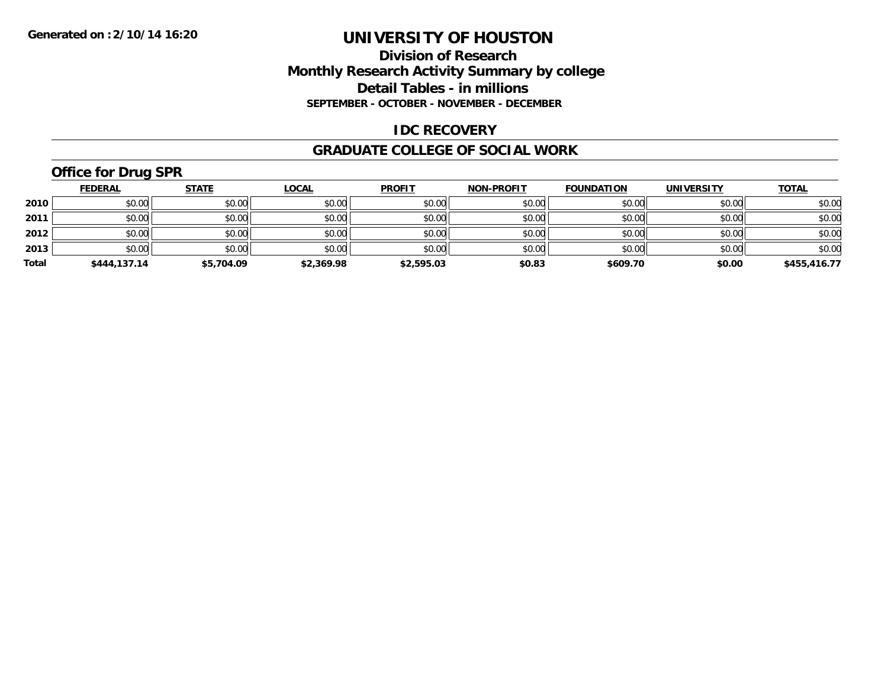**Generated on :2/10/14 16:20**

# UNIVERSITY OF HOUSTON

## Division of Research
## Monthly Research Activity Summary by college
## Detail Tables - in millions
**SEPTEMBER - OCTOBER - NOVEMBER - DECEMBER**

## IDC RECOVERY

## GRADUATE COLLEGE OF SOCIAL WORK

### Office for Drug SPR

| | FEDERAL | STATE | LOCAL | PROFIT | NON-PROFIT | FOUNDATION | UNIVERSITY | TOTAL |
|---|---|---|---|---|---|---|---|---|
| 2010 | $0.00 | $0.00 | $0.00 | $0.00 | $0.00 | $0.00 | $0.00 | $0.00 |
| 2011 | $0.00 | $0.00 | $0.00 | $0.00 | $0.00 | $0.00 | $0.00 | $0.00 |
| 2012 | $0.00 | $0.00 | $0.00 | $0.00 | $0.00 | $0.00 | $0.00 | $0.00 |
| 2013 | $0.00 | $0.00 | $0.00 | $0.00 | $0.00 | $0.00 | $0.00 | $0.00 |
| **Total** | **$444,137.14** | **$5,704.09** | **$2,369.98** | **$2,595.03** | **$0.83** | **$609.70** | **$0.00** | **$455,416.77** |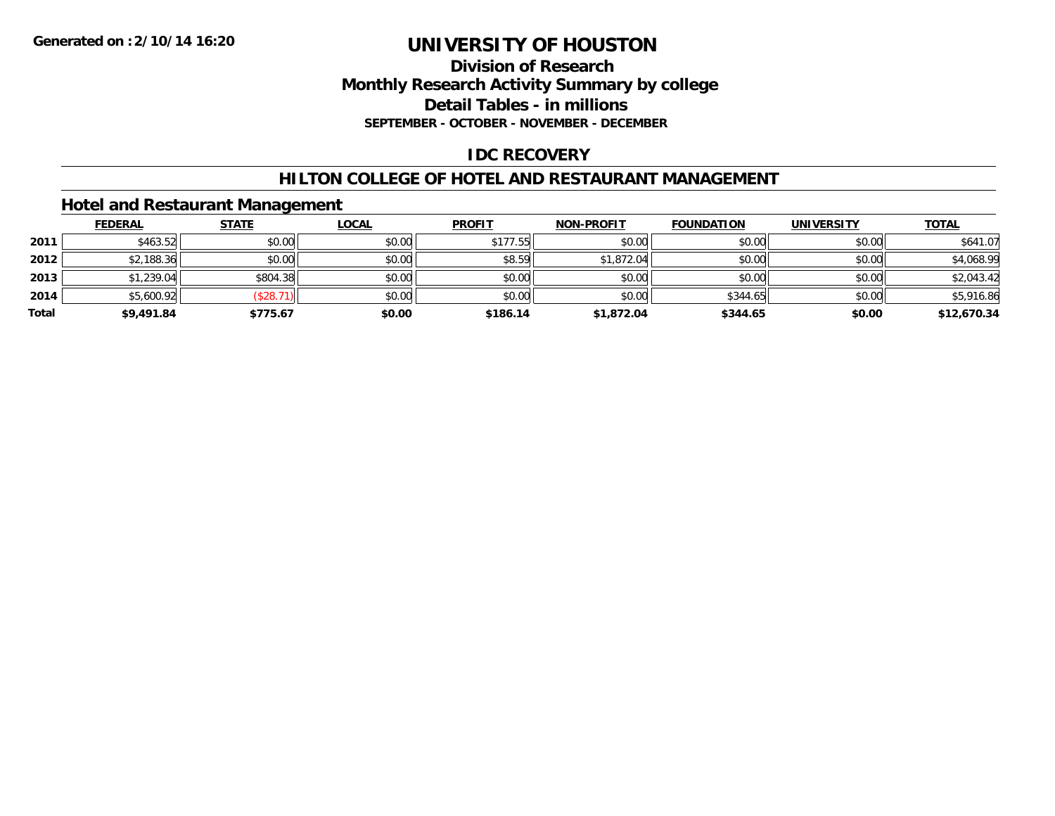**Generated on :2/10/14 16:20**

# UNIVERSITY OF HOUSTON

## Division of Research
## Monthly Research Activity Summary by college
## Detail Tables - in millions
### SEPTEMBER - OCTOBER - NOVEMBER - DECEMBER

## IDC RECOVERY

## HILTON COLLEGE OF HOTEL AND RESTAURANT MANAGEMENT

### Hotel and Restaurant Management

| | FEDERAL | STATE | LOCAL | PROFIT | NON-PROFIT | FOUNDATION | UNIVERSITY | TOTAL |
|---|---|---|---|---|---|---|---|---|
| 2011 | $463.52 | $0.00 | $0.00 | $177.55 | $0.00 | $0.00 | $0.00 | $641.07 |
| 2012 | $2,188.36 | $0.00 | $0.00 | $8.59 | $1,872.04 | $0.00 | $0.00 | $4,068.99 |
| 2013 | $1,239.04 | $804.38 | $0.00 | $0.00 | $0.00 | $0.00 | $0.00 | $2,043.42 |
| 2014 | $5,600.92 | ($28.71) | $0.00 | $0.00 | $0.00 | $344.65 | $0.00 | $5,916.86 |
| **Total** | **$9,491.84** | **$775.67** | **$0.00** | **$186.14** | **$1,872.04** | **$344.65** | **$0.00** | **$12,670.34** |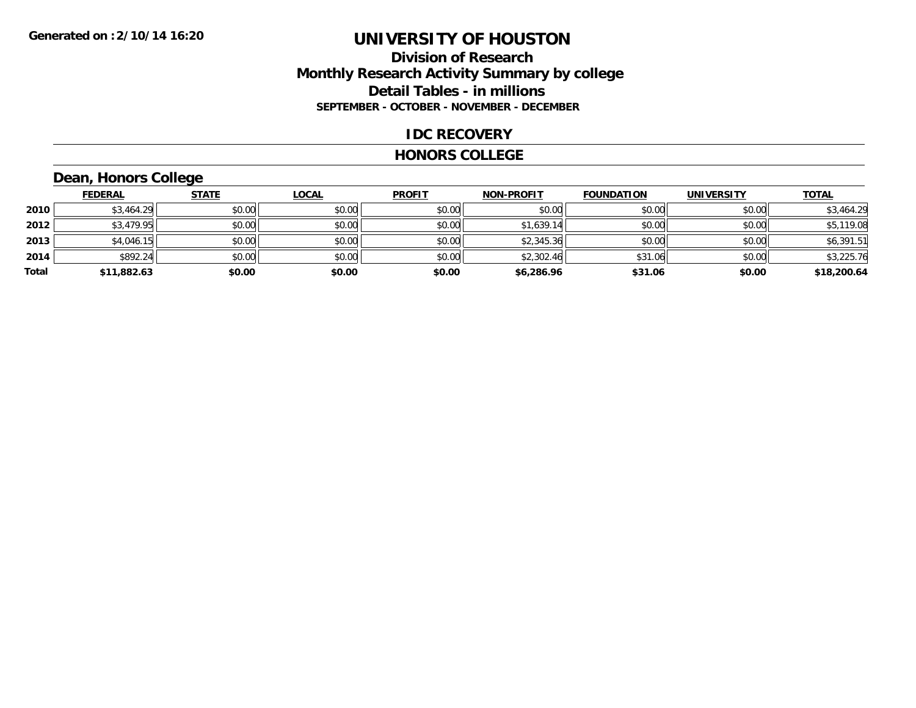**Generated on :2/10/14 16:20**

# UNIVERSITY OF HOUSTON

## Division of Research
## Monthly Research Activity Summary by college
## Detail Tables - in millions
### SEPTEMBER - OCTOBER - NOVEMBER - DECEMBER

## IDC RECOVERY

## HONORS COLLEGE

### Dean, Honors College

| | FEDERAL | STATE | LOCAL | PROFIT | NON-PROFIT | FOUNDATION | UNIVERSITY | TOTAL |
|---|---|---|---|---|---|---|---|---|
| 2010 | $3,464.29 | $0.00 | $0.00 | $0.00 | $0.00 | $0.00 | $0.00 | $3,464.29 |
| 2012 | $3,479.95 | $0.00 | $0.00 | $0.00 | $1,639.14 | $0.00 | $0.00 | $5,119.08 |
| 2013 | $4,046.15 | $0.00 | $0.00 | $0.00 | $2,345.36 | $0.00 | $0.00 | $6,391.51 |
| 2014 | $892.24 | $0.00 | $0.00 | $0.00 | $2,302.46 | $31.06 | $0.00 | $3,225.76 |
| **Total** | **$11,882.63** | **$0.00** | **$0.00** | **$0.00** | **$6,286.96** | **$31.06** | **$0.00** | **$18,200.64** |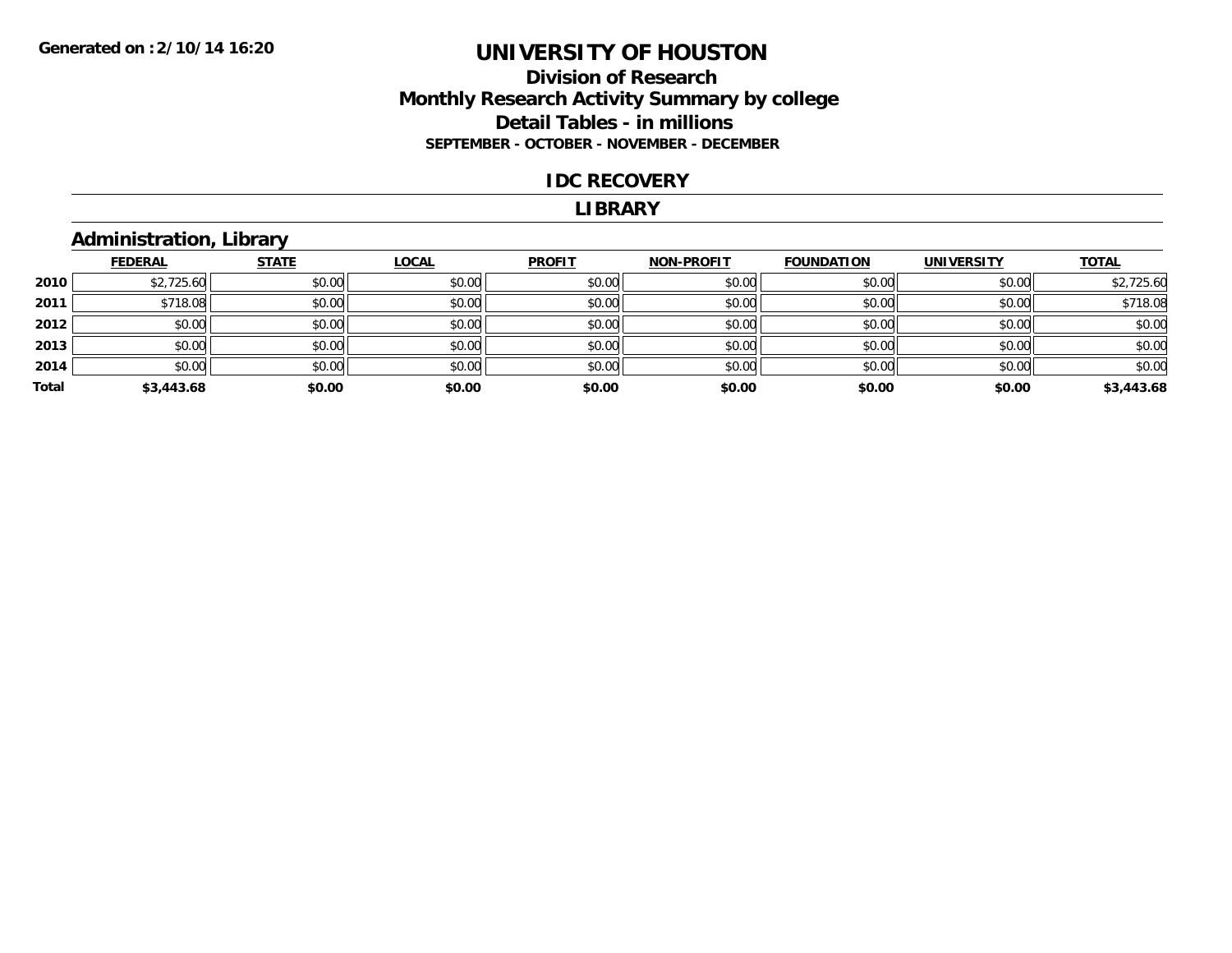Generated on :2/10/14 16:20

# UNIVERSITY OF HOUSTON

## Division of Research
## Monthly Research Activity Summary by college
## Detail Tables - in millions
### SEPTEMBER - OCTOBER - NOVEMBER - DECEMBER

## IDC RECOVERY

## LIBRARY

### Administration, Library

| | FEDERAL | STATE | LOCAL | PROFIT | NON-PROFIT | FOUNDATION | UNIVERSITY | TOTAL |
|---|---|---|---|---|---|---|---|---|
| 2010 | $2,725.60 | $0.00 | $0.00 | $0.00 | $0.00 | $0.00 | $0.00 | $2,725.60 |
| 2011 | $718.08 | $0.00 | $0.00 | $0.00 | $0.00 | $0.00 | $0.00 | $718.08 |
| 2012 | $0.00 | $0.00 | $0.00 | $0.00 | $0.00 | $0.00 | $0.00 | $0.00 |
| 2013 | $0.00 | $0.00 | $0.00 | $0.00 | $0.00 | $0.00 | $0.00 | $0.00 |
| 2014 | $0.00 | $0.00 | $0.00 | $0.00 | $0.00 | $0.00 | $0.00 | $0.00 |
| **Total** | **$3,443.68** | **$0.00** | **$0.00** | **$0.00** | **$0.00** | **$0.00** | **$0.00** | **$3,443.68** |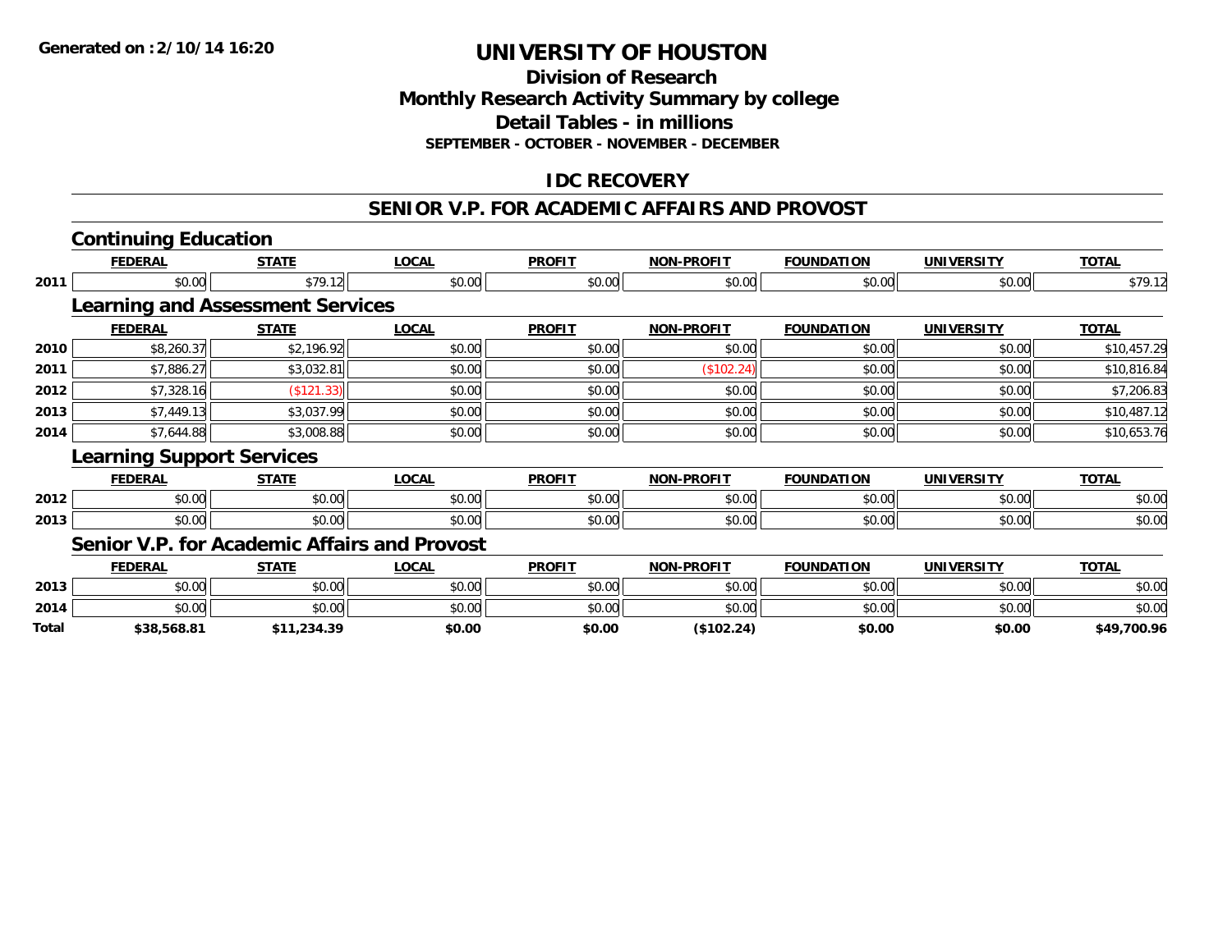Generated on :2/10/14 16:20

# UNIVERSITY OF HOUSTON

## Division of Research
## Monthly Research Activity Summary by college
## Detail Tables - in millions
### SEPTEMBER - OCTOBER - NOVEMBER - DECEMBER

## IDC RECOVERY

## SENIOR V.P. FOR ACADEMIC AFFAIRS AND PROVOST

### Continuing Education

| | FEDERAL | STATE | LOCAL | PROFIT | NON-PROFIT | FOUNDATION | UNIVERSITY | TOTAL |
|---|---|---|---|---|---|---|---|---|
| 2011 | $0.00 | $79.12 | $0.00 | $0.00 | $0.00 | $0.00 | $0.00 | $79.12 |

### Learning and Assessment Services

| | FEDERAL | STATE | LOCAL | PROFIT | NON-PROFIT | FOUNDATION | UNIVERSITY | TOTAL |
|---|---|---|---|---|---|---|---|---|
| 2010 | $8,260.37 | $2,196.92 | $0.00 | $0.00 | $0.00 | $0.00 | $0.00 | $10,457.29 |
| 2011 | $7,886.27 | $3,032.81 | $0.00 | $0.00 | ($102.24) | $0.00 | $0.00 | $10,816.84 |
| 2012 | $7,328.16 | ($121.33) | $0.00 | $0.00 | $0.00 | $0.00 | $0.00 | $7,206.83 |
| 2013 | $7,449.13 | $3,037.99 | $0.00 | $0.00 | $0.00 | $0.00 | $0.00 | $10,487.12 |
| 2014 | $7,644.88 | $3,008.88 | $0.00 | $0.00 | $0.00 | $0.00 | $0.00 | $10,653.76 |

### Learning Support Services

| | FEDERAL | STATE | LOCAL | PROFIT | NON-PROFIT | FOUNDATION | UNIVERSITY | TOTAL |
|---|---|---|---|---|---|---|---|---|
| 2012 | $0.00 | $0.00 | $0.00 | $0.00 | $0.00 | $0.00 | $0.00 | $0.00 |
| 2013 | $0.00 | $0.00 | $0.00 | $0.00 | $0.00 | $0.00 | $0.00 | $0.00 |

### Senior V.P. for Academic Affairs and Provost

| | FEDERAL | STATE | LOCAL | PROFIT | NON-PROFIT | FOUNDATION | UNIVERSITY | TOTAL |
|---|---|---|---|---|---|---|---|---|
| 2013 | $0.00 | $0.00 | $0.00 | $0.00 | $0.00 | $0.00 | $0.00 | $0.00 |
| 2014 | $0.00 | $0.00 | $0.00 | $0.00 | $0.00 | $0.00 | $0.00 | $0.00 |
| **Total** | **$38,568.81** | **$11,234.39** | **$0.00** | **$0.00** | **($102.24)** | **$0.00** | **$0.00** | **$49,700.96** |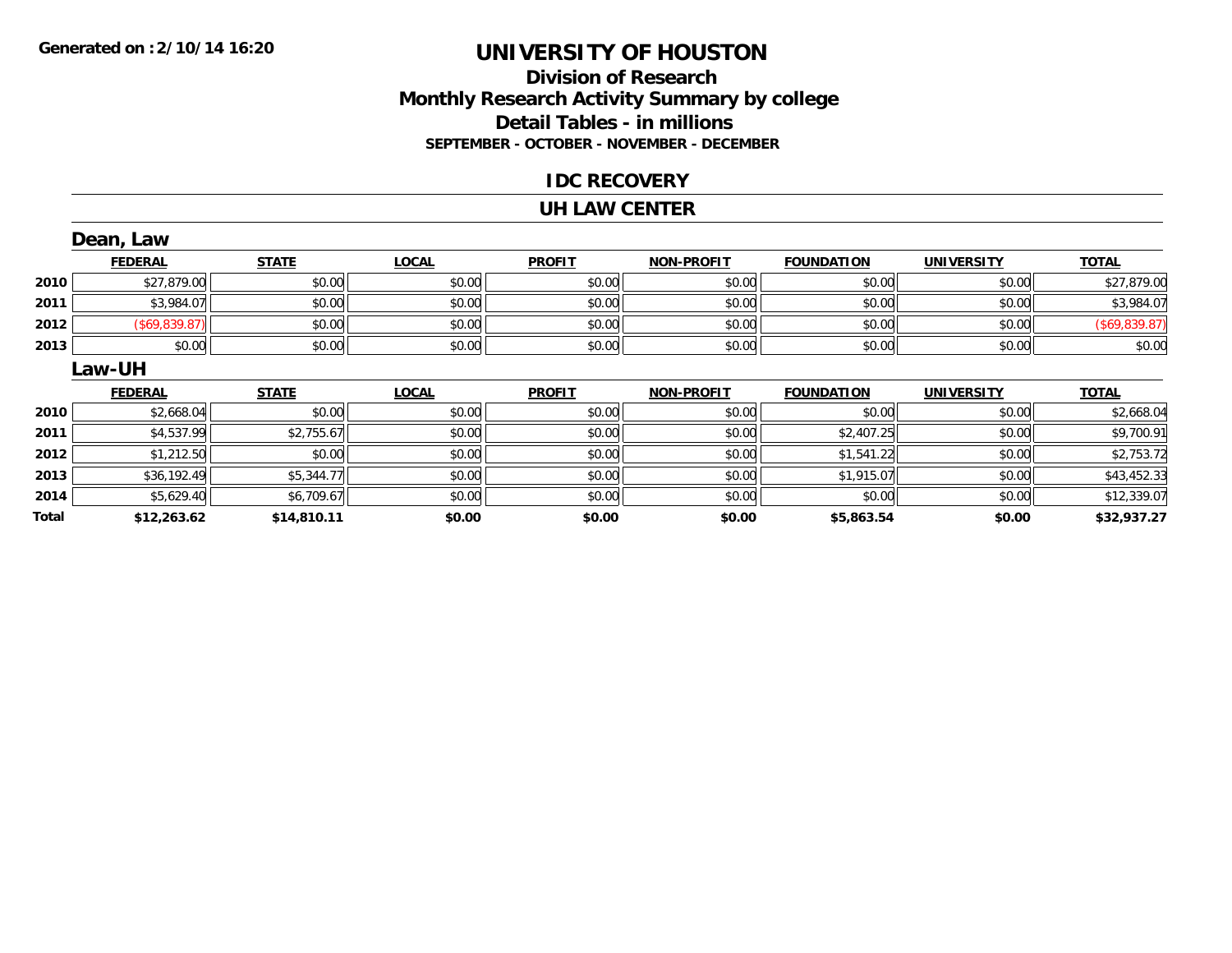Generated on :2/10/14 16:20

# UNIVERSITY OF HOUSTON

## Division of Research
## Monthly Research Activity Summary by college
## Detail Tables - in millions
### SEPTEMBER - OCTOBER - NOVEMBER - DECEMBER

## IDC RECOVERY

## UH LAW CENTER

### Dean, Law

| | FEDERAL | STATE | LOCAL | PROFIT | NON-PROFIT | FOUNDATION | UNIVERSITY | TOTAL |
|---|---|---|---|---|---|---|---|---|
| 2010 | $27,879.00 | $0.00 | $0.00 | $0.00 | $0.00 | $0.00 | $0.00 | $27,879.00 |
| 2011 | $3,984.07 | $0.00 | $0.00 | $0.00 | $0.00 | $0.00 | $0.00 | $3,984.07 |
| 2012 | ($69,839.87) | $0.00 | $0.00 | $0.00 | $0.00 | $0.00 | $0.00 | ($69,839.87) |
| 2013 | $0.00 | $0.00 | $0.00 | $0.00 | $0.00 | $0.00 | $0.00 | $0.00 |

### Law-UH

| | FEDERAL | STATE | LOCAL | PROFIT | NON-PROFIT | FOUNDATION | UNIVERSITY | TOTAL |
|---|---|---|---|---|---|---|---|---|
| 2010 | $2,668.04 | $0.00 | $0.00 | $0.00 | $0.00 | $0.00 | $0.00 | $2,668.04 |
| 2011 | $4,537.99 | $2,755.67 | $0.00 | $0.00 | $0.00 | $2,407.25 | $0.00 | $9,700.91 |
| 2012 | $1,212.50 | $0.00 | $0.00 | $0.00 | $0.00 | $1,541.22 | $0.00 | $2,753.72 |
| 2013 | $36,192.49 | $5,344.77 | $0.00 | $0.00 | $0.00 | $1,915.07 | $0.00 | $43,452.33 |
| 2014 | $5,629.40 | $6,709.67 | $0.00 | $0.00 | $0.00 | $0.00 | $0.00 | $12,339.07 |
| **Total** | **$12,263.62** | **$14,810.11** | **$0.00** | **$0.00** | **$0.00** | **$5,863.54** | **$0.00** | **$32,937.27** |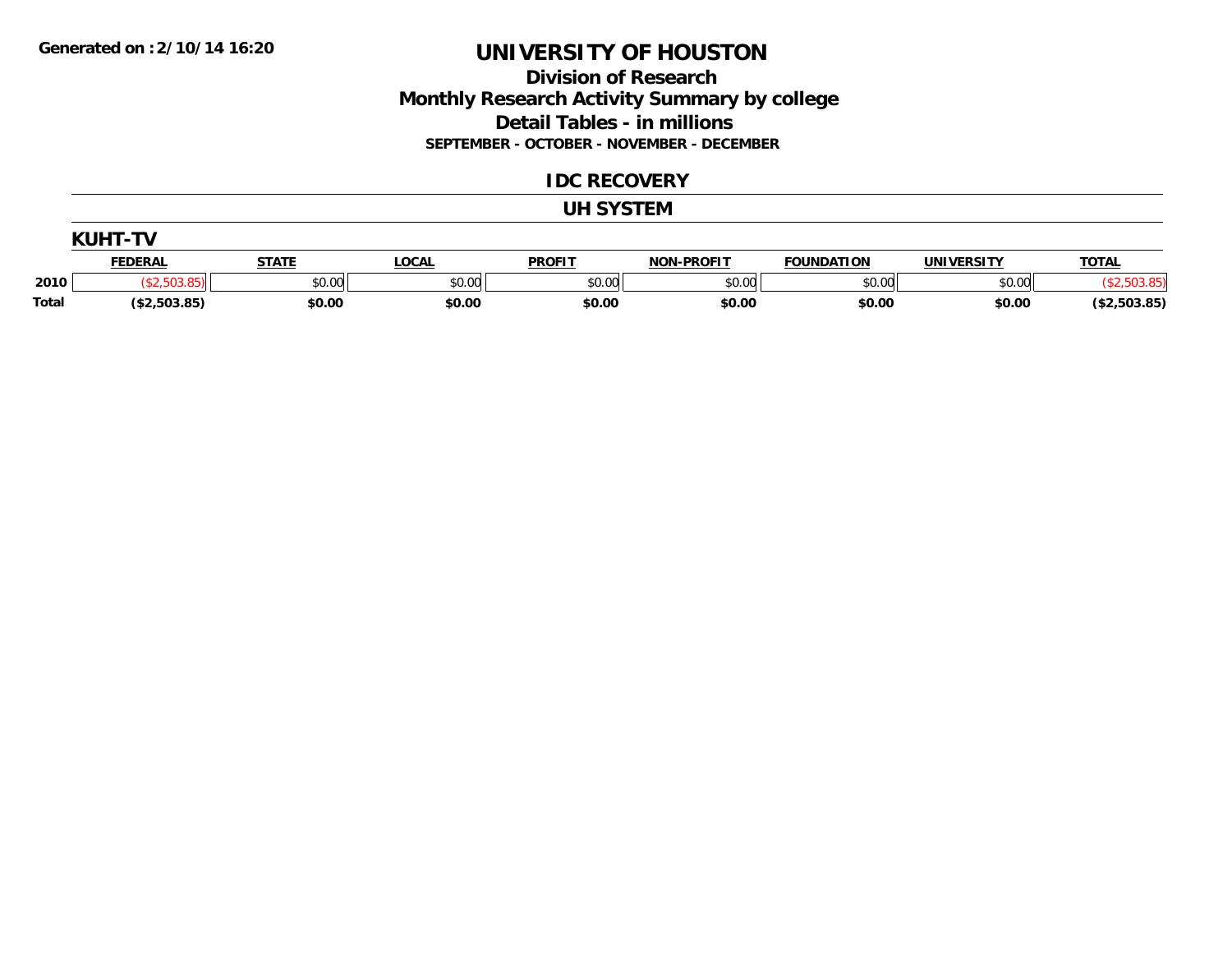**Generated on :2/10/14 16:20**

# UNIVERSITY OF HOUSTON

## Division of Research
## Monthly Research Activity Summary by college
## Detail Tables - in millions
### SEPTEMBER - OCTOBER - NOVEMBER - DECEMBER

## IDC RECOVERY

## UH SYSTEM

### KUHT-TV

| | FEDERAL | STATE | LOCAL | PROFIT | NON-PROFIT | FOUNDATION | UNIVERSITY | TOTAL |
|---|---|---|---|---|---|---|---|---|
| 2010 | ($2,503.85) | $0.00 | $0.00 | $0.00 | $0.00 | $0.00 | $0.00 | ($2,503.85) |
| **Total** | **($2,503.85)** | **$0.00** | **$0.00** | **$0.00** | **$0.00** | **$0.00** | **$0.00** | **($2,503.85)** |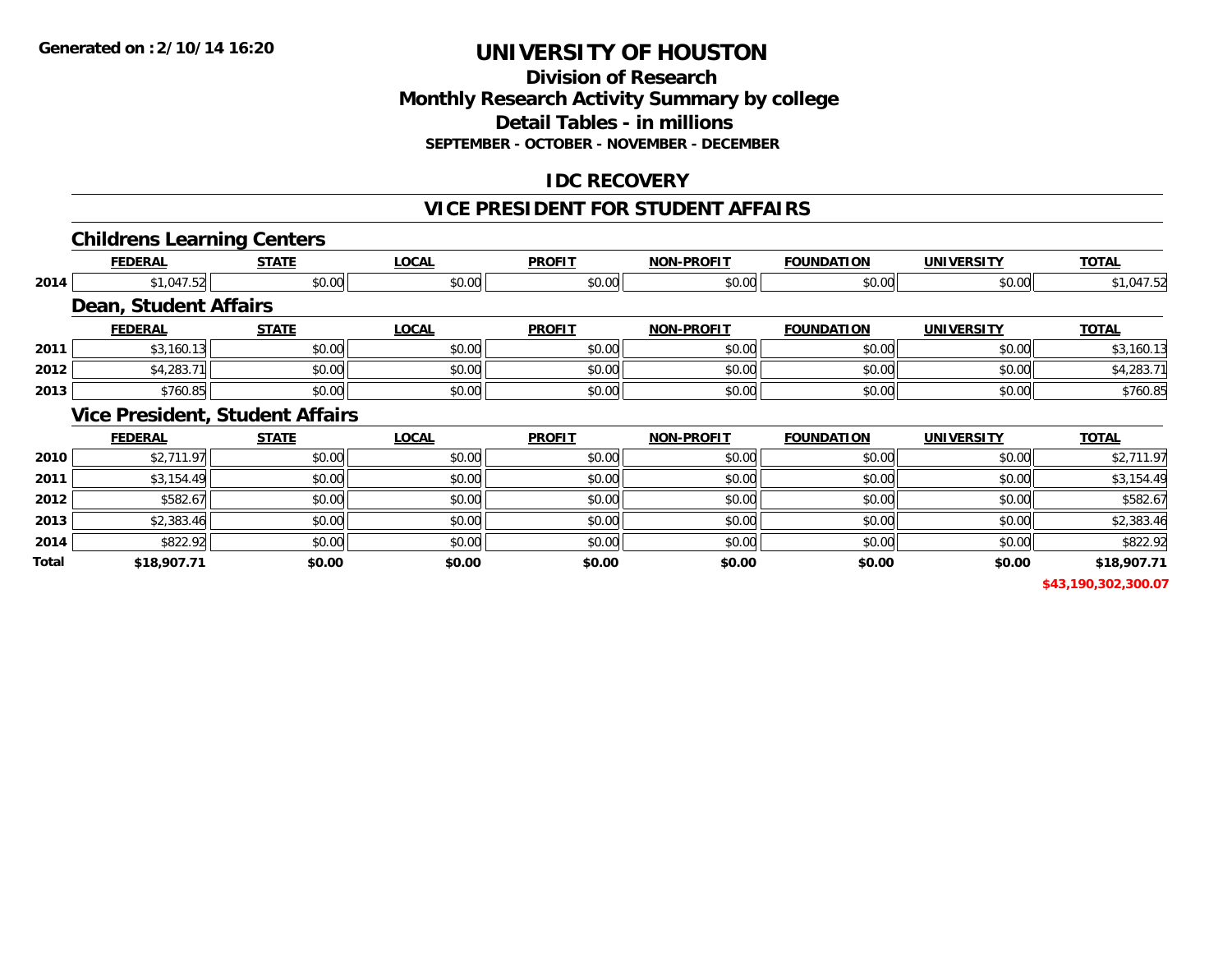**Generated on :2/10/14 16:20**

# UNIVERSITY OF HOUSTON

## Division of Research
## Monthly Research Activity Summary by college
## Detail Tables - in millions
### SEPTEMBER - OCTOBER - NOVEMBER - DECEMBER

## IDC RECOVERY

## VICE PRESIDENT FOR STUDENT AFFAIRS

### Childrens Learning Centers

| | FEDERAL | STATE | LOCAL | PROFIT | NON-PROFIT | FOUNDATION | UNIVERSITY | TOTAL |
|---|---|---|---|---|---|---|---|---|
| 2014 | $1,047.52 | $0.00 | $0.00 | $0.00 | $0.00 | $0.00 | $0.00 | $1,047.52 |

### Dean, Student Affairs

| | FEDERAL | STATE | LOCAL | PROFIT | NON-PROFIT | FOUNDATION | UNIVERSITY | TOTAL |
|---|---|---|---|---|---|---|---|---|
| 2011 | $3,160.13 | $0.00 | $0.00 | $0.00 | $0.00 | $0.00 | $0.00 | $3,160.13 |
| 2012 | $4,283.71 | $0.00 | $0.00 | $0.00 | $0.00 | $0.00 | $0.00 | $4,283.71 |
| 2013 | $760.85 | $0.00 | $0.00 | $0.00 | $0.00 | $0.00 | $0.00 | $760.85 |

### Vice President, Student Affairs

| | FEDERAL | STATE | LOCAL | PROFIT | NON-PROFIT | FOUNDATION | UNIVERSITY | TOTAL |
|---|---|---|---|---|---|---|---|---|
| 2010 | $2,711.97 | $0.00 | $0.00 | $0.00 | $0.00 | $0.00 | $0.00 | $2,711.97 |
| 2011 | $3,154.49 | $0.00 | $0.00 | $0.00 | $0.00 | $0.00 | $0.00 | $3,154.49 |
| 2012 | $582.67 | $0.00 | $0.00 | $0.00 | $0.00 | $0.00 | $0.00 | $582.67 |
| 2013 | $2,383.46 | $0.00 | $0.00 | $0.00 | $0.00 | $0.00 | $0.00 | $2,383.46 |
| 2014 | $822.92 | $0.00 | $0.00 | $0.00 | $0.00 | $0.00 | $0.00 | $822.92 |
| **Total** | **$18,907.71** | **$0.00** | **$0.00** | **$0.00** | **$0.00** | **$0.00** | **$0.00** | **$18,907.71** |

**$43,190,302,300.07**